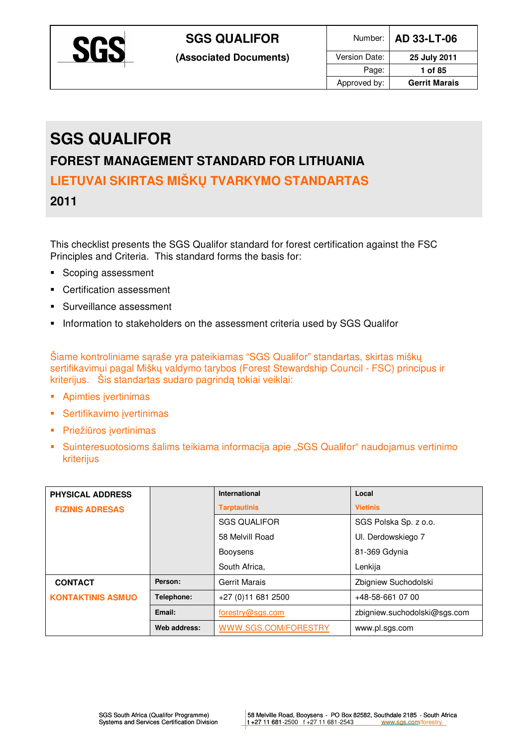| SGS | SGS QUALIFOR (Associated Documents) | Number: | AD 33-LT-06 |
|---|---|---|---|
| | | Version Date: | 25 July 2011 |
| | | Page: | 1 of 85 |
| | | Approved by: | Gerrit Marais |

# SGS QUALIFOR

## FOREST MANAGEMENT STANDARD FOR LITHUANIA

## LIETUVAI SKIRTAS MIŠKŲ TVARKYMO STANDARTAS

## 2011

This checklist presents the SGS Qualifor standard for forest certification against the FSC Principles and Criteria. This standard forms the basis for:

- Scoping assessment
- Certification assessment
- Surveillance assessment
- Information to stakeholders on the assessment criteria used by SGS Qualifor

Šiame kontroliniame sąraše yra pateikiamas "SGS Qualifor" standartas, skirtas miškų sertifikavimui pagal Miškų valdymo tarybos (Forest Stewardship Council - FSC) principus ir kriterijus. Šis standartas sudaro pagrindą tokiai veiklai:

- Apimties įvertinimas
- Sertifikavimo įvertinimas
- Priežiūros įvertinimas
- Suinteresuotosioms šalims teikiama informacija apie „SGS Qualifor" naudojamus vertinimo kriterijus

| PHYSICAL ADDRESS<br>FIZINIS ADRESAS | | International<br>Tarptautinis | Local<br>Vietinis |
|---|---|---|---|
| | | SGS QUALIFOR<br>58 Melvill Road<br>Booysens<br>South Africa, | SGS Polska Sp. z o.o.<br>Ul. Derdowskiego 7<br>81-369 Gdynia<br>Lenkija |
| CONTACT<br>KONTAKTINIS ASMUO | Person: | Gerrit Marais | Zbigniew Suchodolski |
| | Telephone: | +27 (0)11 681 2500 | +48-58-661 07 00 |
| | Email: | forestry@sgs.com | zbigniew.suchodolski@sgs.com |
| | Web address: | WWW.SGS.COM/FORESTRY | www.pl.sgs.com |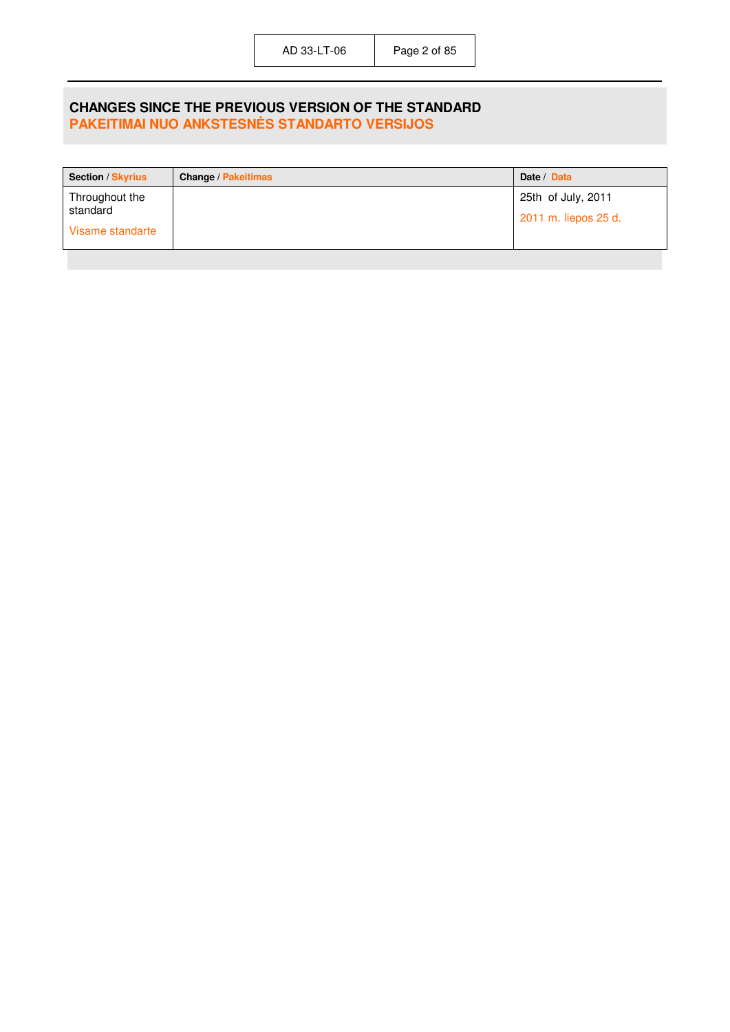## CHANGES SINCE THE PREVIOUS VERSION OF THE STANDARD
## PAKEITIMAI NUO ANKSTESNĖS STANDARTO VERSIJOS

| **Section** / **Skyrius** | **Change** / **Pakeitimas** | **Date** / **Data** |
|---|---|---|
| Throughout the standard<br><br>Visame standarte | | 25th of July, 2011<br><br>2011 m. liepos 25 d. |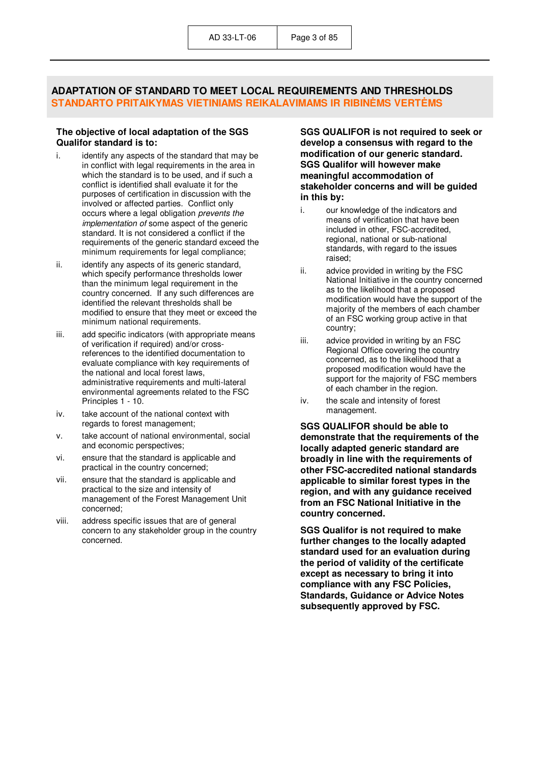## ADAPTATION OF STANDARD TO MEET LOCAL REQUIREMENTS AND THRESHOLDS
## STANDARTO PRITAIKYMAS VIETINIAMS REIKALAVIMAMS IR RIBINĖMS VERTĖMS

**The objective of local adaptation of the SGS Qualifor standard is to:**

i. identify any aspects of the standard that may be in conflict with legal requirements in the area in which the standard is to be used, and if such a conflict is identified shall evaluate it for the purposes of certification in discussion with the involved or affected parties. Conflict only occurs where a legal obligation *prevents the implementation of* some aspect of the generic standard. It is not considered a conflict if the requirements of the generic standard exceed the minimum requirements for legal compliance;

ii. identify any aspects of its generic standard, which specify performance thresholds lower than the minimum legal requirement in the country concerned. If any such differences are identified the relevant thresholds shall be modified to ensure that they meet or exceed the minimum national requirements.

iii. add specific indicators (with appropriate means of verification if required) and/or cross-references to the identified documentation to evaluate compliance with key requirements of the national and local forest laws, administrative requirements and multi-lateral environmental agreements related to the FSC Principles 1 - 10.

iv. take account of the national context with regards to forest management;

v. take account of national environmental, social and economic perspectives;

vi. ensure that the standard is applicable and practical in the country concerned;

vii. ensure that the standard is applicable and practical to the size and intensity of management of the Forest Management Unit concerned;

viii. address specific issues that are of general concern to any stakeholder group in the country concerned.

**SGS QUALIFOR is not required to seek or develop a consensus with regard to the modification of our generic standard. SGS Qualifor will however make meaningful accommodation of stakeholder concerns and will be guided in this by:**

i. our knowledge of the indicators and means of verification that have been included in other, FSC-accredited, regional, national or sub-national standards, with regard to the issues raised;

ii. advice provided in writing by the FSC National Initiative in the country concerned as to the likelihood that a proposed modification would have the support of the majority of the members of each chamber of an FSC working group active in that country;

iii. advice provided in writing by an FSC Regional Office covering the country concerned, as to the likelihood that a proposed modification would have the support for the majority of FSC members of each chamber in the region.

iv. the scale and intensity of forest management.

**SGS QUALIFOR should be able to demonstrate that the requirements of the locally adapted generic standard are broadly in line with the requirements of other FSC-accredited national standards applicable to similar forest types in the region, and with any guidance received from an FSC National Initiative in the country concerned.**

**SGS Qualifor is not required to make further changes to the locally adapted standard used for an evaluation during the period of validity of the certificate except as necessary to bring it into compliance with any FSC Policies, Standards, Guidance or Advice Notes subsequently approved by FSC.**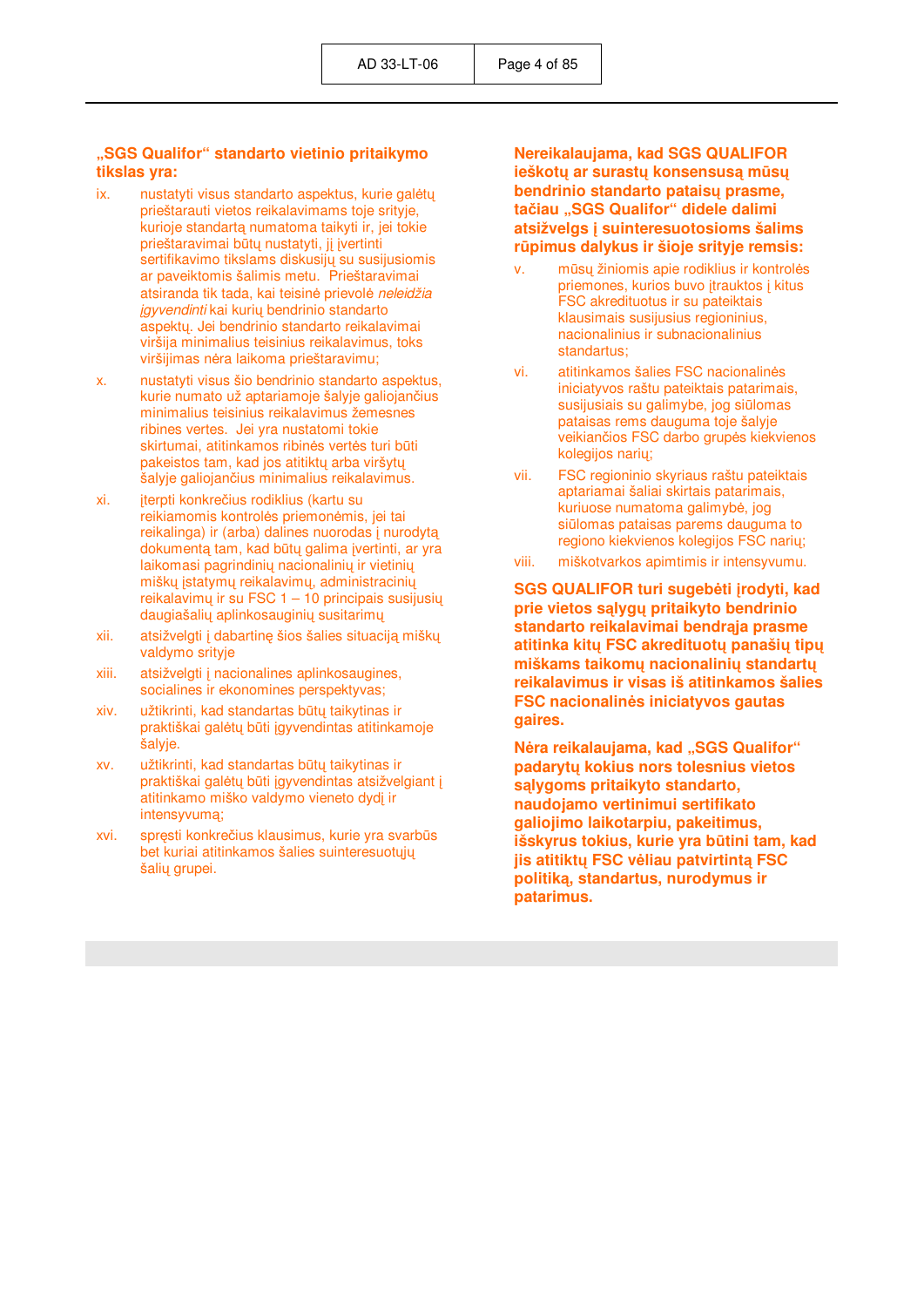**„SGS Qualifor“ standarto vietinio pritaikymo tikslas yra:**

ix. nustatyti visus standarto aspektus, kurie galėtų prieštarauti vietos reikalavimams toje srityje, kurioje standartą numatoma taikyti ir, jei tokie prieštaravimai būtų nustatyti, jį įvertinti sertifikavimo tikslams diskusijų su susijusiomis ar paveiktomis šalimis metu. Prieštaravimai atsiranda tik tada, kai teisinė prievolė *neleidžia įgyvendinti* kai kurių bendrinio standarto aspektų. Jei bendrinio standarto reikalavimai viršija minimalius teisinius reikalavimus, toks viršijimas nėra laikoma prieštaravimu;

x. nustatyti visus šio bendrinio standarto aspektus, kurie numato už aptariamoje šalyje galiojančius minimalius teisinius reikalavimus žemesnes ribines vertes. Jei yra nustatomi tokie skirtumai, atitinkamos ribinės vertės turi būti pakeistos tam, kad jos atitiktų arba viršytų šalyje galiojančius minimalius reikalavimus.

xi. įterpti konkrečius rodiklius (kartu su reikiamomis kontrolės priemonėmis, jei tai reikalinga) ir (arba) dalines nuorodas į nurodytą dokumentą tam, kad būtų galima įvertinti, ar yra laikomasi pagrindinių nacionalinių ir vietinių miškų įstatymų reikalavimų, administracinių reikalavimų ir su FSC 1 – 10 principais susijusių daugiašalių aplinkosauginių susitarimų

xii. atsižvelgti į dabartinę šios šalies situaciją miškų valdymo srityje

xiii. atsižvelgti į nacionalines aplinkosaugines, socialines ir ekonomines perspektyvas;

xiv. užtikrinti, kad standartas būtų taikytinas ir praktiškai galėtų būti įgyvendintas atitinkamoje šalyje.

xv. užtikrinti, kad standartas būtų taikytinas ir praktiškai galėtų būti įgyvendintas atsižvelgiant į atitinkamo miško valdymo vieneto dydį ir intensyvumą;

xvi. spręsti konkrečius klausimus, kurie yra svarbūs bet kuriai atitinkamos šalies suinteresuotųjų šalių grupei.

**Nereikalaujama, kad SGS QUALIFOR ieškotų ar surastų konsensusą mūsų bendrinio standarto pataisų prasme, tačiau „SGS Qualifor“ didele dalimi atsižvelgs į suinteresuotosioms šalims rūpimus dalykus ir šioje srityje remsis:**

v. mūsų žiniomis apie rodiklius ir kontrolės priemones, kurios buvo įtrauktos į kitus FSC akredituotus ir su pateiktais klausimais susijusius regioninius, nacionalinius ir subnacionalinius standartus;

vi. atitinkamos šalies FSC nacionalinės iniciatyvos raštu pateiktais patarimais, susijusiais su galimybe, jog siūlomas pataisas rems dauguma toje šalyje veikiančios FSC darbo grupės kiekvienos kolegijos narių;

vii. FSC regioninio skyriaus raštu pateiktais aptariamai šaliai skirtais patarimais, kuriuose numatoma galimybė, jog siūlomas pataisas parems dauguma to regiono kiekvienos kolegijos FSC narių;

viii. miškotvarkos apimtimis ir intensyvumu.

**SGS QUALIFOR turi sugebėti įrodyti, kad prie vietos sąlygų pritaikyto bendrinio standarto reikalavimai bendrąja prasme atitinka kitų FSC akredituotų panašių tipų miškams taikomų nacionalinių standartų reikalavimus ir visas iš atitinkamos šalies FSC nacionalinės iniciatyvos gautas gaires.**

**Nėra reikalaujama, kad „SGS Qualifor“ padarytų kokius nors tolesnius vietos sąlygoms pritaikyto standarto, naudojamo vertinimui sertifikato galiojimo laikotarpiu, pakeitimus, išskyrus tokius, kurie yra būtini tam, kad jis atitiktų FSC vėliau patvirtintą FSC politiką, standartus, nurodymus ir patarimus.**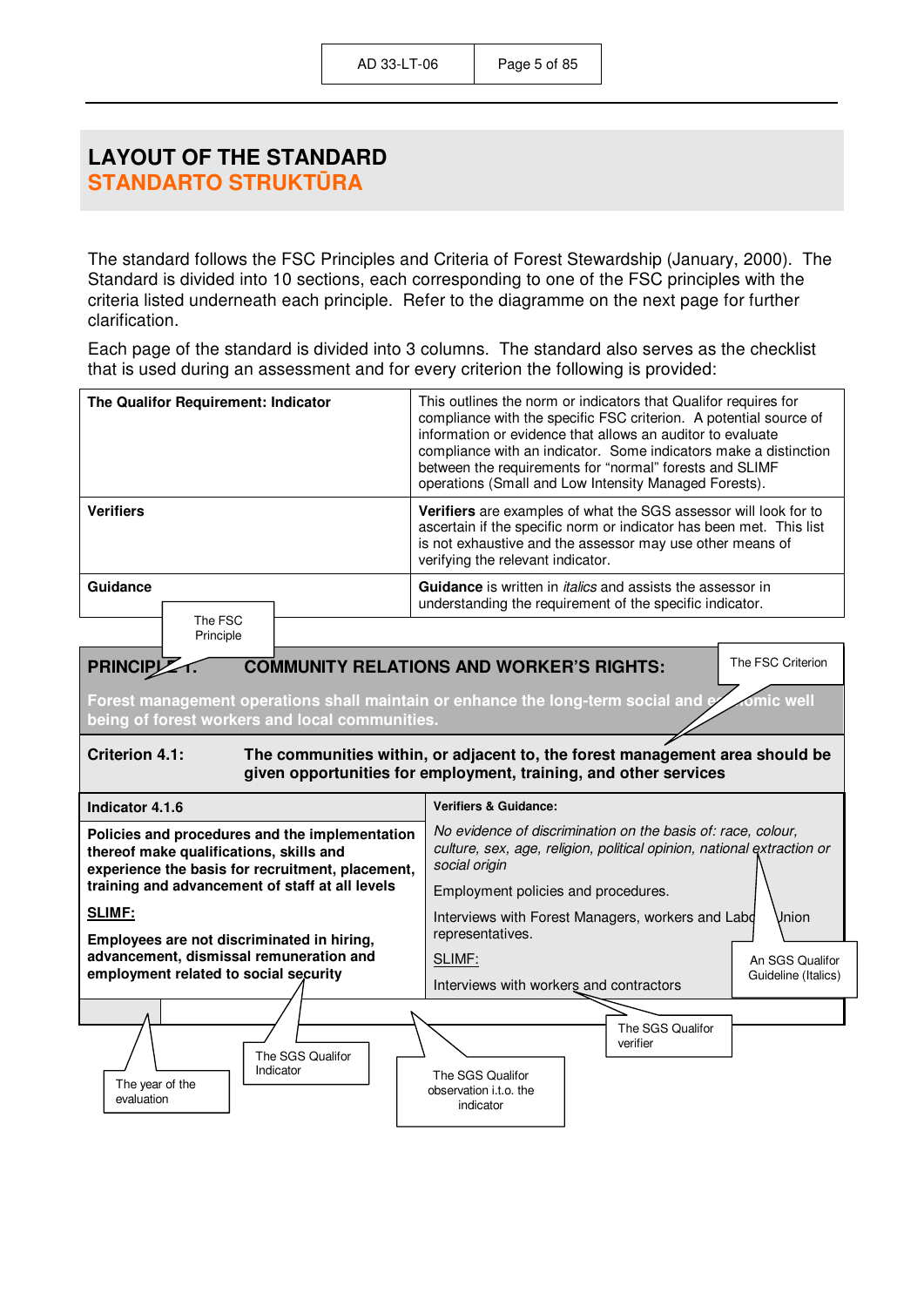# LAYOUT OF THE STANDARD
# STANDARTO STRUKTŪRA

The standard follows the FSC Principles and Criteria of Forest Stewardship (January, 2000). The Standard is divided into 10 sections, each corresponding to one of the FSC principles with the criteria listed underneath each principle. Refer to the diagramme on the next page for further clarification.

Each page of the standard is divided into 3 columns. The standard also serves as the checklist that is used during an assessment and for every criterion the following is provided:

| | |
|---|---|
| **The Qualifor Requirement: Indicator** | This outlines the norm or indicators that Qualifor requires for compliance with the specific FSC criterion. A potential source of information or evidence that allows an auditor to evaluate compliance with an indicator. Some indicators make a distinction between the requirements for "normal" forests and SLIMF operations (Small and Low Intensity Managed Forests). |
| **Verifiers** | **Verifiers** are examples of what the SGS assessor will look for to ascertain if the specific norm or indicator has been met. This list is not exhaustive and the assessor may use other means of verifying the relevant indicator. |
| **Guidance** | **Guidance** is written in *italics* and assists the assessor in understanding the requirement of the specific indicator. |

The FSC Principle

The FSC Criterion

**PRINCIPLE 1: COMMUNITY RELATIONS AND WORKER'S RIGHTS:**

**Forest management operations shall maintain or enhance the long-term social and economic well being of forest workers and local communities.**

**Criterion 4.1: The communities within, or adjacent to, the forest management area should be given opportunities for employment, training, and other services**

| Indicator 4.1.6 | Verifiers & Guidance: |
|---|---|
| **Policies and procedures and the implementation thereof make qualifications, skills and experience the basis for recruitment, placement, training and advancement of staff at all levels** | *No evidence of discrimination on the basis of: race, colour, culture, sex, age, religion, political opinion, national extraction or social origin* |
| **SLIMF:** | Employment policies and procedures. |
| **Employees are not discriminated in hiring, advancement, dismissal remuneration and employment related to social security** | Interviews with Forest Managers, workers and Labour Union representatives. |
| | SLIMF: |
| | Interviews with workers and contractors |

An SGS Qualifor Guideline (Italics)

The year of the evaluation

The SGS Qualifor Indicator

The SGS Qualifor observation i.t.o. the indicator

The SGS Qualifor verifier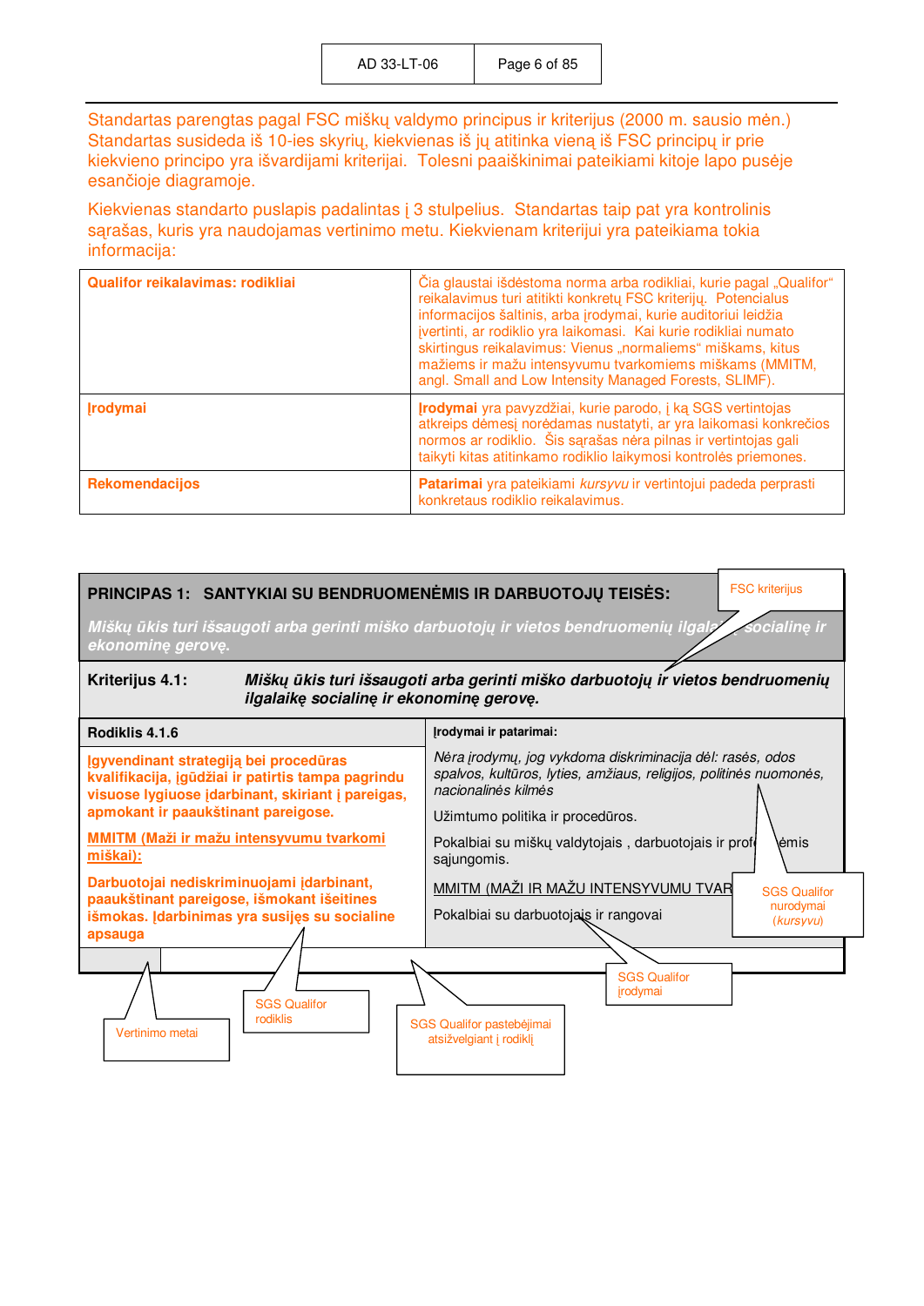Standartas parengtas pagal FSC miškų valdymo principus ir kriterijus (2000 m. sausio mėn.) Standartas susideda iš 10-ies skyrių, kiekvienas iš jų atitinka vieną iš FSC principų ir prie kiekvieno principo yra išvardijami kriterijai. Tolesni paaiškinimai pateikiami kitoje lapo pusėje esančioje diagramoje.

Kiekvienas standarto puslapis padalintas į 3 stulpelius. Standartas taip pat yra kontrolinis sąrašas, kuris yra naudojamas vertinimo metu. Kiekvienam kriterijui yra pateikiama tokia informacija:

| | |
|---|---|
| **Qualifor reikalavimas: rodikliai** | Čia glaustai išdėstoma norma arba rodikliai, kurie pagal „Qualifor“ reikalavimus turi atitikti konkretų FSC kriterijų. Potencialus informacijos šaltinis, arba įrodymai, kurie auditoriui leidžia įvertinti, ar rodiklio yra laikomasi. Kai kurie rodikliai numato skirtingus reikalavimus: Vienus „normaliems“ miškams, kitus mažiems ir mažu intensyvumu tvarkomiems miškams (MMITM, angl. Small and Low Intensity Managed Forests, SLIMF). |
| **Įrodymai** | **Įrodymai** yra pavyzdžiai, kurie parodo, į ką SGS vertintojas atkreips dėmesį norėdamas nustatyti, ar yra laikomasi konkrečios normos ar rodiklio. Šis sąrašas nėra pilnas ir vertintojas gali taikyti kitas atitinkamo rodiklio laikymosi kontrolės priemones. |
| **Rekomendacijos** | **Patarimai** yra pateikiami *kursyvu* ir vertintojui padeda perprasti konkretaus rodiklio reikalavimus. |

**PRINCIPAS 1: SANTYKIAI SU BENDRUOMENĖMIS IR DARBUOTOJŲ TEISĖS:** [FSC kriterijus]

*Miškų ūkis turi išsaugoti arba gerinti miško darbuotojų ir vietos bendruomenių ilgalaikę socialinę ir ekonominę gerovę.*

**Kriterijus 4.1:** ***Miškų ūkis turi išsaugoti arba gerinti miško darbuotojų ir vietos bendruomenių ilgalaikę socialinę ir ekonominę gerovę.***

| **Rodiklis 4.1.6** | **Įrodymai ir patarimai:** |
|---|---|
| **Įgyvendinant strategiją bei procedūras kvalifikacija, įgūdžiai ir patirtis tampa pagrindu visuose lygiuose įdarbinant, skiriant į pareigas, apmokant ir paaukštinant pareigose.** | *Nėra įrodymų, jog vykdoma diskriminacija dėl: rasės, odos spalvos, kultūros, lyties, amžiaus, religijos, politinės nuomonės, nacionalinės kilmės*<br>Užimtumo politika ir procedūros.<br>Pokalbiai su miškų valdytojais , darbuotojais ir profesinėmis sąjungomis. |
| **MMITM (Maži ir mažu intensyvumu tvarkomi miškai):**<br>**Darbuotojai nediskriminuojami įdarbinant, paaukštinant pareigose, išmokant išeitines išmokas. Įdarbinimas yra susijęs su socialine apsauga** | MMITM (MAŽI IR MAŽU INTENSYVUMU TVARKOMI MIŠKAI):<br>Pokalbiai su darbuotojais ir rangovais |

Diagramos paaiškinimai: Vertinimo metai; SGS Qualifor rodiklis; SGS Qualifor pastebėjimai atsižvelgiant į rodiklį; SGS Qualifor įrodymai; SGS Qualifor nurodymai (*kursyvu*)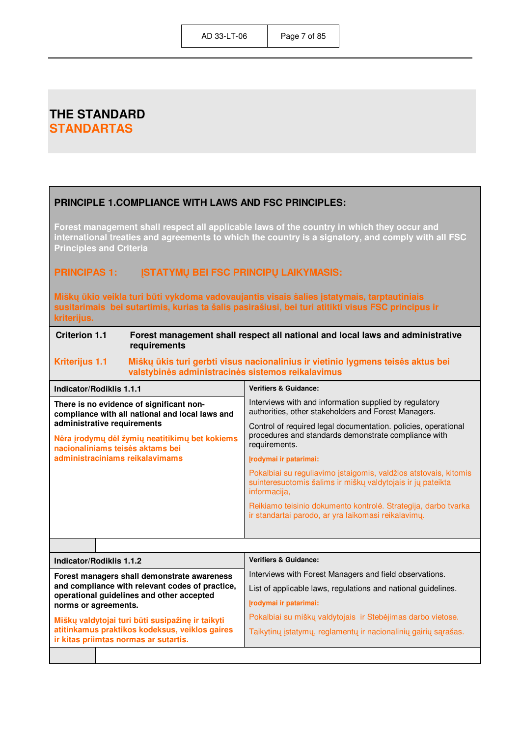# THE STANDARD
# STANDARTAS

## PRINCIPLE 1.COMPLIANCE WITH LAWS AND FSC PRINCIPLES:

**Forest management shall respect all applicable laws of the country in which they occur and international treaties and agreements to which the country is a signatory, and comply with all FSC Principles and Criteria**

## PRINCIPAS 1: ĮSTATYMŲ BEI FSC PRINCIPŲ LAIKYMASIS:

**Miškų ūkio veikla turi būti vykdoma vadovaujantis visais šalies įstatymais, tarptautiniais susitarimais bei sutartimis, kurias ta šalis pasirašiusi, bei turi atitikti visus FSC principus ir kriterijus.**

**Criterion 1.1** **Forest management shall respect all national and local laws and administrative requirements**

**Kriterijus 1.1** **Miškų ūkis turi gerbti visus nacionalinius ir vietinio lygmens teisės aktus bei valstybinės administracinės sistemos reikalavimus**

| Indicator/Rodiklis 1.1.1 | Verifiers & Guidance: |
|---|---|
| **There is no evidence of significant non-compliance with all national and local laws and administrative requirements**<br><br>**Nėra įrodymų dėl žymių neatitikimų bet kokiems nacionaliniams teisės aktams bei administraciniams reikalavimams** | Interviews with and information supplied by regulatory authorities, other stakeholders and Forest Managers.<br><br>Control of required legal documentation. policies, operational procedures and standards demonstrate compliance with requirements.<br><br>**Įrodymai ir patarimai:**<br><br>Pokalbiai su reguliavimo įstaigomis, valdžios atstovais, kitomis suinteresuotomis šalims ir miškų valdytojais ir jų pateikta informacija,<br><br>Reikiamo teisinio dokumento kontrolė. Strategija, darbo tvarka ir standartai parodo, ar yra laikomasi reikalavimų. |

| Indicator/Rodiklis 1.1.2 | Verifiers & Guidance: |
|---|---|
| **Forest managers shall demonstrate awareness and compliance with relevant codes of practice, operational guidelines and other accepted norms or agreements.**<br><br>**Miškų valdytojai turi būti susipažinę ir taikyti atitinkamus praktikos kodeksus, veiklos gaires ir kitas priimtas normas ar sutartis.** | Interviews with Forest Managers and field observations.<br><br>List of applicable laws, regulations and national guidelines.<br><br>**Įrodymai ir patarimai:**<br><br>Pokalbiai su miškų valdytojais ir Stebėjimas darbo vietose.<br><br>Taikytinų įstatymų, reglamentų ir nacionalinių gairių sąrašas. |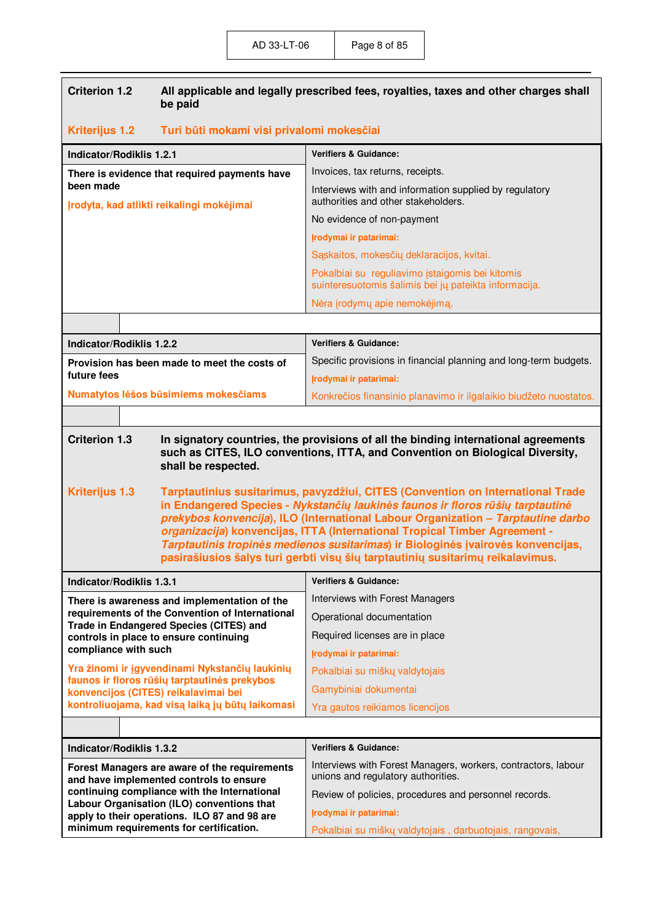**Criterion 1.2** **All applicable and legally prescribed fees, royalties, taxes and other charges shall be paid**

**Kriterijus 1.2** **Turi būti mokami visi privalomi mokesčiai**

| Indicator/Rodiklis 1.2.1 | Verifiers & Guidance: |
|---|---|
| **There is evidence that required payments have been made**<br><br>**Įrodyta, kad atlikti reikalingi mokėjimai** | Invoices, tax returns, receipts.<br><br>Interviews with and information supplied by regulatory authorities and other stakeholders.<br><br>No evidence of non-payment<br><br>**Įrodymai ir patarimai:**<br><br>Sąskaitos, mokesčių deklaracijos, kvitai.<br><br>Pokalbiai su reguliavimo įstaigomis bei kitomis suinteresuotomis šalimis bei jų pateikta informacija.<br><br>Nėra įrodymų apie nemokėjimą. |

| Indicator/Rodiklis 1.2.2 | Verifiers & Guidance: |
|---|---|
| **Provision has been made to meet the costs of future fees**<br><br>**Numatytos lėšos būsimiems mokesčiams** | Specific provisions in financial planning and long-term budgets.<br><br>**Įrodymai ir patarimai:**<br><br>Konkrečios finansinio planavimo ir ilgalaikio biudžeto nuostatos. |

**Criterion 1.3** **In signatory countries, the provisions of all the binding international agreements such as CITES, ILO conventions, ITTA, and Convention on Biological Diversity, shall be respected.**

**Kriterijus 1.3** **Tarptautinius susitarimus, pavyzdžiui, CITES (Convention on International Trade in Endangered Species - *Nykstančių laukinės faunos ir floros rūšių tarptautinė prekybos konvencija*), ILO (International Labour Organization – *Tarptautinė darbo organizacija*) konvencijas, ITTA (International Tropical Timber Agreement - *Tarptautinis tropinės medienos susitarimas*) ir Biologinės įvairovės konvencijas, pasirašiusios šalys turi gerbti visų šių tarptautinių susitarimų reikalavimus.**

| Indicator/Rodiklis 1.3.1 | Verifiers & Guidance: |
|---|---|
| **There is awareness and implementation of the requirements of the Convention of International Trade in Endangered Species (CITES) and controls in place to ensure continuing compliance with such**<br><br>**Yra žinomi ir įgyvendinami Nykstančių laukinių faunos ir floros rūšių tarptautinės prekybos konvencijos (CITES) reikalavimai bei kontroliuojama, kad visą laiką jų būtų laikomasi** | Interviews with Forest Managers<br><br>Operational documentation<br><br>Required licenses are in place<br><br>**Įrodymai ir patarimai:**<br><br>Pokalbiai su miškų valdytojais<br><br>Gamybiniai dokumentai<br><br>Yra gautos reikiamos licencijos |

| Indicator/Rodiklis 1.3.2 | Verifiers & Guidance: |
|---|---|
| **Forest Managers are aware of the requirements and have implemented controls to ensure continuing compliance with the International Labour Organisation (ILO) conventions that apply to their operations. ILO 87 and 98 are minimum requirements for certification.** | Interviews with Forest Managers, workers, contractors, labour unions and regulatory authorities.<br><br>Review of policies, procedures and personnel records.<br><br>**Įrodymai ir patarimai:**<br><br>Pokalbiai su miškų valdytojais , darbuotojais, rangovais, |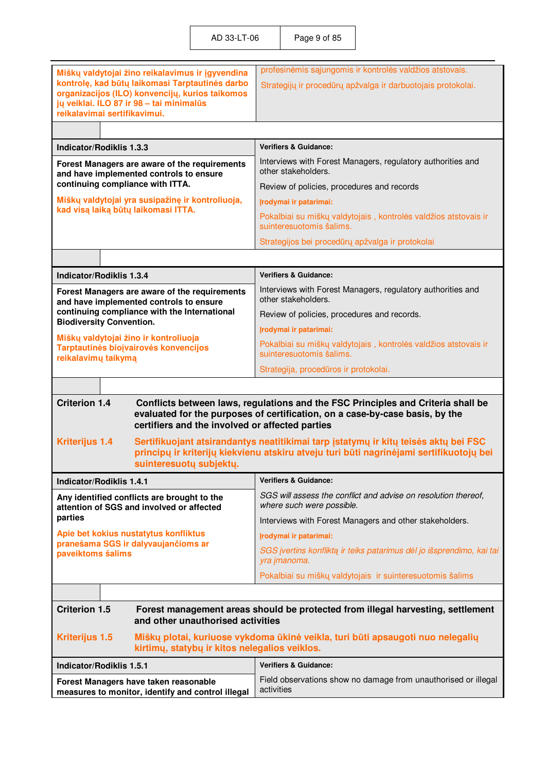| Mišku valdytojai žino reikalavimus ir įgyvendina kontrolę, kad būtų laikomasi Tarptautinės darbo organizacijų (ILO) konvencijų, kurios taikomos jų veiklai. ILO 87 ir 98 – tai minimalūs reikalavimai sertifikavimui. | profesinėmis sąjungomis ir kontrolės valdžios atstovais.<br><br>Strategijų ir procedūrų apžvalga ir darbuotojais protokolai. |
|---|---|

| **Indicator/Rodiklis 1.3.3** | **Verifiers & Guidance:** |
|---|---|
| **Forest Managers are aware of the requirements and have implemented controls to ensure continuing compliance with ITTA.**<br><br>**Miškų valdytojai yra susipažinę ir kontroliuoja, kad visą laiką būtų laikomasi ITTA.** | Interviews with Forest Managers, regulatory authorities and other stakeholders.<br><br>Review of policies, procedures and records<br><br>**Įrodymai ir patarimai:**<br><br>Pokalbiai su miškų valdytojais , kontrolės valdžios atstovais ir suinteresuotomis šalims.<br><br>Strategijos bei procedūrų apžvalga ir protokolai |

| **Indicator/Rodiklis 1.3.4** | **Verifiers & Guidance:** |
|---|---|
| **Forest Managers are aware of the requirements and have implemented controls to ensure continuing compliance with the International Biodiversity Convention.**<br><br>**Miškų valdytojai žino ir kontroliuoja Tarptautinės bioįvairovės konvencijos reikalavimų taikymą** | Interviews with Forest Managers, regulatory authorities and other stakeholders.<br><br>Review of policies, procedures and records.<br><br>**Įrodymai ir patarimai:**<br><br>Pokalbiai su miškų valdytojais , kontrolės valdžios atstovais ir suinteresuotomis šalims.<br><br>Strategija, procedūros ir protokolai. |

**Criterion 1.4** **Conflicts between laws, regulations and the FSC Principles and Criteria shall be evaluated for the purposes of certification, on a case-by-case basis, by the certifiers and the involved or affected parties**

**Kriterijus 1.4** **Sertifikuojant atsirandantys neatitikimai tarp įstatymų ir kitų teisės aktų bei FSC principų ir kriterijų kiekvienu atskiru atveju turi būti nagrinėjami sertifikuotojų bei suinteresuotų subjektų.**

| **Indicator/Rodiklis 1.4.1** | **Verifiers & Guidance:** |
|---|---|
| **Any identified conflicts are brought to the attention of SGS and involved or affected parties**<br><br>**Apie bet kokius nustatytus konfliktus pranešama SGS ir dalyvaujančioms ar paveiktoms šalims** | *SGS will assess the conflict and advise on resolution thereof, where such were possible.*<br><br>Interviews with Forest Managers and other stakeholders.<br><br>**Įrodymai ir patarimai:**<br><br>*SGS įvertins konfliktą ir teiks patarimus dėl jo išsprendimo, kai tai yra įmanoma.*<br><br>Pokalbiai su miškų valdytojais ir suinteresuotomis šalims |

**Criterion 1.5** **Forest management areas should be protected from illegal harvesting, settlement and other unauthorised activities**

**Kriterijus 1.5** **Miškų plotai, kuriuose vykdoma ūkinė veikla, turi būti apsaugoti nuo nelegalių kirtimų, statybų ir kitos nelegalios veiklos.**

| **Indicator/Rodiklis 1.5.1** | **Verifiers & Guidance:** |
|---|---|
| **Forest Managers have taken reasonable measures to monitor, identify and control illegal** | Field observations show no damage from unauthorised or illegal activities |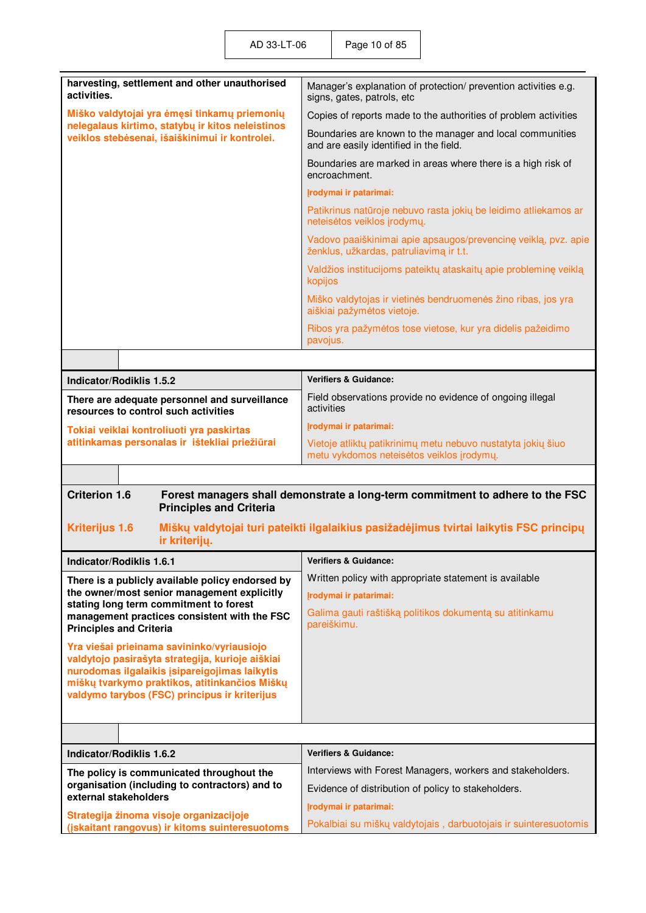| | |
|---|---|
| **harvesting, settlement and other unauthorised activities.**<br><br>**Miško valdytojai yra ėmęsi tinkamų priemonių nelegalaus kirtimo, statybų ir kitos neleistinos veiklos stebėsenai, išaiškinimui ir kontrolei.** | Manager's explanation of protection/ prevention activities e.g. signs, gates, patrols, etc<br><br>Copies of reports made to the authorities of problem activities<br><br>Boundaries are known to the manager and local communities and are easily identified in the field.<br><br>Boundaries are marked in areas where there is a high risk of encroachment.<br><br>**Įrodymai ir patarimai:**<br><br>Patikrinus natūroje nebuvo rasta jokių be leidimo atliekamos ar neteisėtos veiklos įrodymų.<br><br>Vadovo paaiškinimai apie apsaugos/prevencinę veiklą, pvz. apie ženklus, užkardas, patruliavimą ir t.t.<br><br>Valdžios institucijoms pateiktų ataskaitų apie probleminę veiklą kopijos<br><br>Miško valdytojas ir vietinės bendruomenės žino ribas, jos yra aiškiai pažymėtos vietoje.<br><br>Ribos yra pažymėtos tose vietose, kur yra didelis pažeidimo pavojus. |

| **Indicator/Rodiklis 1.5.2** | **Verifiers & Guidance:** |
|---|---|
| **There are adequate personnel and surveillance resources to control such activities**<br><br>**Tokiai veiklai kontroliuoti yra paskirtas atitinkamas personalas ir ištekliai priežiūrai** | Field observations provide no evidence of ongoing illegal activities<br><br>**Įrodymai ir patarimai:**<br><br>Vietoje atliktų patikrinimų metu nebuvo nustatyta jokių šiuo metu vykdomos neteisėtos veiklos įrodymų. |

**Criterion 1.6** **Forest managers shall demonstrate a long-term commitment to adhere to the FSC Principles and Criteria**

**Kriterijus 1.6** **Miškų valdytojai turi pateikti ilgalaikius pasižadėjimus tvirtai laikytis FSC principų ir kriterijų.**

| **Indicator/Rodiklis 1.6.1** | **Verifiers & Guidance:** |
|---|---|
| **There is a publicly available policy endorsed by the owner/most senior management explicitly stating long term commitment to forest management practices consistent with the FSC Principles and Criteria**<br><br>**Yra viešai prieinama savininko/vyriausiojo valdytojo pasirašyta strategija, kurioje aiškiai nurodomas ilgalaikis įsipareigojimas laikytis miškų tvarkymo praktikos, atitinkančios Miškų valdymo tarybos (FSC) principus ir kriterijus** | Written policy with appropriate statement is available<br><br>**Įrodymai ir patarimai:**<br><br>Galima gauti raštišką politikos dokumentą su atitinkamu pareiškimu. |

| **Indicator/Rodiklis 1.6.2** | **Verifiers & Guidance:** |
|---|---|
| **The policy is communicated throughout the organisation (including to contractors) and to external stakeholders**<br><br>**Strategija žinoma visoje organizacijoje (įskaitant rangovus) ir kitoms suinteresuotoms** | Interviews with Forest Managers, workers and stakeholders.<br><br>Evidence of distribution of policy to stakeholders.<br><br>**Įrodymai ir patarimai:**<br><br>Pokalbiai su miškų valdytojais , darbuotojais ir suinteresuotomis |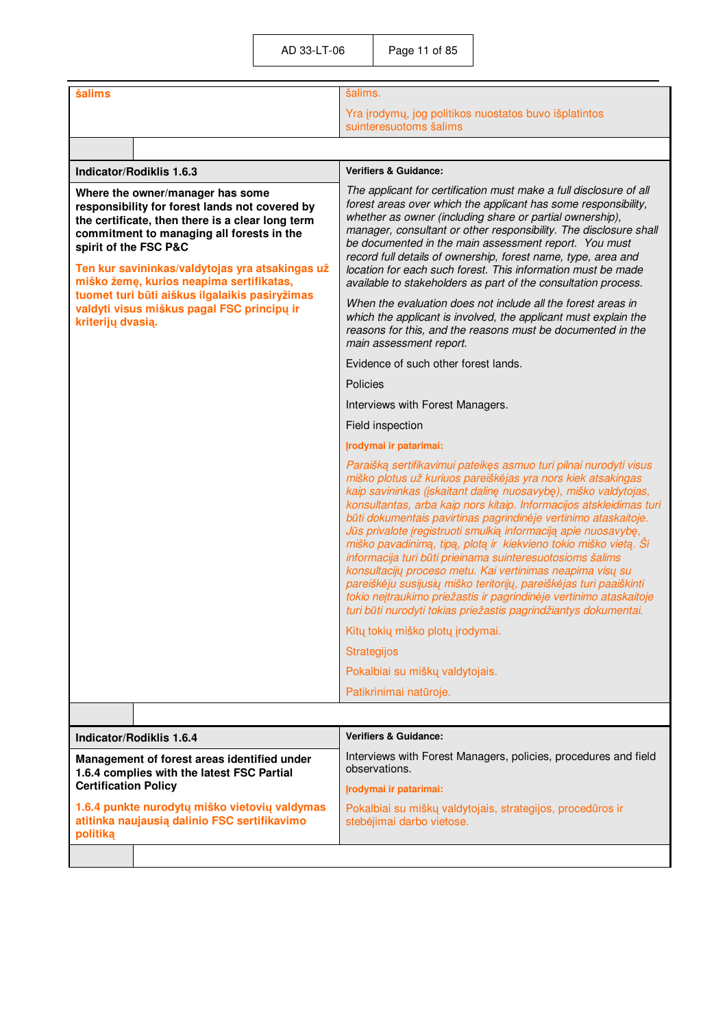| šalims | šalims. <br><br> Yra įrodymų, jog politikos nuostatos buvo išplatintos suinteresuotoms šalims |
|---|---|

| **Indicator/Rodiklis 1.6.3** | **Verifiers & Guidance:** |
|---|---|
| **Where the owner/manager has some responsibility for forest lands not covered by the certificate, then there is a clear long term commitment to managing all forests in the spirit of the FSC P&C** <br><br> **Ten kur savininkas/valdytojas yra atsakingas už miško žemę, kurios neapima sertifikatas, tuomet turi būti aiškus ilgalaikis pasiryžimas valdyti visus miškus pagal FSC principų ir kriterijų dvasią.** | *The applicant for certification must make a full disclosure of all forest areas over which the applicant has some responsibility, whether as owner (including share or partial ownership), manager, consultant or other responsibility. The disclosure shall be documented in the main assessment report. You must record full details of ownership, forest name, type, area and location for each such forest. This information must be made available to stakeholders as part of the consultation process.* <br><br> *When the evaluation does not include all the forest areas in which the applicant is involved, the applicant must explain the reasons for this, and the reasons must be documented in the main assessment report.* <br><br> Evidence of such other forest lands. <br><br> Policies <br><br> Interviews with Forest Managers. <br><br> Field inspection <br><br> **Įrodymai ir patarimai:** <br><br> *Paraišką sertifikavimui pateikęs asmuo turi pilnai nurodyti visus miško plotus už kuriuos pareiškėjas yra nors kiek atsakingas kaip savininkas (įskaitant dalinę nuosavybę), miško valdytojas, konsultantas, arba kaip nors kitaip. Informacijos atskleidimas turi būti dokumentais pavirtinas pagrindinėje vertinimo ataskaitoje. Jūs privalote įregistruoti smulkią informaciją apie nuosavybę, miško pavadinimą, tipą, plotą ir kiekvieno tokio miško vietą. Ši informacija turi būti prieinama suinteresuotosioms šalims konsultacijų proceso metu. Kai vertinimas neapima visų su pareiškėju susijusių miško teritorijų, pareiškėjas turi paaiškinti tokio neįtraukimo priežastis ir pagrindinėje vertinimo ataskaitoje turi būti nurodyti tokias priežastis pagrindžiantys dokumentai.* <br><br> Kitų tokių miško plotų įrodymai. <br><br> Strategijos <br><br> Pokalbiai su miškų valdytojais. <br><br> Patikrinimai natūroje. |

| **Indicator/Rodiklis 1.6.4** | **Verifiers & Guidance:** |
|---|---|
| **Management of forest areas identified under 1.6.4 complies with the latest FSC Partial Certification Policy** <br><br> **1.6.4 punkte nurodytų miško vietovių valdymas atitinka naujausią dalinio FSC sertifikavimo politiką** | Interviews with Forest Managers, policies, procedures and field observations. <br><br> **Įrodymai ir patarimai:** <br><br> Pokalbiai su miškų valdytojais, strategijos, procedūros ir stebėjimai darbo vietose. |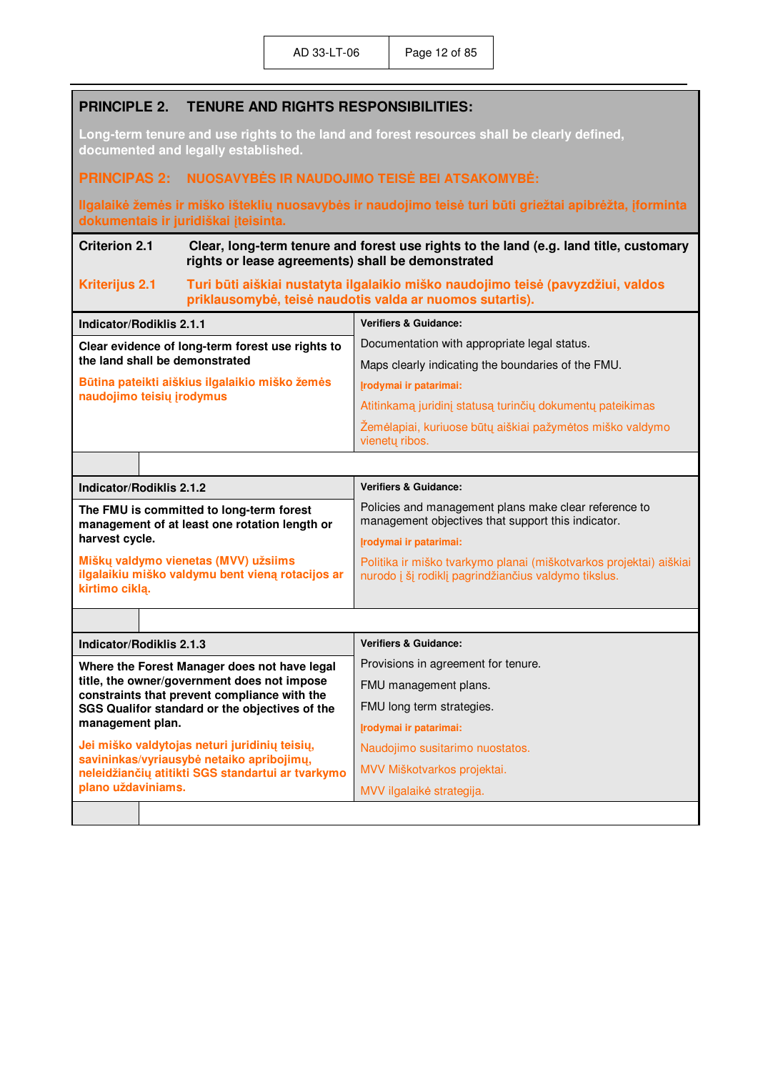## PRINCIPLE 2. TENURE AND RIGHTS RESPONSIBILITIES:

**Long-term tenure and use rights to the land and forest resources shall be clearly defined, documented and legally established.**

## PRINCIPAS 2: NUOSAVYBĖS IR NAUDOJIMO TEISĖ BEI ATSAKOMYBĖ:

**Ilgalaikė žemės ir miško išteklių nuosavybės ir naudojimo teisė turi būti griežtai apibrėžta, įforminta dokumentais ir juridiškai įteisinta.**

**Criterion 2.1** **Clear, long-term tenure and forest use rights to the land (e.g. land title, customary rights or lease agreements) shall be demonstrated**

**Kriterijus 2.1** **Turi būti aiškiai nustatyta ilgalaikio miško naudojimo teisė (pavyzdžiui, valdos priklausomybė, teisė naudotis valda ar nuomos sutartis).**

| Indicator/Rodiklis 2.1.1 | Verifiers & Guidance: |
|---|---|
| **Clear evidence of long-term forest use rights to the land shall be demonstrated**<br><br>**Būtina pateikti aiškius ilgalaikio miško žemės naudojimo teisių įrodymus** | Documentation with appropriate legal status.<br><br>Maps clearly indicating the boundaries of the FMU.<br><br>**Įrodymai ir patarimai:**<br><br>Atitinkamą juridinį statusą turinčių dokumentų pateikimas<br><br>Žemėlapiai, kuriuose būtų aiškiai pažymėtos miško valdymo vienetų ribos. |
| | |

| Indicator/Rodiklis 2.1.2 | Verifiers & Guidance: |
|---|---|
| **The FMU is committed to long-term forest management of at least one rotation length or harvest cycle.**<br><br>**Miškų valdymo vienetas (MVV) užsiims ilgalaikiu miško valdymu bent vieną rotacijos ar kirtimo ciklą.** | Policies and management plans make clear reference to management objectives that support this indicator.<br><br>**Įrodymai ir patarimai:**<br><br>Politika ir miško tvarkymo planai (miškotvarkos projektai) aiškiai nurodo į šį rodiklį pagrindžiančius valdymo tikslus. |
| | |

| Indicator/Rodiklis 2.1.3 | Verifiers & Guidance: |
|---|---|
| **Where the Forest Manager does not have legal title, the owner/government does not impose constraints that prevent compliance with the SGS Qualifor standard or the objectives of the management plan.**<br><br>**Jei miško valdytojas neturi juridinių teisių, savininkas/vyriausybė netaiko apribojimų, neleidžiančių atitikti SGS standartui ar tvarkymo plano uždaviniams.** | Provisions in agreement for tenure.<br><br>FMU management plans.<br><br>FMU long term strategies.<br><br>**Įrodymai ir patarimai:**<br><br>Naudojimo susitarimo nuostatos.<br><br>MVV Miškotvarkos projektai.<br><br>MVV ilgalaikė strategija. |
| | |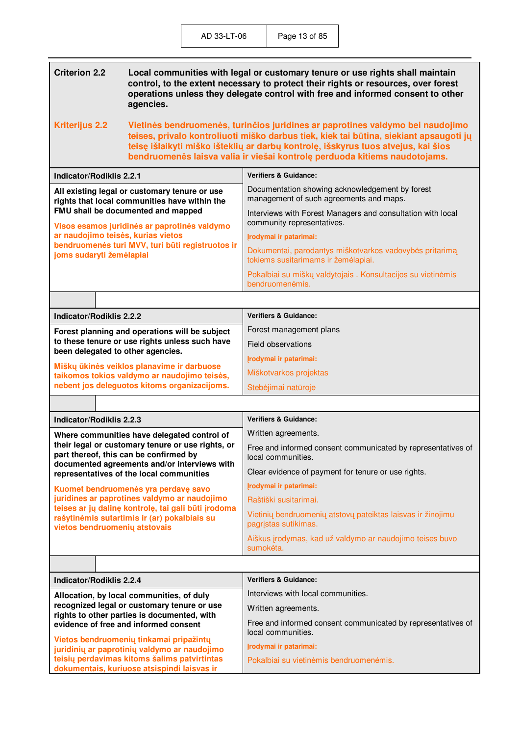**Criterion 2.2** **Local communities with legal or customary tenure or use rights shall maintain control, to the extent necessary to protect their rights or resources, over forest operations unless they delegate control with free and informed consent to other agencies.**

**Kriterijus 2.2** **Vietinės bendruomenės, turinčios juridines ar paprotines valdymo bei naudojimo teises, privalo kontroliuoti miško darbus tiek, kiek tai būtina, siekiant apsaugoti jų teisę išlaikyti miško išteklių ar darbų kontrolę, išskyrus tuos atvejus, kai šios bendruomenės laisva valia ir viešai kontrolę perduoda kitiems naudotojams.**

| Indicator/Rodiklis 2.2.1 | Verifiers & Guidance: |
|---|---|
| **All existing legal or customary tenure or use rights that local communities have within the FMU shall be documented and mapped**<br><br>**Visos esamos juridinės ar paprotinės valdymo ar naudojimo teisės, kurias vietos bendruomenės turi MVV, turi būti registruotos ir joms sudaryti žemėlapiai** | Documentation showing acknowledgement by forest management of such agreements and maps.<br><br>Interviews with Forest Managers and consultation with local community representatives.<br><br>**Įrodymai ir patarimai:**<br><br>Dokumentai, parodantys miškotvarkos vadovybės pritarimą tokiems susitarimams ir žemėlapiai.<br><br>Pokalbiai su miškų valdytojais . Konsultacijos su vietinėmis bendruomenėmis. |

| Indicator/Rodiklis 2.2.2 | Verifiers & Guidance: |
|---|---|
| **Forest planning and operations will be subject to these tenure or use rights unless such have been delegated to other agencies.**<br><br>**Miškų ūkinės veiklos planavime ir darbuose taikomos tokios valdymo ar naudojimo teisės, nebent jos deleguotos kitoms organizacijoms.** | Forest management plans<br><br>Field observations<br><br>**Įrodymai ir patarimai:**<br><br>Miškotvarkos projektas<br><br>Stebėjimai natūroje |

| Indicator/Rodiklis 2.2.3 | Verifiers & Guidance: |
|---|---|
| **Where communities have delegated control of their legal or customary tenure or use rights, or part thereof, this can be confirmed by documented agreements and/or interviews with representatives of the local communities**<br><br>**Kuomet bendruomenės yra perdavę savo juridines ar paprotines valdymo ar naudojimo teises ar jų dalinę kontrolę, tai gali būti įrodoma rašytinėmis sutartimis ir (ar) pokalbiais su vietos bendruomenių atstovais** | Written agreements.<br><br>Free and informed consent communicated by representatives of local communities.<br><br>Clear evidence of payment for tenure or use rights.<br><br>**Įrodymai ir patarimai:**<br><br>Raštiški susitarimai.<br><br>Vietinių bendruomenių atstovų pateiktas laisvas ir žinojimu pagrįstas sutikimas.<br><br>Aiškus įrodymas, kad už valdymo ar naudojimo teises buvo sumokėta. |

| Indicator/Rodiklis 2.2.4 | Verifiers & Guidance: |
|---|---|
| **Allocation, by local communities, of duly recognized legal or customary tenure or use rights to other parties is documented, with evidence of free and informed consent**<br><br>**Vietos bendruomenių tinkamai pripažintų juridinių ar paprotinių valdymo ar naudojimo teisių perdavimas kitoms šalims patvirtintas dokumentais, kuriuose atsispindi laisvas ir** | Interviews with local communities.<br><br>Written agreements.<br><br>Free and informed consent communicated by representatives of local communities.<br><br>**Įrodymai ir patarimai:**<br><br>Pokalbiai su vietinėmis bendruomenėmis. |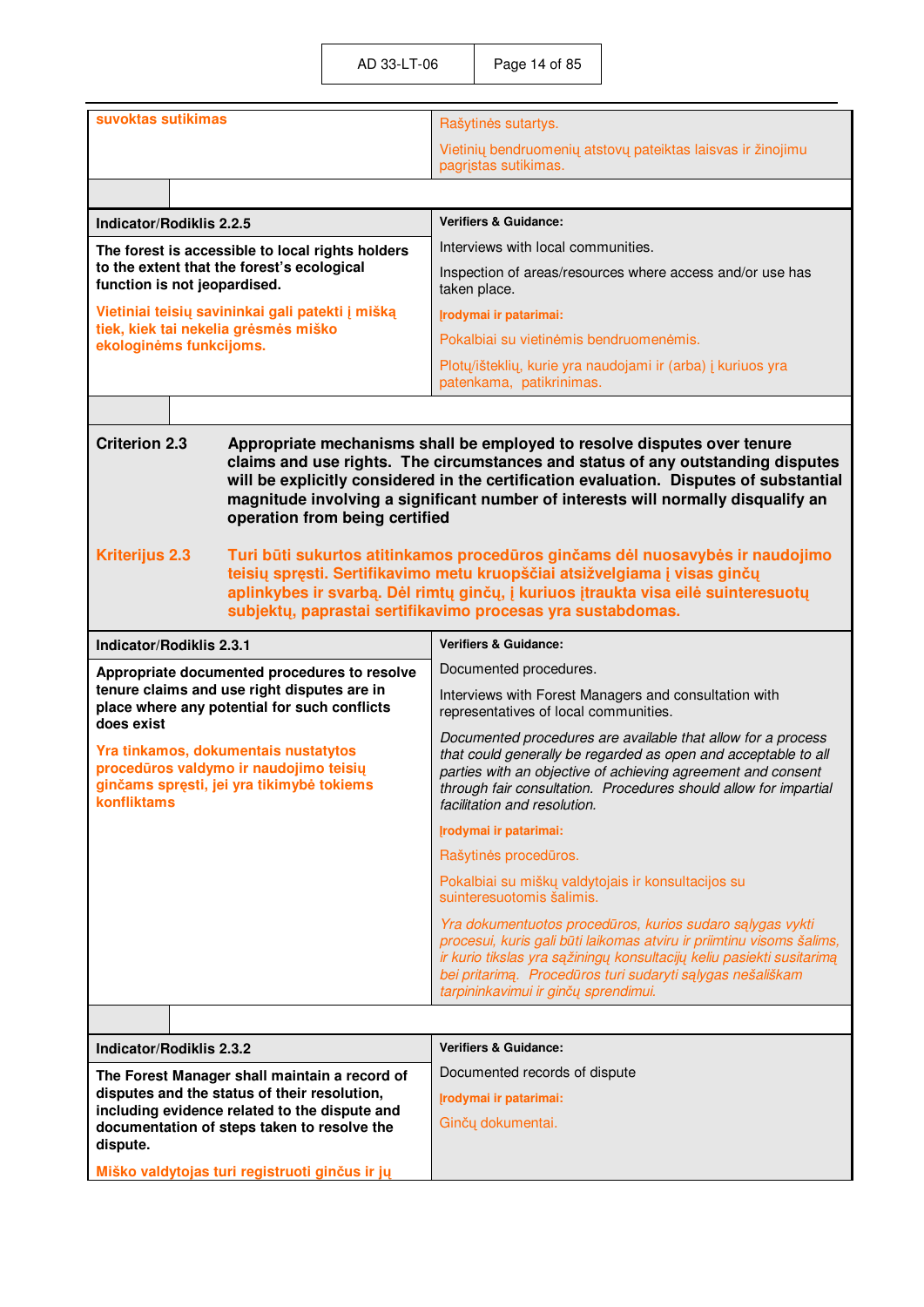| | |
|---|---|
| **suvoktas sutikimas** | Rašytinės sutartys.<br><br>Vietinių bendruomenių atstovų pateiktas laisvas ir žinojimu pagrįstas sutikimas. |

| **Indicator/Rodiklis 2.2.5** | **Verifiers & Guidance:** |
|---|---|
| **The forest is accessible to local rights holders to the extent that the forest's ecological function is not jeopardised.**<br><br>**Vietiniai teisių savininkai gali patekti į mišką tiek, kiek tai nekelia grėsmės miško ekologinėms funkcijoms.** | Interviews with local communities.<br><br>Inspection of areas/resources where access and/or use has taken place.<br><br>**Įrodymai ir patarimai:**<br><br>Pokalbiai su vietinėmis bendruomenėmis.<br><br>Plotų/išteklių, kurie yra naudojami ir (arba) į kuriuos yra patenkama, patikrinimas. |

**Criterion 2.3** **Appropriate mechanisms shall be employed to resolve disputes over tenure claims and use rights. The circumstances and status of any outstanding disputes will be explicitly considered in the certification evaluation. Disputes of substantial magnitude involving a significant number of interests will normally disqualify an operation from being certified**

**Kriterijus 2.3** **Turi būti sukurtos atitinkamos procedūros ginčams dėl nuosavybės ir naudojimo teisių spręsti. Sertifikavimo metu kruopščiai atsižvelgiama į visas ginčų aplinkybes ir svarbą. Dėl rimtų ginčų, į kuriuos įtraukta visa eilė suinteresuotų subjektų, paprastai sertifikavimo procesas yra sustabdomas.**

| **Indicator/Rodiklis 2.3.1** | **Verifiers & Guidance:** |
|---|---|
| **Appropriate documented procedures to resolve tenure claims and use right disputes are in place where any potential for such conflicts does exist**<br><br>**Yra tinkamos, dokumentais nustatytos procedūros valdymo ir naudojimo teisių ginčams spręsti, jei yra tikimybė tokiems konfliktams** | Documented procedures.<br><br>Interviews with Forest Managers and consultation with representatives of local communities.<br><br>*Documented procedures are available that allow for a process that could generally be regarded as open and acceptable to all parties with an objective of achieving agreement and consent through fair consultation. Procedures should allow for impartial facilitation and resolution.*<br><br>**Įrodymai ir patarimai:**<br><br>Rašytinės procedūros.<br><br>Pokalbiai su miškų valdytojais ir konsultacijos su suinteresuotomis šalimis.<br><br>*Yra dokumentuotos procedūros, kurios sudaro sąlygas vykti procesui, kuris gali būti laikomas atviru ir priimtinu visoms šalims, ir kurio tikslas yra sąžiningų konsultacijų keliu pasiekti susitarimą bei pritarimą. Procedūros turi sudaryti sąlygas nešališkam tarpininkavimui ir ginčų sprendimui.* |

| **Indicator/Rodiklis 2.3.2** | **Verifiers & Guidance:** |
|---|---|
| **The Forest Manager shall maintain a record of disputes and the status of their resolution, including evidence related to the dispute and documentation of steps taken to resolve the dispute.**<br><br>**Miško valdytojas turi registruoti ginčus ir jų** | Documented records of dispute<br><br>**Įrodymai ir patarimai:**<br><br>Ginčų dokumentai. |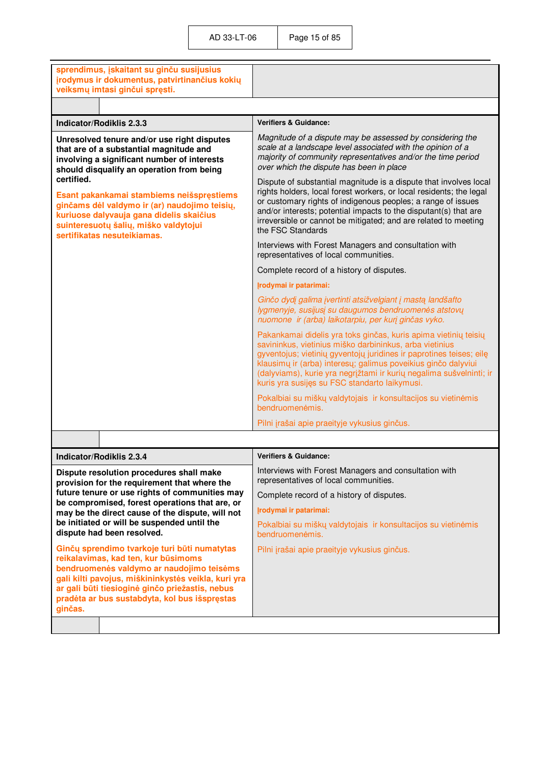| **sprendimus, įskaitant su ginču susijusius įrodymus ir dokumentus, patvirtinančius kokių veiksmų imtasi ginčui spręsti.** | |
|---|---|

| Indicator/Rodiklis 2.3.3 | Verifiers & Guidance: |
|---|---|
| **Unresolved tenure and/or use right disputes that are of a substantial magnitude and involving a significant number of interests should disqualify an operation from being certified.**<br><br>**Esant pakankamai stambiems neišspręstiems ginčams dėl valdymo ir (ar) naudojimo teisių, kuriuose dalyvauja gana didelis skaičius suinteresuotų šalių, miško valdytojui sertifikatas nesuteikiamas.** | *Magnitude of a dispute may be assessed by considering the scale at a landscape level associated with the opinion of a majority of community representatives and/or the time period over which the dispute has been in place*<br><br>Dispute of substantial magnitude is a dispute that involves local rights holders, local forest workers, or local residents; the legal or customary rights of indigenous peoples; a range of issues and/or interests; potential impacts to the disputant(s) that are irreversible or cannot be mitigated; and are related to meeting the FSC Standards<br><br>Interviews with Forest Managers and consultation with representatives of local communities.<br><br>Complete record of a history of disputes.<br><br>**Įrodymai ir patarimai:**<br><br>*Ginčo dydį galima įvertinti atsižvelgiant į mastą landšafto lygmenyje, susijusį su daugumos bendruomenės atstovų nuomone ir (arba) laikotarpiu, per kurį ginčas vyko.*<br><br>Pakankamai didelis yra toks ginčas, kuris apima vietinių teisių savininkus, vietinius miško darbininkus, arba vietinius gyventojus; vietinių gyventojų juridines ir paprotines teises; eilę klausimų ir (arba) interesų; galimus poveikius ginčo dalyviui (dalyviams), kurie yra negrįžtami ir kurių negalima sušvelninti; ir kuris yra susijęs su FSC standarto laikymusi.<br><br>Pokalbiai su miškų valdytojais ir konsultacijos su vietinėmis bendruomenėmis.<br><br>Pilni įrašai apie praeityje vykusius ginčus. |

| Indicator/Rodiklis 2.3.4 | Verifiers & Guidance: |
|---|---|
| **Dispute resolution procedures shall make provision for the requirement that where the future tenure or use rights of communities may be compromised, forest operations that are, or may be the direct cause of the dispute, will not be initiated or will be suspended until the dispute had been resolved.**<br><br>**Ginčų sprendimo tvarkoje turi būti numatytas reikalavimas, kad ten, kur būsimoms bendruomenės valdymo ar naudojimo teisėms gali kilti pavojus, miškininkystės veikla, kuri yra ar gali būti tiesioginė ginčo priežastis, nebus pradėta ar bus sustabdyta, kol bus išspręstas ginčas.** | Interviews with Forest Managers and consultation with representatives of local communities.<br><br>Complete record of a history of disputes.<br><br>**Įrodymai ir patarimai:**<br><br>Pokalbiai su miškų valdytojais ir konsultacijos su vietinėmis bendruomenėmis.<br><br>Pilni įrašai apie praeityje vykusius ginčus. |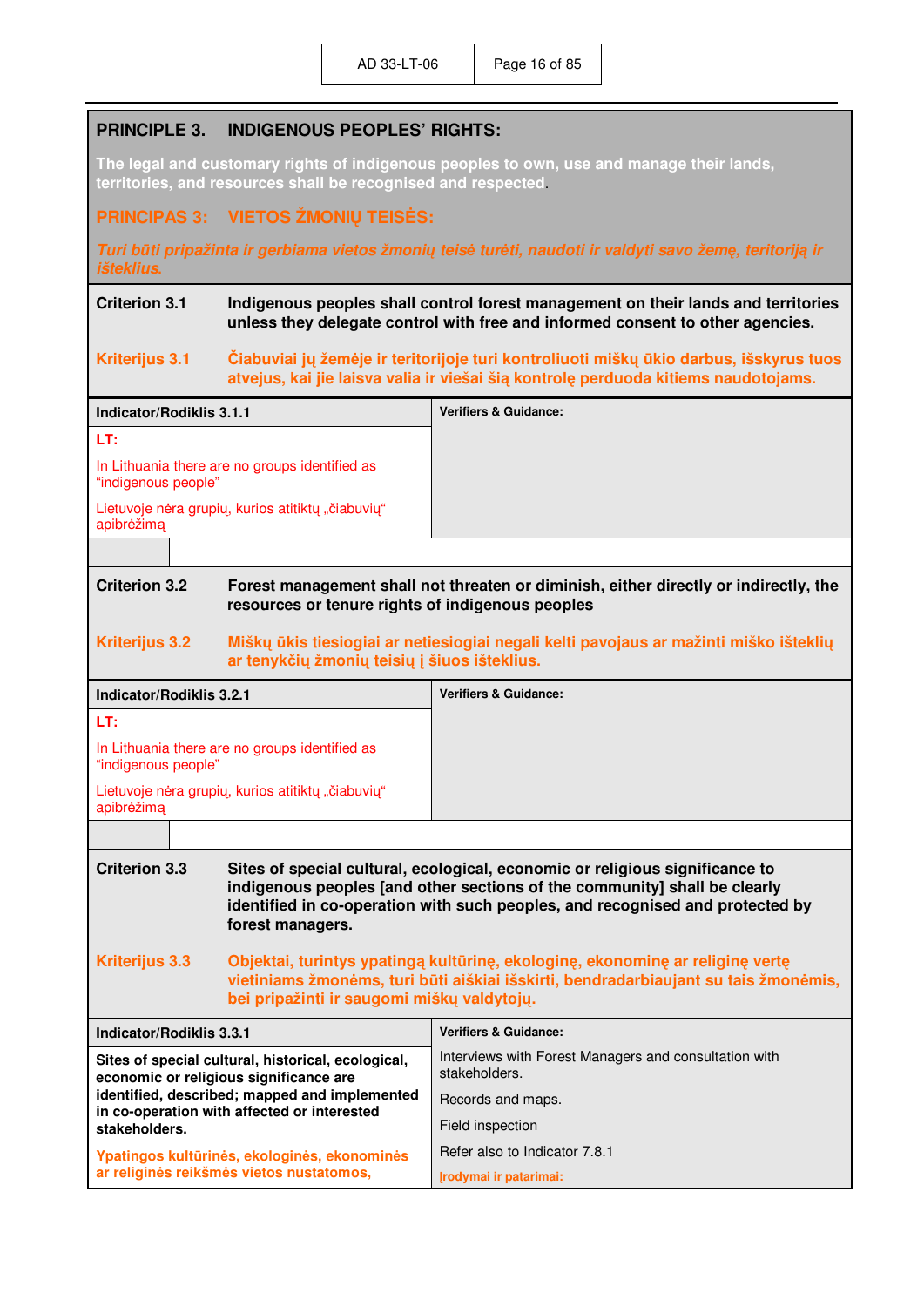## PRINCIPLE 3. INDIGENOUS PEOPLES' RIGHTS:

**The legal and customary rights of indigenous peoples to own, use and manage their lands, territories, and resources shall be recognised and respected.**

## PRINCIPAS 3: VIETOS ŽMONIŲ TEISĖS:

***Turi būti pripažinta ir gerbiama vietos žmonių teisė turėti, naudoti ir valdyti savo žemę, teritoriją ir išteklius.***

**Criterion 3.1** **Indigenous peoples shall control forest management on their lands and territories unless they delegate control with free and informed consent to other agencies.**

**Kriterijus 3.1** **Čiabuviai jų žemėje ir teritorijoje turi kontroliuoti miškų ūkio darbus, išskyrus tuos atvejus, kai jie laisva valia ir viešai šią kontrolę perduoda kitiems naudotojams.**

| Indicator/Rodiklis 3.1.1 | Verifiers & Guidance: |
|---|---|
| LT:<br>In Lithuania there are no groups identified as "indigenous people"<br>Lietuvoje nėra grupių, kurios atitiktų „čiabuvių" apibrėžimą | |

**Criterion 3.2** **Forest management shall not threaten or diminish, either directly or indirectly, the resources or tenure rights of indigenous peoples**

**Kriterijus 3.2** **Miškų ūkis tiesiogiai ar netiesiogiai negali kelti pavojaus ar mažinti miško išteklių ar tenykčių žmonių teisių į šiuos išteklius.**

| Indicator/Rodiklis 3.2.1 | Verifiers & Guidance: |
|---|---|
| LT:<br>In Lithuania there are no groups identified as "indigenous people"<br>Lietuvoje nėra grupių, kurios atitiktų „čiabuvių" apibrėžimą | |

**Criterion 3.3** **Sites of special cultural, ecological, economic or religious significance to indigenous peoples [and other sections of the community] shall be clearly identified in co-operation with such peoples, and recognised and protected by forest managers.**

**Kriterijus 3.3** **Objektai, turintys ypatingą kultūrinę, ekologinę, ekonominę ar religinę vertę vietiniams žmonėms, turi būti aiškiai išskirti, bendradarbiaujant su tais žmonėmis, bei pripažinti ir saugomi miškų valdytojų.**

| Indicator/Rodiklis 3.3.1 | Verifiers & Guidance: |
|---|---|
| **Sites of special cultural, historical, ecological, economic or religious significance are identified, described; mapped and implemented in co-operation with affected or interested stakeholders.**<br>**Ypatingos kultūrinės, ekologinės, ekonominės ar religinės reikšmės vietos nustatomos,** | Interviews with Forest Managers and consultation with stakeholders.<br>Records and maps.<br>Field inspection<br>Refer also to Indicator 7.8.1<br>**Įrodymai ir patarimai:** |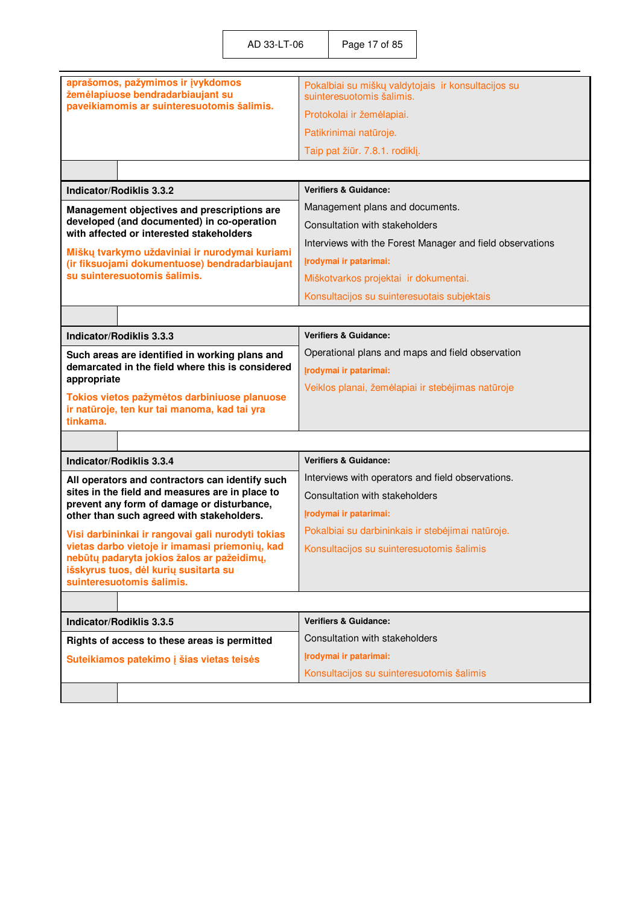| | |
|---|---|
| **aprašomos, pažymimos ir įvykdomos žemėlapiuose bendradarbiaujant su paveikiamomis ar suinteresuotomis šalimis.** | Pokalbiai su miškų valdytojais ir konsultacijos su suinteresuotomis šalimis.<br><br>Protokolai ir žemėlapiai.<br><br>Patikrinimai natūroje.<br><br>Taip pat žiūr. 7.8.1. rodiklį. |

| **Indicator/Rodiklis 3.3.2** | **Verifiers & Guidance:** |
|---|---|
| **Management objectives and prescriptions are developed (and documented) in co-operation with affected or interested stakeholders**<br><br>**Miškų tvarkymo uždaviniai ir nurodymai kuriami (ir fiksuojami dokumentuose) bendradarbiaujant su suinteresuotomis šalimis.** | Management plans and documents.<br><br>Consultation with stakeholders<br><br>Interviews with the Forest Manager and field observations<br><br>**Įrodymai ir patarimai:**<br><br>Miškotvarkos projektai ir dokumentai.<br><br>Konsultacijos su suinteresuotais subjektais |

| **Indicator/Rodiklis 3.3.3** | **Verifiers & Guidance:** |
|---|---|
| **Such areas are identified in working plans and demarcated in the field where this is considered appropriate**<br><br>**Tokios vietos pažymėtos darbiniuose planuose ir natūroje, ten kur tai manoma, kad tai yra tinkama.** | Operational plans and maps and field observation<br><br>**Įrodymai ir patarimai:**<br><br>Veiklos planai, žemėlapiai ir stebėjimas natūroje |

| **Indicator/Rodiklis 3.3.4** | **Verifiers & Guidance:** |
|---|---|
| **All operators and contractors can identify such sites in the field and measures are in place to prevent any form of damage or disturbance, other than such agreed with stakeholders.**<br><br>**Visi darbininkai ir rangovai gali nurodyti tokias vietas darbo vietoje ir imamasi priemonių, kad nebūtų padaryta jokios žalos ar pažeidimų, išskyrus tuos, dėl kurių susitarta su suinteresuotomis šalimis.** | Interviews with operators and field observations.<br><br>Consultation with stakeholders<br><br>**Įrodymai ir patarimai:**<br><br>Pokalbiai su darbininkais ir stebėjimai natūroje.<br><br>Konsultacijos su suinteresuotomis šalimis |

| **Indicator/Rodiklis 3.3.5** | **Verifiers & Guidance:** |
|---|---|
| **Rights of access to these areas is permitted**<br><br>**Suteikiamos patekimo į šias vietas teisės** | Consultation with stakeholders<br><br>**Įrodymai ir patarimai:**<br><br>Konsultacijos su suinteresuotomis šalimis |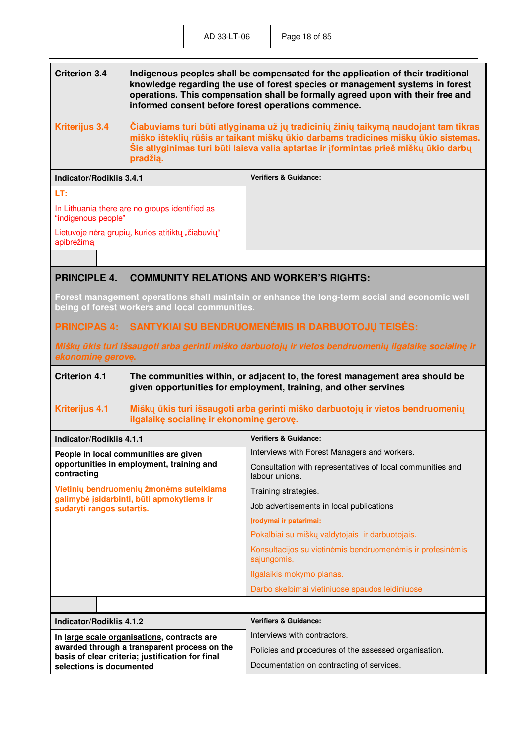**Criterion 3.4** **Indigenous peoples shall be compensated for the application of their traditional knowledge regarding the use of forest species or management systems in forest operations. This compensation shall be formally agreed upon with their free and informed consent before forest operations commence.**

**Kriterijus 3.4** **Čiabuviams turi būti atlyginama už jų tradicinių žinių taikymą naudojant tam tikras miško išteklių rūšis ar taikant miškų ūkio darbams tradicines miškų ūkio sistemas. Šis atlyginimas turi būti laisva valia aptartas ir įformintas prieš miškų ūkio darbų pradžią.**

| Indicator/Rodiklis 3.4.1 | Verifiers & Guidance: |
|---|---|
| LT:<br><br>In Lithuania there are no groups identified as "indigenous people"<br><br>Lietuvoje nėra grupių, kurios atitiktų „čiabuvių" apibrėžimą | |

## PRINCIPLE 4. COMMUNITY RELATIONS AND WORKER'S RIGHTS:

**Forest management operations shall maintain or enhance the long-term social and economic well being of forest workers and local communities.**

## PRINCIPAS 4: SANTYKIAI SU BENDRUOMENĖMIS IR DARBUOTOJŲ TEISĖS:

***Miškų ūkis turi išsaugoti arba gerinti miško darbuotojų ir vietos bendruomenių ilgalaikę socialinę ir ekonominę gerovę.***

**Criterion 4.1** **The communities within, or adjacent to, the forest management area should be given opportunities for employment, training, and other servines**

**Kriterijus 4.1** **Miškų ūkis turi išsaugoti arba gerinti miško darbuotojų ir vietos bendruomenių ilgalaikę socialinę ir ekonominę gerovę.**

| Indicator/Rodiklis 4.1.1 | Verifiers & Guidance: |
|---|---|
| **People in local communities are given opportunities in employment, training and contracting**<br><br>**Vietinių bendruomenių žmonėms suteikiama galimybė įsidarbinti, būti apmokytiems ir sudaryti rangos sutartis.** | Interviews with Forest Managers and workers.<br><br>Consultation with representatives of local communities and labour unions.<br><br>Training strategies.<br><br>Job advertisements in local publications<br><br>**Įrodymai ir patarimai:**<br><br>Pokalbiai su miškų valdytojais ir darbuotojais.<br><br>Konsultacijos su vietinėmis bendruomenėmis ir profesinėmis sąjungomis.<br><br>Ilgalaikis mokymo planas.<br><br>Darbo skelbimai vietiniuose spaudos leidiniuose |

| Indicator/Rodiklis 4.1.2 | Verifiers & Guidance: |
|---|---|
| **In large scale organisations, contracts are awarded through a transparent process on the basis of clear criteria; justification for final selections is documented** | Interviews with contractors.<br><br>Policies and procedures of the assessed organisation.<br><br>Documentation on contracting of services. |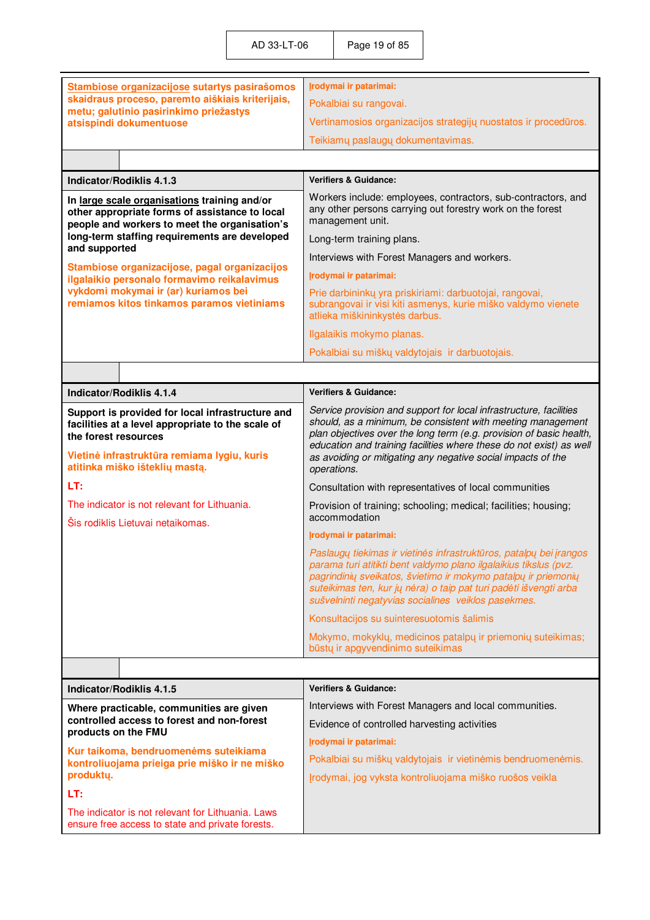| | |
|---|---|
| **Stambiose organizacijose sutartys pasirašomos skaidraus proceso, paremto aiškiais kriterijais, metu; galutinio pasirinkimo priežastys atsispindi dokumentuose** | **Įrodymai ir patarimai:**<br><br>Pokalbiai su rangovai.<br><br>Vertinamosios organizacijos strategijų nuostatos ir procedūros.<br><br>Teikiamų paslaugų dokumentavimas. |

| **Indicator/Rodiklis 4.1.3** | **Verifiers & Guidance:** |
|---|---|
| **In large scale organisations training and/or other appropriate forms of assistance to local people and workers to meet the organisation's long-term staffing requirements are developed and supported**<br><br>**Stambiose organizacijose, pagal organizacijos ilgalaikio personalo formavimo reikalavimus vykdomi mokymai ir (ar) kuriamos bei remiamos kitos tinkamos paramos vietiniams** | Workers include: employees, contractors, sub-contractors, and any other persons carrying out forestry work on the forest management unit.<br><br>Long-term training plans.<br><br>Interviews with Forest Managers and workers.<br><br>**Įrodymai ir patarimai:**<br><br>Prie darbininkų yra priskiriami: darbuotojai, rangovai, subrangovai ir visi kiti asmenys, kurie miško valdymo vienete atlieka miškininkystės darbus.<br><br>Ilgalaikis mokymo planas.<br><br>Pokalbiai su miškų valdytojais ir darbuotojais. |

| **Indicator/Rodiklis 4.1.4** | **Verifiers & Guidance:** |
|---|---|
| **Support is provided for local infrastructure and facilities at a level appropriate to the scale of the forest resources**<br><br>**Vietinė infrastruktūra remiama lygiu, kuris atitinka miško išteklių mastą.**<br><br>**LT:**<br><br>The indicator is not relevant for Lithuania.<br><br>Šis rodiklis Lietuvai netaikomas. | *Service provision and support for local infrastructure, facilities should, as a minimum, be consistent with meeting management plan objectives over the long term (e.g. provision of basic health, education and training facilities where these do not exist) as well as avoiding or mitigating any negative social impacts of the operations.*<br><br>Consultation with representatives of local communities<br><br>Provision of training; schooling; medical; facilities; housing; accommodation<br><br>**Įrodymai ir patarimai:**<br><br>*Paslaugų tiekimas ir vietinės infrastruktūros, patalpų bei įrangos parama turi atitikti bent valdymo plano ilgalaikius tikslus (pvz. pagrindinių sveikatos, švietimo ir mokymo patalpų ir priemonių suteikimas ten, kur jų nėra) o taip pat turi padėti išvengti arba sušvelninti negatyvias socialines veiklos pasekmes.*<br><br>Konsultacijos su suinteresuotomis šalimis<br><br>Mokymo, mokyklų, medicinos patalpų ir priemonių suteikimas; būstų ir apgyvendinimo suteikimas |

| **Indicator/Rodiklis 4.1.5** | **Verifiers & Guidance:** |
|---|---|
| **Where practicable, communities are given controlled access to forest and non-forest products on the FMU**<br><br>**Kur taikoma, bendruomenėms suteikiama kontroliuojama prieiga prie miško ir ne miško produktų.**<br><br>**LT:**<br><br>The indicator is not relevant for Lithuania. Laws ensure free access to state and private forests. | Interviews with Forest Managers and local communities.<br><br>Evidence of controlled harvesting activities<br><br>**Įrodymai ir patarimai:**<br><br>Pokalbiai su miškų valdytojais ir vietinėmis bendruomenėmis.<br><br>Įrodymai, jog vyksta kontroliuojama miško ruošos veikla |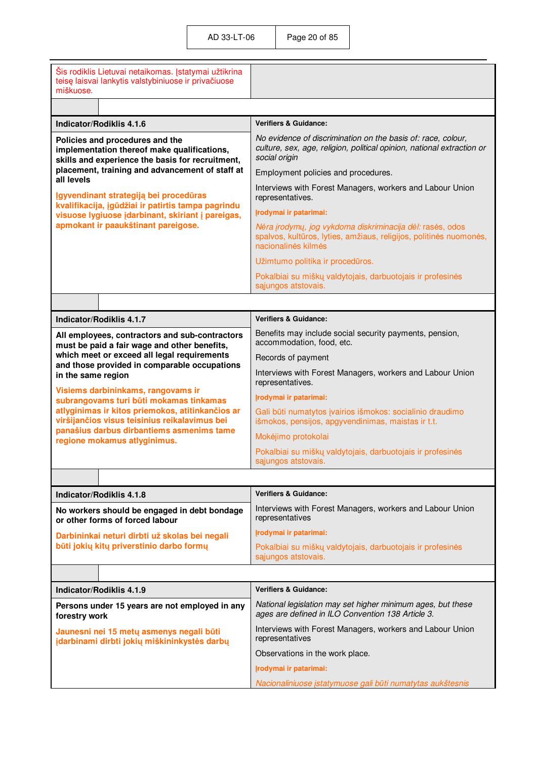| | |
|---|---|
| Šis rodiklis Lietuvai netaikomas. Įstatymai užtikrina teisę laisvai lankytis valstybiniuose ir privačiuose miškuose. | |

| Indicator/Rodiklis 4.1.6 | Verifiers & Guidance: |
|---|---|
| **Policies and procedures and the implementation thereof make qualifications, skills and experience the basis for recruitment, placement, training and advancement of staff at all levels**<br><br>**Įgyvendinant strategiją bei procedūras kvalifikacija, įgūdžiai ir patirtis tampa pagrindu visuose lygiuose įdarbinant, skiriant į pareigas, apmokant ir paaukštinant pareigose.** | *No evidence of discrimination on the basis of: race, colour, culture, sex, age, religion, political opinion, national extraction or social origin*<br><br>Employment policies and procedures.<br><br>Interviews with Forest Managers, workers and Labour Union representatives.<br><br>**Įrodymai ir patarimai:**<br><br>*Nėra įrodymų, jog vykdoma diskriminacija dėl: rasės, odos spalvos, kultūros, lyties, amžiaus, religijos, politinės nuomonės, nacionalinės kilmės*<br><br>Užimtumo politika ir procedūros.<br><br>Pokalbiai su miškų valdytojais, darbuotojais ir profesinės sąjungos atstovais. |

| Indicator/Rodiklis 4.1.7 | Verifiers & Guidance: |
|---|---|
| **All employees, contractors and sub-contractors must be paid a fair wage and other benefits, which meet or exceed all legal requirements and those provided in comparable occupations in the same region**<br><br>**Visiems darbininkams, rangovams ir subrangovams turi būti mokamas tinkamas atlyginimas ir kitos priemokos, atitinkančios ar viršijančios visus teisinius reikalavimus bei panašius darbus dirbantiems asmenims tame regione mokamus atlyginimus.** | Benefits may include social security payments, pension, accommodation, food, etc.<br><br>Records of payment<br><br>Interviews with Forest Managers, workers and Labour Union representatives.<br><br>**Įrodymai ir patarimai:**<br><br>Gali būti numatytos įvairios išmokos: socialinio draudimo išmokos, pensijos, apgyvendinimas, maistas ir t.t.<br><br>Mokėjimo protokolai<br><br>Pokalbiai su miškų valdytojais, darbuotojais ir profesinės sąjungos atstovais. |

| Indicator/Rodiklis 4.1.8 | Verifiers & Guidance: |
|---|---|
| **No workers should be engaged in debt bondage or other forms of forced labour**<br><br>**Darbininkai neturi dirbti už skolas bei negali būti jokių kitų priverstinio darbo formų** | Interviews with Forest Managers, workers and Labour Union representatives<br><br>**Įrodymai ir patarimai:**<br><br>Pokalbiai su miškų valdytojais, darbuotojais ir profesinės sąjungos atstovais. |

| Indicator/Rodiklis 4.1.9 | Verifiers & Guidance: |
|---|---|
| **Persons under 15 years are not employed in any forestry work**<br><br>**Jaunesni nei 15 metų asmenys negali būti įdarbinami dirbti jokių miškininkystės darbų** | *National legislation may set higher minimum ages, but these ages are defined in ILO Convention 138 Article 3.*<br><br>Interviews with Forest Managers, workers and Labour Union representatives<br><br>Observations in the work place.<br><br>**Įrodymai ir patarimai:**<br><br>*Nacionaliniuose įstatymuose gali būti numatytas aukštesnis* |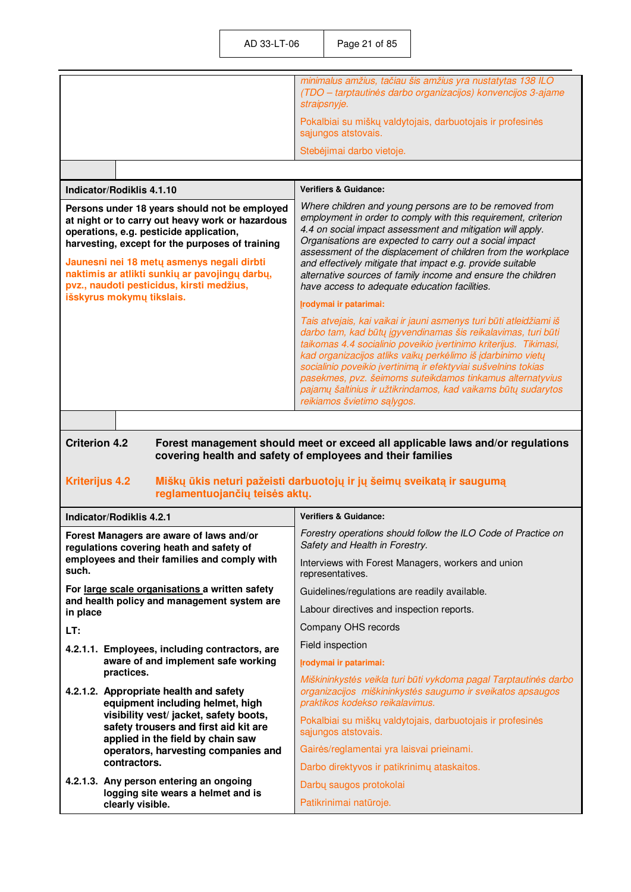| | |
|---|---|
| | *minimalus amžius, tačiau šis amžius yra nustatytas 138 ILO (TDO – tarptautinės darbo organizacijos) konvencijos 3-ajame straipsnyje.*<br><br>Pokalbiai su miškų valdytojais, darbuotojais ir profesinės sąjungos atstovais.<br><br>Stebėjimai darbo vietoje. |

| **Indicator/Rodiklis 4.1.10** | **Verifiers & Guidance:** |
|---|---|
| **Persons under 18 years should not be employed at night or to carry out heavy work or hazardous operations, e.g. pesticide application, harvesting, except for the purposes of training**<br><br>**Jaunesni nei 18 metų asmenys negali dirbti naktimis ar atlikti sunkių ar pavojingų darbų, pvz., naudoti pesticidus, kirsti medžius, išskyrus mokymų tikslais.** | *Where children and young persons are to be removed from employment in order to comply with this requirement, criterion 4.4 on social impact assessment and mitigation will apply. Organisations are expected to carry out a social impact assessment of the displacement of children from the workplace and effectively mitigate that impact e.g. provide suitable alternative sources of family income and ensure the children have access to adequate education facilities.*<br><br>**Įrodymai ir patarimai:**<br><br>*Tais atvejais, kai vaikai ir jauni asmenys turi būti atleidžiami iš darbo tam, kad būtų įgyvendinamas šis reikalavimas, turi būti taikomas 4.4 socialinio poveikio įvertinimo kriterijus. Tikimasi, kad organizacijos atliks vaikų perkėlimo iš įdarbinimo vietų socialinio poveikio įvertinimą ir efektyviai sušvelnins tokias pasekmes, pvz. šeimoms suteikdamos tinkamus alternatyvius pajamų šaltinius ir užtikrindamos, kad vaikams būtų sudarytos reikiamos švietimo sąlygos.* |

**Criterion 4.2** **Forest management should meet or exceed all applicable laws and/or regulations covering health and safety of employees and their families**

**Kriterijus 4.2** **Miškų ūkis neturi pažeisti darbuotojų ir jų šeimų sveikatą ir saugumą reglamentuojančių teisės aktų.**

| **Indicator/Rodiklis 4.2.1** | **Verifiers & Guidance:** |
|---|---|
| **Forest Managers are aware of laws and/or regulations covering heath and safety of employees and their families and comply with such.**<br><br>**For <u>large scale organisations</u> a written safety and health policy and management system are in place**<br><br>**LT:**<br><br>**4.2.1.1. Employees, including contractors, are aware of and implement safe working practices.**<br><br>**4.2.1.2. Appropriate health and safety equipment including helmet, high visibility vest/ jacket, safety boots, safety trousers and first aid kit are applied in the field by chain saw operators, harvesting companies and contractors.**<br><br>**4.2.1.3. Any person entering an ongoing logging site wears a helmet and is clearly visible.** | *Forestry operations should follow the ILO Code of Practice on Safety and Health in Forestry.*<br><br>Interviews with Forest Managers, workers and union representatives.<br><br>Guidelines/regulations are readily available.<br><br>Labour directives and inspection reports.<br><br>Company OHS records<br><br>Field inspection<br><br>**Įrodymai ir patarimai:**<br><br>*Miškininkystės veikla turi būti vykdoma pagal Tarptautinės darbo organizacijos miškininkystės saugumo ir sveikatos apsaugos praktikos kodekso reikalavimus.*<br><br>Pokalbiai su miškų valdytojais, darbuotojais ir profesinės sąjungos atstovais.<br><br>Gairės/reglamentai yra laisvai prieinami.<br><br>Darbo direktyvos ir patikrinimų ataskaitos.<br><br>Darbų saugos protokolai<br><br>Patikrinimai natūroje. |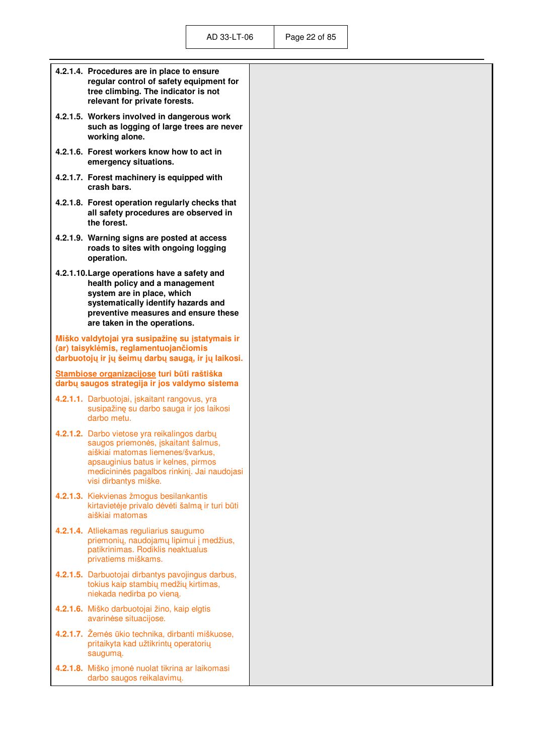**4.2.1.4. Procedures are in place to ensure regular control of safety equipment for tree climbing. The indicator is not relevant for private forests.**

**4.2.1.5. Workers involved in dangerous work such as logging of large trees are never working alone.**

**4.2.1.6. Forest workers know how to act in emergency situations.**

**4.2.1.7. Forest machinery is equipped with crash bars.**

**4.2.1.8. Forest operation regularly checks that all safety procedures are observed in the forest.**

**4.2.1.9. Warning signs are posted at access roads to sites with ongoing logging operation.**

**4.2.1.10. Large operations have a safety and health policy and a management system are in place, which systematically identify hazards and preventive measures and ensure these are taken in the operations.**

**Miško valdytojai yra susipažinę su įstatymais ir (ar) taisyklėmis, reglamentuojančiomis darbuotojų ir jų šeimų darbų saugą, ir jų laikosi.**

**Stambiose organizacijose turi būti raštiška darbų saugos strategija ir jos valdymo sistema**

**4.2.1.1.** Darbuotojai, įskaitant rangovus, yra susipažinę su darbo sauga ir jos laikosi darbo metu.

**4.2.1.2.** Darbo vietose yra reikalingos darbų saugos priemonės, įskaitant šalmus, aiškiai matomas liemenes/švarkus, apsauginius batus ir kelnes, pirmos medicininės pagalbos rinkinį. Jai naudojasi visi dirbantys miške.

**4.2.1.3.** Kiekvienas žmogus besilankantis kirtavietėje privalo dėvėti šalmą ir turi būti aiškiai matomas

**4.2.1.4.** Atliekamas reguliarius saugumo priemonių, naudojamų lipimui į medžius, patikrinimas. Rodiklis neaktualus privatiems miškams.

**4.2.1.5.** Darbuotojai dirbantys pavojingus darbus, tokius kaip stambių medžių kirtimas, niekada nedirba po vieną.

**4.2.1.6.** Miško darbuotojai žino, kaip elgtis avarinėse situacijose.

**4.2.1.7.** Žemės ūkio technika, dirbanti miškuose, pritaikyta kad užtikrintų operatorių saugumą.

**4.2.1.8.** Miško įmonė nuolat tikrina ar laikomasi darbo saugos reikalavimų.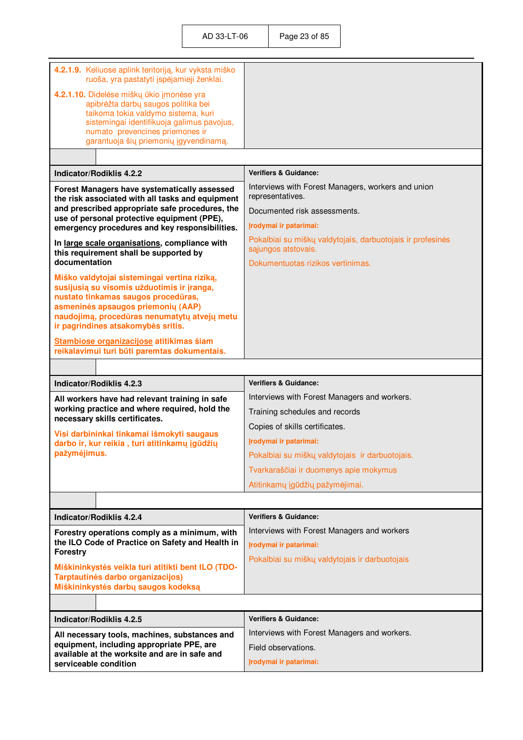| | |
|---|---|
| **4.2.1.9.** Keliuose aplink teritoriją, kur vyksta miško ruoša, yra pastatyti įspėjamieji ženklai.<br><br>**4.2.1.10.** Didelėse miškų ūkio įmonėse yra apibrėžta darbų saugos politika bei taikoma tokia valdymo sistema, kuri sistemingai identifikuoja galimus pavojus, numato prevencines priemones ir garantuoja šių priemonių įgyvendinamą. | |

| **Indicator/Rodiklis 4.2.2** | **Verifiers & Guidance:** |
|---|---|
| **Forest Managers have systematically assessed the risk associated with all tasks and equipment and prescribed appropriate safe procedures, the use of personal protective equipment (PPE), emergency procedures and key responsibilities.**<br><br>**In <u>large scale organisations</u>, compliance with this requirement shall be supported by documentation**<br><br>**Miško valdytojai sistemingai vertina riziką, susijusią su visomis užduotimis ir įranga, nustato tinkamas saugos procedūras, asmeninės apsaugos priemonių (AAP) naudojimą, procedūras nenumatytų atvejų metu ir pagrindinės atsakomybės sritis.**<br><br>**<u>Stambiose organizacijose</u> atitikimas šiam reikalavimui turi būti paremtas dokumentais.** | Interviews with Forest Managers, workers and union representatives.<br><br>Documented risk assessments.<br><br>**Įrodymai ir patarimai:**<br><br>Pokalbiai su miškų valdytojais, darbuotojais ir profesinės sąjungos atstovais.<br><br>Dokumentuotas rizikos vertinimas. |

| **Indicator/Rodiklis 4.2.3** | **Verifiers & Guidance:** |
|---|---|
| **All workers have had relevant training in safe working practice and where required, hold the necessary skills certificates.**<br><br>**Visi darbininkai tinkamai išmokyti saugaus darbo ir, kur reikia , turi atitinkamų įgūdžių pažymėjimus.** | Interviews with Forest Managers and workers.<br><br>Training schedules and records<br><br>Copies of skills certificates.<br><br>**Įrodymai ir patarimai:**<br><br>Pokalbiai su miškų valdytojais ir darbuotojais.<br><br>Tvarkaraščiai ir duomenys apie mokymus<br><br>Atitinkamų įgūdžių pažymėjimai. |

| **Indicator/Rodiklis 4.2.4** | **Verifiers & Guidance:** |
|---|---|
| **Forestry operations comply as a minimum, with the ILO Code of Practice on Safety and Health in Forestry**<br><br>**Miškininkystės veikla turi atitikti bent ILO (TDO- Tarptautinės darbo organizacijos) Miškininkystės darbų saugos kodeksą** | Interviews with Forest Managers and workers<br><br>**Įrodymai ir patarimai:**<br><br>Pokalbiai su miškų valdytojais ir darbuotojais |

| **Indicator/Rodiklis 4.2.5** | **Verifiers & Guidance:** |
|---|---|
| **All necessary tools, machines, substances and equipment, including appropriate PPE, are available at the worksite and are in safe and serviceable condition** | Interviews with Forest Managers and workers.<br><br>Field observations.<br><br>**Įrodymai ir patarimai:** |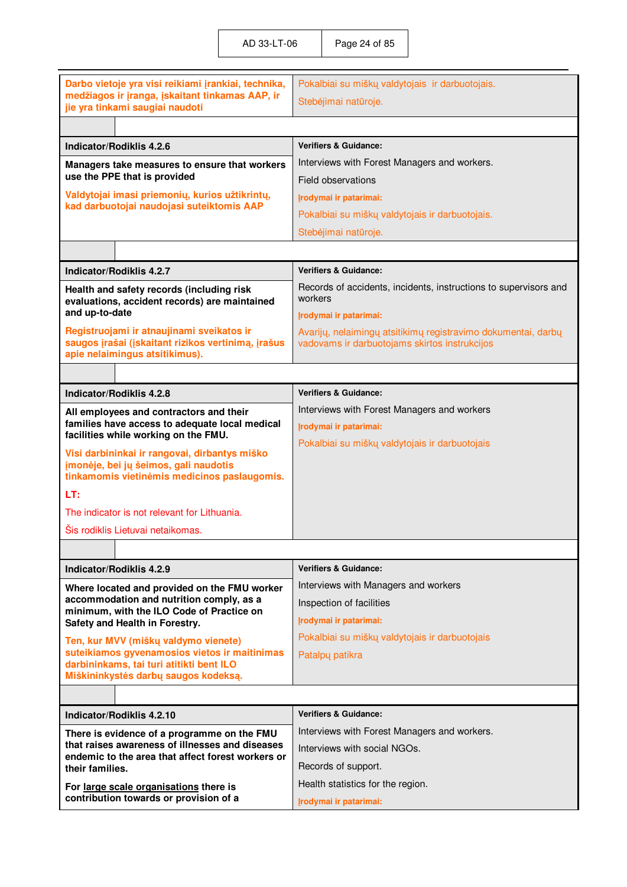| | |
|---|---|
| Darbo vietoje yra visi reikiami įrankiai, technika, medžiagos ir įranga, įskaitant tinkamas AAP, ir jie yra tinkami saugiai naudoti | Pokalbiai su miškų valdytojais ir darbuotojais.<br>Stebėjimai natūroje. |

| Indicator/Rodiklis 4.2.6 | Verifiers & Guidance: |
|---|---|
| **Managers take measures to ensure that workers use the PPE that is provided**<br><br>**Valdytojai imasi priemonių, kurios užtikrintų, kad darbuotojai naudojasi suteiktomis AAP** | Interviews with Forest Managers and workers.<br>Field observations<br>**Įrodymai ir patarimai:**<br>Pokalbiai su miškų valdytojais ir darbuotojais.<br>Stebėjimai natūroje. |

| Indicator/Rodiklis 4.2.7 | Verifiers & Guidance: |
|---|---|
| **Health and safety records (including risk evaluations, accident records) are maintained and up-to-date**<br><br>**Registruojami ir atnaujinami sveikatos ir saugos įrašai (įskaitant rizikos vertinimą, įrašus apie nelaimingus atsitikimus).** | Records of accidents, incidents, instructions to supervisors and workers<br>**Įrodymai ir patarimai:**<br>Avarijų, nelaimingų atsitikimų registravimo dokumentai, darbų vadovams ir darbuotojams skirtos instrukcijos |

| Indicator/Rodiklis 4.2.8 | Verifiers & Guidance: |
|---|---|
| **All employees and contractors and their families have access to adequate local medical facilities while working on the FMU.**<br><br>**Visi darbininkai ir rangovai, dirbantys miško įmonėje, bei jų šeimos, gali naudotis tinkamomis vietinėmis medicinos paslaugomis.**<br><br>**LT:**<br>The indicator is not relevant for Lithuania.<br>Šis rodiklis Lietuvai netaikomas. | Interviews with Forest Managers and workers<br>**Įrodymai ir patarimai:**<br>Pokalbiai su miškų valdytojais ir darbuotojais |

| Indicator/Rodiklis 4.2.9 | Verifiers & Guidance: |
|---|---|
| **Where located and provided on the FMU worker accommodation and nutrition comply, as a minimum, with the ILO Code of Practice on Safety and Health in Forestry.**<br><br>**Ten, kur MVV (miškų valdymo vienete) suteikiamos gyvenamosios vietos ir maitinimas darbininkams, tai turi atitikti bent ILO Miškininkystės darbų saugos kodeksą.** | Interviews with Managers and workers<br>Inspection of facilities<br>**Įrodymai ir patarimai:**<br>Pokalbiai su miškų valdytojais ir darbuotojais<br>Patalpų patikra |

| Indicator/Rodiklis 4.2.10 | Verifiers & Guidance: |
|---|---|
| **There is evidence of a programme on the FMU that raises awareness of illnesses and diseases endemic to the area that affect forest workers or their families.**<br><br>**For large scale organisations there is contribution towards or provision of a** | Interviews with Forest Managers and workers.<br>Interviews with social NGOs.<br>Records of support.<br>Health statistics for the region.<br>**Įrodymai ir patarimai:** |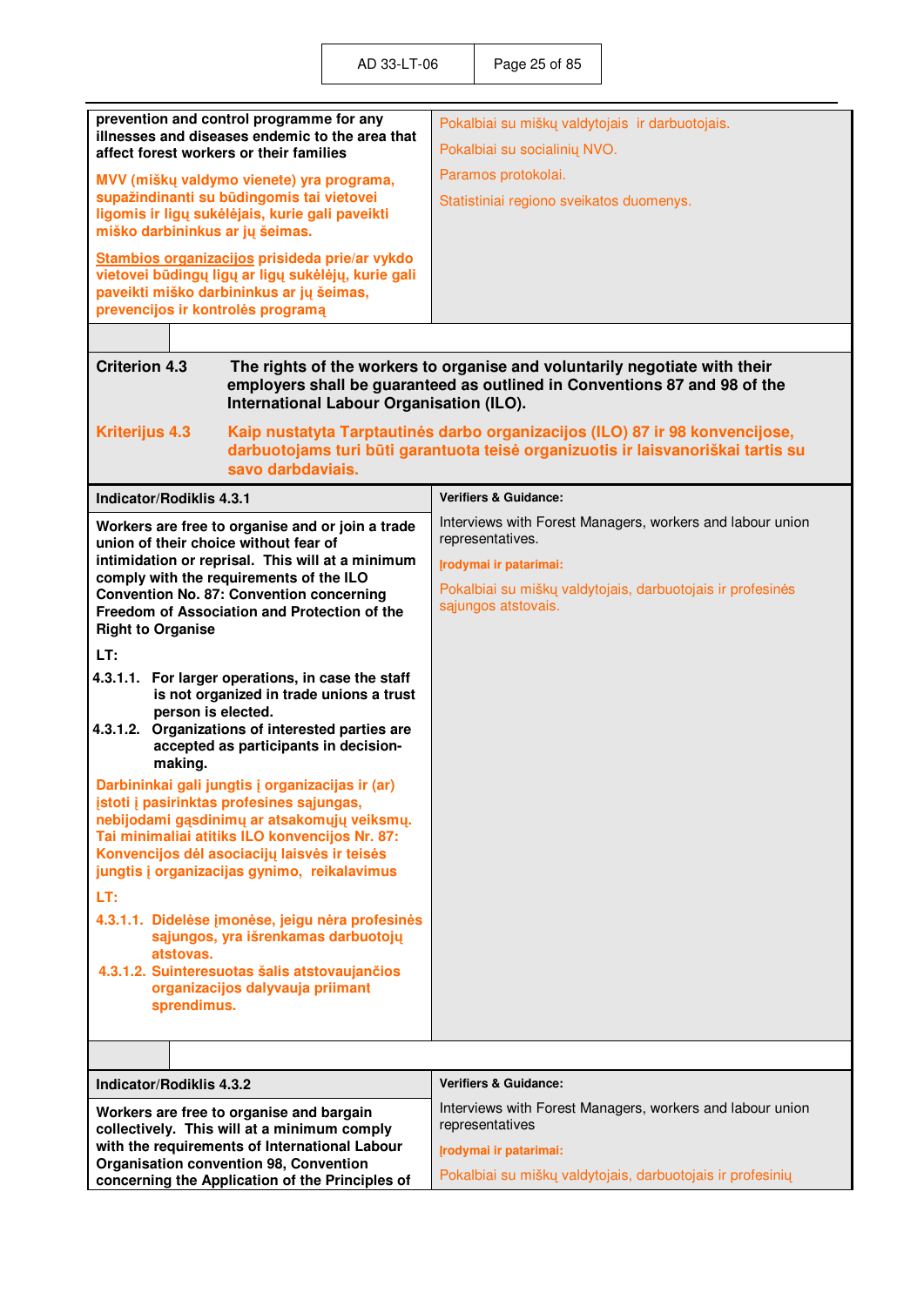| | |
|---|---|
| **prevention and control programme for any illnesses and diseases endemic to the area that affect forest workers or their families**<br><br>**MVV (miškų valdymo vienete) yra programa, supažindinanti su būdingomis tai vietovei ligomis ir ligų sukėlėjais, kurie gali paveikti miško darbininkus ar jų šeimas.**<br><br>**Stambios organizacijos prisideda prie/ar vykdo vietovei būdingų ligų ar ligų sukėlėjų, kurie gali paveikti miško darbininkus ar jų šeimas, prevencijos ir kontrolės programą** | Pokalbiai su miškų valdytojais ir darbuotojais.<br><br>Pokalbiai su socialinių NVO.<br><br>Paramos protokolai.<br><br>Statistiniai regiono sveikatos duomenys. |

**Criterion 4.3** **The rights of the workers to organise and voluntarily negotiate with their employers shall be guaranteed as outlined in Conventions 87 and 98 of the International Labour Organisation (ILO).**

**Kriterijus 4.3** **Kaip nustatyta Tarptautinės darbo organizacijos (ILO) 87 ir 98 konvencijose, darbuotojams turi būti garantuota teisė organizuotis ir laisvanoriškai tartis su savo darbdaviais.**

| Indicator/Rodiklis 4.3.1 | Verifiers & Guidance: |
|---|---|
| **Workers are free to organise and or join a trade union of their choice without fear of intimidation or reprisal. This will at a minimum comply with the requirements of the ILO Convention No. 87: Convention concerning Freedom of Association and Protection of the Right to Organise**<br><br>**LT:**<br><br>**4.3.1.1. For larger operations, in case the staff is not organized in trade unions a trust person is elected.**<br>**4.3.1.2. Organizations of interested parties are accepted as participants in decision-making.**<br><br>**Darbininkai gali jungtis į organizacijas ir (ar) įstoti į pasirinktas profesines sąjungas, nebijodami gąsdinimų ar atsakomųjų veiksmų. Tai minimaliai atitiks ILO konvencijos Nr. 87: Konvencijos dėl asociacijų laisvės ir teisės jungtis į organizacijas gynimo, reikalavimus**<br><br>**LT:**<br><br>**4.3.1.1. Didelėse įmonėse, jeigu nėra profesinės sąjungos, yra išrenkamas darbuotojų atstovas.**<br>**4.3.1.2. Suinteresuotas šalis atstovaujančios organizacijos dalyvauja priimant sprendimus.** | Interviews with Forest Managers, workers and labour union representatives.<br><br>**Įrodymai ir patarimai:**<br><br>Pokalbiai su miškų valdytojais, darbuotojais ir profesinės sąjungos atstovais. |

| Indicator/Rodiklis 4.3.2 | Verifiers & Guidance: |
|---|---|
| **Workers are free to organise and bargain collectively. This will at a minimum comply with the requirements of International Labour Organisation convention 98, Convention concerning the Application of the Principles of** | Interviews with Forest Managers, workers and labour union representatives<br><br>**Įrodymai ir patarimai:**<br><br>Pokalbiai su miškų valdytojais, darbuotojais ir profesinių |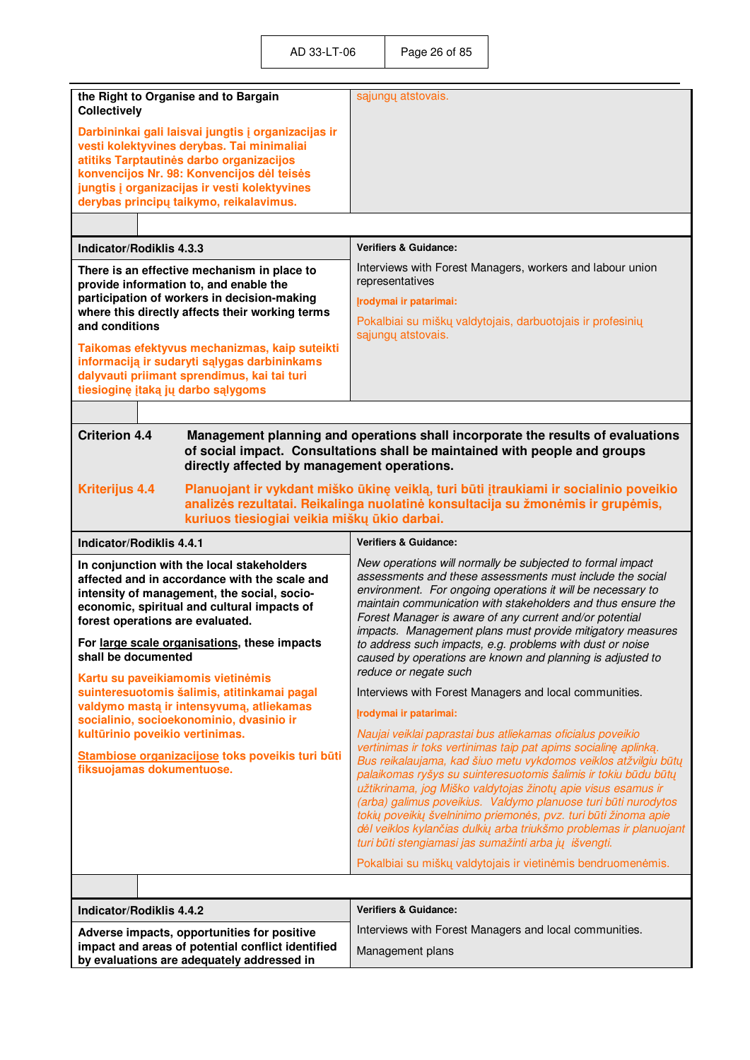| the Right to Organise and to Bargain Collectively<br><br>**Darbininkai gali laisvai jungtis į organizacijas ir vesti kolektyvines derybas. Tai minimaliai atitiks Tarptautinės darbo organizacijos konvencijos Nr. 98: Konvencijos dėl teisės jungtis į organizacijas ir vesti kolektyvines derybas principų taikymo, reikalavimus.** | sąjungų atstovais. |
|---|---|

| **Indicator/Rodiklis 4.3.3** | **Verifiers & Guidance:** |
|---|---|
| **There is an effective mechanism in place to provide information to, and enable the participation of workers in decision-making where this directly affects their working terms and conditions**<br><br>**Taikomas efektyvus mechanizmas, kaip suteikti informaciją ir sudaryti sąlygas darbininkams dalyvauti priimant sprendimus, kai tai turi tiesioginę įtaką jų darbo sąlygoms** | Interviews with Forest Managers, workers and labour union representatives<br><br>**Įrodymai ir patarimai:**<br><br>Pokalbiai su miškų valdytojais, darbuotojais ir profesinių sąjungų atstovais. |

**Criterion 4.4** Management planning and operations shall incorporate the results of evaluations of social impact. Consultations shall be maintained with people and groups directly affected by management operations.

**Kriterijus 4.4** **Planuojant ir vykdant miško ūkinę veiklą, turi būti įtraukiami ir socialinio poveikio analizės rezultatai. Reikalinga nuolatinė konsultacija su žmonėmis ir grupėmis, kuriuos tiesiogiai veikia miškų ūkio darbai.**

| **Indicator/Rodiklis 4.4.1** | **Verifiers & Guidance:** |
|---|---|
| **In conjunction with the local stakeholders affected and in accordance with the scale and intensity of management, the social, socio-economic, spiritual and cultural impacts of forest operations are evaluated.**<br><br>**For <u>large scale organisations</u>, these impacts shall be documented**<br><br>**Kartu su paveikiamomis vietinėmis suinteresuotomis šalimis, atitinkamai pagal valdymo mastą ir intensyvumą, atliekamas socialinio, socioekonominio, dvasinio ir kultūrinio poveikio vertinimas.**<br><br>**<u>Stambiose organizacijose</u> toks poveikis turi būti fiksuojamas dokumentuose.** | *New operations will normally be subjected to formal impact assessments and these assessments must include the social environment. For ongoing operations it will be necessary to maintain communication with stakeholders and thus ensure the Forest Manager is aware of any current and/or potential impacts. Management plans must provide mitigatory measures to address such impacts, e.g. problems with dust or noise caused by operations are known and planning is adjusted to reduce or negate such*<br><br>Interviews with Forest Managers and local communities.<br><br>**Įrodymai ir patarimai:**<br><br>*Naujai veiklai paprastai bus atliekamas oficialus poveikio vertinimas ir toks vertinimas taip pat apims socialinę aplinką. Bus reikalaujama, kad šiuo metu vykdomos veiklos atžvilgiu būtų palaikomas ryšys su suinteresuotomis šalimis ir tokiu būdu būtų užtikrinama, jog Miško valdytojas žinotų apie visus esamus ir (arba) galimus poveikius. Valdymo planuose turi būti nurodytos tokių poveikių švelninimo priemonės, pvz. turi būti žinoma apie dėl veiklos kylančias dulkių arba triukšmo problemas ir planuojant turi būti stengiamasi jas sumažinti arba jų išvengti.*<br><br>Pokalbiai su miškų valdytojais ir vietinėmis bendruomenėmis. |

| **Indicator/Rodiklis 4.4.2** | **Verifiers & Guidance:** |
|---|---|
| **Adverse impacts, opportunities for positive impact and areas of potential conflict identified by evaluations are adequately addressed in** | Interviews with Forest Managers and local communities.<br><br>Management plans |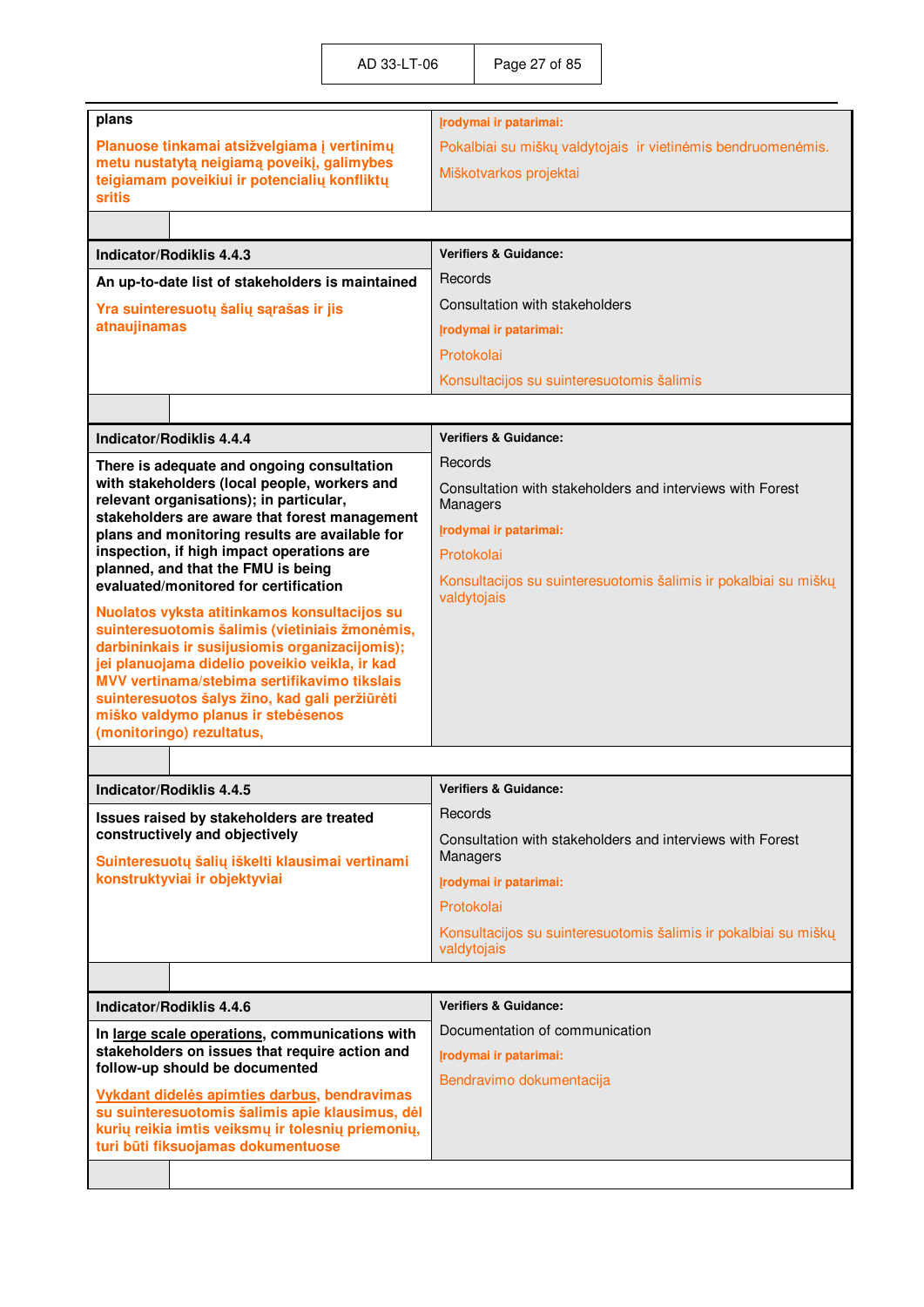| plans<br><br>Planuose tinkamai atsižvelgiama į vertinimų metu nustatytą neigiamą poveikį, galimybes teigiamam poveikiui ir potencialių konfliktų sritis | **Įrodymai ir patarimai:**<br><br>Pokalbiai su miškų valdytojais ir vietinėmis bendruomenėmis.<br><br>Miškotvarkos projektai |
|---|---|

| **Indicator/Rodiklis 4.4.3** | **Verifiers & Guidance:** |
|---|---|
| **An up-to-date list of stakeholders is maintained**<br><br>**Yra suinteresuotų šalių sąrašas ir jis atnaujinamas** | Records<br><br>Consultation with stakeholders<br><br>**Įrodymai ir patarimai:**<br><br>Protokolai<br><br>Konsultacijos su suinteresuotomis šalimis |

| **Indicator/Rodiklis 4.4.4** | **Verifiers & Guidance:** |
|---|---|
| **There is adequate and ongoing consultation with stakeholders (local people, workers and relevant organisations); in particular, stakeholders are aware that forest management plans and monitoring results are available for inspection, if high impact operations are planned, and that the FMU is being evaluated/monitored for certification**<br><br>**Nuolatos vyksta atitinkamos konsultacijos su suinteresuotomis šalimis (vietiniais žmonėmis, darbininkais ir susijusiomis organizacijomis); jei planuojama didelio poveikio veikla, ir kad MVV vertinama/stebima sertifikavimo tikslais suinteresuotos šalys žino, kad gali peržiūrėti miško valdymo planus ir stebėsenos (monitoringo) rezultatus,** | Records<br><br>Consultation with stakeholders and interviews with Forest Managers<br><br>**Įrodymai ir patarimai:**<br><br>Protokolai<br><br>Konsultacijos su suinteresuotomis šalimis ir pokalbiai su miškų valdytojais |

| **Indicator/Rodiklis 4.4.5** | **Verifiers & Guidance:** |
|---|---|
| **Issues raised by stakeholders are treated constructively and objectively**<br><br>**Suinteresuotų šalių iškelti klausimai vertinami konstruktyviai ir objektyviai** | Records<br><br>Consultation with stakeholders and interviews with Forest Managers<br><br>**Įrodymai ir patarimai:**<br><br>Protokolai<br><br>Konsultacijos su suinteresuotomis šalimis ir pokalbiai su miškų valdytojais |

| **Indicator/Rodiklis 4.4.6** | **Verifiers & Guidance:** |
|---|---|
| **In large scale operations, communications with stakeholders on issues that require action and follow-up should be documented**<br><br>**Vykdant didelės apimties darbus, bendravimas su suinteresuotomis šalimis apie klausimus, dėl kurių reikia imtis veiksmų ir tolesnių priemonių, turi būti fiksuojamas dokumentuose** | Documentation of communication<br><br>**Įrodymai ir patarimai:**<br><br>Bendravimo dokumentacija |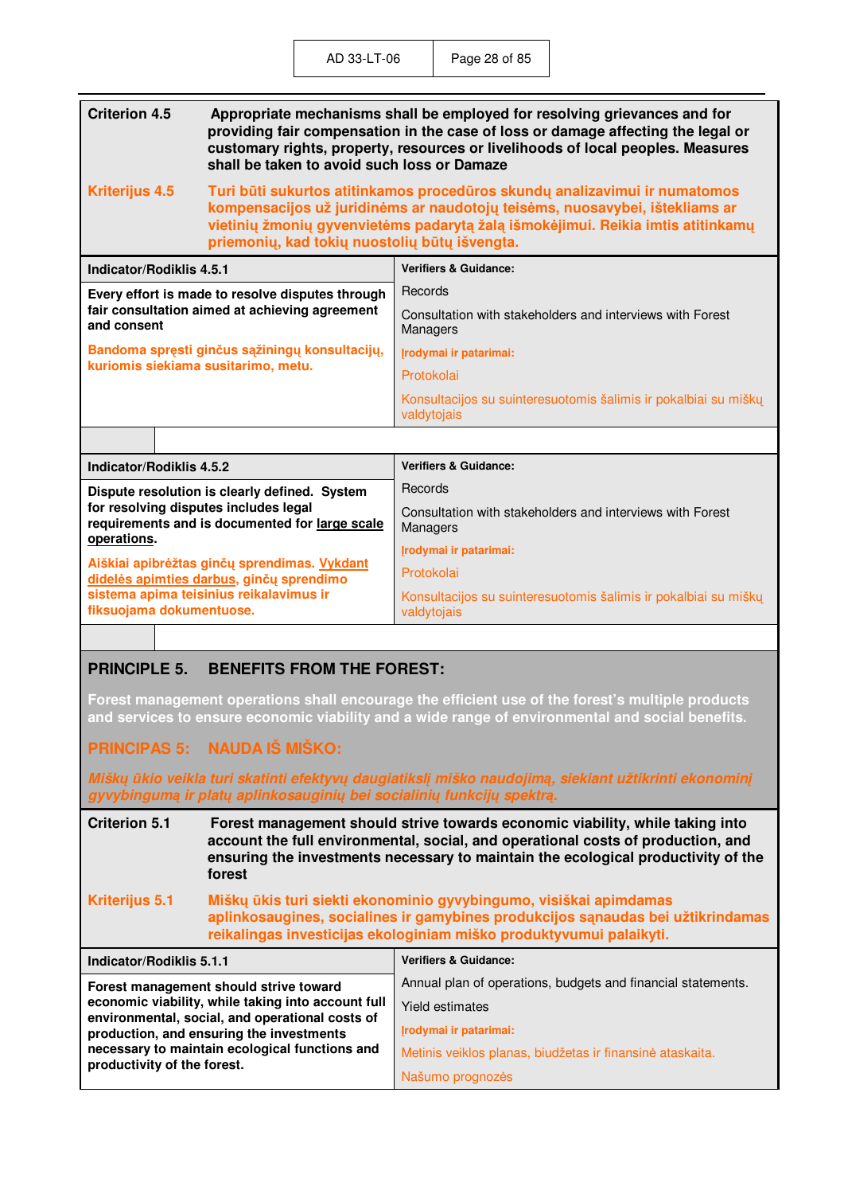**Criterion 4.5** **Appropriate mechanisms shall be employed for resolving grievances and for providing fair compensation in the case of loss or damage affecting the legal or customary rights, property, resources or livelihoods of local peoples. Measures shall be taken to avoid such loss or Damaze**

**Kriterijus 4.5** **Turi būti sukurtos atitinkamos procedūros skundų analizavimui ir numatomos kompensacijos už juridinėms ar naudotojų teisėms, nuosavybei, ištekliams ar vietinių žmonių gyvenvietėms padarytą žalą išmokėjimui. Reikia imtis atitinkamų priemonių, kad tokių nuostolių būtų išvengta.**

| Indicator/Rodiklis 4.5.1 | Verifiers & Guidance: |
|---|---|
| **Every effort is made to resolve disputes through fair consultation aimed at achieving agreement and consent**<br><br>**Bandoma spręsti ginčus sąžiningų konsultacijų, kuriomis siekiama susitarimo, metu.** | Records<br><br>Consultation with stakeholders and interviews with Forest Managers<br><br>Įrodymai ir patarimai:<br><br>Protokolai<br><br>Konsultacijos su suinteresuotomis šalimis ir pokalbiai su miškų valdytojais |

| Indicator/Rodiklis 4.5.2 | Verifiers & Guidance: |
|---|---|
| **Dispute resolution is clearly defined. System for resolving disputes includes legal requirements and is documented for <u>large scale operations</u>.**<br><br>**Aiškiai apibrėžtas ginčų sprendimas. <u>Vykdant didelės apimties darbus</u>, ginčų sprendimo sistema apima teisinius reikalavimus ir fiksuojama dokumentuose.** | Records<br><br>Consultation with stakeholders and interviews with Forest Managers<br><br>Įrodymai ir patarimai:<br><br>Protokolai<br><br>Konsultacijos su suinteresuotomis šalimis ir pokalbiai su miškų valdytojais |

## PRINCIPLE 5. BENEFITS FROM THE FOREST:

**Forest management operations shall encourage the efficient use of the forest's multiple products and services to ensure economic viability and a wide range of environmental and social benefits.**

## PRINCIPAS 5: NAUDA IŠ MIŠKO:

***Miškų ūkio veikla turi skatinti efektyvų daugiatikslį miško naudojimą, siekiant užtikrinti ekonominį gyvybingumą ir platų aplinkosauginių bei socialinių funkcijų spektrą.***

**Criterion 5.1** **Forest management should strive towards economic viability, while taking into account the full environmental, social, and operational costs of production, and ensuring the investments necessary to maintain the ecological productivity of the forest**

**Kriterijus 5.1** **Miškų ūkis turi siekti ekonominio gyvybingumo, visiškai apimdamas aplinkosaugines, socialines ir gamybines produkcijos sąnaudas bei užtikrindamas reikalingas investicijas ekologiniam miško produktyvumui palaikyti.**

| Indicator/Rodiklis 5.1.1 | Verifiers & Guidance: |
|---|---|
| **Forest management should strive toward economic viability, while taking into account full environmental, social and operational costs of production, and ensuring the investments necessary to maintain ecological functions and productivity of the forest.** | Annual plan of operations, budgets and financial statements.<br><br>Yield estimates<br><br>Įrodymai ir patarimai:<br><br>Metinis veiklos planas, biudžetas ir finansinė ataskaita.<br><br>Našumo prognozės |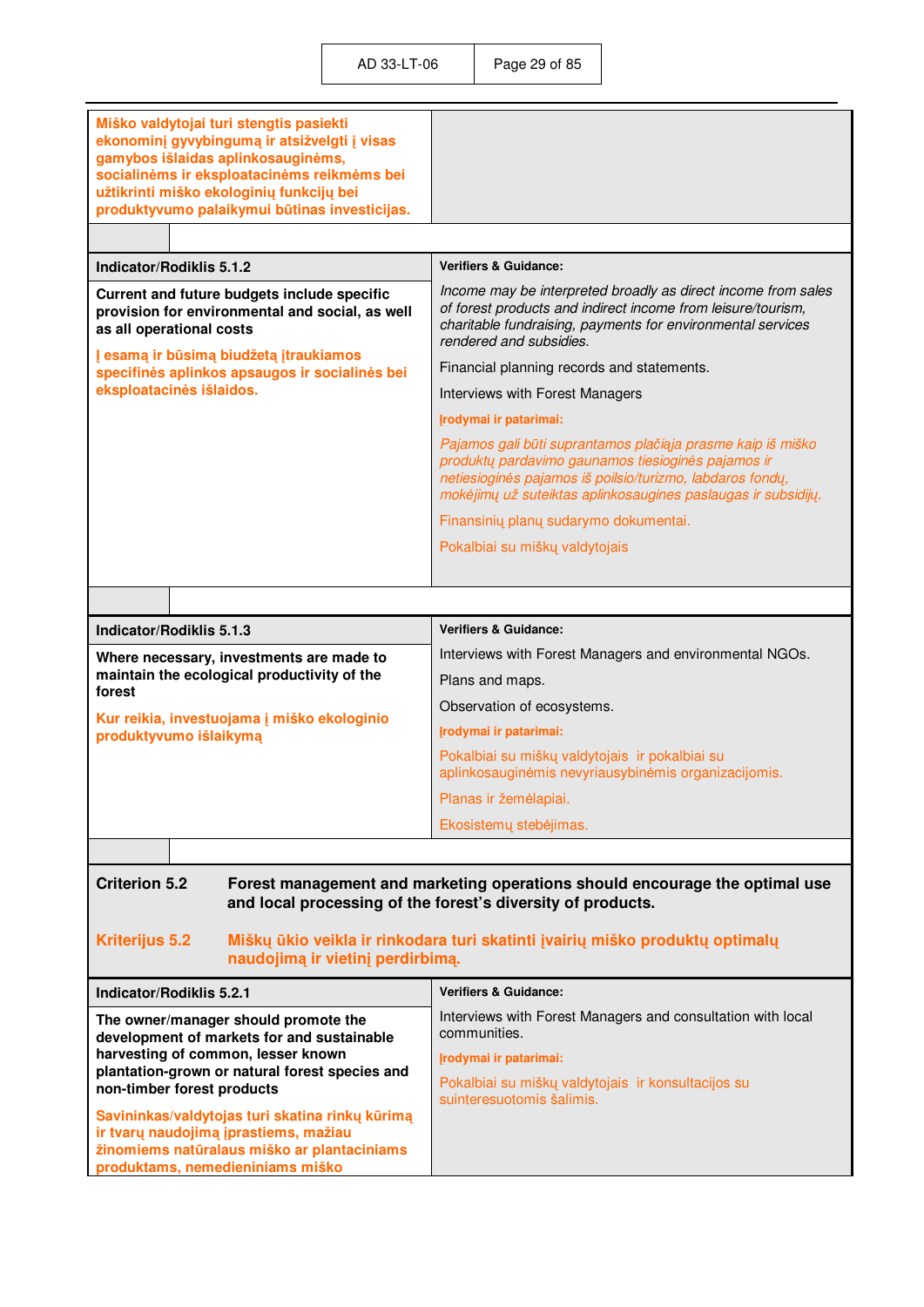| | |
|---|---|
| **Miško valdytojai turi stengtis pasiekti ekonominį gyvybingumą ir atsižvelgti į visas gamybos išlaidas aplinkosauginėms, socialinėms ir eksploatacinėms reikmėms bei užtikrinti miško ekologinių funkcijų bei produktyvumo palaikymui būtinas investicijas.** | |

| Indicator/Rodiklis 5.1.2 | Verifiers & Guidance: |
|---|---|
| **Current and future budgets include specific provision for environmental and social, as well as all operational costs**<br><br>**Į esamą ir būsimą biudžetą įtraukiamos specifinės aplinkos apsaugos ir socialinės bei eksploatacinės išlaidos.** | *Income may be interpreted broadly as direct income from sales of forest products and indirect income from leisure/tourism, charitable fundraising, payments for environmental services rendered and subsidies.*<br><br>Financial planning records and statements.<br><br>Interviews with Forest Managers<br><br>**Įrodymai ir patarimai:**<br><br>*Pajamos gali būti suprantamos plačiąja prasme kaip iš miško produktų pardavimo gaunamos tiesioginės pajamos ir netiesioginės pajamos iš poilsio/turizmo, labdaros fondų, mokėjimų už suteiktas aplinkosaugines paslaugas ir subsidijų.*<br><br>Finansinių planų sudarymo dokumentai.<br><br>Pokalbiai su miškų valdytojais |

| Indicator/Rodiklis 5.1.3 | Verifiers & Guidance: |
|---|---|
| **Where necessary, investments are made to maintain the ecological productivity of the forest**<br><br>**Kur reikia, investuojama į miško ekologinio produktyvumo išlaikymą** | Interviews with Forest Managers and environmental NGOs.<br><br>Plans and maps.<br><br>Observation of ecosystems.<br><br>**Įrodymai ir patarimai:**<br><br>Pokalbiai su miškų valdytojais ir pokalbiai su aplinkosauginėmis nevyriausybinėmis organizacijomis.<br><br>Planas ir žemėlapiai.<br><br>Ekosistemų stebėjimas. |

**Criterion 5.2** **Forest management and marketing operations should encourage the optimal use and local processing of the forest's diversity of products.**

**Kriterijus 5.2** **Miškų ūkio veikla ir rinkodara turi skatinti įvairių miško produktų optimalų naudojimą ir vietinį perdirbimą.**

| Indicator/Rodiklis 5.2.1 | Verifiers & Guidance: |
|---|---|
| **The owner/manager should promote the development of markets for and sustainable harvesting of common, lesser known plantation-grown or natural forest species and non-timber forest products**<br><br>**Savininkas/valdytojas turi skatina rinkų kūrimą ir tvarų naudojimą įprastiems, mažiau žinomiems natūralaus miško ar plantaciniams produktams, nemedieniniams miško** | Interviews with Forest Managers and consultation with local communities.<br><br>**Įrodymai ir patarimai:**<br><br>Pokalbiai su miškų valdytojais ir konsultacijos su suinteresuotomis šalimis. |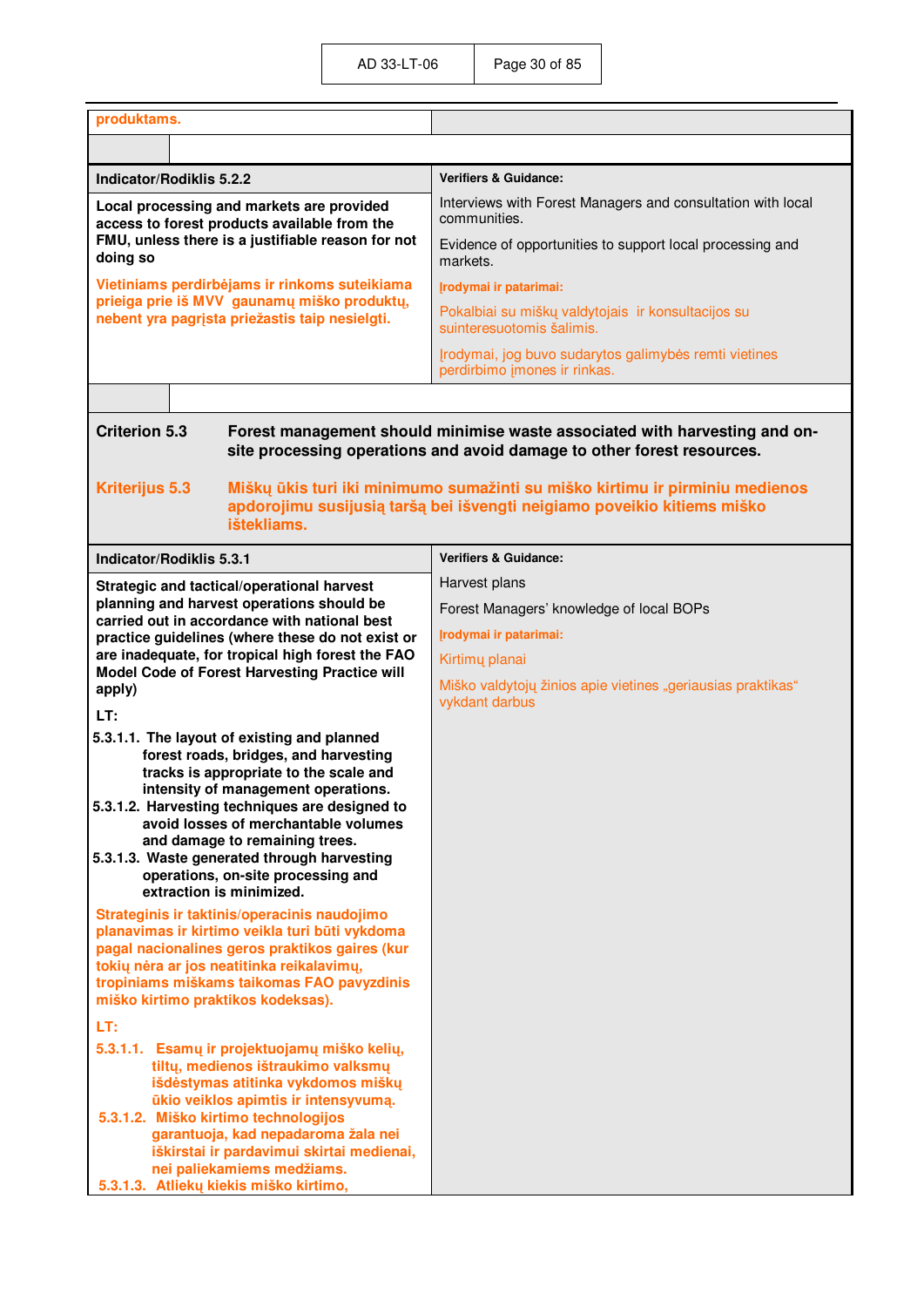| produktams. | |
|---|---|
| | |

| Indicator/Rodiklis 5.2.2 | Verifiers & Guidance: |
|---|---|
| **Local processing and markets are provided access to forest products available from the FMU, unless there is a justifiable reason for not doing so**<br><br>**Vietiniams perdirbėjams ir rinkoms suteikiama prieiga prie iš MVV gaunamų miško produktų, nebent yra pagrįsta priežastis taip nesielgti.** | Interviews with Forest Managers and consultation with local communities.<br><br>Evidence of opportunities to support local processing and markets.<br><br>**Įrodymai ir patarimai:**<br><br>Pokalbiai su miškų valdytojais ir konsultacijos su suinteresuotomis šalimis.<br><br>Įrodymai, jog buvo sudarytos galimybės remti vietines perdirbimo įmones ir rinkas. |

**Criterion 5.3** **Forest management should minimise waste associated with harvesting and on-site processing operations and avoid damage to other forest resources.**

**Kriterijus 5.3** **Miškų ūkis turi iki minimumo sumažinti su miško kirtimu ir pirminiu medienos apdorojimu susijusią taršą bei išvengti neigiamo poveikio kitiems miško ištekliams.**

| Indicator/Rodiklis 5.3.1 | Verifiers & Guidance: |
|---|---|
| **Strategic and tactical/operational harvest planning and harvest operations should be carried out in accordance with national best practice guidelines (where these do not exist or are inadequate, for tropical high forest the FAO Model Code of Forest Harvesting Practice will apply)**<br><br>**LT:**<br><br>**5.3.1.1. The layout of existing and planned forest roads, bridges, and harvesting tracks is appropriate to the scale and intensity of management operations.**<br>**5.3.1.2. Harvesting techniques are designed to avoid losses of merchantable volumes and damage to remaining trees.**<br>**5.3.1.3. Waste generated through harvesting operations, on-site processing and extraction is minimized.**<br><br>**Strateginis ir taktinis/operacinis naudojimo planavimas ir kirtimo veikla turi būti vykdoma pagal nacionalines geros praktikos gaires (kur tokių nėra ar jos neatitinka reikalavimų, tropiniams miškams taikomas FAO pavyzdinis miško kirtimo praktikos kodeksas).**<br><br>**LT:**<br><br>**5.3.1.1. Esamų ir projektuojamų miško kelių, tiltų, medienos ištraukimo valksmų išdėstymas atitinka vykdomos miškų ūkio veiklos apimtis ir intensyvumą.**<br>**5.3.1.2. Miško kirtimo technologijos garantuoja, kad nepadaroma žala nei iškirstai ir pardavimui skirtai medienai, nei paliekamiems medžiams.**<br>**5.3.1.3. Atliekų kiekis miško kirtimo,** | Harvest plans<br><br>Forest Managers' knowledge of local BOPs<br><br>**Įrodymai ir patarimai:**<br><br>Kirtimų planai<br><br>Miško valdytojų žinios apie vietines „geriausias praktikas" vykdant darbus |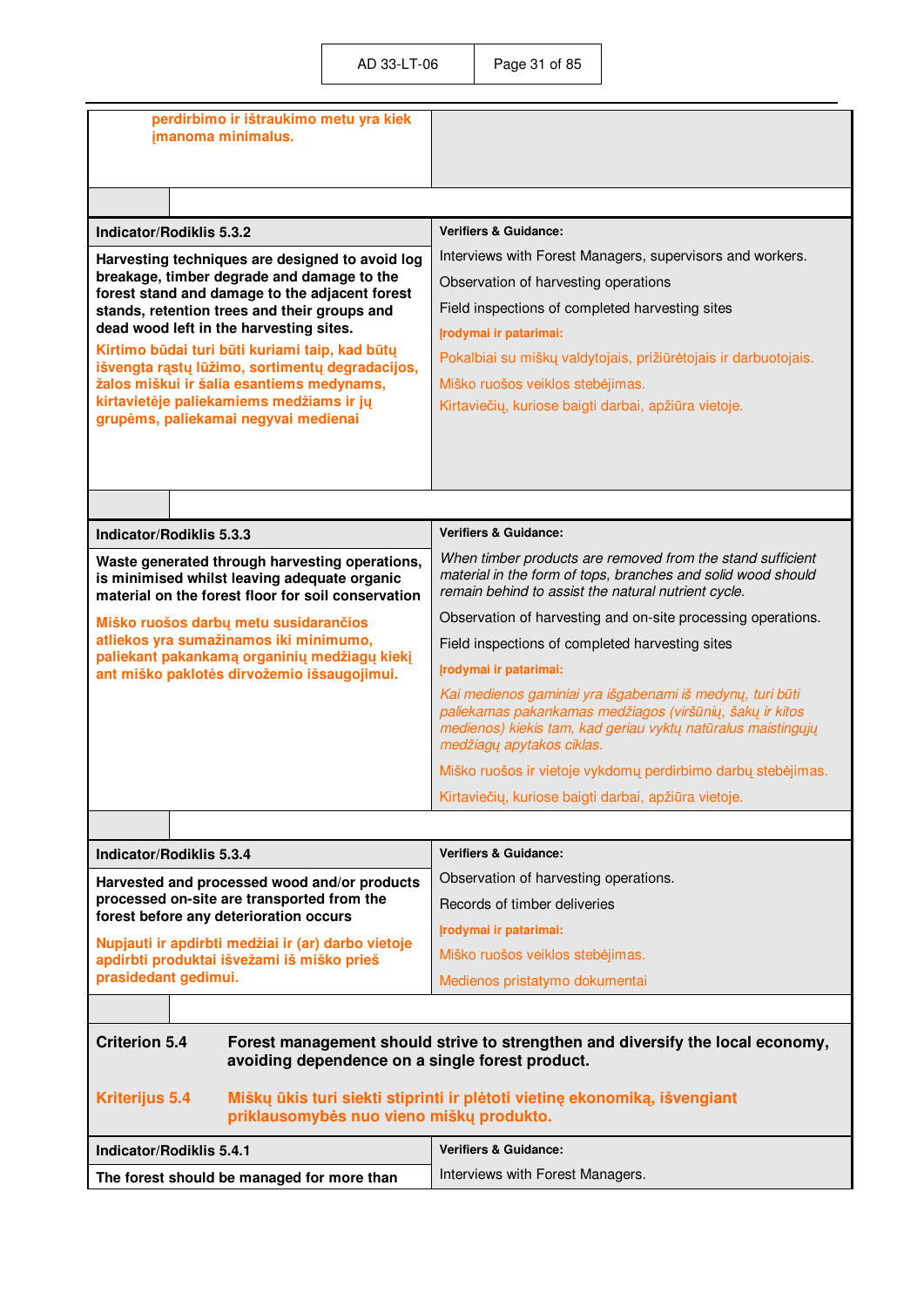| | |
|---|---|
| **perdirbimo ir ištraukimo metu yra kiek įmanoma minimalus.** | |

| **Indicator/Rodiklis 5.3.2** | **Verifiers & Guidance:** |
|---|---|
| **Harvesting techniques are designed to avoid log breakage, timber degrade and damage to the forest stand and damage to the adjacent forest stands, retention trees and their groups and dead wood left in the harvesting sites.**<br><br>**Kirtimo būdai turi būti kuriami taip, kad būtų išvengta rąstų lūžimo, sortimentų degradacijos, žalos miškui ir šalia esantiems medynams, kirtavietėje paliekamiems medžiams ir jų grupėms, paliekamai negyvai medienai** | Interviews with Forest Managers, supervisors and workers.<br><br>Observation of harvesting operations<br><br>Field inspections of completed harvesting sites<br><br>**Įrodymai ir patarimai:**<br><br>Pokalbiai su miškų valdytojais, prižiūrėtojais ir darbuotojais.<br><br>Miško ruošos veiklos stebėjimas.<br><br>Kirtaviečių, kuriose baigti darbai, apžiūra vietoje. |

| **Indicator/Rodiklis 5.3.3** | **Verifiers & Guidance:** |
|---|---|
| **Waste generated through harvesting operations, is minimised whilst leaving adequate organic material on the forest floor for soil conservation**<br><br>**Miško ruošos darbų metu susidarančios atliekos yra sumažinamos iki minimumo, paliekant pakankamą organinių medžiagų kiekį ant miško paklotės dirvožemio išsaugojimui.** | *When timber products are removed from the stand sufficient material in the form of tops, branches and solid wood should remain behind to assist the natural nutrient cycle.*<br><br>Observation of harvesting and on-site processing operations.<br><br>Field inspections of completed harvesting sites<br><br>**Įrodymai ir patarimai:**<br><br>*Kai medienos gaminiai yra išgabenami iš medynų, turi būti paliekamas pakankamas medžiagos (viršūnių, šakų ir kitos medienos) kiekis tam, kad geriau vyktų natūralus maistingųjų medžiagų apytakos ciklas.*<br><br>Miško ruošos ir vietoje vykdomų perdirbimo darbų stebėjimas.<br><br>Kirtaviečių, kuriose baigti darbai, apžiūra vietoje. |

| **Indicator/Rodiklis 5.3.4** | **Verifiers & Guidance:** |
|---|---|
| **Harvested and processed wood and/or products processed on-site are transported from the forest before any deterioration occurs**<br><br>**Nupjauti ir apdirbti medžiai ir (ar) darbo vietoje apdirbti produktai išvežami iš miško prieš prasidedant gedimui.** | Observation of harvesting operations.<br><br>Records of timber deliveries<br><br>**Įrodymai ir patarimai:**<br><br>Miško ruošos veiklos stebėjimas.<br><br>Medienos pristatymo dokumentai |

**Criterion 5.4** **Forest management should strive to strengthen and diversify the local economy, avoiding dependence on a single forest product.**

**Kriterijus 5.4** **Miškų ūkis turi siekti stiprinti ir plėtoti vietinę ekonomiką, išvengiant priklausomybės nuo vieno miškų produkto.**

| **Indicator/Rodiklis 5.4.1** | **Verifiers & Guidance:** |
|---|---|
| **The forest should be managed for more than** | Interviews with Forest Managers. |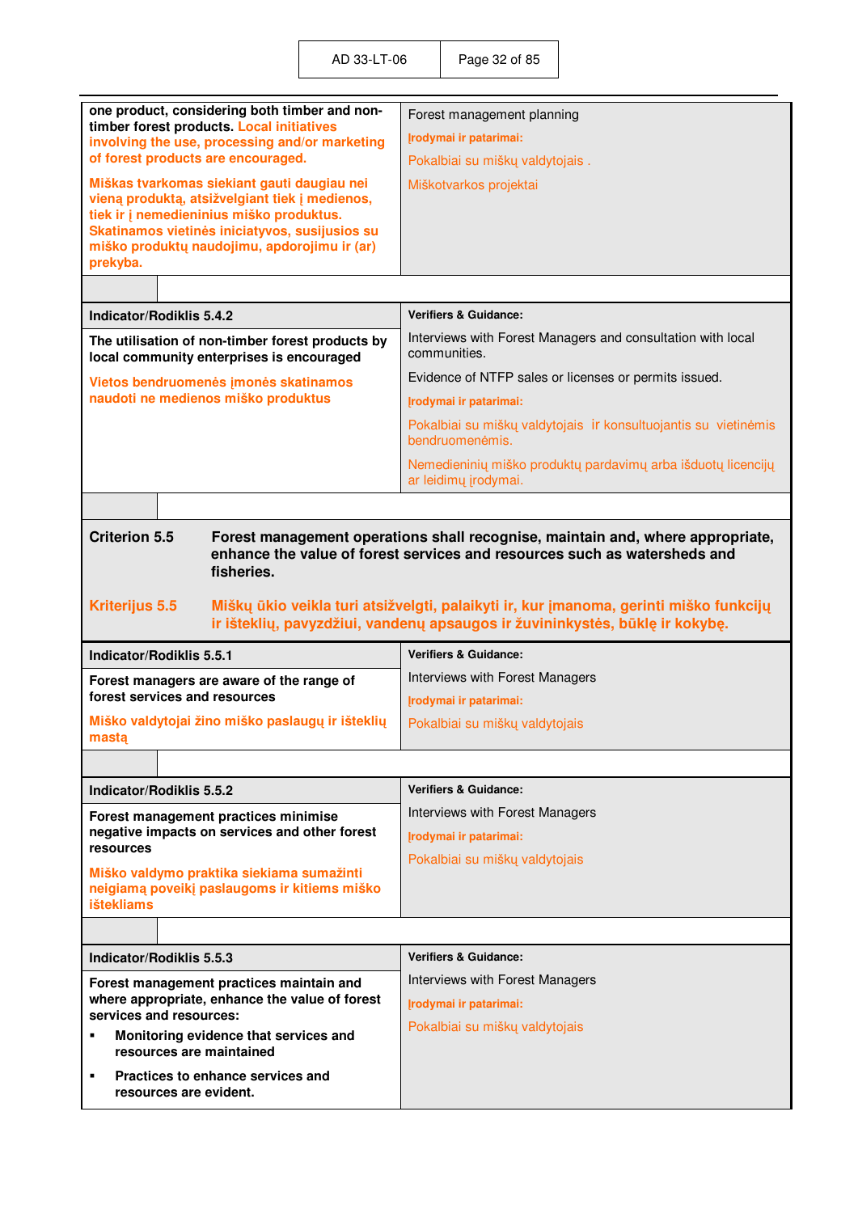| | |
|---|---|
| **one product, considering both timber and non-timber forest products. Local initiatives involving the use, processing and/or marketing of forest products are encouraged.**<br><br>**Miškas tvarkomas siekiant gauti daugiau nei vieną produktą, atsižvelgiant tiek į medienos, tiek ir į nemedieninius miško produktus. Skatinamos vietinės iniciatyvos, susijusios su miško produktų naudojimu, apdorojimu ir (ar) prekyba.** | Forest management planning<br><br>**Įrodymai ir patarimai:**<br><br>Pokalbiai su miškų valdytojais .<br><br>Miškotvarkos projektai |

| Indicator/Rodiklis 5.4.2 | Verifiers & Guidance: |
|---|---|
| **The utilisation of non-timber forest products by local community enterprises is encouraged**<br><br>**Vietos bendruomenės įmonės skatinamos naudoti ne medienos miško produktus** | Interviews with Forest Managers and consultation with local communities.<br><br>Evidence of NTFP sales or licenses or permits issued.<br><br>**Įrodymai ir patarimai:**<br><br>Pokalbiai su miškų valdytojais ir konsultuojantis su vietinėmis bendruomenėmis.<br><br>Nemedieninių miško produktų pardavimų arba išduotų licencijų ar leidimų įrodymai. |

**Criterion 5.5** **Forest management operations shall recognise, maintain and, where appropriate, enhance the value of forest services and resources such as watersheds and fisheries.**

**Kriterijus 5.5** **Miškų ūkio veikla turi atsižvelgti, palaikyti ir, kur įmanoma, gerinti miško funkcijų ir išteklių, pavyzdžiui, vandenų apsaugos ir žuvininkystės, būklę ir kokybę.**

| Indicator/Rodiklis 5.5.1 | Verifiers & Guidance: |
|---|---|
| **Forest managers are aware of the range of forest services and resources**<br><br>**Miško valdytojai žino miško paslaugų ir išteklių mastą** | Interviews with Forest Managers<br><br>**Įrodymai ir patarimai:**<br><br>Pokalbiai su miškų valdytojais |

| Indicator/Rodiklis 5.5.2 | Verifiers & Guidance: |
|---|---|
| **Forest management practices minimise negative impacts on services and other forest resources**<br><br>**Miško valdymo praktika siekiama sumažinti neigiamą poveikį paslaugoms ir kitiems miško ištekliams** | Interviews with Forest Managers<br><br>**Įrodymai ir patarimai:**<br><br>Pokalbiai su miškų valdytojais |

| Indicator/Rodiklis 5.5.3 | Verifiers & Guidance: |
|---|---|
| **Forest management practices maintain and where appropriate, enhance the value of forest services and resources:**<br>▪ **Monitoring evidence that services and resources are maintained**<br>▪ **Practices to enhance services and resources are evident.** | Interviews with Forest Managers<br><br>**Įrodymai ir patarimai:**<br><br>Pokalbiai su miškų valdytojais |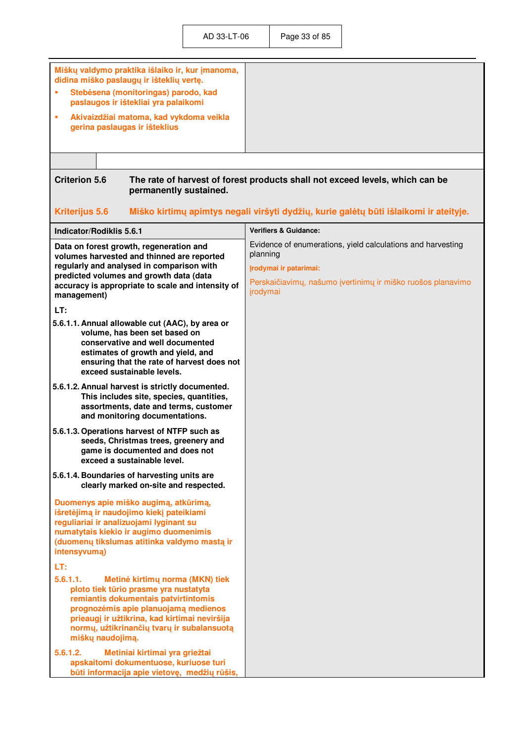| Miškų valdymo praktika išlaiko ir, kur įmanoma, didina miško paslaugų ir išteklių vertę.<br>▪ Stebėsena (monitoringas) parodo, kad paslaugos ir ištekliai yra palaikomi<br>▪ Akivaizdžiai matoma, kad vykdoma veikla gerina paslaugas ir išteklius | |
|---|---|

**Criterion 5.6** The rate of harvest of forest products shall not exceed levels, which can be permanently sustained.

**Kriterijus 5.6** Miško kirtimų apimtys negali viršyti dydžių, kurie galėtų būti išlaikomi ir ateityje.

| Indicator/Rodiklis 5.6.1 | Verifiers & Guidance: |
|---|---|
| **Data on forest growth, regeneration and volumes harvested and thinned are reported regularly and analysed in comparison with predicted volumes and growth data (data accuracy is appropriate to scale and intensity of management)**<br><br>**LT:**<br><br>**5.6.1.1. Annual allowable cut (AAC), by area or volume, has been set based on conservative and well documented estimates of growth and yield, and ensuring that the rate of harvest does not exceed sustainable levels.**<br><br>**5.6.1.2. Annual harvest is strictly documented. This includes site, species, quantities, assortments, date and terms, customer and monitoring documentations.**<br><br>**5.6.1.3. Operations harvest of NTFP such as seeds, Christmas trees, greenery and game is documented and does not exceed a sustainable level.**<br><br>**5.6.1.4. Boundaries of harvesting units are clearly marked on-site and respected.**<br><br>**Duomenys apie miško augimą, atkūrimą, išretėjimą ir naudojimo kiekį pateikiami reguliariai ir analizuojami lyginant su numatytais kiekio ir augimo duomenimis (duomenų tikslumas atitinka valdymo mastą ir intensyvumą)**<br><br>**LT:**<br><br>**5.6.1.1. Metinė kirtimų norma (MKN) tiek ploto tiek tūrio prasme yra nustatyta remiantis dokumentais patvirtintomis prognozėmis apie planuojamą medienos prieaugį ir užtikrina, kad kirtimai neviršija normų, užtikrinančių tvarų ir subalansuotą miškų naudojimą.**<br><br>**5.6.1.2. Metiniai kirtimai yra griežtai apskaitomi dokumentuose, kuriuose turi būti informacija apie vietovę, medžių rūšis,** | Evidence of enumerations, yield calculations and harvesting planning<br><br>**Įrodymai ir patarimai:**<br><br>Perskaičiavimų, našumo įvertinimų ir miško ruošos planavimo įrodymai |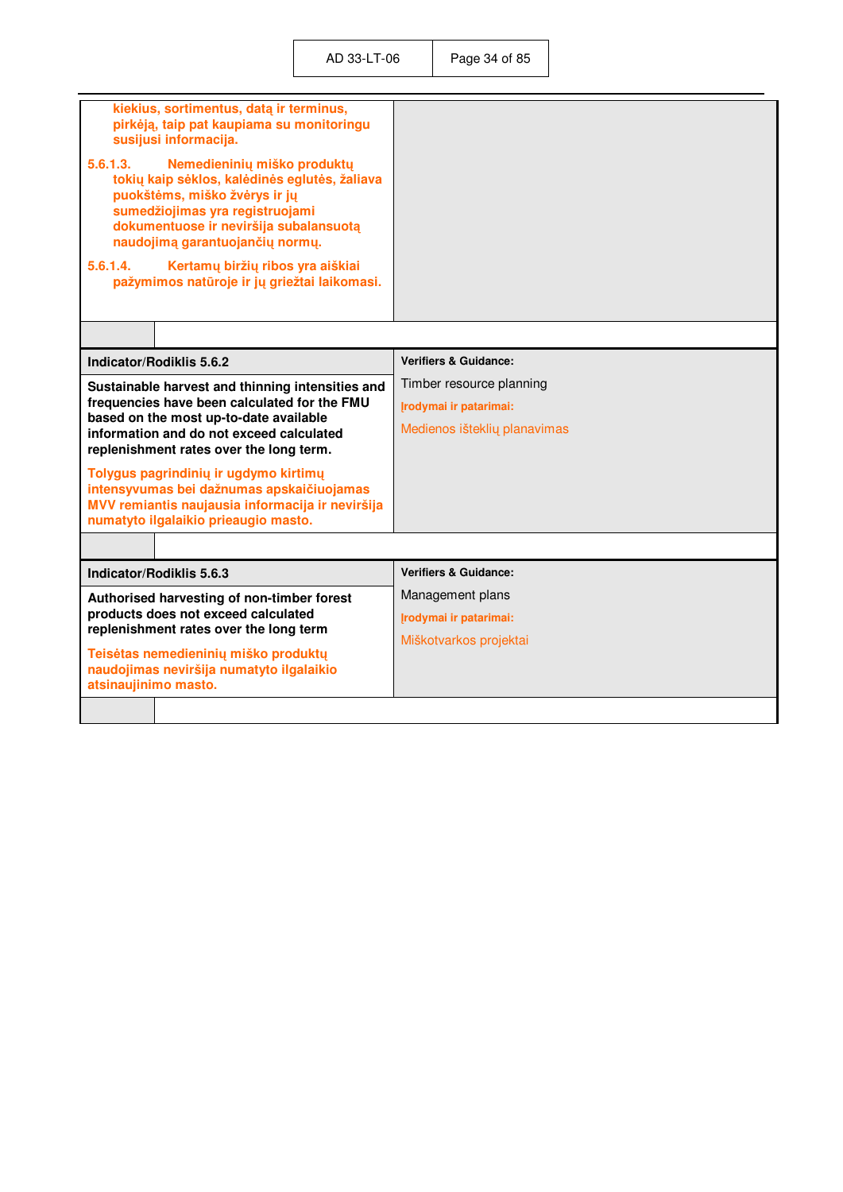| | |
|---|---|
| **kiekius, sortimentus, datą ir terminus, pirkėją, taip pat kaupiama su monitoringu susijusi informacija.**<br><br>**5.6.1.3. Nemedieninių miško produktų tokių kaip sėklos, kalėdinės eglutės, žaliava puokštėms, miško žvėrys ir jų sumedžiojimas yra registruojami dokumentuose ir neviršija subalansuotą naudojimą garantuojančių normų.**<br><br>**5.6.1.4. Kertamų biržių ribos yra aiškiai pažymimos natūroje ir jų griežtai laikomasi.** | |

| **Indicator/Rodiklis 5.6.2** | **Verifiers & Guidance:** |
|---|---|
| **Sustainable harvest and thinning intensities and frequencies have been calculated for the FMU based on the most up-to-date available information and do not exceed calculated replenishment rates over the long term.**<br><br>**Tolygus pagrindinių ir ugdymo kirtimų intensyvumas bei dažnumas apskaičiuojamas MVV remiantis naujausia informacija ir neviršija numatyto ilgalaikio prieaugio masto.** | Timber resource planning<br><br>**Įrodymai ir patarimai:**<br><br>Medienos išteklių planavimas |

| **Indicator/Rodiklis 5.6.3** | **Verifiers & Guidance:** |
|---|---|
| **Authorised harvesting of non-timber forest products does not exceed calculated replenishment rates over the long term**<br><br>**Teisėtas nemedieninių miško produktų naudojimas neviršija numatyto ilgalaikio atsinaujinimo masto.** | Management plans<br><br>**Įrodymai ir patarimai:**<br><br>Miškotvarkos projektai |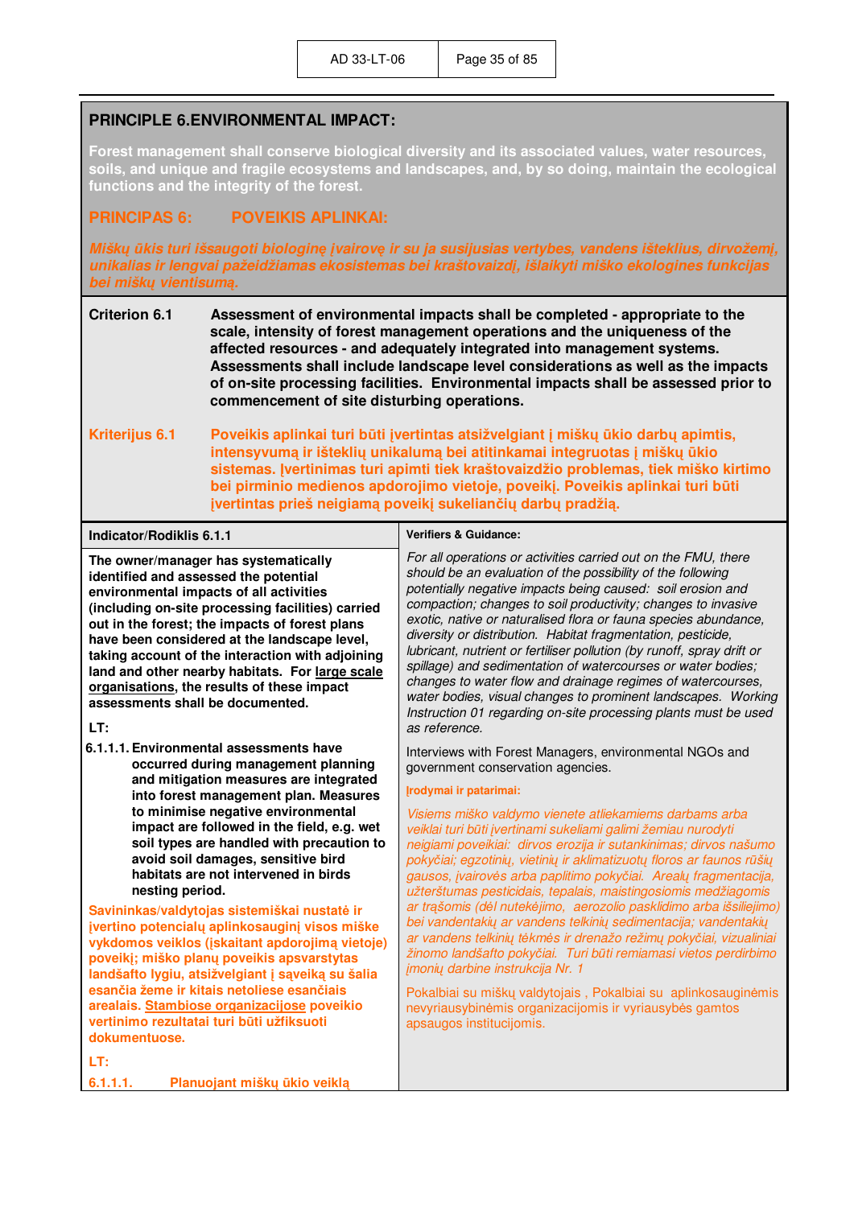## PRINCIPLE 6. ENVIRONMENTAL IMPACT:

**Forest management shall conserve biological diversity and its associated values, water resources, soils, and unique and fragile ecosystems and landscapes, and, by so doing, maintain the ecological functions and the integrity of the forest.**

## PRINCIPAS 6: POVEIKIS APLINKAI:

***Miškų ūkis turi išsaugoti biologinę įvairovę ir su ja susijusias vertybes, vandens išteklius, dirvožemį, unikalias ir lengvai pažeidžiamas ekosistemas bei kraštovaizdį, išlaikyti miško ekologines funkcijas bei miškų vientisumą.***

**Criterion 6.1** **Assessment of environmental impacts shall be completed - appropriate to the scale, intensity of forest management operations and the uniqueness of the affected resources - and adequately integrated into management systems. Assessments shall include landscape level considerations as well as the impacts of on-site processing facilities. Environmental impacts shall be assessed prior to commencement of site disturbing operations.**

**Kriterijus 6.1** **Poveikis aplinkai turi būti įvertintas atsižvelgiant į miškų ūkio darbų apimtis, intensyvumą ir išteklių unikalumą bei atitinkamai integruotas į miškų ūkio sistemas. Įvertinimas turi apimti tiek kraštovaizdžio problemas, tiek miško kirtimo bei pirminio medienos apdorojimo vietoje, poveikį. Poveikis aplinkai turi būti įvertintas prieš neigiamą poveikį sukeliančių darbų pradžią.**

| Indicator/Rodiklis 6.1.1 | Verifiers & Guidance: |
|---|---|
| **The owner/manager has systematically identified and assessed the potential environmental impacts of all activities (including on-site processing facilities) carried out in the forest; the impacts of forest plans have been considered at the landscape level, taking account of the interaction with adjoining land and other nearby habitats. For <u>large scale organisations</u>, the results of these impact assessments shall be documented.**<br><br>**LT:**<br><br>**6.1.1.1. Environmental assessments have occurred during management planning and mitigation measures are integrated into forest management plan. Measures to minimise negative environmental impact are followed in the field, e.g. wet soil types are handled with precaution to avoid soil damages, sensitive bird habitats are not intervened in birds nesting period.**<br><br>**Savininkas/valdytojas sistemiškai nustatė ir įvertino potencialų aplinkosauginį visos miške vykdomos veiklos (įskaitant apdorojimą vietoje) poveikį; miško planų poveikis apsvarstytas landšafto lygiu, atsižvelgiant į sąveiką su šalia esančia žeme ir kitais netoliese esančiais arealais. <u>Stambiose organizacijose</u> poveikio vertinimo rezultatai turi būti užfiksuoti dokumentuose.**<br><br>**LT:**<br><br>**6.1.1.1. Planuojant miškų ūkio veiklą** | *For all operations or activities carried out on the FMU, there should be an evaluation of the possibility of the following potentially negative impacts being caused: soil erosion and compaction; changes to soil productivity; changes to invasive exotic, native or naturalised flora or fauna species abundance, diversity or distribution. Habitat fragmentation, pesticide, lubricant, nutrient or fertiliser pollution (by runoff, spray drift or spillage) and sedimentation of watercourses or water bodies; changes to water flow and drainage regimes of watercourses, water bodies, visual changes to prominent landscapes. Working Instruction 01 regarding on-site processing plants must be used as reference.*<br><br>Interviews with Forest Managers, environmental NGOs and government conservation agencies.<br><br>**Įrodymai ir patarimai:**<br><br>*Visiems miško valdymo vienete atliekamiems darbams arba veiklai turi būti įvertinami sukeliami galimi žemiau nurodyti neigiami poveikiai: dirvos erozija ir sutankinimas; dirvos našumo pokyčiai; egzotinių, vietinių ir aklimatizuotų floros ar faunos rūšių gausos, įvairovės arba paplitimo pokyčiai. Arealų fragmentacija, užterštumas pesticidais, tepalais, maistingosiomis medžiagomis ar trąšomis (dėl nutekėjimo, aerozolio pasklidimo arba išsiliejimo) bei vandentakių ar vandens telkinių sedimentacija; vandentakių ar vandens telkinių tėkmės ir drenažo režimų pokyčiai, vizualiniai žinomo landšafto pokyčiai. Turi būti remiamasi vietos perdirbimo įmonių darbine instrukcija Nr. 1*<br><br>Pokalbiai su miškų valdytojais , Pokalbiai su aplinkosauginėmis nevyriausybinėmis organizacijomis ir vyriausybės gamtos apsaugos institucijomis. |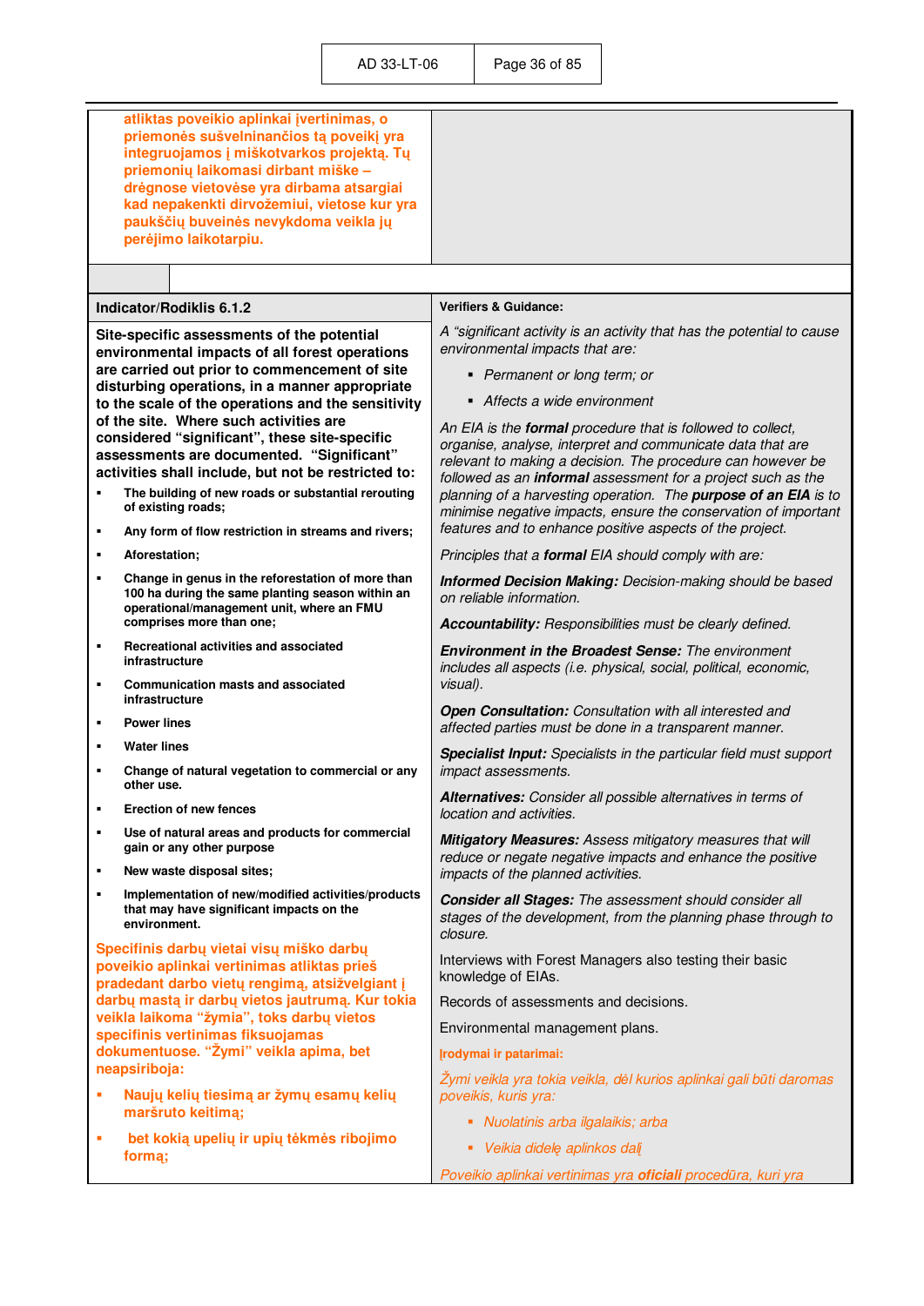| atliktas poveikio aplinkai įvertinimas, o priemonės sušvelninančios tą poveikį yra integruojamos į miškotvarkos projektą. Tų priemonių laikomasi dirbant miške – drėgnose vietovėse yra dirbama atsargiai kad nepakenkti dirvožemiui, vietose kur yra paukščių buveinės nevykdoma veikla jų perėjimo laikotarpiu. | |
|---|---|

| **Indicator/Rodiklis 6.1.2** | **Verifiers & Guidance:** |
|---|---|
| **Site-specific assessments of the potential environmental impacts of all forest operations are carried out prior to commencement of site disturbing operations, in a manner appropriate to the scale of the operations and the sensitivity of the site. Where such activities are considered "significant", these site-specific assessments are documented. "Significant" activities shall include, but not be restricted to:**<br>▪ **The building of new roads or substantial rerouting of existing roads;**<br>▪ **Any form of flow restriction in streams and rivers;**<br>▪ **Aforestation;**<br>▪ **Change in genus in the reforestation of more than 100 ha during the same planting season within an operational/management unit, where an FMU comprises more than one;**<br>▪ **Recreational activities and associated infrastructure**<br>▪ **Communication masts and associated infrastructure**<br>▪ **Power lines**<br>▪ **Water lines**<br>▪ **Change of natural vegetation to commercial or any other use.**<br>▪ **Erection of new fences**<br>▪ **Use of natural areas and products for commercial gain or any other purpose**<br>▪ **New waste disposal sites;**<br>▪ **Implementation of new/modified activities/products that may have significant impacts on the environment.**<br><br>**Specifinis darbų vietai visų miško darbų poveikio aplinkai vertinimas atliktas prieš pradedant darbo vietų rengimą, atsižvelgiant į darbų mastą ir darbų vietos jautrumą. Kur tokia veikla laikoma "žymia", toks darbų vietos specifinis vertinimas fiksuojamas dokumentuose. "Žymi" veikla apima, bet neapsiriboja:**<br>▪ **Naujų kelių tiesimą ar žymų esamų kelių maršruto keitimą;**<br>▪ **bet kokią upelių ir upių tėkmės ribojimo formą;** | *A "significant activity is an activity that has the potential to cause environmental impacts that are:*<br>▪ *Permanent or long term; or*<br>▪ *Affects a wide environment*<br><br>*An EIA is the **formal** procedure that is followed to collect, organise, analyse, interpret and communicate data that are relevant to making a decision. The procedure can however be followed as an **informal** assessment for a project such as the planning of a harvesting operation. The **purpose of an EIA** is to minimise negative impacts, ensure the conservation of important features and to enhance positive aspects of the project.*<br><br>*Principles that a **formal** EIA should comply with are:*<br><br>***Informed Decision Making:** Decision-making should be based on reliable information.*<br><br>***Accountability:** Responsibilities must be clearly defined.*<br><br>***Environment in the Broadest Sense:** The environment includes all aspects (i.e. physical, social, political, economic, visual).*<br><br>***Open Consultation:** Consultation with all interested and affected parties must be done in a transparent manner.*<br><br>***Specialist Input:** Specialists in the particular field must support impact assessments.*<br><br>***Alternatives:** Consider all possible alternatives in terms of location and activities.*<br><br>***Mitigatory Measures:** Assess mitigatory measures that will reduce or negate negative impacts and enhance the positive impacts of the planned activities.*<br><br>***Consider all Stages:** The assessment should consider all stages of the development, from the planning phase through to closure.*<br><br>Interviews with Forest Managers also testing their basic knowledge of EIAs.<br><br>Records of assessments and decisions.<br><br>Environmental management plans.<br><br>**Įrodymai ir patarimai:**<br><br>*Žymi veikla yra tokia veikla, dėl kurios aplinkai gali būti daromas poveikis, kuris yra:*<br>▪ *Nuolatinis arba ilgalaikis; arba*<br>▪ *Veikia didelę aplinkos dalį*<br><br>*Poveikio aplinkai vertinimas yra **oficiali** procedūra, kuri yra* |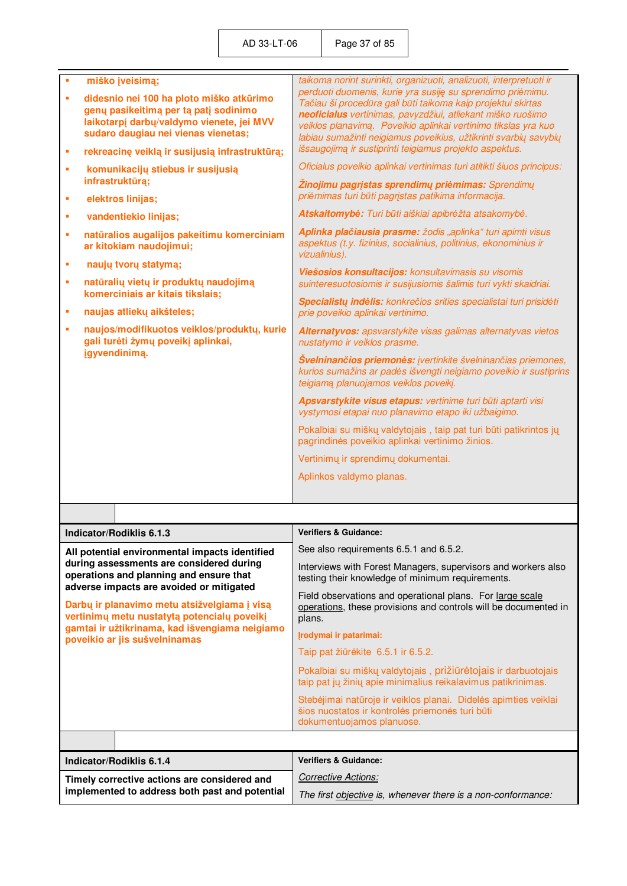| | |
|---|---|
| ▪ **miško įveisimą;**<br>▪ **didesnio nei 100 ha ploto miško atkūrimo genų pasikeitimą per tą patį sodinimo laikotarpį darbų/valdymo vienete, jei MVV sudaro daugiau nei vienas vienetas;**<br>▪ **rekreacinę veiklą ir susijusią infrastruktūrą;**<br>▪ **komunikacijų stiebus ir susijusią infrastruktūrą;**<br>▪ **elektros linijas;**<br>▪ **vandentiekio linijas;**<br>▪ **natūralios augalijos pakeitimu komerciniam ar kitokiam naudojimui;**<br>▪ **naujų tvorų statymą;**<br>▪ **natūralių vietų ir produktų naudojimą komerciniais ar kitais tikslais;**<br>▪ **naujas atliekų aikšteles;**<br>▪ **naujos/modifikuotos veiklos/produktų, kurie gali turėti žymų poveikį aplinkai, įgyvendinimą.** | *taikoma norint surinkti, organizuoti, analizuoti, interpretuoti ir perduoti duomenis, kurie yra susiję su sprendimo priėmimu. Tačiau ši procedūra gali būti taikoma kaip projektui skirtas **neoficialus** vertinimas, pavyzdžiui, atliekant miško ruošimo veiklos planavimą. Poveikio aplinkai vertinimo tikslas yra kuo labiau sumažinti neigiamus poveikius, užtikrinti svarbių savybių išsaugojimą ir sustiprinti teigiamus projekto aspektus.*<br><br>*Oficialus poveikio aplinkai vertinimas turi atitikti šiuos principus:*<br><br>***Žinojimu pagrįstas sprendimų priėmimas:** Sprendimų priėmimas turi būti pagrįstas patikima informacija.*<br><br>***Atskaitomybė:** Turi būti aiškiai apibrėžta atsakomybė.*<br><br>***Aplinka plačiausia prasme:** žodis „aplinka" turi apimti visus aspektus (t.y. fizinius, socialinius, politinius, ekonominius ir vizualinius).*<br><br>***Viešosios konsultacijos:** konsultavimasis su visomis suinteresuotosiomis ir susijusiomis šalimis turi vykti skaidriai.*<br><br>***Specialistų indėlis:** konkrečios srities specialistai turi prisidėti prie poveikio aplinkai vertinimo.*<br><br>***Alternatyvos:** apsvarstykite visas galimas alternatyvas vietos nustatymo ir veiklos prasme.*<br><br>***Švelninančios priemonės:** įvertinkite švelninančias priemones, kurios sumažins ar padės išvengti neigiamo poveikio ir sustiprins teigiamą planuojamos veiklos poveikį.*<br><br>***Apsvarstykite visus etapus:** vertinime turi būti aptarti visi vystymosi etapai nuo planavimo etapo iki užbaigimo.*<br><br>Pokalbiai su miškų valdytojais , taip pat turi būti patikrintos jų pagrindinės poveikio aplinkai vertinimo žinios.<br><br>Vertinimų ir sprendimų dokumentai.<br><br>Aplinkos valdymo planas. |

| Indicator/Rodiklis 6.1.3 | Verifiers & Guidance: |
|---|---|
| **All potential environmental impacts identified during assessments are considered during operations and planning and ensure that adverse impacts are avoided or mitigated**<br><br>**Darbų ir planavimo metu atsižvelgiama į visą vertinimų metu nustatytą potencialų poveikį gamtai ir užtikrinama, kad išvengiama neigiamo poveikio ar jis sušvelninamas** | See also requirements 6.5.1 and 6.5.2.<br><br>Interviews with Forest Managers, supervisors and workers also testing their knowledge of minimum requirements.<br><br>Field observations and operational plans. For large scale operations, these provisions and controls will be documented in plans.<br><br>**Įrodymai ir patarimai:**<br><br>Taip pat žiūrėkite 6.5.1 ir 6.5.2.<br><br>Pokalbiai su miškų valdytojais , prižiūrėtojais ir darbuotojais taip pat jų žinių apie minimalius reikalavimus patikrinimas.<br><br>Stebėjimai natūroje ir veiklos planai. Didelės apimties veiklai šios nuostatos ir kontrolės priemonės turi būti dokumentuojamos planuose. |

| Indicator/Rodiklis 6.1.4 | Verifiers & Guidance: |
|---|---|
| **Timely corrective actions are considered and implemented to address both past and potential** | *Corrective Actions:*<br><br>*The first objective is, whenever there is a non-conformance:* |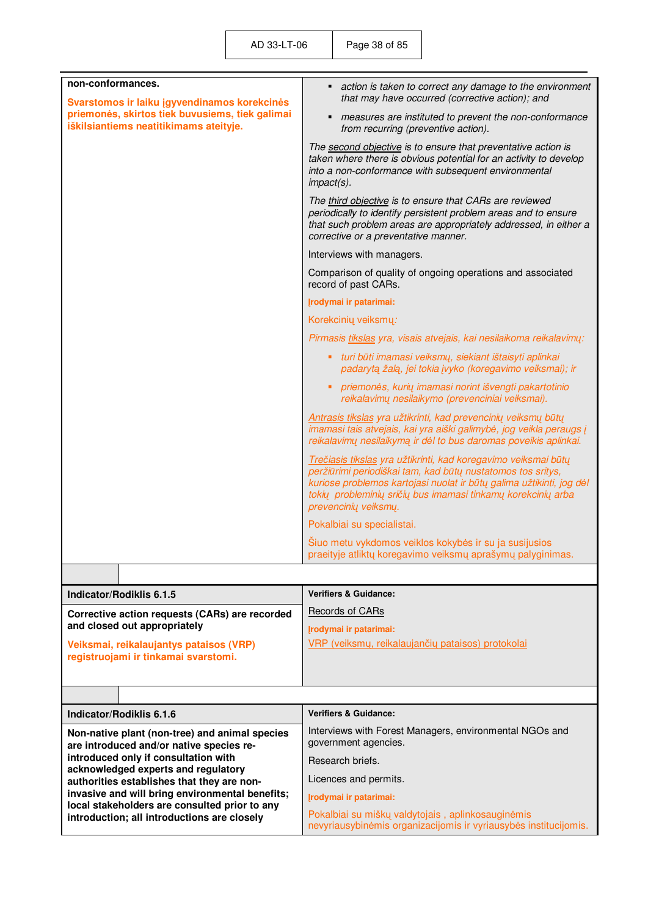| non-conformances. Svarstomos ir laiku įgyvendinamos korekcinės priemonės, skirtos tiek buvusiems, tiek galimai iškilsiantiems neatitikimams ateityje. | ▪ *action is taken to correct any damage to the environment that may have occurred (corrective action); and*<br>▪ *measures are instituted to prevent the non-conformance from recurring (preventive action).*<br>*The second objective is to ensure that preventative action is taken where there is obvious potential for an activity to develop into a non-conformance with subsequent environmental impact(s).*<br>*The third objective is to ensure that CARs are reviewed periodically to identify persistent problem areas and to ensure that such problem areas are appropriately addressed, in either a corrective or a preventative manner.*<br>Interviews with managers.<br>Comparison of quality of ongoing operations and associated record of past CARs.<br>**Įrodymai ir patarimai:**<br>Korekcinių veiksmų*:*<br>*Pirmasis tikslas yra, visais atvejais, kai nesilaikoma reikalavimų:*<br>▪ *turi būti imamasi veiksmų, siekiant ištaisyti aplinkai padarytą žalą, jei tokia įvyko (koregavimo veiksmai); ir*<br>▪ *priemonės, kurių imamasi norint išvengti pakartotinio reikalavimų nesilaikymo (prevenciniai veiksmai).*<br>*Antrasis tikslas yra užtikrinti, kad prevencinių veiksmų būtų imamasi tais atvejais, kai yra aiški galimybė, jog veikla peraugs į reikalavimų nesilaikymą ir dėl to bus daromas poveikis aplinkai.*<br>*Trečiasis tikslas yra užtikrinti, kad koregavimo veiksmai būtų peržiūrimi periodiškai tam, kad būtų nustatomos tos sritys, kuriose problemos kartojasi nuolat ir būtų galima užtikinti, jog dėl tokių probleminių sričių bus imamasi tinkamų korekcinių arba prevencinių veiksmų.*<br>Pokalbiai su specialistai.<br>Šiuo metu vykdomos veiklos kokybės ir su ja susijusios praeityje atliktų koregavimo veiksmų aprašymų palyginimas. |
|---|---|

| Indicator/Rodiklis 6.1.5 | Verifiers & Guidance: |
|---|---|
| **Corrective action requests (CARs) are recorded and closed out appropriately**<br>**Veiksmai, reikalaujantys pataisos (VRP) registruojami ir tinkamai svarstomi.** | Records of CARs<br>**Įrodymai ir patarimai:**<br>VRP (veiksmų, reikalaujančių pataisos) protokolai |

| Indicator/Rodiklis 6.1.6 | Verifiers & Guidance: |
|---|---|
| **Non-native plant (non-tree) and animal species are introduced and/or native species re-introduced only if consultation with acknowledged experts and regulatory authorities establishes that they are non-invasive and will bring environmental benefits; local stakeholders are consulted prior to any introduction; all introductions are closely** | Interviews with Forest Managers, environmental NGOs and government agencies.<br>Research briefs.<br>Licences and permits.<br>**Įrodymai ir patarimai:**<br>Pokalbiai su miškų valdytojais , aplinkosauginėmis nevyriausybinėmis organizacijomis ir vyriausybės institucijomis. |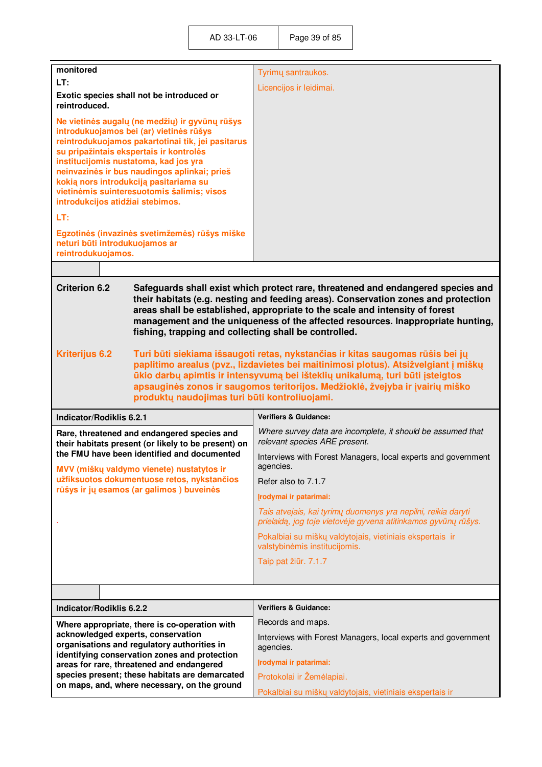| | |
|---|---|
| **monitored**<br>**LT:**<br>**Exotic species shall not be introduced or reintroduced.**<br>**Ne vietinės augalų (ne medžių) ir gyvūnų rūšys introdukuojamos bei (ar) vietinės rūšys reintrodukuojamos pakartotinai tik, jei pasitarus su pripažintais ekspertais ir kontrolės institucijomis nustatoma, kad jos yra neinvazinės ir bus naudingos aplinkai; prieš kokią nors introdukciją pasitariama su vietinėmis suinteresuotomis šalimis; visos introdukcijos atidžiai stebimos.**<br>**LT:**<br>**Egzotinės (invazinės svetimžemės) rūšys miške neturi būti introdukuojamos ar reintrodukuojamos.** | Tyrimų santraukos.<br>Licencijos ir leidimai. |

**Criterion 6.2** **Safeguards shall exist which protect rare, threatened and endangered species and their habitats (e.g. nesting and feeding areas). Conservation zones and protection areas shall be established, appropriate to the scale and intensity of forest management and the uniqueness of the affected resources. Inappropriate hunting, fishing, trapping and collecting shall be controlled.**

**Kriterijus 6.2** **Turi būti siekiama išsaugoti retas, nykstančias ir kitas saugomas rūšis bei jų paplitimo arealus (pvz., lizdavietes bei maitinimosi plotus). Atsižvelgiant į miškų ūkio darbų apimtis ir intensyvumą bei išteklių unikalumą, turi būti įsteigtos apsauginės zonos ir saugomos teritorijos. Medžioklė, žvejyba ir įvairių miško produktų naudojimas turi būti kontroliuojami.**

| Indicator/Rodiklis 6.2.1 | Verifiers & Guidance: |
|---|---|
| **Rare, threatened and endangered species and their habitats present (or likely to be present) on the FMU have been identified and documented**<br>**MVV (miškų valdymo vienete) nustatytos ir užfiksuotos dokumentuose retos, nykstančios rūšys ir jų esamos (ar galimos ) buveinės**<br>. | *Where survey data are incomplete, it should be assumed that relevant species ARE present.*<br>Interviews with Forest Managers, local experts and government agencies.<br>Refer also to 7.1.7<br>**Įrodymai ir patarimai:**<br>*Tais atvejais, kai tyrimų duomenys yra nepilni, reikia daryti prielaidą, jog toje vietovėje gyvena atitinkamos gyvūnų rūšys.*<br>Pokalbiai su miškų valdytojais, vietiniais ekspertais ir valstybinėmis institucijomis.<br>Taip pat žiūr. 7.1.7 |

| Indicator/Rodiklis 6.2.2 | Verifiers & Guidance: |
|---|---|
| **Where appropriate, there is co-operation with acknowledged experts, conservation organisations and regulatory authorities in identifying conservation zones and protection areas for rare, threatened and endangered species present; these habitats are demarcated on maps, and, where necessary, on the ground** | Records and maps.<br>Interviews with Forest Managers, local experts and government agencies.<br>**Įrodymai ir patarimai:**<br>Protokolai ir Žemėlapiai.<br>Pokalbiai su miškų valdytojais, vietiniais ekspertais ir |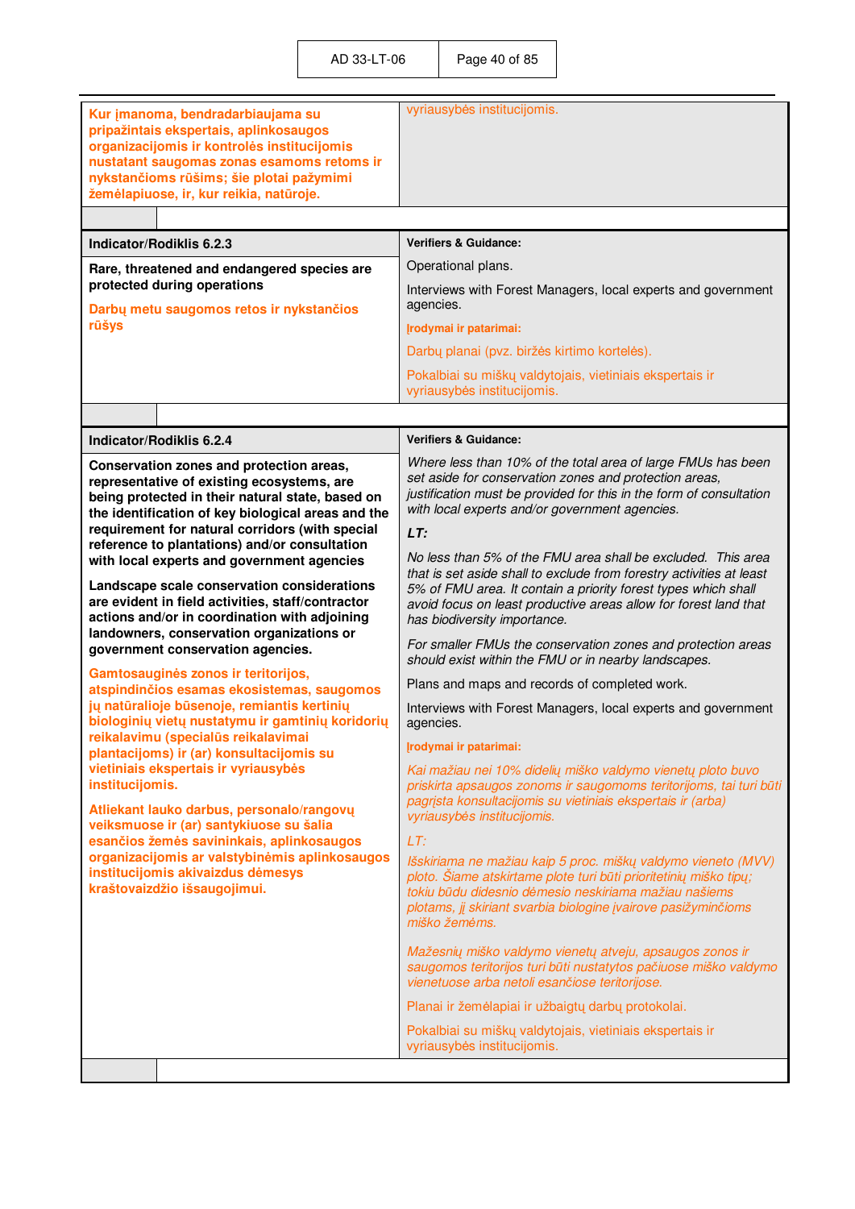| | |
|---|---|
| **Kur įmanoma, bendradarbiaujama su pripažintais ekspertais, aplinkosaugos organizacijomis ir kontrolės institucijomis nustatant saugomas zonas esamoms retoms ir nykstančioms rūšims; šie plotai pažymimi žemėlapiuose, ir, kur reikia, natūroje.** | vyriausybės institucijomis. |

| **Indicator/Rodiklis 6.2.3** | **Verifiers & Guidance:** |
|---|---|
| **Rare, threatened and endangered species are protected during operations**<br><br>**Darbų metu saugomos retos ir nykstančios rūšys** | Operational plans.<br><br>Interviews with Forest Managers, local experts and government agencies.<br><br>**Įrodymai ir patarimai:**<br><br>Darbų planai (pvz. biržės kirtimo kortelės).<br><br>Pokalbiai su miškų valdytojais, vietiniais ekspertais ir vyriausybės institucijomis. |

| **Indicator/Rodiklis 6.2.4** | **Verifiers & Guidance:** |
|---|---|
| **Conservation zones and protection areas, representative of existing ecosystems, are being protected in their natural state, based on the identification of key biological areas and the requirement for natural corridors (with special reference to plantations) and/or consultation with local experts and government agencies**<br><br>**Landscape scale conservation considerations are evident in field activities, staff/contractor actions and/or in coordination with adjoining landowners, conservation organizations or government conservation agencies.**<br><br>**Gamtosauginės zonos ir teritorijos, atspindinčios esamas ekosistemas, saugomos jų natūralioje būsenoje, remiantis kertinių biologinių vietų nustatymu ir gamtinių koridorių reikalavimu (specialūs reikalavimai plantacijoms) ir (ar) konsultacijomis su vietiniais ekspertais ir vyriausybės institucijomis.**<br><br>**Atliekant lauko darbus, personalo/rangovų veiksmuose ir (ar) santykiuose su šalia esančios žemės savininkais, aplinkosaugos organizacijomis ar valstybinėmis aplinkosaugos institucijomis akivaizdus dėmesys kraštovaizdžio išsaugojimui.** | *Where less than 10% of the total area of large FMUs has been set aside for conservation zones and protection areas, justification must be provided for this in the form of consultation with local experts and/or government agencies.*<br><br>***LT:***<br><br>*No less than 5% of the FMU area shall be excluded. This area that is set aside shall to exclude from forestry activities at least 5% of FMU area. It contain a priority forest types which shall avoid focus on least productive areas allow for forest land that has biodiversity importance.*<br><br>*For smaller FMUs the conservation zones and protection areas should exist within the FMU or in nearby landscapes.*<br><br>Plans and maps and records of completed work.<br><br>Interviews with Forest Managers, local experts and government agencies.<br><br>**Įrodymai ir patarimai:**<br><br>*Kai mažiau nei 10% didelių miško valdymo vienetų ploto buvo priskirta apsaugos zonoms ir saugomoms teritorijoms, tai turi būti pagrįsta konsultacijomis su vietiniais ekspertais ir (arba) vyriausybės institucijomis.*<br><br>*LT:*<br><br>*Išskiriama ne mažiau kaip 5 proc. miškų valdymo vieneto (MVV) ploto. Šiame atskirtame plote turi būti prioritetinių miško tipų; tokiu būdu didesnio dėmesio neskiriama mažiau našiems plotams, jį skiriant svarbia biologine įvairove pasižyminčioms miško žemėms.*<br><br>*Mažesnių miško valdymo vienetų atveju, apsaugos zonos ir saugomos teritorijos turi būti nustatytos pačiuose miško valdymo vienetuose arba netoli esančiose teritorijose.*<br><br>Planai ir žemėlapiai ir užbaigtų darbų protokolai.<br><br>Pokalbiai su miškų valdytojais, vietiniais ekspertais ir vyriausybės institucijomis. |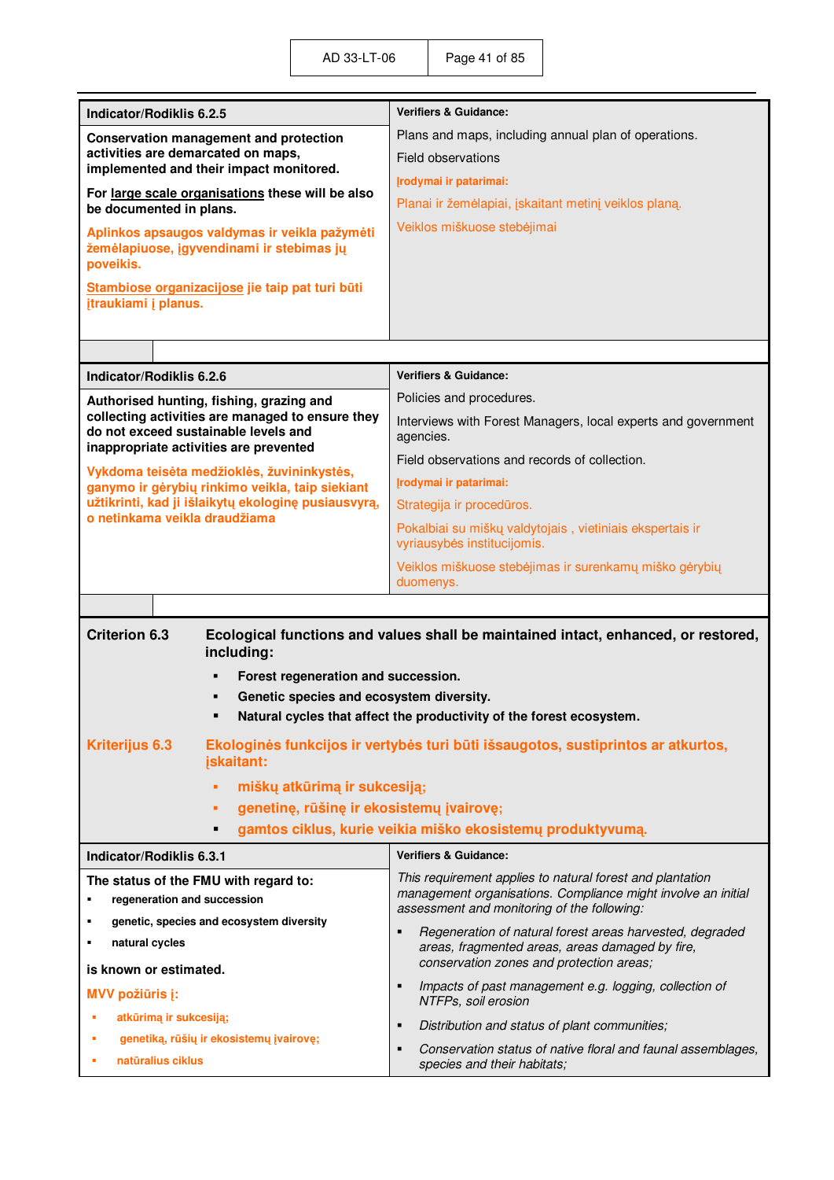| Indicator/Rodiklis 6.2.5 | Verifiers & Guidance: |
|---|---|
| **Conservation management and protection activities are demarcated on maps, implemented and their impact monitored.**<br><br>**For <u>large scale organisations</u> these will be also be documented in plans.**<br><br>**Aplinkos apsaugos valdymas ir veikla pažymėti žemėlapiuose, įgyvendinami ir stebimas jų poveikis.**<br><br>**<u>Stambiose organizacijose</u> jie taip pat turi būti įtraukiami į planus.** | Plans and maps, including annual plan of operations.<br><br>Field observations<br><br>**Įrodymai ir patarimai:**<br><br>Planai ir žemėlapiai, įskaitant metinį veiklos planą.<br><br>Veiklos miškuose stebėjimai |

| Indicator/Rodiklis 6.2.6 | Verifiers & Guidance: |
|---|---|
| **Authorised hunting, fishing, grazing and collecting activities are managed to ensure they do not exceed sustainable levels and inappropriate activities are prevented**<br><br>**Vykdoma teisėta medžioklės, žuvininkystės, ganymo ir gėrybių rinkimo veikla, taip siekiant užtikrinti, kad ji išlaikytų ekologinę pusiausvyrą, o netinkama veikla draudžiama** | Policies and procedures.<br><br>Interviews with Forest Managers, local experts and government agencies.<br><br>Field observations and records of collection.<br><br>**Įrodymai ir patarimai:**<br><br>Strategija ir procedūros.<br><br>Pokalbiai su miškų valdytojais , vietiniais ekspertais ir vyriausybės institucijomis.<br><br>Veiklos miškuose stebėjimas ir surenkamų miško gėrybių duomenys. |

**Criterion 6.3** **Ecological functions and values shall be maintained intact, enhanced, or restored, including:**

- **Forest regeneration and succession.**
- **Genetic species and ecosystem diversity.**
- **Natural cycles that affect the productivity of the forest ecosystem.**

**Kriterijus 6.3** **Ekologinės funkcijos ir vertybės turi būti išsaugotos, sustiprintos ar atkurtos, įskaitant:**

- **miškų atkūrimą ir sukcesiją;**
- **genetinę, rūšinę ir ekosistemų įvairovę;**
- **gamtos ciklus, kurie veikia miško ekosistemų produktyvumą.**

| Indicator/Rodiklis 6.3.1 | Verifiers & Guidance: |
|---|---|
| **The status of the FMU with regard to:**<br>- **regeneration and succession**<br>- **genetic, species and ecosystem diversity**<br>- **natural cycles**<br><br>**is known or estimated.**<br><br>**MVV požiūris į:**<br>- **atkūrimą ir sukcesiją;**<br>- **genetiką, rūšių ir ekosistemų įvairovę;**<br>- **natūralius ciklus** | *This requirement applies to natural forest and plantation management organisations. Compliance might involve an initial assessment and monitoring of the following:*<br>- *Regeneration of natural forest areas harvested, degraded areas, fragmented areas, areas damaged by fire, conservation zones and protection areas;*<br>- *Impacts of past management e.g. logging, collection of NTFPs, soil erosion*<br>- *Distribution and status of plant communities;*<br>- *Conservation status of native floral and faunal assemblages, species and their habitats;* |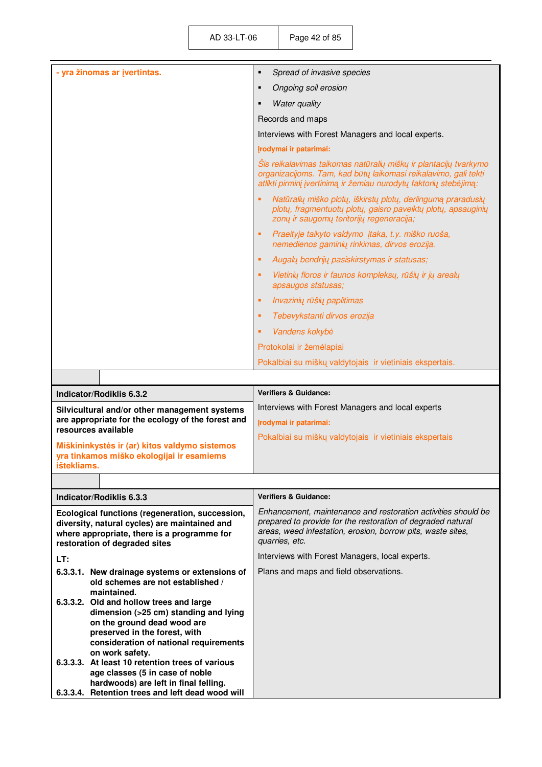| | |
|---|---|
| **- yra žinomas ar įvertintas.** | ▪ *Spread of invasive species*<br>▪ *Ongoing soil erosion*<br>▪ *Water quality*<br>Records and maps<br>Interviews with Forest Managers and local experts.<br>**Įrodymai ir patarimai:**<br>*Šis reikalavimas taikomas natūralių miškų ir plantacijų tvarkymo organizacijoms. Tam, kad būtų laikomasi reikalavimo, gali tekti atlikti pirminį įvertinimą ir žemiau nurodytų faktorių stebėjimą:*<br>▪ *Natūralių miško plotų, iškirstų plotų, derlingumą praradusių plotų, fragmentuotų plotų, gaisro paveiktų plotų, apsauginių zonų ir saugomų teritorijų regeneracija;*<br>▪ *Praeityje taikyto valdymo įtaka, t.y. miško ruoša, nemedienos gaminių rinkimas, dirvos erozija.*<br>▪ *Augalų bendrijų pasiskirstymas ir statusas;*<br>▪ *Vietinių floros ir faunos kompleksų, rūšių ir jų arealų apsaugos statusas;*<br>▪ *Invazinių rūšių paplitimas*<br>▪ *Tebevykstanti dirvos erozija*<br>▪ *Vandens kokybė*<br>Protokolai ir žemėlapiai<br>Pokalbiai su miškų valdytojais ir vietiniais ekspertais. |

| **Indicator/Rodiklis 6.3.2** | **Verifiers & Guidance:** |
|---|---|
| **Silvicultural and/or other management systems are appropriate for the ecology of the forest and resources available**<br><br>**Miškininkystės ir (ar) kitos valdymo sistemos yra tinkamos miško ekologijai ir esamiems ištekliams.** | Interviews with Forest Managers and local experts<br>**Įrodymai ir patarimai:**<br>Pokalbiai su miškų valdytojais ir vietiniais ekspertais |

| **Indicator/Rodiklis 6.3.3** | **Verifiers & Guidance:** |
|---|---|
| **Ecological functions (regeneration, succession, diversity, natural cycles) are maintained and where appropriate, there is a programme for restoration of degraded sites**<br><br>**LT:**<br>**6.3.3.1. New drainage systems or extensions of old schemes are not established / maintained.**<br>**6.3.3.2. Old and hollow trees and large dimension (>25 cm) standing and lying on the ground dead wood are preserved in the forest, with consideration of national requirements on work safety.**<br>**6.3.3.3. At least 10 retention trees of various age classes (5 in case of noble hardwoods) are left in final felling.**<br>**6.3.3.4. Retention trees and left dead wood will** | *Enhancement, maintenance and restoration activities should be prepared to provide for the restoration of degraded natural areas, weed infestation, erosion, borrow pits, waste sites, quarries, etc.*<br>Interviews with Forest Managers, local experts.<br>Plans and maps and field observations. |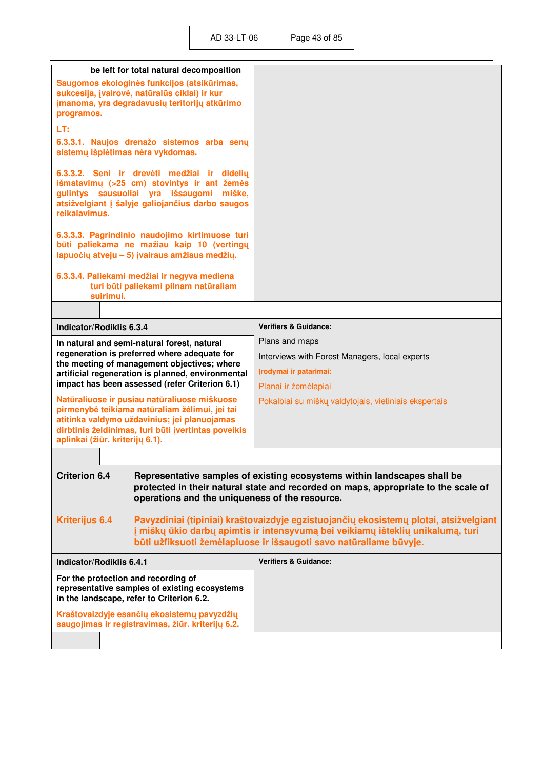| | |
|---|---|
| **be left for total natural decomposition**<br><br>**Saugomos ekologinės funkcijos (atsikūrimas, sukcesija, įvairovė, natūralūs ciklai) ir kur įmanoma, yra degradavusių teritorijų atkūrimo programos.**<br><br>**LT:**<br><br>**6.3.3.1. Naujos drenažo sistemos arba senų sistemų išplėtimas nėra vykdomas.**<br><br>**6.3.3.2. Seni ir drevėti medžiai ir didelių išmatavimų (>25 cm) stovintys ir ant žemės gulintys sausuoliai yra išsaugomi miške, atsižvelgiant į šalyje galiojančius darbo saugos reikalavimus.**<br><br>**6.3.3.3. Pagrindinio naudojimo kirtimuose turi būti paliekama ne mažiau kaip 10 (vertingų lapuočių atveju – 5) įvairaus amžiaus medžių.**<br><br>**6.3.3.4. Paliekami medžiai ir negyva mediena turi būti paliekami pilnam natūraliam suirimui.** | |

| **Indicator/Rodiklis 6.3.4** | **Verifiers & Guidance:** |
|---|---|
| **In natural and semi-natural forest, natural regeneration is preferred where adequate for the meeting of management objectives; where artificial regeneration is planned, environmental impact has been assessed (refer Criterion 6.1)**<br><br>**Natūraliuose ir pusiau natūraliuose miškuose pirmenybė teikiama natūraliam želimui, jei tai atitinka valdymo uždavinius; jei planuojamas dirbtinis želdinimas, turi būti įvertintas poveikis aplinkai (žiūr. kriterijų 6.1).** | Plans and maps<br><br>Interviews with Forest Managers, local experts<br><br>**Įrodymai ir patarimai:**<br><br>Planai ir žemėlapiai<br><br>Pokalbiai su miškų valdytojais, vietiniais ekspertais |

**Criterion 6.4** **Representative samples of existing ecosystems within landscapes shall be protected in their natural state and recorded on maps, appropriate to the scale of operations and the uniqueness of the resource.**

**Kriterijus 6.4** **Pavyzdiniai (tipiniai) kraštovaizdyje egzistuojančių ekosistemų plotai, atsižvelgiant į miškų ūkio darbų apimtis ir intensyvumą bei veikiamų išteklių unikalumą, turi būti užfiksuoti žemėlapiuose ir išsaugoti savo natūraliame būvyje.**

| **Indicator/Rodiklis 6.4.1** | **Verifiers & Guidance:** |
|---|---|
| **For the protection and recording of representative samples of existing ecosystems in the landscape, refer to Criterion 6.2.**<br><br>**Kraštovaizdyje esančių ekosistemų pavyzdžių saugojimas ir registravimas, žiūr. kriterijų 6.2.** | |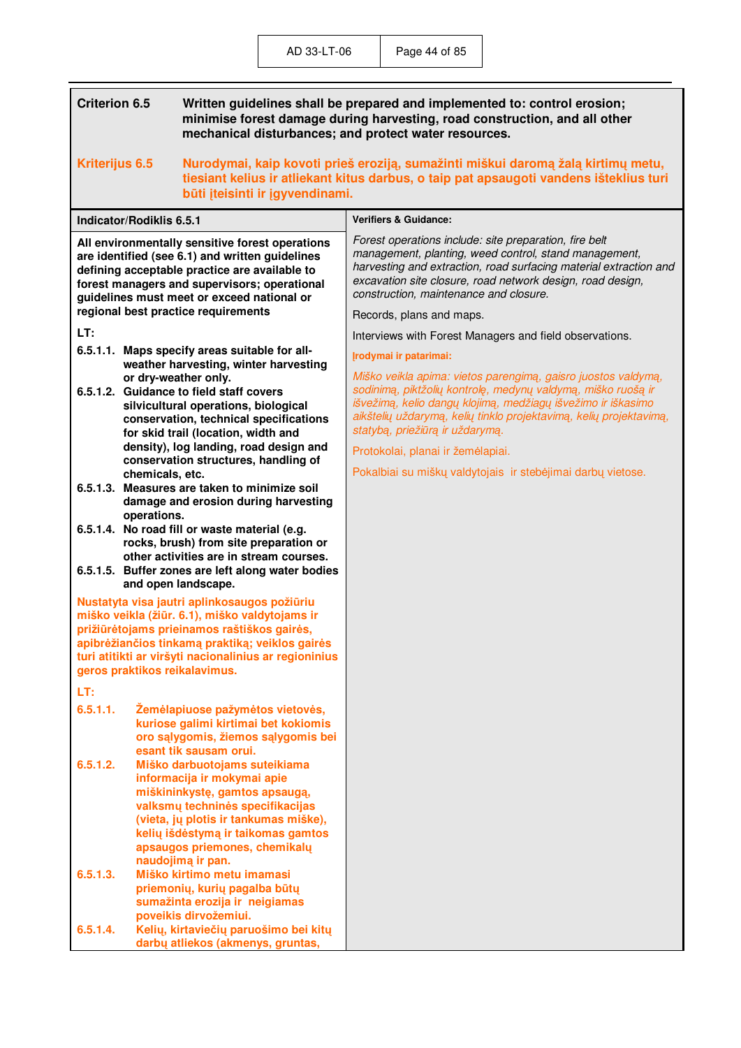**Criterion 6.5** **Written guidelines shall be prepared and implemented to: control erosion; minimise forest damage during harvesting, road construction, and all other mechanical disturbances; and protect water resources.**

**Kriterijus 6.5** **Nurodymai, kaip kovoti prieš eroziją, sumažinti miškui daromą žalą kirtimų metu, tiesiant kelius ir atliekant kitus darbus, o taip pat apsaugoti vandens išteklius turi būti įteisinti ir įgyvendinami.**

| Indicator/Rodiklis 6.5.1 | Verifiers & Guidance: |
|---|---|
| **All environmentally sensitive forest operations are identified (see 6.1) and written guidelines defining acceptable practice are available to forest managers and supervisors; operational guidelines must meet or exceed national or regional best practice requirements**<br><br>**LT:**<br>**6.5.1.1. Maps specify areas suitable for all-weather harvesting, winter harvesting or dry-weather only.**<br>**6.5.1.2. Guidance to field staff covers silvicultural operations, biological conservation, technical specifications for skid trail (location, width and density), log landing, road design and conservation structures, handling of chemicals, etc.**<br>**6.5.1.3. Measures are taken to minimize soil damage and erosion during harvesting operations.**<br>**6.5.1.4. No road fill or waste material (e.g. rocks, brush) from site preparation or other activities are in stream courses.**<br>**6.5.1.5. Buffer zones are left along water bodies and open landscape.**<br><br>**Nustatyta visa jautri aplinkosaugos požiūriu miško veikla (žiūr. 6.1), miško valdytojams ir prižiūrėtojams prieinamos raštiškos gairės, apibrėžiančios tinkamą praktiką; veiklos gairės turi atitikti ar viršyti nacionalinius ar regioninius geros praktikos reikalavimus.**<br><br>**LT:**<br>**6.5.1.1. Žemėlapiuose pažymėtos vietovės, kuriose galimi kirtimai bet kokiomis oro sąlygomis, žiemos sąlygomis bei esant tik sausam orui.**<br>**6.5.1.2. Miško darbuotojams suteikiama informacija ir mokymai apie miškininkystę, gamtos apsaugą, valksmų techninės specifikacijas (vieta, jų plotis ir tankumas miške), kelių išdėstymą ir taikomas gamtos apsaugos priemones, chemikalų naudojimą ir pan.**<br>**6.5.1.3. Miško kirtimo metu imamasi priemonių, kurių pagalba būtų sumažinta erozija ir neigiamas poveikis dirvožemiui.**<br>**6.5.1.4. Kelių, kirtaviečių paruošimo bei kitų darbų atliekos (akmenys, gruntas,** | *Forest operations include: site preparation, fire belt management, planting, weed control, stand management, harvesting and extraction, road surfacing material extraction and excavation site closure, road network design, road design, construction, maintenance and closure.*<br><br>Records, plans and maps.<br><br>Interviews with Forest Managers and field observations.<br><br>**Įrodymai ir patarimai:**<br><br>*Miško veikla apima: vietos parengimą, gaisro juostos valdymą, sodinimą, piktžolių kontrolę, medynų valdymą, miško ruošą ir išvežimą, kelio dangų klojimą, medžiagų išvežimo ir iškasimo aikštelių uždarymą, kelių tinklo projektavimą, kelių projektavimą, statybą, priežiūrą ir uždarymą.*<br><br>Protokolai, planai ir žemėlapiai.<br><br>Pokalbiai su miškų valdytojais ir stebėjimai darbų vietose. |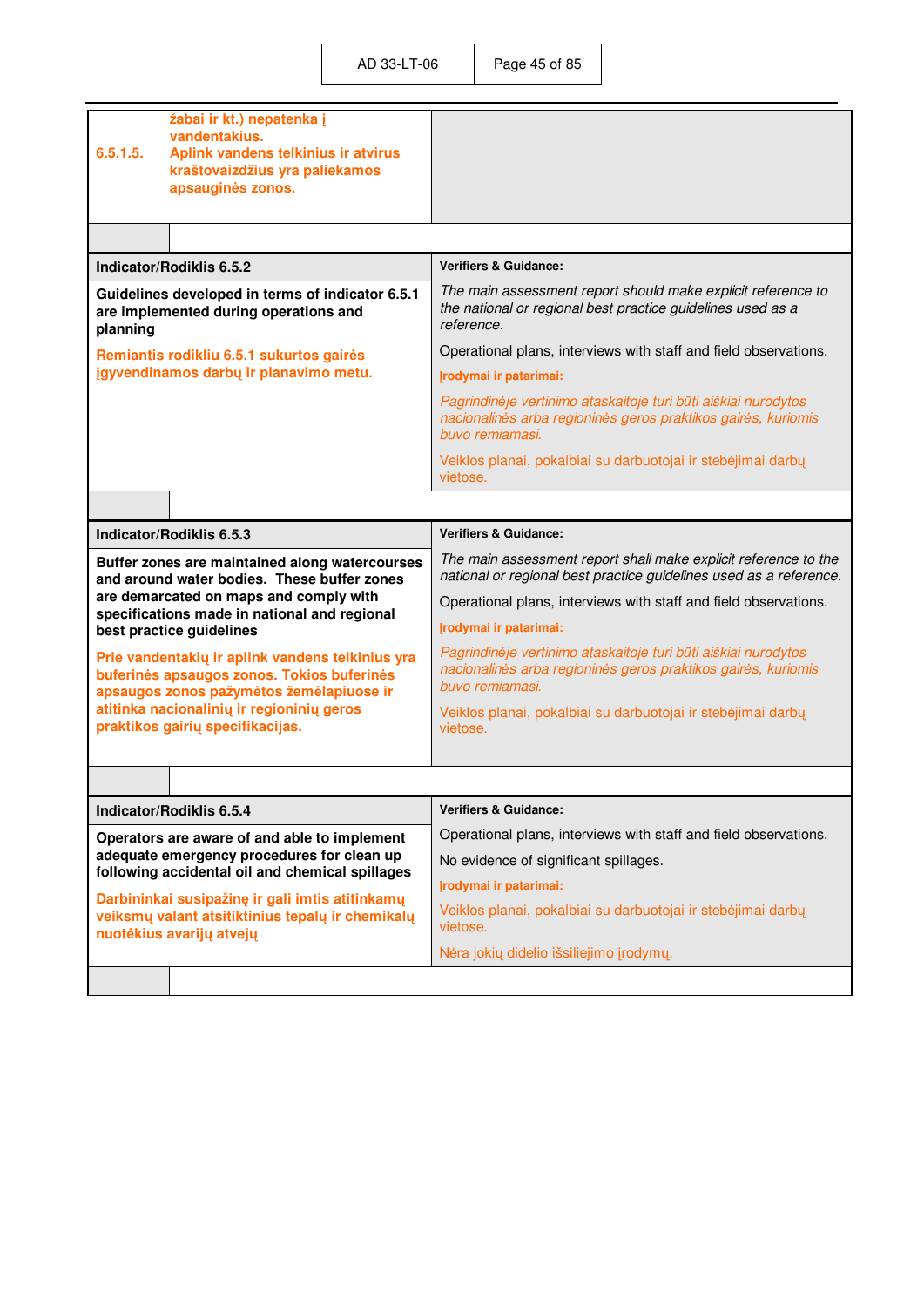| | |
|---|---|
| žabai ir kt.) nepatenka į vandentakius.<br>**6.5.1.5.** **Aplink vandens telkinius ir atvirus kraštovaizdžius yra paliekamos apsauginės zonos.** | |

| **Indicator/Rodiklis 6.5.2** | **Verifiers & Guidance:** |
|---|---|
| **Guidelines developed in terms of indicator 6.5.1 are implemented during operations and planning**<br><br>**Remiantis rodikliu 6.5.1 sukurtos gairės įgyvendinamos darbų ir planavimo metu.** | *The main assessment report should make explicit reference to the national or regional best practice guidelines used as a reference.*<br><br>Operational plans, interviews with staff and field observations.<br><br>**Įrodymai ir patarimai:**<br><br>*Pagrindinėje vertinimo ataskaitoje turi būti aiškiai nurodytos nacionalinės arba regioninės geros praktikos gairės, kuriomis buvo remiamasi.*<br><br>Veiklos planai, pokalbiai su darbuotojai ir stebėjimai darbų vietose. |

| **Indicator/Rodiklis 6.5.3** | **Verifiers & Guidance:** |
|---|---|
| **Buffer zones are maintained along watercourses and around water bodies. These buffer zones are demarcated on maps and comply with specifications made in national and regional best practice guidelines**<br><br>**Prie vandentakių ir aplink vandens telkinius yra buferinės apsaugos zonos. Tokios buferinės apsaugos zonos pažymėtos žemėlapiuose ir atitinka nacionalinių ir regioninių geros praktikos gairių specifikacijas.** | *The main assessment report shall make explicit reference to the national or regional best practice guidelines used as a reference.*<br><br>Operational plans, interviews with staff and field observations.<br><br>**Įrodymai ir patarimai:**<br><br>*Pagrindinėje vertinimo ataskaitoje turi būti aiškiai nurodytos nacionalinės arba regioninės geros praktikos gairės, kuriomis buvo remiamasi.*<br><br>Veiklos planai, pokalbiai su darbuotojai ir stebėjimai darbų vietose. |

| **Indicator/Rodiklis 6.5.4** | **Verifiers & Guidance:** |
|---|---|
| **Operators are aware of and able to implement adequate emergency procedures for clean up following accidental oil and chemical spillages**<br><br>**Darbininkai susipažinę ir gali imtis atitinkamų veiksmų valant atsitiktinius tepalų ir chemikalų nuotėkius avarijų atveju** | Operational plans, interviews with staff and field observations.<br><br>No evidence of significant spillages.<br><br>**Įrodymai ir patarimai:**<br><br>Veiklos planai, pokalbiai su darbuotojai ir stebėjimai darbų vietose.<br><br>Nėra jokių didelio išsiliejimo įrodymų. |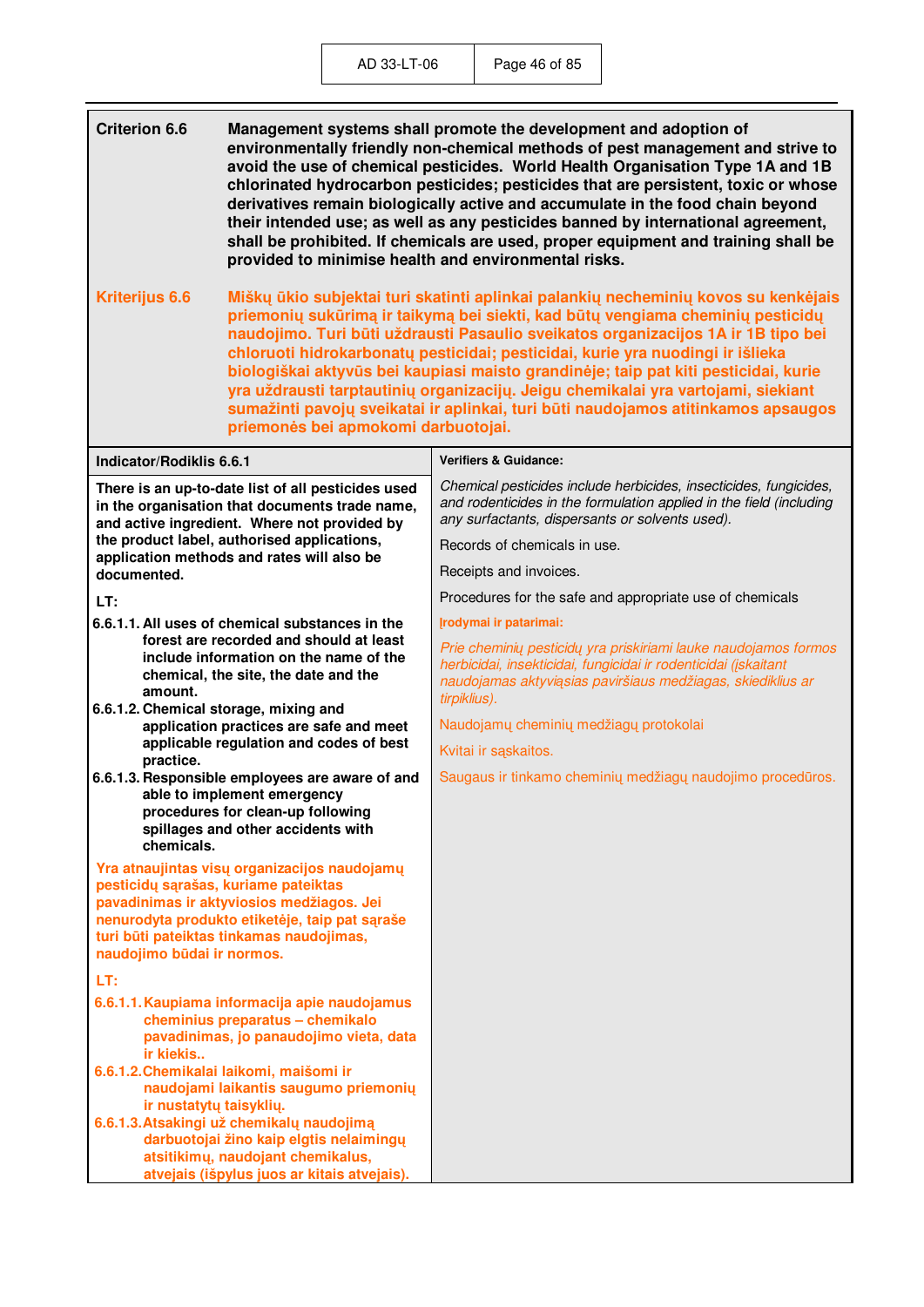**Criterion 6.6** **Management systems shall promote the development and adoption of environmentally friendly non-chemical methods of pest management and strive to avoid the use of chemical pesticides. World Health Organisation Type 1A and 1B chlorinated hydrocarbon pesticides; pesticides that are persistent, toxic or whose derivatives remain biologically active and accumulate in the food chain beyond their intended use; as well as any pesticides banned by international agreement, shall be prohibited. If chemicals are used, proper equipment and training shall be provided to minimise health and environmental risks.**

**Kriterijus 6.6** **Miškų ūkio subjektai turi skatinti aplinkai palankių necheminių kovos su kenkėjais priemonių sukūrimą ir taikymą bei siekti, kad būtų vengiama cheminių pesticidų naudojimo. Turi būti uždrausti Pasaulio sveikatos organizacijos 1A ir 1B tipo bei chloruoti hidrokarbonatų pesticidai; pesticidai, kurie yra nuodingi ir išlieka biologiškai aktyvūs bei kaupiasi maisto grandinėje; taip pat kiti pesticidai, kurie yra uždrausti tarptautinių organizacijų. Jeigu chemikalai yra vartojami, siekiant sumažinti pavojų sveikatai ir aplinkai, turi būti naudojamos atitinkamos apsaugos priemonės bei apmokomi darbuotojai.**

| Indicator/Rodiklis 6.6.1 | Verifiers & Guidance: |
|---|---|
| **There is an up-to-date list of all pesticides used in the organisation that documents trade name, and active ingredient. Where not provided by the product label, authorised applications, application methods and rates will also be documented.**<br><br>**LT:**<br>**6.6.1.1. All uses of chemical substances in the forest are recorded and should at least include information on the name of the chemical, the site, the date and the amount.**<br>**6.6.1.2. Chemical storage, mixing and application practices are safe and meet applicable regulation and codes of best practice.**<br>**6.6.1.3. Responsible employees are aware of and able to implement emergency procedures for clean-up following spillages and other accidents with chemicals.**<br><br>**Yra atnaujintas visų organizacijos naudojamų pesticidų sąrašas, kuriame pateiktas pavadinimas ir aktyviosios medžiagos. Jei nenurodyta produkto etiketėje, taip pat sąraše turi būti pateiktas tinkamas naudojimas, naudojimo būdai ir normos.**<br><br>**LT:**<br>**6.6.1.1. Kaupiama informacija apie naudojamus cheminius preparatus – chemikalo pavadinimas, jo panaudojimo vieta, data ir kiekis..**<br>**6.6.1.2. Chemikalai laikomi, maišomi ir naudojami laikantis saugumo priemonių ir nustatytų taisyklių.**<br>**6.6.1.3. Atsakingi už chemikalų naudojimą darbuotojai žino kaip elgtis nelaimingų atsitikimų, naudojant chemikalus, atvejais (išpylus juos ar kitais atvejais).** | *Chemical pesticides include herbicides, insecticides, fungicides, and rodenticides in the formulation applied in the field (including any surfactants, dispersants or solvents used).*<br><br>Records of chemicals in use.<br><br>Receipts and invoices.<br><br>Procedures for the safe and appropriate use of chemicals<br><br>**Įrodymai ir patarimai:**<br><br>*Prie cheminių pesticidų yra priskiriami lauke naudojamos formos herbicidai, insekticidai, fungicidai ir rodenticidai (įskaitant naudojamas aktyviąsias paviršiaus medžiagas, skiedikliu ar tirpiklius).*<br><br>Naudojamų cheminių medžiagų protokolai<br><br>Kvitai ir sąskaitos.<br><br>Saugaus ir tinkamo cheminių medžiagų naudojimo procedūros. |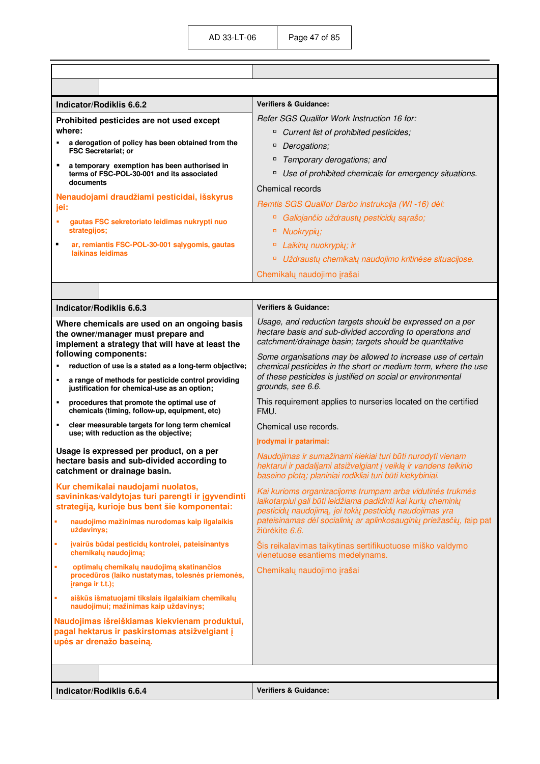| Indicator/Rodiklis 6.6.2 | Verifiers & Guidance: |
|---|---|
| **Prohibited pesticides are not used except where:**<br>▪ **a derogation of policy has been obtained from the FSC Secretariat; or**<br>▪ **a temporary exemption has been authorised in terms of FSC-POL-30-001 and its associated documents**<br>**Nenaudojami draudžiami pesticidai, išskyrus jei:**<br>▪ **gautas FSC sekretoriato leidimas nukrypti nuo strategijos;**<br>▪ **ar, remiantis FSC-POL-30-001 sąlygomis, gautas laikinas leidimas** | *Refer SGS Qualifor Work Instruction 16 for:*<br>▫ *Current list of prohibited pesticides;*<br>▫ *Derogations;*<br>▫ *Temporary derogations; and*<br>▫ *Use of prohibited chemicals for emergency situations.*<br>Chemical records<br>*Remtis SGS Qualifor Darbo instrukcija (WI -16) dėl:*<br>▫ *Galiojančio uždraustų pesticidų sąrašo;*<br>▫ *Nuokrypių;*<br>▫ *Laikinų nuokrypių; ir*<br>▫ *Uždraustų chemikalų naudojimo kritinėse situacijose.*<br>Chemikalų naudojimo įrašai |

| Indicator/Rodiklis 6.6.3 | Verifiers & Guidance: |
|---|---|
| **Where chemicals are used on an ongoing basis the owner/manager must prepare and implement a strategy that will have at least the following components:**<br>▪ **reduction of use is a stated as a long-term objective;**<br>▪ **a range of methods for pesticide control providing justification for chemical-use as an option;**<br>▪ **procedures that promote the optimal use of chemicals (timing, follow-up, equipment, etc)**<br>▪ **clear measurable targets for long term chemical use; with reduction as the objective;**<br>**Usage is expressed per product, on a per hectare basis and sub-divided according to catchment or drainage basin.**<br>**Kur chemikalai naudojami nuolatos, savininkas/valdytojas turi parengti ir įgyvendinti strategiją, kurioje bus bent šie komponentai:**<br>▪ **naudojimo mažinimas nurodomas kaip ilgalaikis uždavinys;**<br>▪ **įvairūs būdai pesticidų kontrolei, pateisinantys chemikalų naudojimą;**<br>▪ **optimalų chemikalų naudojimą skatinančios procedūros (laiko nustatymas, tolesnės priemonės, įranga ir t.t.);**<br>▪ **aiškūs išmatuojami tikslais ilgalaikiam chemikalų naudojimui; mažinimas kaip uždavinys;**<br>**Naudojimas išreiškiamas kiekvienam produktui, pagal hektarus ir paskirstomas atsižvelgiant į upės ar drenažo baseiną.** | *Usage, and reduction targets should be expressed on a per hectare basis and sub-divided according to operations and catchment/drainage basin; targets should be quantitative*<br>*Some organisations may be allowed to increase use of certain chemical pesticides in the short or medium term, where the use of these pesticides is justified on social or environmental grounds, see 6.6.*<br>This requirement applies to nurseries located on the certified FMU.<br>Chemical use records.<br>**Įrodymai ir patarimai:**<br>*Naudojimas ir sumažinami kiekiai turi būti nurodyti vienam hektarui ir padalijami atsižvelgiant į veiklą ir vandens telkinio baseino plotą; planiniai rodikliai turi būti kiekybiniai.*<br>*Kai kurioms organizacijoms trumpam arba vidutinės trukmės laikotarpiui gali būti leidžiama padidinti kai kurių cheminių pesticidų naudojimą, jei tokių pesticidų naudojimas yra pateisinamas dėl socialinių ar aplinkosauginių priežasčių, taip pat žiūrėkite 6.6.*<br>Šis reikalavimas taikytinas sertifikuotuose miško valdymo vienetuose esantiems medelynams.<br>Chemikalų naudojimo įrašai |

| Indicator/Rodiklis 6.6.4 | Verifiers & Guidance: |
|---|---|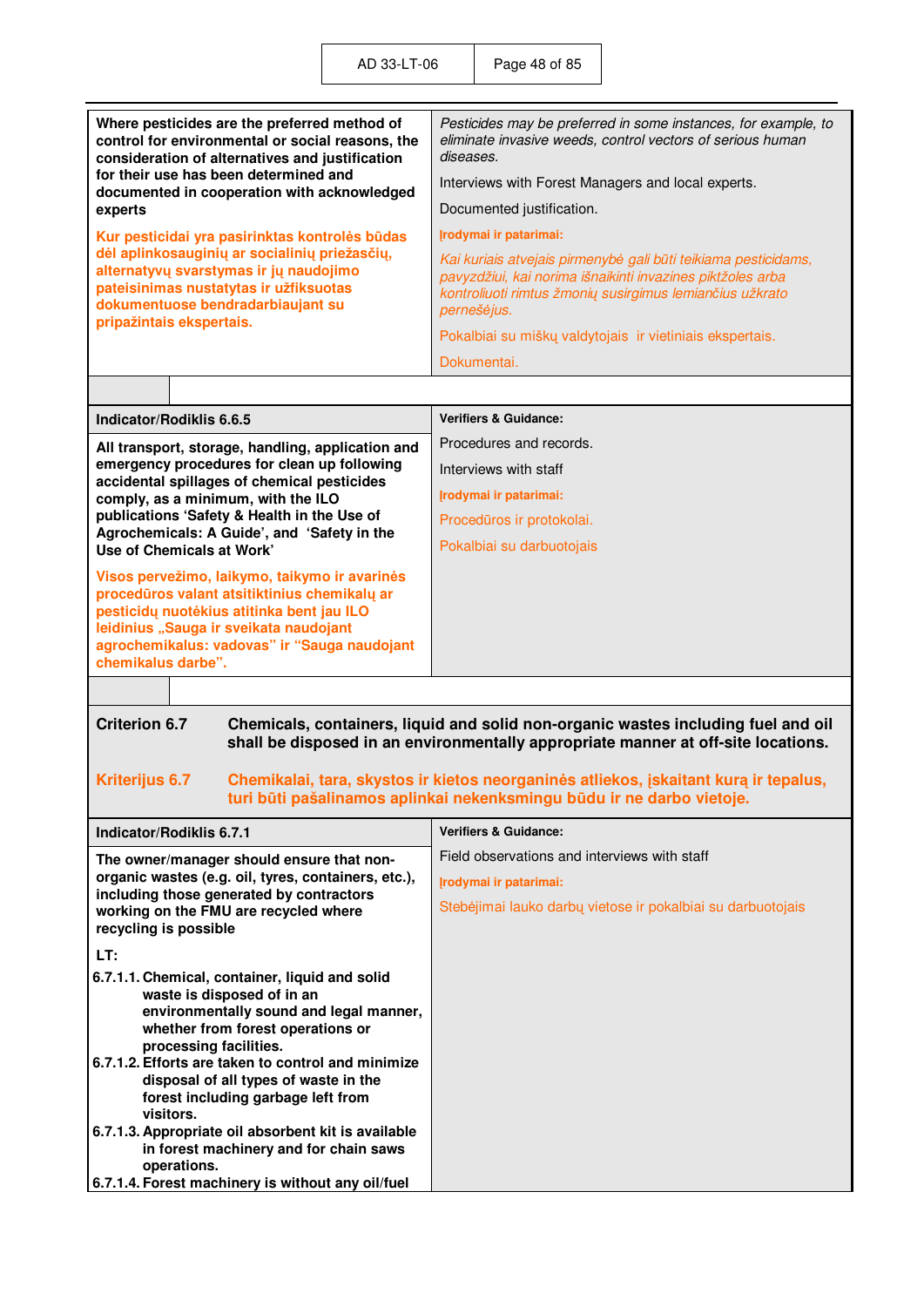| | |
|---|---|
| **Where pesticides are the preferred method of control for environmental or social reasons, the consideration of alternatives and justification for their use has been determined and documented in cooperation with acknowledged experts**<br><br>**Kur pesticidai yra pasirinktas kontrolės būdas dėl aplinkosauginių ar socialinių priežasčių, alternatyvų svarstymas ir jų naudojimo pateisinimas nustatytas ir užfiksuotas dokumentuose bendradarbiaujant su pripažintais ekspertais.** | *Pesticides may be preferred in some instances, for example, to eliminate invasive weeds, control vectors of serious human diseases.*<br><br>Interviews with Forest Managers and local experts.<br><br>Documented justification.<br><br>**Įrodymai ir patarimai:**<br><br>*Kai kuriais atvejais pirmenybė gali būti teikiama pesticidams, pavyzdžiui, kai norima išnaikinti invazines piktžoles arba kontroliuoti rimtus žmonių susirgimus lemiančius užkrato pernešėjus.*<br><br>Pokalbiai su miškų valdytojais ir vietiniais ekspertais.<br><br>Dokumentai. |

| **Indicator/Rodiklis 6.6.5** | **Verifiers & Guidance:** |
|---|---|
| **All transport, storage, handling, application and emergency procedures for clean up following accidental spillages of chemical pesticides comply, as a minimum, with the ILO publications 'Safety & Health in the Use of Agrochemicals: A Guide', and 'Safety in the Use of Chemicals at Work'**<br><br>**Visos pervežimo, laikymo, taikymo ir avarinės procedūros valant atsitiktinius chemikalų ar pesticidų nuotėkius atitinka bent jau ILO leidinius „Sauga ir sveikata naudojant agrochemikalus: vadovas" ir "Sauga naudojant chemikalus darbe".** | Procedures and records.<br><br>Interviews with staff<br><br>**Įrodymai ir patarimai:**<br><br>Procedūros ir protokolai.<br><br>Pokalbiai su darbuotojais |

**Criterion 6.7** **Chemicals, containers, liquid and solid non-organic wastes including fuel and oil shall be disposed in an environmentally appropriate manner at off-site locations.**

**Kriterijus 6.7** **Chemikalai, tara, skystos ir kietos neorganinės atliekos, įskaitant kurą ir tepalus, turi būti pašalinamos aplinkai nekenksmingu būdu ir ne darbo vietoje.**

| **Indicator/Rodiklis 6.7.1** | **Verifiers & Guidance:** |
|---|---|
| **The owner/manager should ensure that non-organic wastes (e.g. oil, tyres, containers, etc.), including those generated by contractors working on the FMU are recycled where recycling is possible**<br><br>**LT:**<br><br>**6.7.1.1. Chemical, container, liquid and solid waste is disposed of in an environmentally sound and legal manner, whether from forest operations or processing facilities.**<br>**6.7.1.2. Efforts are taken to control and minimize disposal of all types of waste in the forest including garbage left from visitors.**<br>**6.7.1.3. Appropriate oil absorbent kit is available in forest machinery and for chain saws operations.**<br>**6.7.1.4. Forest machinery is without any oil/fuel** | Field observations and interviews with staff<br><br>**Įrodymai ir patarimai:**<br><br>Stebėjimai lauko darbų vietose ir pokalbiai su darbuotojais |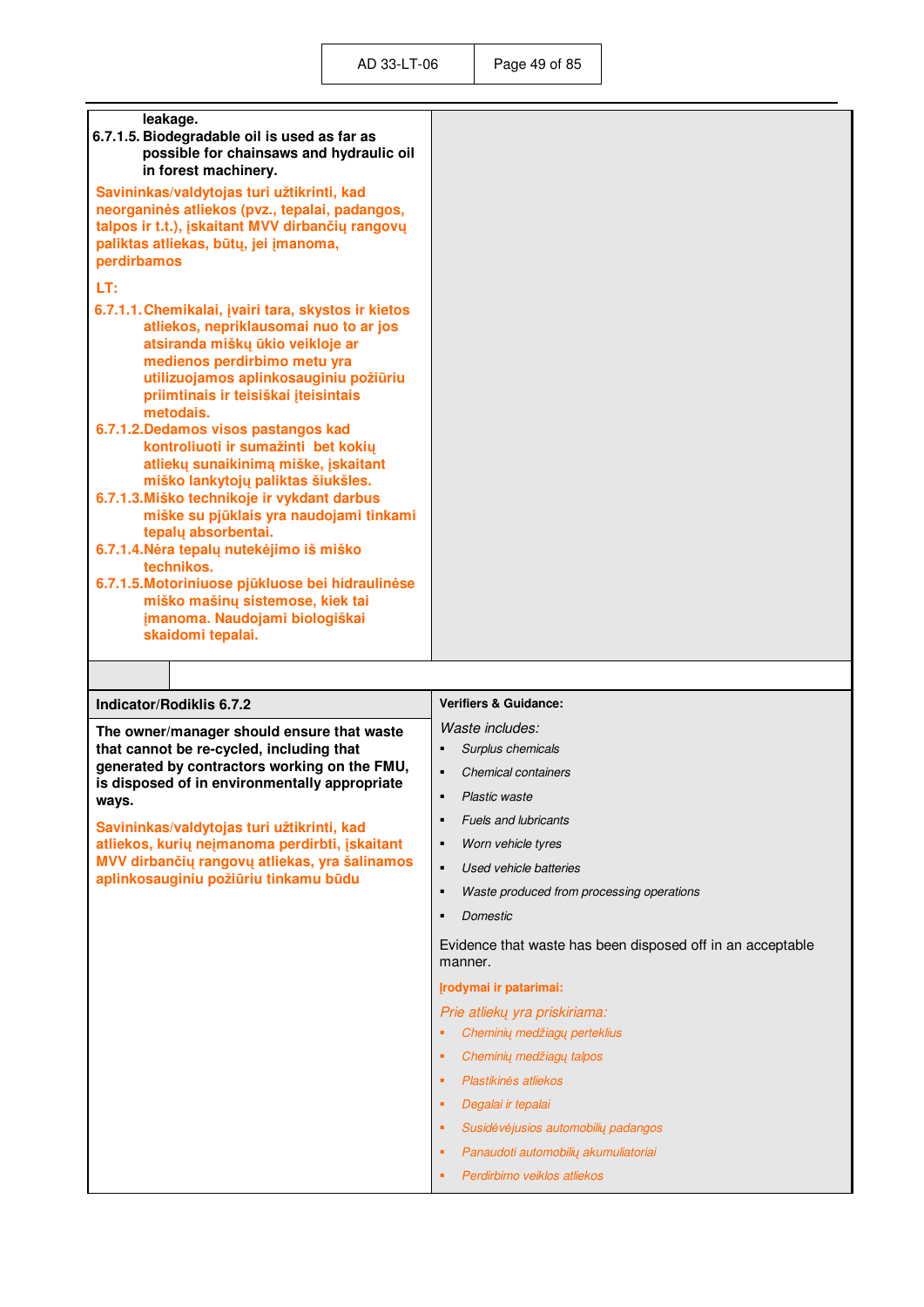| | |
|---|---|
| leakage.<br>**6.7.1.5. Biodegradable oil is used as far as possible for chainsaws and hydraulic oil in forest machinery.**<br><br>**Savininkas/valdytojas turi užtikrinti, kad neorganinės atliekos (pvz., tepalai, padangos, talpos ir t.t.), įskaitant MVV dirbančių rangovų paliktas atliekas, būtų, jei įmanoma, perdirbamos**<br><br>**LT:**<br><br>**6.7.1.1. Chemikalai, įvairi tara, skystos ir kietos atliekos, nepriklausomai nuo to ar jos atsiranda miškų ūkio veikloje ar medienos perdirbimo metu yra utilizuojamos aplinkosauginiu požiūriu priimtinais ir teisiškai įteisintais metodais.**<br>**6.7.1.2. Dedamos visos pastangos kad kontroliuoti ir sumažinti bet kokių atliekų sunaikinimą miške, įskaitant miško lankytojų paliktas šiukšles.**<br>**6.7.1.3. Miško technikoje ir vykdant darbus miške su pjūklais yra naudojami tinkami tepalų absorbentai.**<br>**6.7.1.4. Nėra tepalų nutekėjimo iš miško technikos.**<br>**6.7.1.5. Motoriniuose pjūkluose bei hidraulinėse miško mašinų sistemose, kiek tai įmanoma. Naudojami biologiškai skaidomi tepalai.** | |

| **Indicator/Rodiklis 6.7.2** | **Verifiers & Guidance:** |
|---|---|
| **The owner/manager should ensure that waste that cannot be re-cycled, including that generated by contractors working on the FMU, is disposed of in environmentally appropriate ways.**<br><br>**Savininkas/valdytojas turi užtikrinti, kad atliekos, kurių neįmanoma perdirbti, įskaitant MVV dirbančių rangovų atliekas, yra šalinamos aplinkosauginiu požiūriu tinkamu būdu** | *Waste includes:*<br>▪ *Surplus chemicals*<br>▪ *Chemical containers*<br>▪ *Plastic waste*<br>▪ *Fuels and lubricants*<br>▪ *Worn vehicle tyres*<br>▪ *Used vehicle batteries*<br>▪ *Waste produced from processing operations*<br>▪ *Domestic*<br><br>Evidence that waste has been disposed off in an acceptable manner.<br><br>**Įrodymai ir patarimai:**<br><br>*Prie atliekų yra priskiriama:*<br>▪ *Cheminių medžiagų perteklius*<br>▪ *Cheminių medžiagų talpos*<br>▪ *Plastikinės atliekos*<br>▪ *Degalai ir tepalai*<br>▪ *Susidėvėjusios automobilių padangos*<br>▪ *Panaudoti automobilių akumuliatoriai*<br>▪ *Perdirbimo veiklos atliekos* |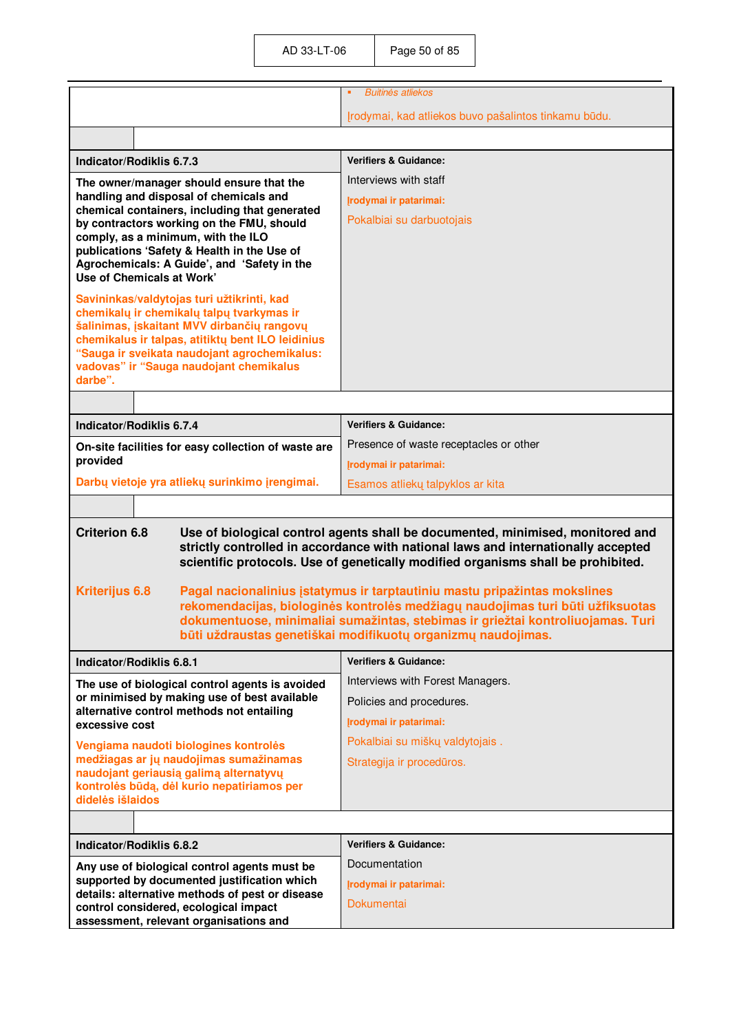| | |
|---|---|
| | - *Buitinės atliekos*<br><br>Įrodymai, kad atliekos buvo pašalintos tinkamu būdu. |

| **Indicator/Rodiklis 6.7.3** | **Verifiers & Guidance:** |
|---|---|
| **The owner/manager should ensure that the handling and disposal of chemicals and chemical containers, including that generated by contractors working on the FMU, should comply, as a minimum, with the ILO publications 'Safety & Health in the Use of Agrochemicals: A Guide', and 'Safety in the Use of Chemicals at Work'**<br><br>**Savininkas/valdytojas turi užtikrinti, kad chemikalų ir chemikalų talpų tvarkymas ir šalinimas, įskaitant MVV dirbančių rangovų chemikalus ir talpas, atitiktų bent ILO leidinius "Sauga ir sveikata naudojant agrochemikalus: vadovas" ir "Sauga naudojant chemikalus darbe".** | Interviews with staff<br><br>**Įrodymai ir patarimai:**<br><br>Pokalbiai su darbuotojais |

| **Indicator/Rodiklis 6.7.4** | **Verifiers & Guidance:** |
|---|---|
| **On-site facilities for easy collection of waste are provided**<br><br>**Darbų vietoje yra atliekų surinkimo įrengimai.** | Presence of waste receptacles or other<br><br>**Įrodymai ir patarimai:**<br><br>Esamos atliekų talpyklos ar kita |

| | |
|---|---|
| **Criterion 6.8** | **Use of biological control agents shall be documented, minimised, monitored and strictly controlled in accordance with national laws and internationally accepted scientific protocols. Use of genetically modified organisms shall be prohibited.** |
| **Kriterijus 6.8** | **Pagal nacionalinius įstatymus ir tarptautiniu mastu pripažintas mokslines rekomendacijas, biologinės kontrolės medžiagų naudojimas turi būti užfiksuotas dokumentuose, minimaliai sumažintas, stebimas ir griežtai kontroliuojamas. Turi būti uždraustas genetiškai modifikuotų organizmų naudojimas.** |

| **Indicator/Rodiklis 6.8.1** | **Verifiers & Guidance:** |
|---|---|
| **The use of biological control agents is avoided or minimised by making use of best available alternative control methods not entailing excessive cost**<br><br>**Vengiama naudoti biologines kontrolės medžiagas ar jų naudojimas sumažinamas naudojant geriausią galimą alternatyvų kontrolės būdą, dėl kurio nepatiriamos per didelės išlaidos** | Interviews with Forest Managers.<br><br>Policies and procedures.<br><br>**Įrodymai ir patarimai:**<br><br>Pokalbiai su miškų valdytojais .<br><br>Strategija ir procedūros. |

| **Indicator/Rodiklis 6.8.2** | **Verifiers & Guidance:** |
|---|---|
| **Any use of biological control agents must be supported by documented justification which details: alternative methods of pest or disease control considered, ecological impact assessment, relevant organisations and** | Documentation<br><br>**Įrodymai ir patarimai:**<br><br>Dokumentai |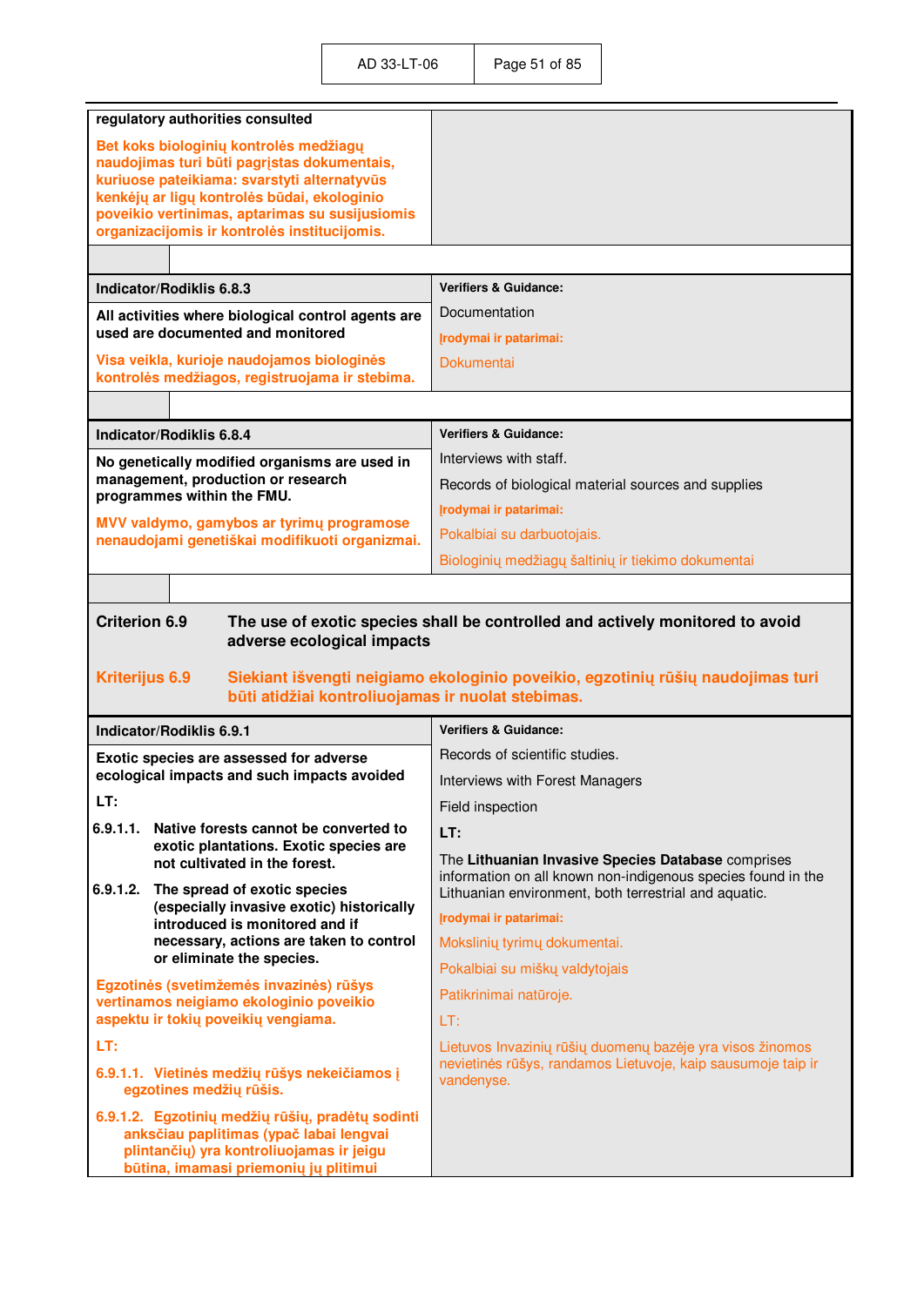| **regulatory authorities consulted** **Bet koks biologinių kontrolės medžiagų naudojimas turi būti pagrįstas dokumentais, kuriuose pateikiama: svarstyti alternatyvūs kenkėjų ar ligų kontrolės būdai, ekologinio poveikio vertinimas, aptarimas su susijusiomis organizacijomis ir kontrolės institucijomis.** | |
|---|---|

| **Indicator/Rodiklis 6.8.3** | **Verifiers & Guidance:** |
|---|---|
| **All activities where biological control agents are used are documented and monitored** **Visa veikla, kurioje naudojamos biologinės kontrolės medžiagos, registruojama ir stebima.** | Documentation **Įrodymai ir patarimai:** Dokumentai |

| **Indicator/Rodiklis 6.8.4** | **Verifiers & Guidance:** |
|---|---|
| **No genetically modified organisms are used in management, production or research programmes within the FMU.** **MVV valdymo, gamybos ar tyrimų programose nenaudojami genetiškai modifikuoti organizmai.** | Interviews with staff. Records of biological material sources and supplies **Įrodymai ir patarimai:** Pokalbiai su darbuotojais. Biologinių medžiagų šaltinių ir tiekimo dokumentai |

**Criterion 6.9** **The use of exotic species shall be controlled and actively monitored to avoid adverse ecological impacts**

**Kriterijus 6.9** **Siekiant išvengti neigiamo ekologinio poveikio, egzotinių rūšių naudojimas turi būti atidžiai kontroliuojamas ir nuolat stebimas.**

| **Indicator/Rodiklis 6.9.1** | **Verifiers & Guidance:** |
|---|---|
| **Exotic species are assessed for adverse ecological impacts and such impacts avoided** **LT:** **6.9.1.1. Native forests cannot be converted to exotic plantations. Exotic species are not cultivated in the forest.** **6.9.1.2. The spread of exotic species (especially invasive exotic) historically introduced is monitored and if necessary, actions are taken to control or eliminate the species.** **Egzotinės (svetimžemės invazinės) rūšys vertinamos neigiamo ekologinio poveikio aspektu ir tokių poveikių vengiama.** **LT:** **6.9.1.1. Vietinės medžių rūšys nekeičiamos į egzotines medžių rūšis.** **6.9.1.2. Egzotinių medžių rūšių, pradėtų sodinti anksčiau paplitimas (ypač labai lengvai plintančių) yra kontroliuojamas ir jeigu būtina, imamasi priemonių jų plitimui** | Records of scientific studies. Interviews with Forest Managers Field inspection **LT:** The **Lithuanian Invasive Species Database** comprises information on all known non-indigenous species found in the Lithuanian environment, both terrestrial and aquatic. **Įrodymai ir patarimai:** Mokslinių tyrimų dokumentai. Pokalbiai su miškų valdytojais Patikrinimai natūroje. LT: Lietuvos Invazinių rūšių duomenų bazėje yra visos žinomos nevietinės rūšys, randamos Lietuvoje, kaip sausumoje taip ir vandenyse. |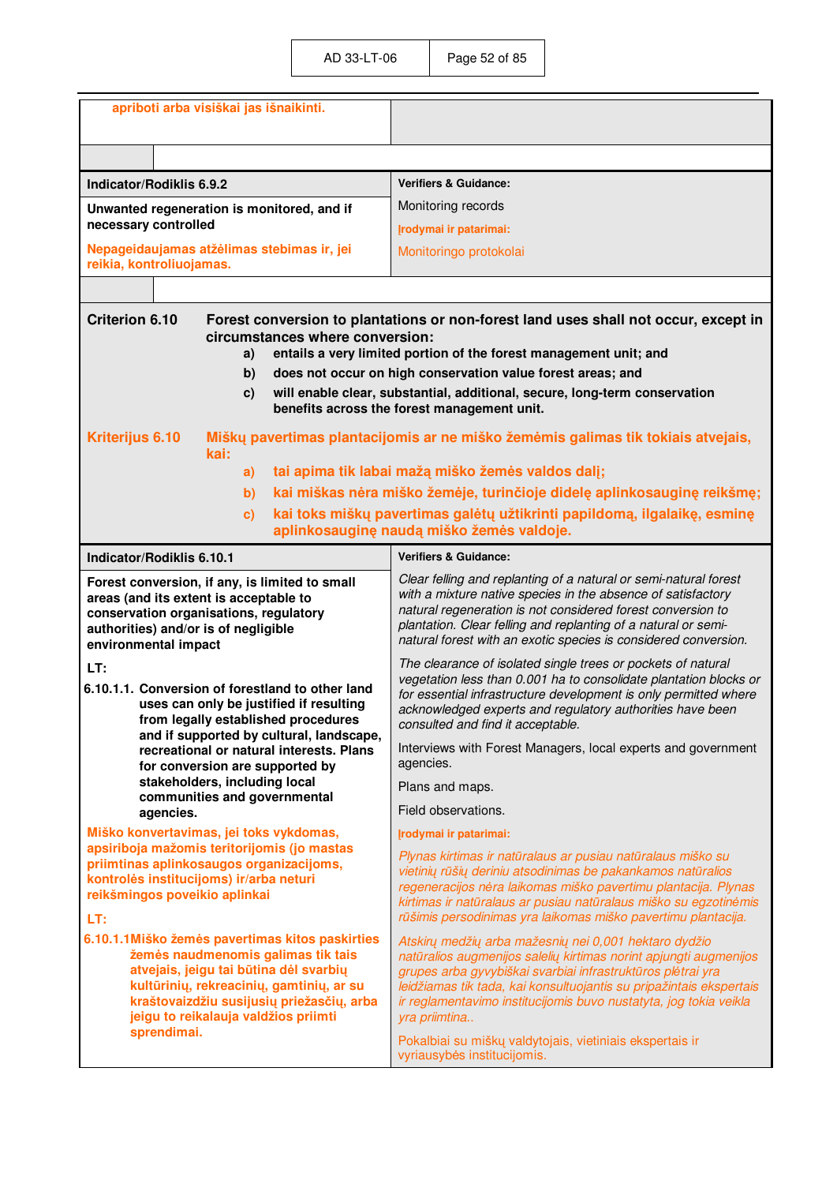| apriboti arba visiškai jas išnaikinti. | |
|---|---|

| Indicator/Rodiklis 6.9.2 | Verifiers & Guidance: |
|---|---|
| **Unwanted regeneration is monitored, and if necessary controlled**<br><br>**Nepageidaujamas atžėlimas stebimas ir, jei reikia, kontroliuojamas.** | Monitoring records<br><br>**Įrodymai ir patarimai:**<br><br>Monitoringo protokolai |

**Criterion 6.10** **Forest conversion to plantations or non-forest land uses shall not occur, except in circumstances where conversion:**

- **a) entails a very limited portion of the forest management unit; and**
- **b) does not occur on high conservation value forest areas; and**
- **c) will enable clear, substantial, additional, secure, long-term conservation benefits across the forest management unit.**

**Kriterijus 6.10** **Miškų pavertimas plantacijomis ar ne miško žemėmis galimas tik tokiais atvejais, kai:**

- **a) tai apima tik labai mažą miško žemės valdos dalį;**
- **b) kai miškas nėra miško žemėje, turinčioje didelę aplinkosauginę reikšmę;**
- **c) kai toks miškų pavertimas galėtų užtikrinti papildomą, ilgalaikę, esminę aplinkosauginę naudą miško žemės valdoje.**

| Indicator/Rodiklis 6.10.1 | Verifiers & Guidance: |
|---|---|
| **Forest conversion, if any, is limited to small areas (and its extent is acceptable to conservation organisations, regulatory authorities) and/or is of negligible environmental impact**<br><br>**LT:**<br><br>**6.10.1.1. Conversion of forestland to other land uses can only be justified if resulting from legally established procedures and if supported by cultural, landscape, recreational or natural interests. Plans for conversion are supported by stakeholders, including local communities and governmental agencies.**<br><br>**Miško konvertavimas, jei toks vykdomas, apsiriboja mažomis teritorijomis (jo mastas priimtinas aplinkosaugos organizacijoms, kontrolės institucijoms) ir/arba neturi reikšmingos poveikio aplinkai**<br><br>**LT:**<br><br>**6.10.1.1Miško žemės pavertimas kitos paskirties žemės naudmenomis galimas tik tais atvejais, jeigu tai būtina dėl svarbių kultūrinių, rekreacinių, gamtinių, ar su kraštovaizdžiu susijusių priežasčių, arba jeigu to reikalauja valdžios priimti sprendimai.** | *Clear felling and replanting of a natural or semi-natural forest with a mixture native species in the absence of satisfactory natural regeneration is not considered forest conversion to plantation. Clear felling and replanting of a natural or semi-natural forest with an exotic species is considered conversion.*<br><br>*The clearance of isolated single trees or pockets of natural vegetation less than 0.001 ha to consolidate plantation blocks or for essential infrastructure development is only permitted where acknowledged experts and regulatory authorities have been consulted and find it acceptable.*<br><br>Interviews with Forest Managers, local experts and government agencies.<br><br>Plans and maps.<br><br>Field observations.<br><br>**Įrodymai ir patarimai:**<br><br>*Plynas kirtimas ir natūralaus ar pusiau natūralaus miško su vietinių rūšių deriniu atsodinimas be pakankamos natūralios regeneracijos nėra laikomas miško pavertimu plantacija. Plynas kirtimas ir natūralaus ar pusiau natūralaus miško su egzotinėmis rūšimis persodinimas yra laikomas miško pavertimu plantacija.*<br><br>*Atskirų medžių arba mažesnių nei 0,001 hektaro dydžio natūralios augmenijos salelių kirtimas norint apjungti augmenijos grupes arba gyvybiškai svarbiai infrastruktūros plėtrai yra leidžiamas tik tada, kai konsultuojantis su pripažintais ekspertais ir reglamentavimo institucijomis buvo nustatyta, jog tokia veikla yra priimtina..*<br><br>Pokalbiai su miškų valdytojais, vietiniais ekspertais ir vyriausybės institucijomis. |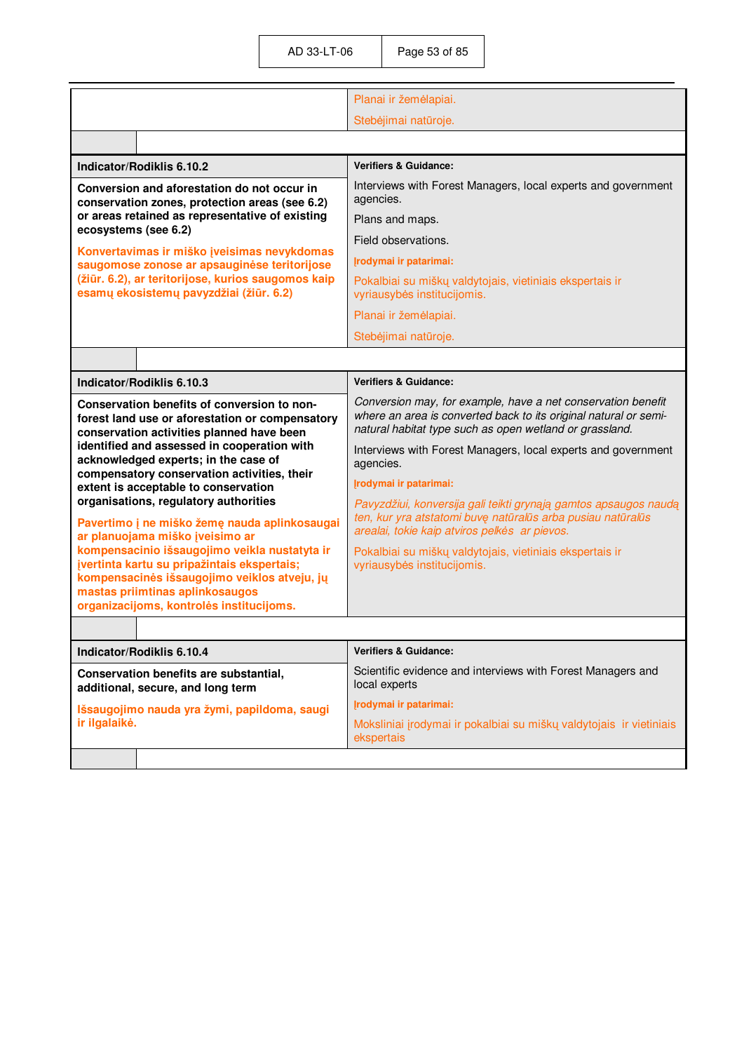| | |
|---|---|
| | Planai ir žemėlapiai. |
| | Stebėjimai natūroje. |

| Indicator/Rodiklis 6.10.2 | Verifiers & Guidance: |
|---|---|
| **Conversion and aforestation do not occur in conservation zones, protection areas (see 6.2) or areas retained as representative of existing ecosystems (see 6.2)**<br><br>**Konvertavimas ir miško įveisimas nevykdomas saugomose zonose ar apsauginėse teritorijose (žiūr. 6.2), ar teritorijose, kurios saugomos kaip esamų ekosistemų pavyzdžiai (žiūr. 6.2)** | Interviews with Forest Managers, local experts and government agencies.<br><br>Plans and maps.<br><br>Field observations.<br><br>**Įrodymai ir patarimai:**<br><br>Pokalbiai su miškų valdytojais, vietiniais ekspertais ir vyriausybės institucijomis.<br><br>Planai ir žemėlapiai.<br><br>Stebėjimai natūroje. |

| Indicator/Rodiklis 6.10.3 | Verifiers & Guidance: |
|---|---|
| **Conservation benefits of conversion to non-forest land use or aforestation or compensatory conservation activities planned have been identified and assessed in cooperation with acknowledged experts; in the case of compensatory conservation activities, their extent is acceptable to conservation organisations, regulatory authorities**<br><br>**Pavertimo į ne miško žemę nauda aplinkosaugai ar planuojama miško įveisimo ar kompensacinio išsaugojimo veikla nustatyta ir įvertinta kartu su pripažintais ekspertais; kompensacinės išsaugojimo veiklos atveju, jų mastas priimtinas aplinkosaugos organizacijoms, kontrolės institucijoms.** | *Conversion may, for example, have a net conservation benefit where an area is converted back to its original natural or semi-natural habitat type such as open wetland or grassland.*<br><br>Interviews with Forest Managers, local experts and government agencies.<br><br>**Įrodymai ir patarimai:**<br><br>*Pavyzdžiui, konversija gali teikti grynąją gamtos apsaugos naudą ten, kur yra atstatomi buvę natūralūs arba pusiau natūralūs arealai, tokie kaip atviros pelkės ar pievos.*<br><br>Pokalbiai su miškų valdytojais, vietiniais ekspertais ir vyriausybės institucijomis. |

| Indicator/Rodiklis 6.10.4 | Verifiers & Guidance: |
|---|---|
| **Conservation benefits are substantial, additional, secure, and long term**<br><br>**Išsaugojimo nauda yra žymi, papildoma, saugi ir ilgalaikė.** | Scientific evidence and interviews with Forest Managers and local experts<br><br>**Įrodymai ir patarimai:**<br><br>Moksliniai įrodymai ir pokalbiai su miškų valdytojais ir vietiniais ekspertais |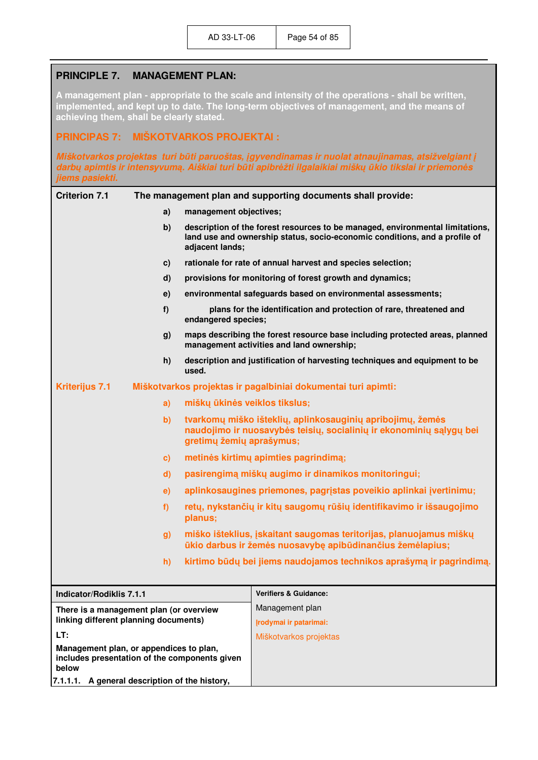## PRINCIPLE 7. MANAGEMENT PLAN:

**A management plan - appropriate to the scale and intensity of the operations - shall be written, implemented, and kept up to date. The long-term objectives of management, and the means of achieving them, shall be clearly stated.**

## PRINCIPAS 7: MIŠKOTVARKOS PROJEKTAI :

***Miškotvarkos projektas turi būti paruoštas, įgyvendinamas ir nuolat atnaujinamas, atsižvelgiant į darbų apimtis ir intensyvumą. Aiškiai turi būti apibrėžti ilgalaikiai miškų ūkio tikslai ir priemonės jiems pasiekti.***

**Criterion 7.1** **The management plan and supporting documents shall provide:**

- **a)** **management objectives;**
- **b)** **description of the forest resources to be managed, environmental limitations, land use and ownership status, socio-economic conditions, and a profile of adjacent lands;**
- **c)** **rationale for rate of annual harvest and species selection;**
- **d)** **provisions for monitoring of forest growth and dynamics;**
- **e)** **environmental safeguards based on environmental assessments;**
- **f)** **plans for the identification and protection of rare, threatened and endangered species;**
- **g)** **maps describing the forest resource base including protected areas, planned management activities and land ownership;**
- **h)** **description and justification of harvesting techniques and equipment to be used.**

**Kriterijus 7.1** **Miškotvarkos projektas ir pagalbiniai dokumentai turi apimti:**

- **a)** **miškų ūkinės veiklos tikslus;**
- **b)** **tvarkomų miško išteklių, aplinkosauginių apribojimų, žemės naudojimo ir nuosavybės teisių, socialinių ir ekonominių sąlygų bei gretimų žemių aprašymus;**
- **c)** **metinės kirtimų apimties pagrindimą;**
- **d)** **pasirengimą miškų augimo ir dinamikos monitoringui;**
- **e)** **aplinkosaugines priemones, pagrįstas poveikio aplinkai įvertinimu;**
- **f)** **retų, nykstančių ir kitų saugomų rūšių identifikavimo ir išsaugojimo planus;**
- **g)** **miško išteklius, įskaitant saugomas teritorijas, planuojamus miškų ūkio darbus ir žemės nuosavybę apibūdinančius žemėlapius;**
- **h)** **kirtimo būdų bei jiems naudojamos technikos aprašymą ir pagrindimą.**

| Indicator/Rodiklis 7.1.1 | Verifiers & Guidance: |
|---|---|
| **There is a management plan (or overview linking different planning documents)**<br><br>**LT:**<br><br>**Management plan, or appendices to plan, includes presentation of the components given below**<br><br>**7.1.1.1. A general description of the history,** | Management plan<br><br>**Įrodymai ir patarimai:**<br><br>Miškotvarkos projektas |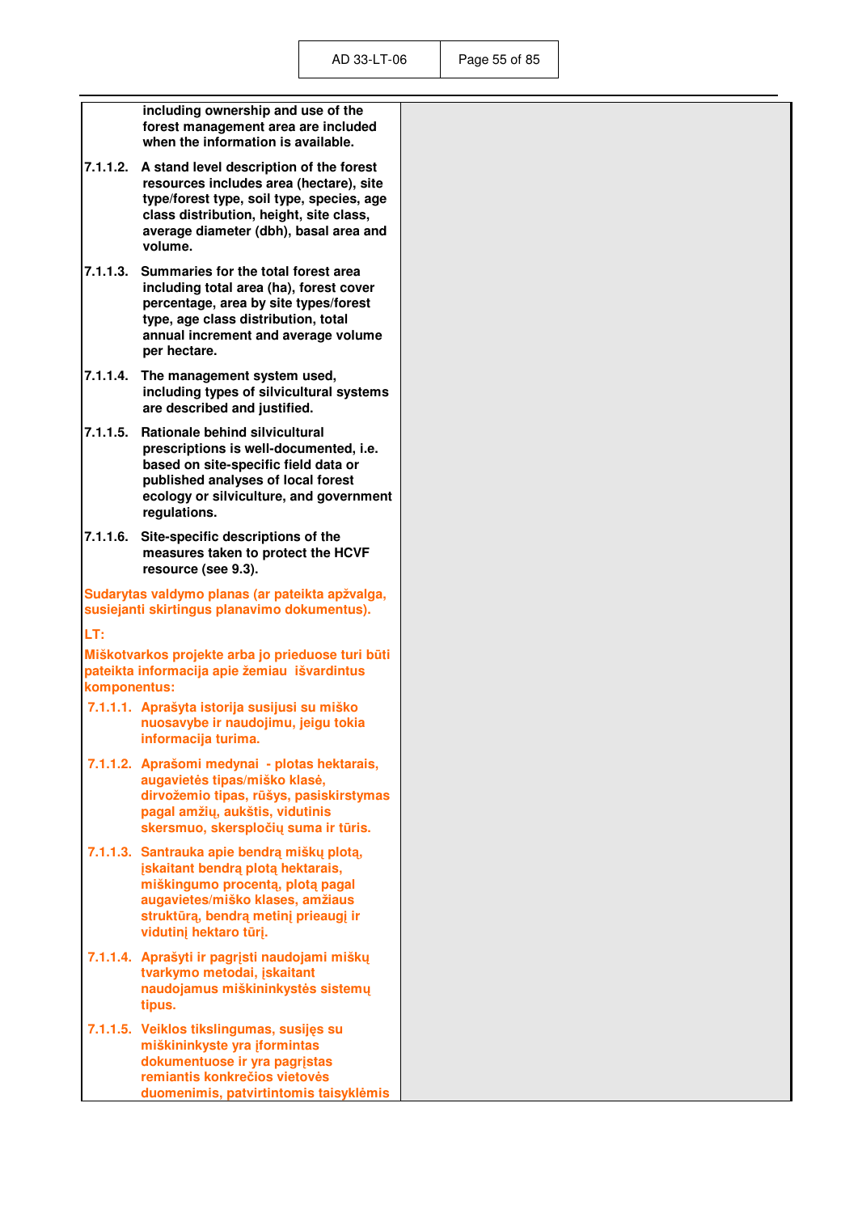| | |
|---|---|
| **including ownership and use of the forest management area are included when the information is available.** | |
| **7.1.1.2. A stand level description of the forest resources includes area (hectare), site type/forest type, soil type, species, age class distribution, height, site class, average diameter (dbh), basal area and volume.** | |
| **7.1.1.3. Summaries for the total forest area including total area (ha), forest cover percentage, area by site types/forest type, age class distribution, total annual increment and average volume per hectare.** | |
| **7.1.1.4. The management system used, including types of silvicultural systems are described and justified.** | |
| **7.1.1.5. Rationale behind silvicultural prescriptions is well-documented, i.e. based on site-specific field data or published analyses of local forest ecology or silviculture, and government regulations.** | |
| **7.1.1.6. Site-specific descriptions of the measures taken to protect the HCVF resource (see 9.3).** | |
| **Sudarytas valdymo planas (ar pateikta apžvalga, susiejanti skirtingus planavimo dokumentus).** | |
| **LT:** | |
| **Miškotvarkos projekte arba jo prieduose turi būti pateikta informacija apie žemiau išvardintus komponentus:** | |
| **7.1.1.1. Aprašyta istorija susijusi su miško nuosavybe ir naudojimu, jeigu tokia informacija turima.** | |
| **7.1.1.2. Aprašomi medynai - plotas hektarais, augavietės tipas/miško klasė, dirvožemio tipas, rūšys, pasiskirstymas pagal amžių, aukštis, vidutinis skersmuo, skerspločių suma ir tūris.** | |
| **7.1.1.3. Santrauka apie bendrą miškų plotą, įskaitant bendrą plotą hektarais, miškingumo procentą, plotą pagal augavietes/miško klases, amžiaus struktūrą, bendrą metinį prieaugį ir vidutinį hektaro tūrį.** | |
| **7.1.1.4. Aprašyti ir pagrįsti naudojami miškų tvarkymo metodai, įskaitant naudojamus miškininkystės sistemų tipus.** | |
| **7.1.1.5. Veiklos tikslingumas, susijęs su miškininkyste yra įformintas dokumentuose ir yra pagrįstas remiantis konkrečios vietovės duomenimis, patvirtintomis taisyklėmis** | |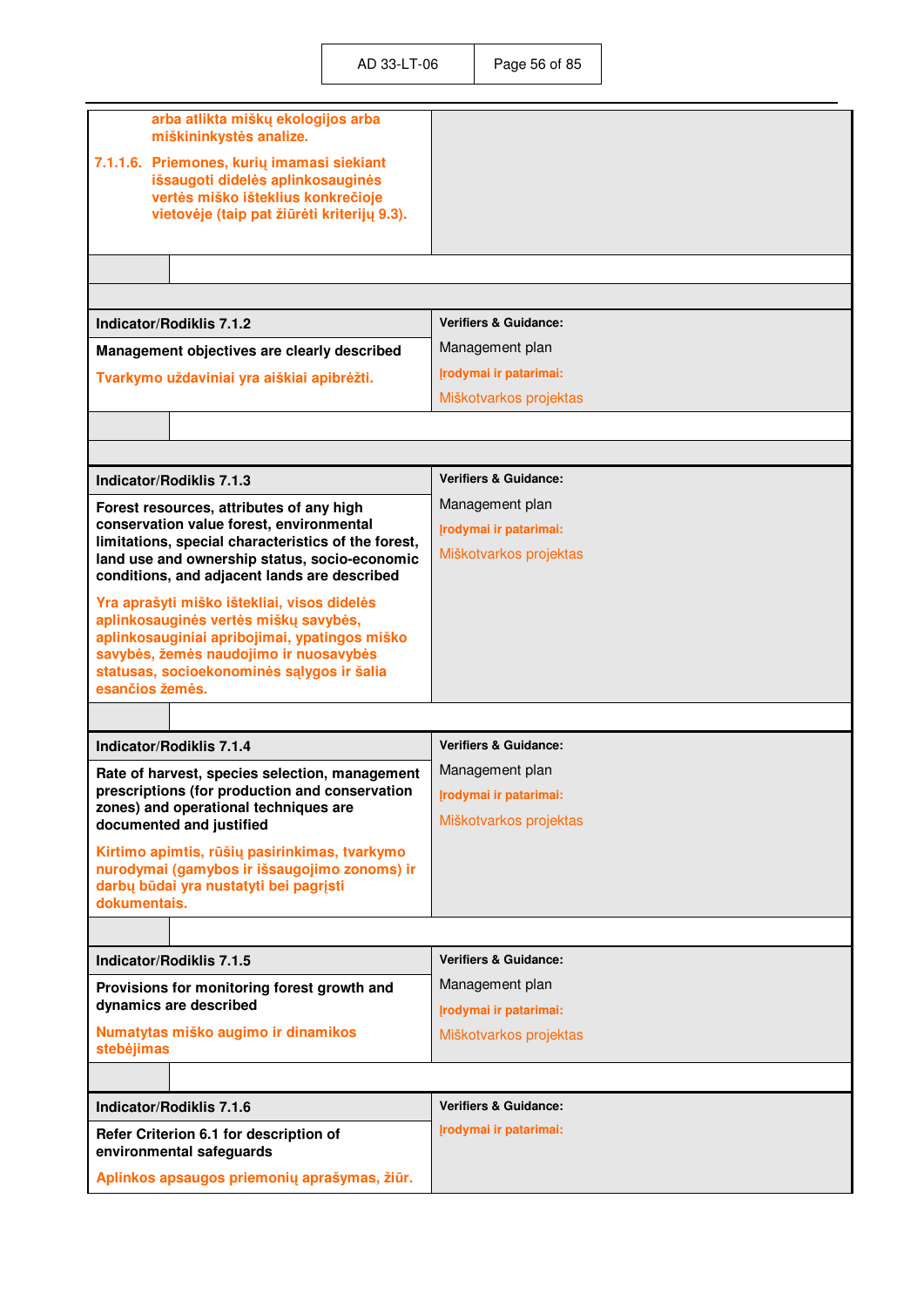| | |
|---|---|
| arba atlikta miškų ekologijos arba miškininkystės analizė.<br><br>7.1.1.6. Priemones, kurių imamasi siekiant išsaugoti didelės aplinkosauginės vertės miško išteklius konkrečioje vietovėje (taip pat žiūrėti kriterijų 9.3). | |

| **Indicator/Rodiklis 7.1.2** | **Verifiers & Guidance:** |
|---|---|
| **Management objectives are clearly described**<br><br>**Tvarkymo uždaviniai yra aiškiai apibrėžti.** | Management plan<br><br>**Įrodymai ir patarimai:**<br><br>Miškotvarkos projektas |

| **Indicator/Rodiklis 7.1.3** | **Verifiers & Guidance:** |
|---|---|
| **Forest resources, attributes of any high conservation value forest, environmental limitations, special characteristics of the forest, land use and ownership status, socio-economic conditions, and adjacent lands are described**<br><br>**Yra aprašyti miško ištekliai, visos didelės aplinkosauginės vertės miškų savybės, aplinkosauginiai apribojimai, ypatingos miško savybės, žemės naudojimo ir nuosavybės statusas, socioekonominės sąlygos ir šalia esančios žemės.** | Management plan<br><br>**Įrodymai ir patarimai:**<br><br>Miškotvarkos projektas |

| **Indicator/Rodiklis 7.1.4** | **Verifiers & Guidance:** |
|---|---|
| **Rate of harvest, species selection, management prescriptions (for production and conservation zones) and operational techniques are documented and justified**<br><br>**Kirtimo apimtis, rūšių pasirinkimas, tvarkymo nurodymai (gamybos ir išsaugojimo zonoms) ir darbų būdai yra nustatyti bei pagrįsti dokumentais.** | Management plan<br><br>**Įrodymai ir patarimai:**<br><br>Miškotvarkos projektas |

| **Indicator/Rodiklis 7.1.5** | **Verifiers & Guidance:** |
|---|---|
| **Provisions for monitoring forest growth and dynamics are described**<br><br>**Numatytas miško augimo ir dinamikos stebėjimas** | Management plan<br><br>**Įrodymai ir patarimai:**<br><br>Miškotvarkos projektas |

| **Indicator/Rodiklis 7.1.6** | **Verifiers & Guidance:** |
|---|---|
| **Refer Criterion 6.1 for description of environmental safeguards**<br><br>**Aplinkos apsaugos priemonių aprašymas, žiūr.** | **Įrodymai ir patarimai:** |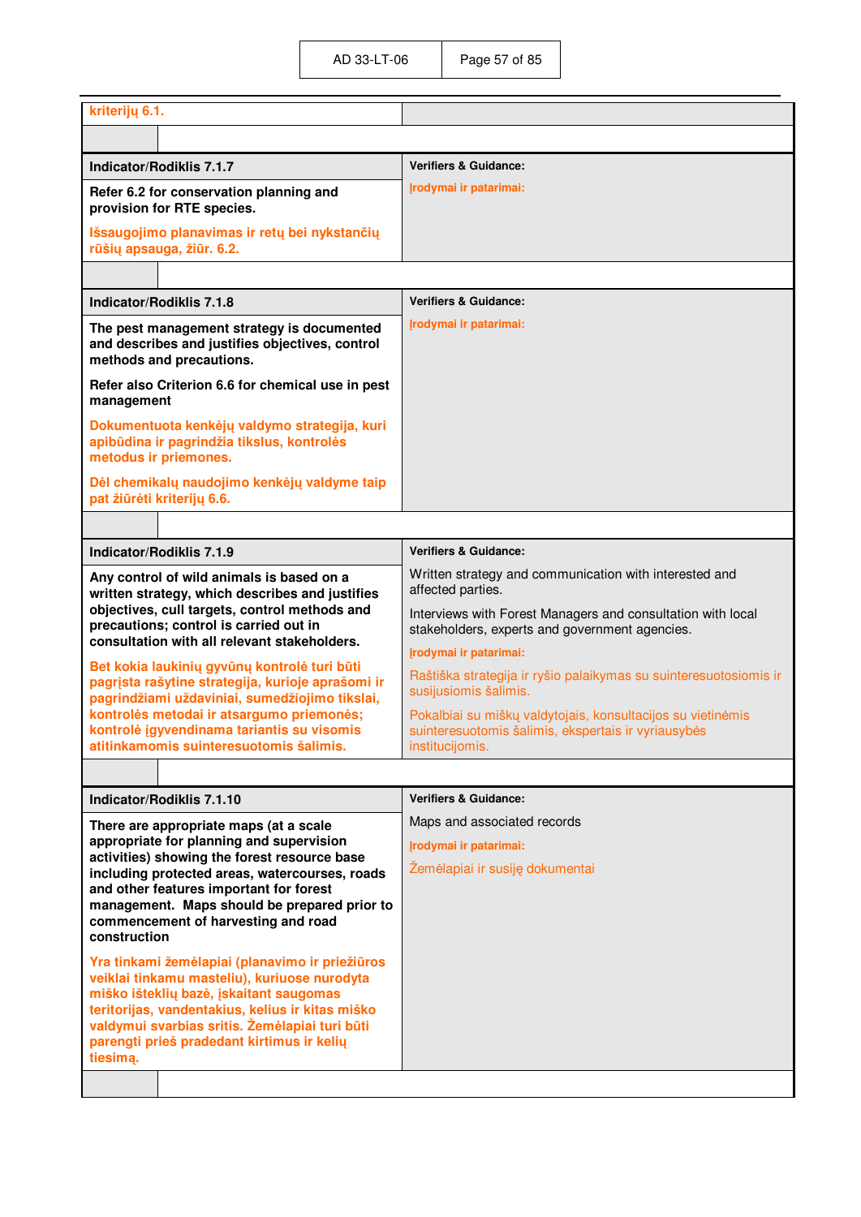| kriterijų 6.1. | |
|---|---|

| Indicator/Rodiklis 7.1.7 | Verifiers & Guidance: |
|---|---|
| **Refer 6.2 for conservation planning and provision for RTE species.**<br><br>**Išsaugojimo planavimas ir retų bei nykstančių rūšių apsauga, žiūr. 6.2.** | **Įrodymai ir patarimai:** |

| Indicator/Rodiklis 7.1.8 | Verifiers & Guidance: |
|---|---|
| **The pest management strategy is documented and describes and justifies objectives, control methods and precautions.**<br><br>**Refer also Criterion 6.6 for chemical use in pest management**<br><br>**Dokumentuota kenkėjų valdymo strategija, kuri apibūdina ir pagrindžia tikslus, kontrolės metodus ir priemones.**<br><br>**Dėl chemikalų naudojimo kenkėjų valdyme taip pat žiūrėti kriterijų 6.6.** | **Įrodymai ir patarimai:** |

| Indicator/Rodiklis 7.1.9 | Verifiers & Guidance: |
|---|---|
| **Any control of wild animals is based on a written strategy, which describes and justifies objectives, cull targets, control methods and precautions; control is carried out in consultation with all relevant stakeholders.**<br><br>**Bet kokia laukinių gyvūnų kontrolė turi būti pagrįsta rašytine strategija, kurioje aprašomi ir pagrindžiami uždaviniai, sumedžiojimo tikslai, kontrolės metodai ir atsargumo priemonės; kontrolė įgyvendinama tariantis su visomis atitinkamomis suinteresuotomis šalimis.** | Written strategy and communication with interested and affected parties.<br><br>Interviews with Forest Managers and consultation with local stakeholders, experts and government agencies.<br><br>**Įrodymai ir patarimai:**<br><br>Raštiška strategija ir ryšio palaikymas su suinteresuotosiomis ir susijusiomis šalimis.<br><br>Pokalbiai su miškų valdytojais, konsultacijos su vietinėmis suinteresuotomis šalimis, ekspertais ir vyriausybės institucijomis. |

| Indicator/Rodiklis 7.1.10 | Verifiers & Guidance: |
|---|---|
| **There are appropriate maps (at a scale appropriate for planning and supervision activities) showing the forest resource base including protected areas, watercourses, roads and other features important for forest management. Maps should be prepared prior to commencement of harvesting and road construction**<br><br>**Yra tinkami žemėlapiai (planavimo ir priežiūros veiklai tinkamu masteliu), kuriuose nurodyta miško išteklių bazė, įskaitant saugomas teritorijas, vandentakius, kelius ir kitas miško valdymui svarbias sritis. Žemėlapiai turi būti parengti prieš pradedant kirtimus ir kelių tiesimą.** | Maps and associated records<br><br>**Įrodymai ir patarimai:**<br><br>Žemėlapiai ir susiję dokumentai |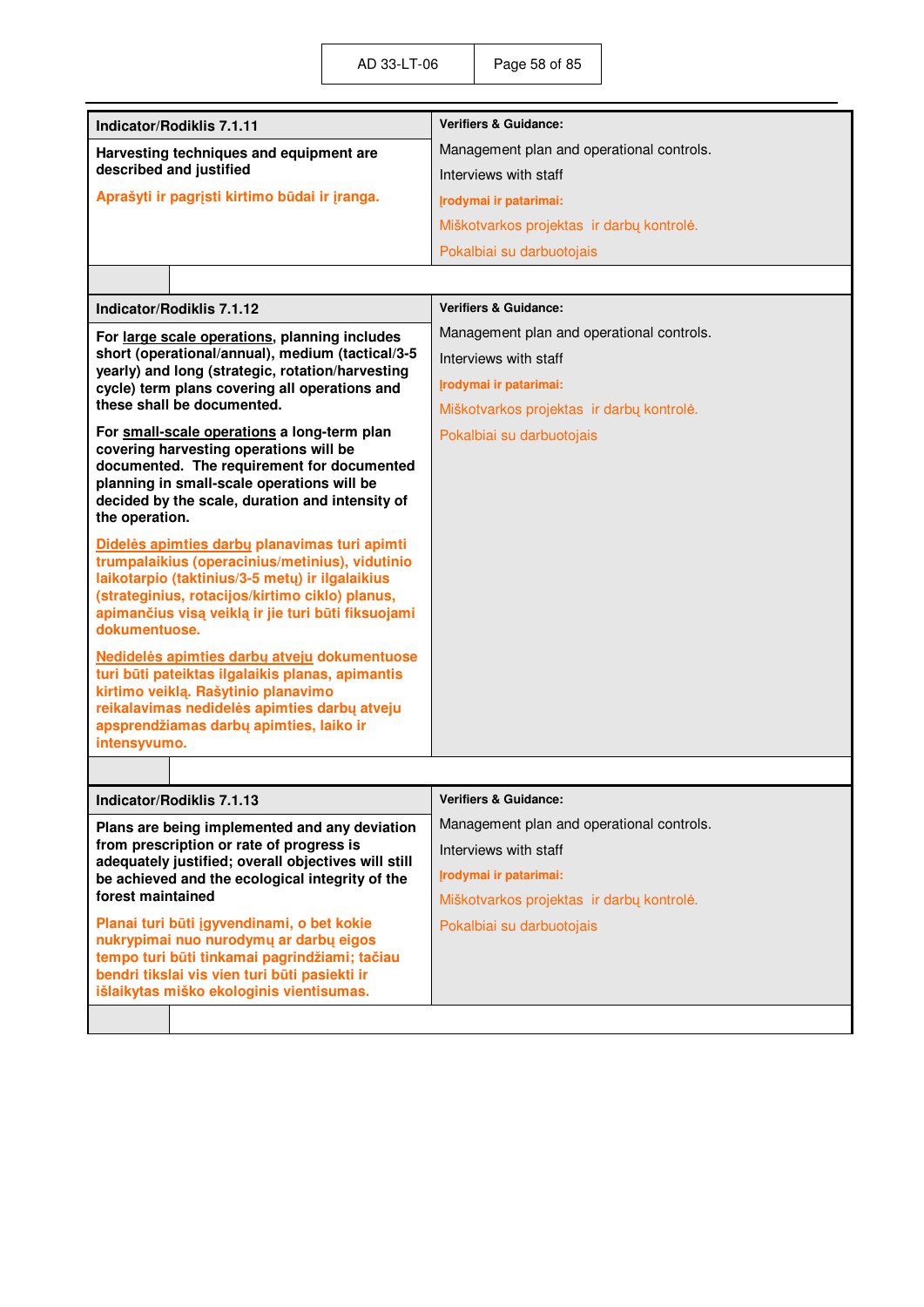| Indicator/Rodiklis 7.1.11 | Verifiers & Guidance: |
|---|---|
| **Harvesting techniques and equipment are described and justified**<br><br>**Aprašyti ir pagrįsti kirtimo būdai ir įranga.** | Management plan and operational controls.<br><br>Interviews with staff<br><br>**Įrodymai ir patarimai:**<br><br>Miškotvarkos projektas ir darbų kontrolė.<br><br>Pokalbiai su darbuotojais |

| Indicator/Rodiklis 7.1.12 | Verifiers & Guidance: |
|---|---|
| **For <u>large scale operations</u>, planning includes short (operational/annual), medium (tactical/3-5 yearly) and long (strategic, rotation/harvesting cycle) term plans covering all operations and these shall be documented.**<br><br>**For <u>small-scale operations</u> a long-term plan covering harvesting operations will be documented. The requirement for documented planning in small-scale operations will be decided by the scale, duration and intensity of the operation.**<br><br>**<u>Didelės apimties darbų</u> planavimas turi apimti trumpalaikius (operacinius/metinius), vidutinio laikotarpio (taktinius/3-5 metų) ir ilgalaikius (strateginius, rotacijos/kirtimo ciklo) planus, apimančius visą veiklą ir jie turi būti fiksuojami dokumentuose.**<br><br>**<u>Nedidelės apimties darbų atveju</u> dokumentuose turi būti pateiktas ilgalaikis planas, apimantis kirtimo veiklą. Rašytinio planavimo reikalavimas nedidelės apimties darbų atveju apsprendžiamas darbų apimties, laiko ir intensyvumo.** | Management plan and operational controls.<br><br>Interviews with staff<br><br>**Įrodymai ir patarimai:**<br><br>Miškotvarkos projektas ir darbų kontrolė.<br><br>Pokalbiai su darbuotojais |

| Indicator/Rodiklis 7.1.13 | Verifiers & Guidance: |
|---|---|
| **Plans are being implemented and any deviation from prescription or rate of progress is adequately justified; overall objectives will still be achieved and the ecological integrity of the forest maintained**<br><br>**Planai turi būti įgyvendinami, o bet kokie nukrypimai nuo nurodymų ar darbų eigos tempo turi būti tinkamai pagrindžiami; tačiau bendri tikslai vis vien turi būti pasiekti ir išlaikytas miško ekologinis vientisumas.** | Management plan and operational controls.<br><br>Interviews with staff<br><br>**Įrodymai ir patarimai:**<br><br>Miškotvarkos projektas ir darbų kontrolė.<br><br>Pokalbiai su darbuotojais |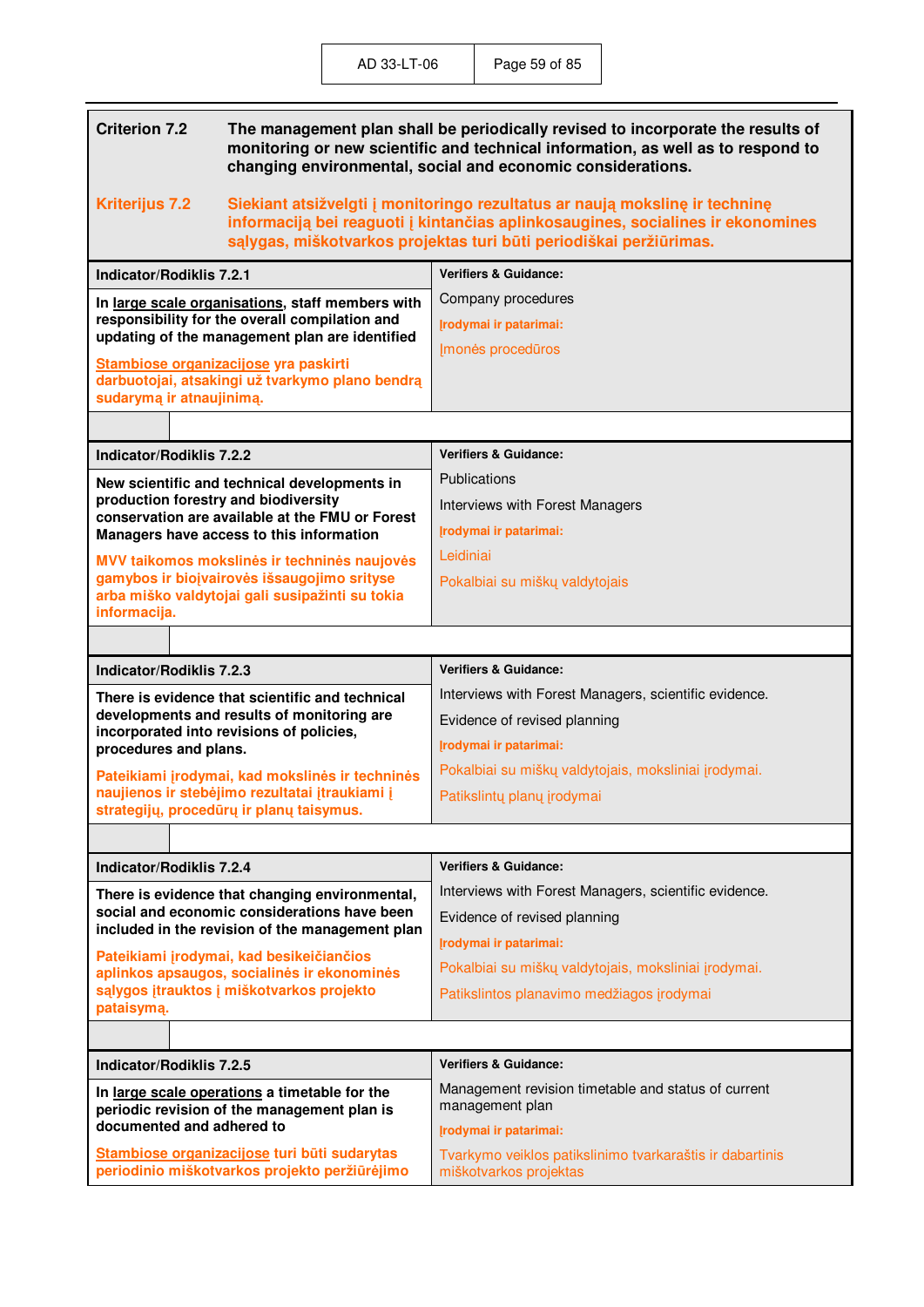**Criterion 7.2** **The management plan shall be periodically revised to incorporate the results of monitoring or new scientific and technical information, as well as to respond to changing environmental, social and economic considerations.**

**Kriterijus 7.2** **Siekiant atsižvelgti į monitoringo rezultatus ar naują mokslinę ir techninę informaciją bei reaguoti į kintančias aplinkosaugines, socialines ir ekonomines sąlygas, miškotvarkos projektas turi būti periodiškai peržiūrimas.**

| Indicator/Rodiklis 7.2.1 | Verifiers & Guidance: |
|---|---|
| **In <u>large scale organisations</u>, staff members with responsibility for the overall compilation and updating of the management plan are identified**<br><br>**<u>Stambiose organizacijose</u> yra paskirti darbuotojai, atsakingi už tvarkymo plano bendrą sudarymą ir atnaujinimą.** | Company procedures<br><br>**Įrodymai ir patarimai:**<br><br>Įmonės procedūros |

| Indicator/Rodiklis 7.2.2 | Verifiers & Guidance: |
|---|---|
| **New scientific and technical developments in production forestry and biodiversity conservation are available at the FMU or Forest Managers have access to this information**<br><br>**MVV taikomos mokslinės ir techninės naujovės gamybos ir bioįvairovės išsaugojimo srityse arba miško valdytojai gali susipažinti su tokia informacija.** | Publications<br><br>Interviews with Forest Managers<br><br>**Įrodymai ir patarimai:**<br><br>Leidiniai<br><br>Pokalbiai su miškų valdytojais |

| Indicator/Rodiklis 7.2.3 | Verifiers & Guidance: |
|---|---|
| **There is evidence that scientific and technical developments and results of monitoring are incorporated into revisions of policies, procedures and plans.**<br><br>**Pateikiami įrodymai, kad mokslinės ir techninės naujienos ir stebėjimo rezultatai įtraukiami į strategijų, procedūrų ir planų taisymus.** | Interviews with Forest Managers, scientific evidence.<br><br>Evidence of revised planning<br><br>**Įrodymai ir patarimai:**<br><br>Pokalbiai su miškų valdytojais, moksliniai įrodymai.<br><br>Patikslintų planų įrodymai |

| Indicator/Rodiklis 7.2.4 | Verifiers & Guidance: |
|---|---|
| **There is evidence that changing environmental, social and economic considerations have been included in the revision of the management plan**<br><br>**Pateikiami įrodymai, kad besikeičiančios aplinkos apsaugos, socialinės ir ekonominės sąlygos įtrauktos į miškotvarkos projekto pataisymą.** | Interviews with Forest Managers, scientific evidence.<br><br>Evidence of revised planning<br><br>**Įrodymai ir patarimai:**<br><br>Pokalbiai su miškų valdytojais, moksliniai įrodymai.<br><br>Patikslintos planavimo medžiagos įrodymai |

| Indicator/Rodiklis 7.2.5 | Verifiers & Guidance: |
|---|---|
| **In <u>large scale operations</u> a timetable for the periodic revision of the management plan is documented and adhered to**<br><br>**<u>Stambiose organizacijose</u> turi būti sudarytas periodinio miškotvarkos projekto peržiūrėjimo** | Management revision timetable and status of current management plan<br><br>**Įrodymai ir patarimai:**<br><br>Tvarkymo veiklos patikslinimo tvarkaraštis ir dabartinis miškotvarkos projektas |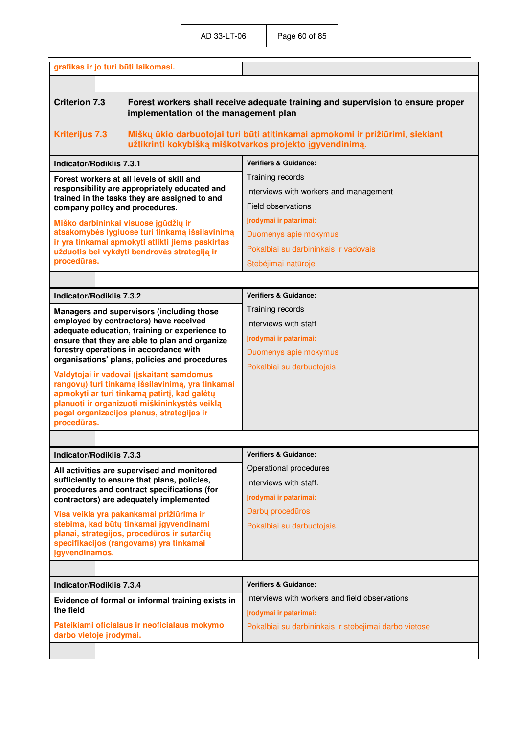| grafikas ir jo turi būti laikomasi. | |
|---|---|

**Criterion 7.3** **Forest workers shall receive adequate training and supervision to ensure proper implementation of the management plan**

**Kriterijus 7.3** **Miškų ūkio darbuotojai turi būti atitinkamai apmokomi ir prižiūrimi, siekiant užtikrinti kokybišką miškotvarkos projekto įgyvendinimą.**

| Indicator/Rodiklis 7.3.1 | Verifiers & Guidance: |
|---|---|
| **Forest workers at all levels of skill and responsibility are appropriately educated and trained in the tasks they are assigned to and company policy and procedures.**<br><br>**Miško darbininkai visuose įgūdžių ir atsakomybės lygiuose turi tinkamą išsilavinimą ir yra tinkamai apmokyti atlikti jiems paskirtas užduotis bei vykdyti bendrovės strategiją ir procedūras.** | Training records<br><br>Interviews with workers and management<br><br>Field observations<br><br>**Įrodymai ir patarimai:**<br><br>Duomenys apie mokymus<br><br>Pokalbiai su darbininkais ir vadovais<br><br>Stebėjimai natūroje |

| Indicator/Rodiklis 7.3.2 | Verifiers & Guidance: |
|---|---|
| **Managers and supervisors (including those employed by contractors) have received adequate education, training or experience to ensure that they are able to plan and organize forestry operations in accordance with organisations' plans, policies and procedures**<br><br>**Valdytojai ir vadovai (įskaitant samdomus rangovų) turi tinkamą išsilavinimą, yra tinkamai apmokyti ar turi tinkamą patirtį, kad galėtų planuoti ir organizuoti miškininkystės veiklą pagal organizacijos planus, strategijas ir procedūras.** | Training records<br><br>Interviews with staff<br><br>**Įrodymai ir patarimai:**<br><br>Duomenys apie mokymus<br><br>Pokalbiai su darbuotojais |

| Indicator/Rodiklis 7.3.3 | Verifiers & Guidance: |
|---|---|
| **All activities are supervised and monitored sufficiently to ensure that plans, policies, procedures and contract specifications (for contractors) are adequately implemented**<br><br>**Visa veikla yra pakankamai prižiūrima ir stebima, kad būtų tinkamai įgyvendinami planai, strategijos, procedūros ir sutarčių specifikacijos (rangovams) yra tinkamai įgyvendinamos.** | Operational procedures<br><br>Interviews with staff.<br><br>**Įrodymai ir patarimai:**<br><br>Darbų procedūros<br><br>Pokalbiai su darbuotojais . |

| Indicator/Rodiklis 7.3.4 | Verifiers & Guidance: |
|---|---|
| **Evidence of formal or informal training exists in the field**<br><br>**Pateikiami oficialaus ir neoficialaus mokymo darbo vietoje įrodymai.** | Interviews with workers and field observations<br><br>**Įrodymai ir patarimai:**<br><br>Pokalbiai su darbininkais ir stebėjimai darbo vietose |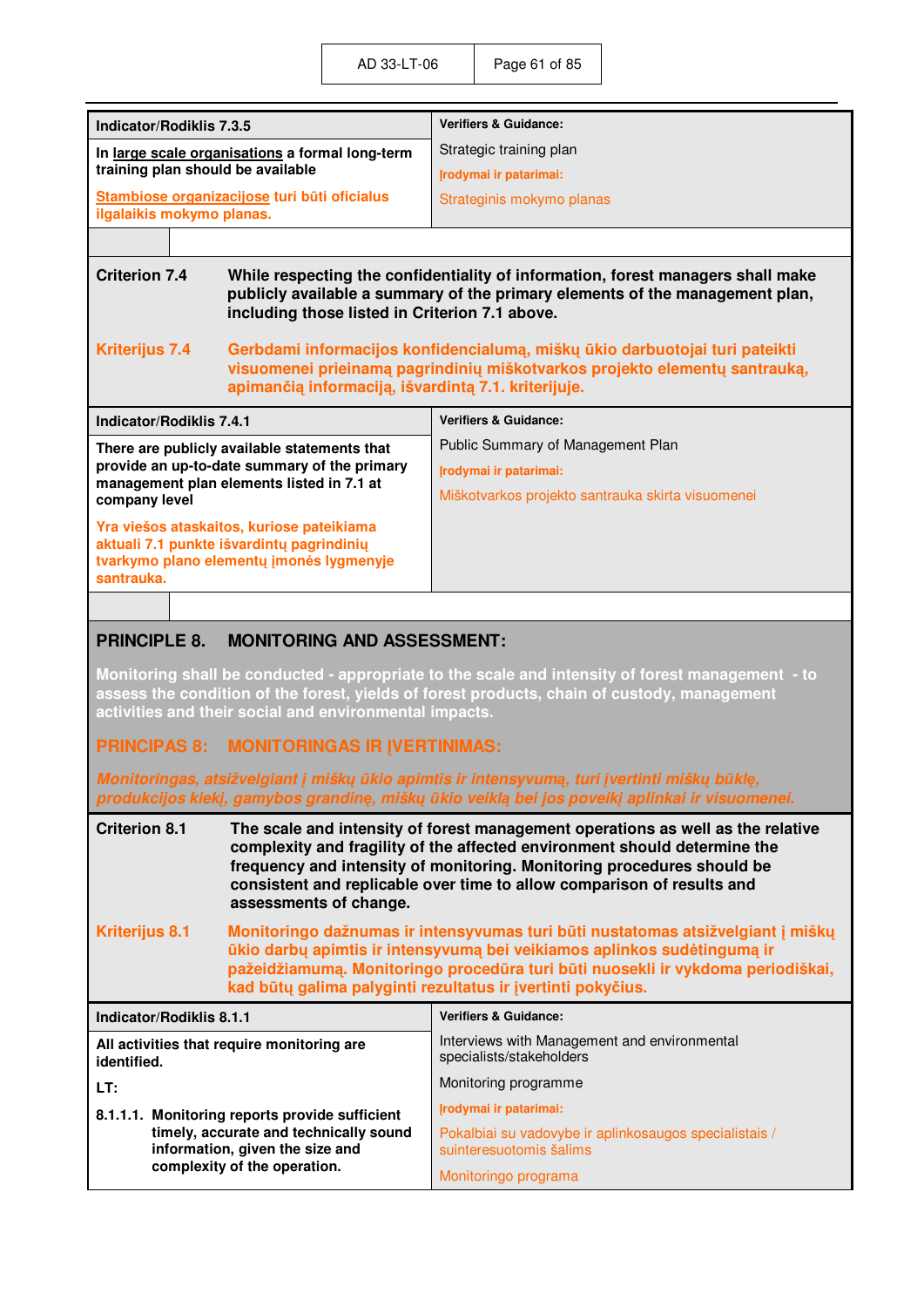| Indicator/Rodiklis 7.3.5 | Verifiers & Guidance: |
|---|---|
| **In <u>large scale organisations</u> a formal long-term training plan should be available**<br><br>**<u>Stambiose organizacijose</u> turi būti oficialus ilgalaikis mokymo planas.** | Strategic training plan<br><br>**Įrodymai ir patarimai:**<br><br>Strateginis mokymo planas |

**Criterion 7.4** While respecting the confidentiality of information, forest managers shall make publicly available a summary of the primary elements of the management plan, including those listed in Criterion 7.1 above.

**Kriterijus 7.4** Gerbdami informacijos konfidencialumą, miškų ūkio darbuotojai turi pateikti visuomenei prieinamą pagrindinių miškotvarkos projekto elementų santrauką, apimančią informaciją, išvardintą 7.1. kriterijuje.

| Indicator/Rodiklis 7.4.1 | Verifiers & Guidance: |
|---|---|
| **There are publicly available statements that provide an up-to-date summary of the primary management plan elements listed in 7.1 at company level**<br><br>**Yra viešos ataskaitos, kuriose pateikiama aktuali 7.1 punkte išvardintų pagrindinių tvarkymo plano elementų įmonės lygmenyje santrauka.** | Public Summary of Management Plan<br><br>**Įrodymai ir patarimai:**<br><br>Miškotvarkos projekto santrauka skirta visuomenei |

## PRINCIPLE 8. MONITORING AND ASSESSMENT:

**Monitoring shall be conducted - appropriate to the scale and intensity of forest management - to assess the condition of the forest, yields of forest products, chain of custody, management activities and their social and environmental impacts.**

## PRINCIPAS 8: MONITORINGAS IR ĮVERTINIMAS:

***Monitoringas, atsižvelgiant į miškų ūkio apimtis ir intensyvumą, turi įvertinti miškų būklę, produkcijos kiekį, gamybos grandinę, miškų ūkio veiklą bei jos poveikį aplinkai ir visuomenei.***

**Criterion 8.1** The scale and intensity of forest management operations as well as the relative complexity and fragility of the affected environment should determine the frequency and intensity of monitoring. Monitoring procedures should be consistent and replicable over time to allow comparison of results and assessments of change.

**Kriterijus 8.1** Monitoringo dažnumas ir intensyvumas turi būti nustatomas atsižvelgiant į miškų ūkio darbų apimtis ir intensyvumą bei veikiamos aplinkos sudėtingumą ir pažeidžiamumą. Monitoringo procedūra turi būti nuosekli ir vykdoma periodiškai, kad būtų galima palyginti rezultatus ir įvertinti pokyčius.

| Indicator/Rodiklis 8.1.1 | Verifiers & Guidance: |
|---|---|
| **All activities that require monitoring are identified.**<br><br>**LT:**<br><br>**8.1.1.1. Monitoring reports provide sufficient timely, accurate and technically sound information, given the size and complexity of the operation.** | Interviews with Management and environmental specialists/stakeholders<br><br>Monitoring programme<br><br>**Įrodymai ir patarimai:**<br><br>Pokalbiai su vadovybe ir aplinkosaugos specialistais / suinteresuotomis šalims<br><br>Monitoringo programa |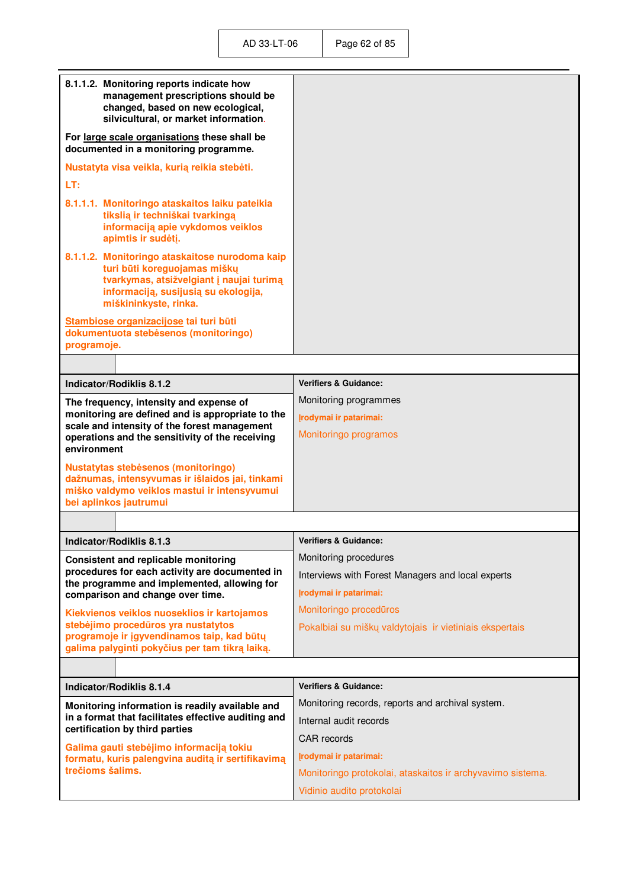| | |
|---|---|
| **8.1.1.2. Monitoring reports indicate how management prescriptions should be changed, based on new ecological, silvicultural, or market information.**<br><br>**For <u>large scale organisations</u> these shall be documented in a monitoring programme.**<br><br>**Nustatyta visa veikla, kurią reikia stebėti.**<br><br>**LT:**<br><br>**8.1.1.1. Monitoringo ataskaitos laiku pateikia tikslią ir techniškai tvarkingą informaciją apie vykdomos veiklos apimtis ir sudėtį.**<br><br>**8.1.1.2. Monitoringo ataskaitose nurodoma kaip turi būti koreguojamas miškų tvarkymas, atsižvelgiant į naujai turimą informaciją, susijusią su ekologija, miškininkyste, rinka.**<br><br>**<u>Stambiose organizacijose</u> tai turi būti dokumentuota stebėsenos (monitoringo) programoje.** | |

| **Indicator/Rodiklis 8.1.2** | **Verifiers & Guidance:** |
|---|---|
| **The frequency, intensity and expense of monitoring are defined and is appropriate to the scale and intensity of the forest management operations and the sensitivity of the receiving environment**<br><br>**Nustatytas stebėsenos (monitoringo) dažnumas, intensyvumas ir išlaidos jai, tinkami miško valdymo veiklos mastui ir intensyvumui bei aplinkos jautrumui** | Monitoring programmes<br><br>**Įrodymai ir patarimai:**<br><br>Monitoringo programos |

| **Indicator/Rodiklis 8.1.3** | **Verifiers & Guidance:** |
|---|---|
| **Consistent and replicable monitoring procedures for each activity are documented in the programme and implemented, allowing for comparison and change over time.**<br><br>**Kiekvienos veiklos nuoseklios ir kartojamos stebėjimo procedūros yra nustatytos programoje ir įgyvendinamos taip, kad būtų galima palyginti pokyčius per tam tikrą laiką.** | Monitoring procedures<br><br>Interviews with Forest Managers and local experts<br><br>**Įrodymai ir patarimai:**<br><br>Monitoringo procedūros<br><br>Pokalbiai su miškų valdytojais ir vietiniais ekspertais |

| **Indicator/Rodiklis 8.1.4** | **Verifiers & Guidance:** |
|---|---|
| **Monitoring information is readily available and in a format that facilitates effective auditing and certification by third parties**<br><br>**Galima gauti stebėjimo informaciją tokiu formatu, kuris palengvina auditą ir sertifikavimą trečioms šalims.** | Monitoring records, reports and archival system.<br><br>Internal audit records<br><br>CAR records<br><br>**Įrodymai ir patarimai:**<br><br>Monitoringo protokolai, ataskaitos ir archyvavimo sistema.<br><br>Vidinio audito protokolai |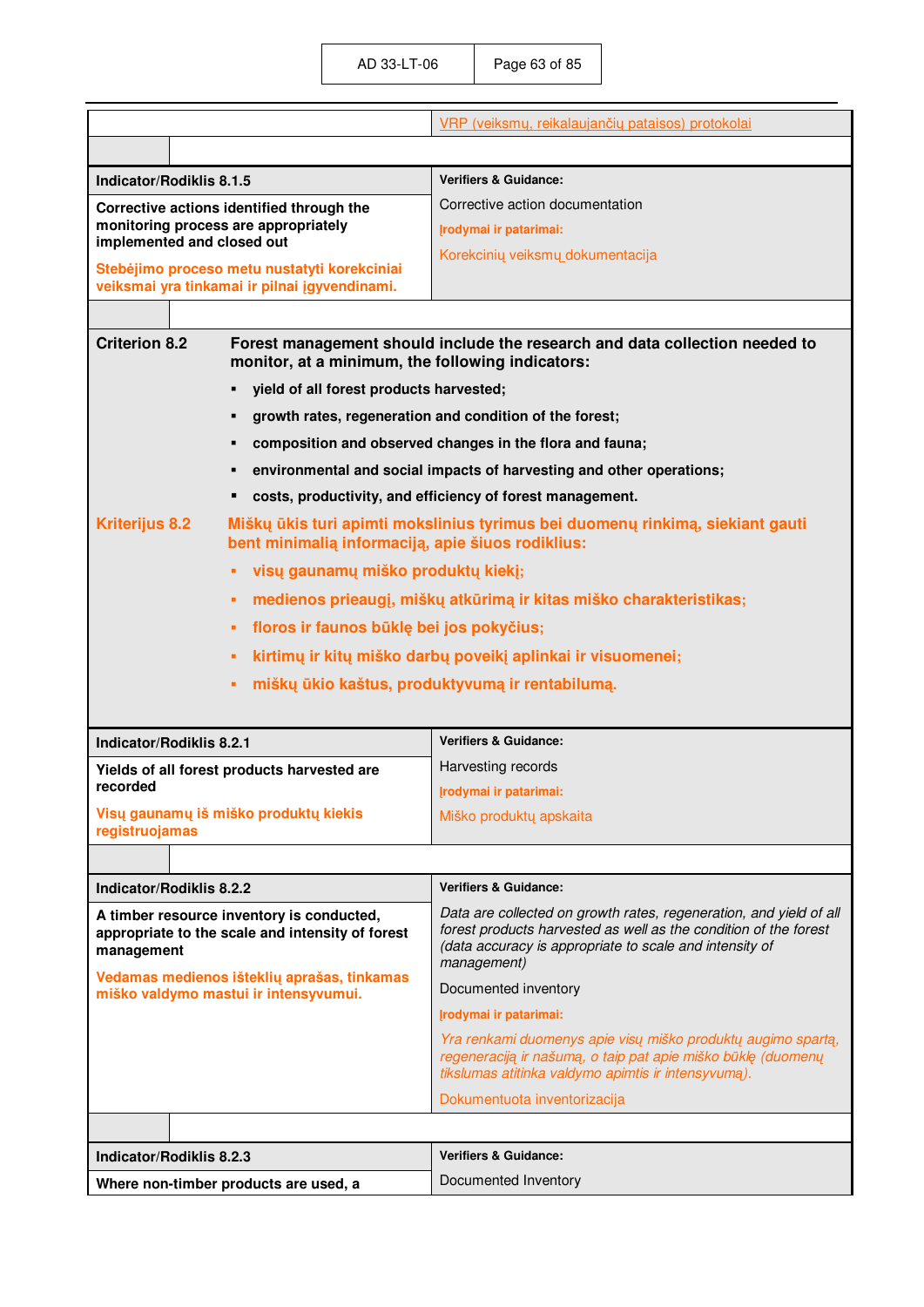| | |
|---|---|
| | VRP (veiksmų, reikalaujančių pataisos) protokolai |

| Indicator/Rodiklis 8.1.5 | Verifiers & Guidance: |
|---|---|
| **Corrective actions identified through the monitoring process are appropriately implemented and closed out**<br><br>**Stebėjimo proceso metu nustatyti korekciniai veiksmai yra tinkamai ir pilnai įgyvendinami.** | Corrective action documentation<br><br>**Įrodymai ir patarimai:**<br><br>Korekcinių veiksmų dokumentacija |

**Criterion 8.2** **Forest management should include the research and data collection needed to monitor, at a minimum, the following indicators:**

- **yield of all forest products harvested;**
- **growth rates, regeneration and condition of the forest;**
- **composition and observed changes in the flora and fauna;**
- **environmental and social impacts of harvesting and other operations;**
- **costs, productivity, and efficiency of forest management.**

**Kriterijus 8.2** **Miškų ūkis turi apimti mokslinius tyrimus bei duomenų rinkimą, siekiant gauti bent minimalią informaciją, apie šiuos rodiklius:**

- **visų gaunamų miško produktų kiekį;**
- **medienos prieaugį, miškų atkūrimą ir kitas miško charakteristikas;**
- **floros ir faunos būklę bei jos pokyčius;**
- **kirtimų ir kitų miško darbų poveikį aplinkai ir visuomenei;**
- **miškų ūkio kaštus, produktyvumą ir rentabilumą.**

| Indicator/Rodiklis 8.2.1 | Verifiers & Guidance: |
|---|---|
| **Yields of all forest products harvested are recorded**<br><br>**Visų gaunamų iš miško produktų kiekis registruojamas** | Harvesting records<br><br>**Įrodymai ir patarimai:**<br><br>Miško produktų apskaita |

| Indicator/Rodiklis 8.2.2 | Verifiers & Guidance: |
|---|---|
| **A timber resource inventory is conducted, appropriate to the scale and intensity of forest management**<br><br>**Vedamas medienos išteklių aprašas, tinkamas miško valdymo mastui ir intensyvumui.** | *Data are collected on growth rates, regeneration, and yield of all forest products harvested as well as the condition of the forest (data accuracy is appropriate to scale and intensity of management)*<br><br>Documented inventory<br><br>**Įrodymai ir patarimai:**<br><br>*Yra renkami duomenys apie visų miško produktų augimo spartą, regeneraciją ir našumą, o taip pat apie miško būklę (duomenų tikslumas atitinka valdymo apimtis ir intensyvumą).*<br><br>Dokumentuota inventorizacija |

| Indicator/Rodiklis 8.2.3 | Verifiers & Guidance: |
|---|---|
| **Where non-timber products are used, a** | Documented Inventory |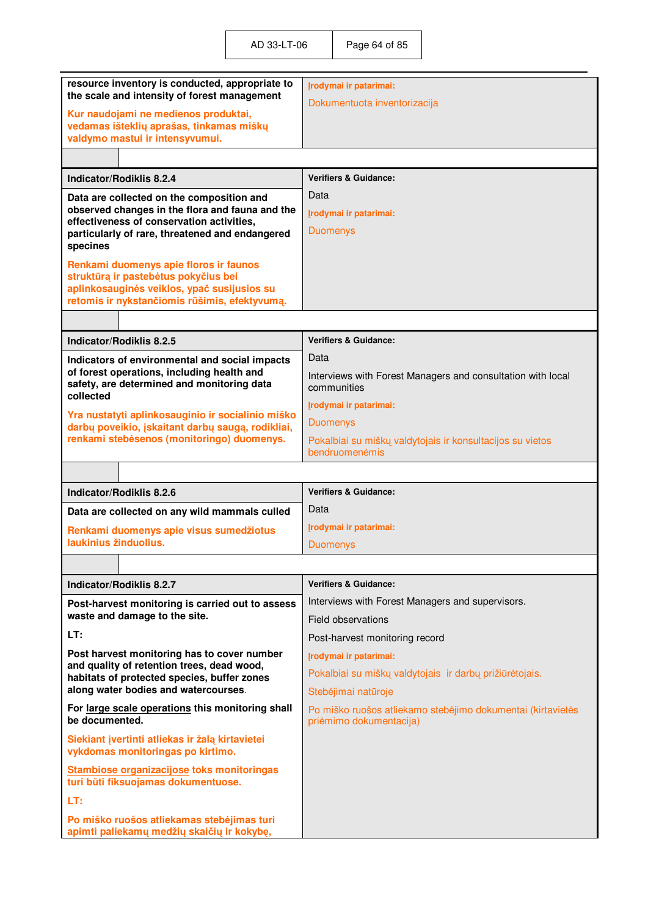| | |
|---|---|
| **resource inventory is conducted, appropriate to the scale and intensity of forest management**<br><br>**Kur naudojami ne medienos produktai, vedamas išteklių aprašas, tinkamas miškų valdymo mastui ir intensyvumui.** | **Įrodymai ir patarimai:**<br><br>Dokumentuota inventorizacija |

| **Indicator/Rodiklis 8.2.4** | **Verifiers & Guidance:** |
|---|---|
| **Data are collected on the composition and observed changes in the flora and fauna and the effectiveness of conservation activities, particularly of rare, threatened and endangered species**<br><br>**Renkami duomenys apie floros ir faunos struktūrą ir pastebėtus pokyčius bei aplinkosauginės veiklos, ypač susijusios su retomis ir nykstančiomis rūšimis, efektyvumą.** | Data<br><br>**Įrodymai ir patarimai:**<br><br>Duomenys |

| **Indicator/Rodiklis 8.2.5** | **Verifiers & Guidance:** |
|---|---|
| **Indicators of environmental and social impacts of forest operations, including health and safety, are determined and monitoring data collected**<br><br>**Yra nustatyti aplinkosauginio ir socialinio miško darbų poveikio, įskaitant darbų saugą, rodikliai, renkami stebėsenos (monitoringo) duomenys.** | Data<br><br>Interviews with Forest Managers and consultation with local communities<br><br>**Įrodymai ir patarimai:**<br><br>Duomenys<br><br>Pokalbiai su miškų valdytojais ir konsultacijos su vietos bendruomenėmis |

| **Indicator/Rodiklis 8.2.6** | **Verifiers & Guidance:** |
|---|---|
| **Data are collected on any wild mammals culled**<br><br>**Renkami duomenys apie visus sumedžiotus laukinius žinduolius.** | Data<br><br>**Įrodymai ir patarimai:**<br><br>Duomenys |

| **Indicator/Rodiklis 8.2.7** | **Verifiers & Guidance:** |
|---|---|
| **Post-harvest monitoring is carried out to assess waste and damage to the site.**<br><br>**LT:**<br><br>**Post harvest monitoring has to cover number and quality of retention trees, dead wood, habitats of protected species, buffer zones along water bodies and watercourses.**<br><br>**For <u>large scale operations</u> this monitoring shall be documented.**<br><br>**Siekiant įvertinti atliekas ir žalą kirtavietei vykdomas monitoringas po kirtimo.**<br><br>**<u>Stambiose organizacijose</u> toks monitoringas turi būti fiksuojamas dokumentuose.**<br><br>**LT:**<br><br>**Po miško ruošos atliekamas stebėjimas turi apimti paliekamų medžių skaičių ir kokybę,** | Interviews with Forest Managers and supervisors.<br><br>Field observations<br><br>Post-harvest monitoring record<br><br>**Įrodymai ir patarimai:**<br><br>Pokalbiai su miškų valdytojais ir darbų prižiūrėtojais.<br><br>Stebėjimai natūroje<br><br>Po miško ruošos atliekamo stebėjimo dokumentai (kirtavietės priėmimo dokumentacija) |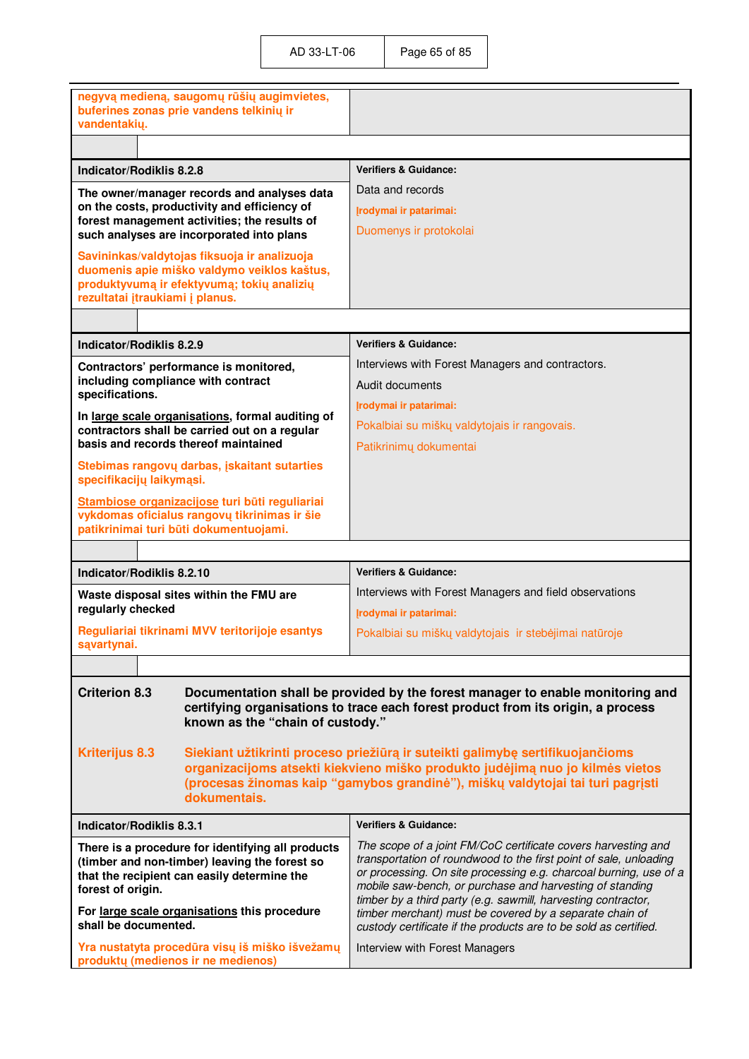| | |
|---|---|
| **negyvą medieną, saugomų rūšių augimvietes, buferines zonas prie vandens telkinių ir vandentakių.** | |

| **Indicator/Rodiklis 8.2.8** | **Verifiers & Guidance:** |
|---|---|
| **The owner/manager records and analyses data on the costs, productivity and efficiency of forest management activities; the results of such analyses are incorporated into plans**<br><br>**Savininkas/valdytojas fiksuoja ir analizuoja duomenis apie miško valdymo veiklos kaštus, produktyvumą ir efektyvumą; tokių analizių rezultatai įtraukiami į planus.** | Data and records<br><br>**Įrodymai ir patarimai:**<br><br>Duomenys ir protokolai |

| **Indicator/Rodiklis 8.2.9** | **Verifiers & Guidance:** |
|---|---|
| **Contractors' performance is monitored, including compliance with contract specifications.**<br><br>**In <u>large scale organisations</u>, formal auditing of contractors shall be carried out on a regular basis and records thereof maintained**<br><br>**Stebimas rangovų darbas, įskaitant sutarties specifikacijų laikymąsi.**<br><br>**<u>Stambiose organizacijose</u> turi būti reguliariai vykdomas oficialus rangovų tikrinimas ir šie patikrinimai turi būti dokumentuojami.** | Interviews with Forest Managers and contractors.<br><br>Audit documents<br><br>**Įrodymai ir patarimai:**<br><br>Pokalbiai su miškų valdytojais ir rangovais.<br><br>Patikrinimų dokumentai |

| **Indicator/Rodiklis 8.2.10** | **Verifiers & Guidance:** |
|---|---|
| **Waste disposal sites within the FMU are regularly checked**<br><br>**Reguliariai tikrinami MVV teritorijoje esantys sąvartynai.** | Interviews with Forest Managers and field observations<br><br>**Įrodymai ir patarimai:**<br><br>Pokalbiai su miškų valdytojais ir stebėjimai natūroje |

**Criterion 8.3** **Documentation shall be provided by the forest manager to enable monitoring and certifying organisations to trace each forest product from its origin, a process known as the "chain of custody."**

**Kriterijus 8.3** **Siekiant užtikrinti proceso priežiūrą ir suteikti galimybę sertifikuojančioms organizacijoms atsekti kiekvieno miško produkto judėjimą nuo jo kilmės vietos (procesas žinomas kaip "gamybos grandinė"), miškų valdytojai tai turi pagrįsti dokumentais.**

| **Indicator/Rodiklis 8.3.1** | **Verifiers & Guidance:** |
|---|---|
| **There is a procedure for identifying all products (timber and non-timber) leaving the forest so that the recipient can easily determine the forest of origin.**<br><br>**For <u>large scale organisations</u> this procedure shall be documented.**<br><br>**Yra nustatyta procedūra visų iš miško išvežamų produktų (medienos ir ne medienos)** | *The scope of a joint FM/CoC certificate covers harvesting and transportation of roundwood to the first point of sale, unloading or processing. On site processing e.g. charcoal burning, use of a mobile saw-bench, or purchase and harvesting of standing timber by a third party (e.g. sawmill, harvesting contractor, timber merchant) must be covered by a separate chain of custody certificate if the products are to be sold as certified.*<br><br>Interview with Forest Managers |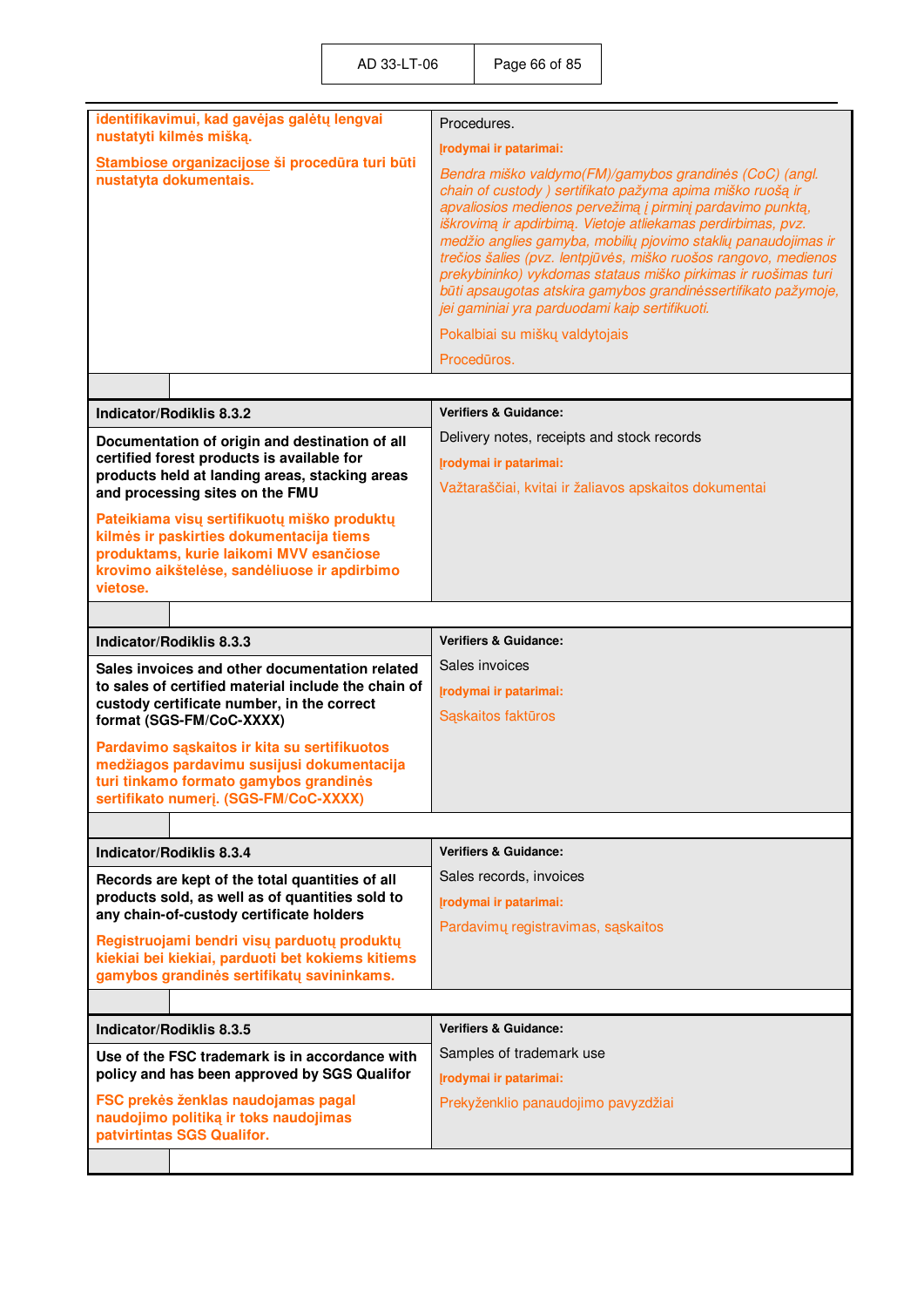| | |
|---|---|
| **identifikavimui, kad gavėjas galėtų lengvai nustatyti kilmės mišką.**<br><br>**Stambiose organizacijose ši procedūra turi būti nustatyta dokumentais.** | Procedures.<br><br>**Įrodymai ir patarimai:**<br><br>*Bendra miško valdymo(FM)/gamybos grandinės (CoC) (angl. chain of custody ) sertifikato pažyma apima miško ruošą ir apvaliosios medienos pervežimą į pirminį pardavimo punktą, iškrovimą ir apdirbimą. Vietoje atliekamas perdirbimas, pvz. medžio anglies gamyba, mobilių pjovimo staklių panaudojimas ir trečios šalies (pvz. lentpjūvės, miško ruošos rangovo, medienos prekybininko) vykdomas stataus miško pirkimas ir ruošimas turi būti apsaugotas atskira gamybos grandinėssertifikato pažymoje, jei gaminiai yra parduodami kaip sertifikuoti.*<br><br>Pokalbiai su miškų valdytojais<br><br>Procedūros. |

| | |
|---|---|
| **Indicator/Rodiklis 8.3.2** | **Verifiers & Guidance:** |
| **Documentation of origin and destination of all certified forest products is available for products held at landing areas, stacking areas and processing sites on the FMU**<br><br>**Pateikiama visų sertifikuotų miško produktų kilmės ir paskirties dokumentacija tiems produktams, kurie laikomi MVV esančiose krovimo aikštelėse, sandėliuose ir apdirbimo vietose.** | Delivery notes, receipts and stock records<br><br>**Įrodymai ir patarimai:**<br><br>Važtaraščiai, kvitai ir žaliavos apskaitos dokumentai |

| | |
|---|---|
| **Indicator/Rodiklis 8.3.3** | **Verifiers & Guidance:** |
| **Sales invoices and other documentation related to sales of certified material include the chain of custody certificate number, in the correct format (SGS-FM/CoC-XXXX)**<br><br>**Pardavimo sąskaitos ir kita su sertifikuotos medžiagos pardavimu susijusi dokumentacija turi tinkamo formato gamybos grandinės sertifikato numerį. (SGS-FM/CoC-XXXX)** | Sales invoices<br><br>**Įrodymai ir patarimai:**<br><br>Sąskaitos faktūros |

| | |
|---|---|
| **Indicator/Rodiklis 8.3.4** | **Verifiers & Guidance:** |
| **Records are kept of the total quantities of all products sold, as well as of quantities sold to any chain-of-custody certificate holders**<br><br>**Registruojami bendri visų parduotų produktų kiekiai bei kiekiai, parduoti bet kokiems kitiems gamybos grandinės sertifikatų savininkams.** | Sales records, invoices<br><br>**Įrodymai ir patarimai:**<br><br>Pardavimų registravimas, sąskaitos |

| | |
|---|---|
| **Indicator/Rodiklis 8.3.5** | **Verifiers & Guidance:** |
| **Use of the FSC trademark is in accordance with policy and has been approved by SGS Qualifor**<br><br>**FSC prekės ženklas naudojamas pagal naudojimo politiką ir toks naudojimas patvirtintas SGS Qualifor.** | Samples of trademark use<br><br>**Įrodymai ir patarimai:**<br><br>Prekyženklio panaudojimo pavyzdžiai |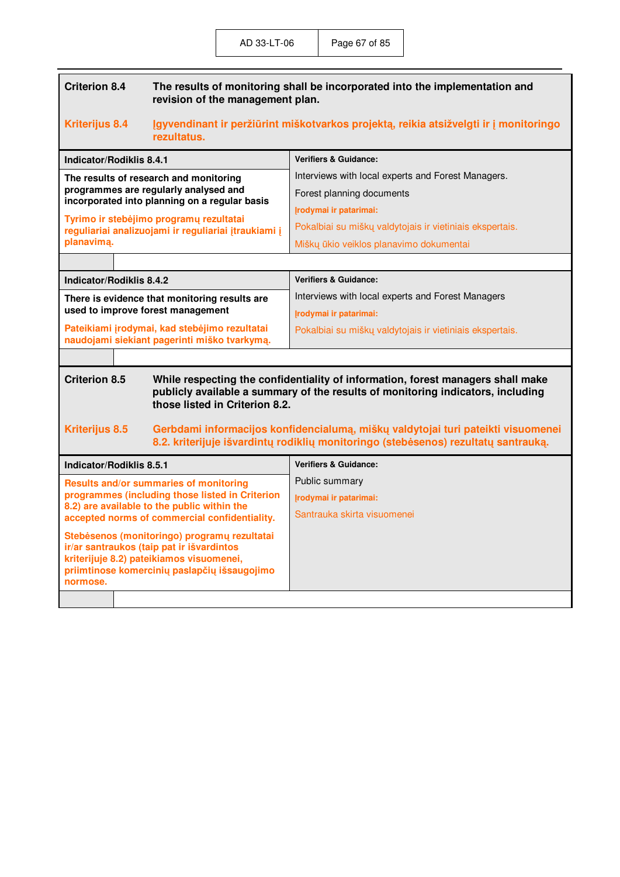**Criterion 8.4** **The results of monitoring shall be incorporated into the implementation and revision of the management plan.**

**Kriterijus 8.4** **Įgyvendinant ir peržiūrint miškotvarkos projektą, reikia atsižvelgti ir į monitoringo rezultatus.**

| Indicator/Rodiklis 8.4.1 | Verifiers & Guidance: |
|---|---|
| **The results of research and monitoring programmes are regularly analysed and incorporated into planning on a regular basis**<br><br>**Tyrimo ir stebėjimo programų rezultatai reguliariai analizuojami ir reguliariai įtraukiami į planavimą.** | Interviews with local experts and Forest Managers.<br><br>Forest planning documents<br><br>**Įrodymai ir patarimai:**<br><br>Pokalbiai su miškų valdytojais ir vietiniais ekspertais.<br><br>Miškų ūkio veiklos planavimo dokumentai |

| Indicator/Rodiklis 8.4.2 | Verifiers & Guidance: |
|---|---|
| **There is evidence that monitoring results are used to improve forest management**<br><br>**Pateikiami įrodymai, kad stebėjimo rezultatai naudojami siekiant pagerinti miško tvarkymą.** | Interviews with local experts and Forest Managers<br><br>**Įrodymai ir patarimai:**<br><br>Pokalbiai su miškų valdytojais ir vietiniais ekspertais. |

**Criterion 8.5** **While respecting the confidentiality of information, forest managers shall make publicly available a summary of the results of monitoring indicators, including those listed in Criterion 8.2.**

**Kriterijus 8.5** **Gerbdami informacijos konfidencialumą, miškų valdytojai turi pateikti visuomenei 8.2. kriterijuje išvardintų rodiklių monitoringo (stebėsenos) rezultatų santrauką.**

| Indicator/Rodiklis 8.5.1 | Verifiers & Guidance: |
|---|---|
| **Results and/or summaries of monitoring programmes (including those listed in Criterion 8.2) are available to the public within the accepted norms of commercial confidentiality.**<br><br>**Stebėsenos (monitoringo) programų rezultatai ir/ar santraukos (taip pat ir išvardintos kriterijuje 8.2) pateikiamos visuomenei, priimtinose komercinių paslapčių išsaugojimo normose.** | Public summary<br><br>**Įrodymai ir patarimai:**<br><br>Santrauka skirta visuomenei |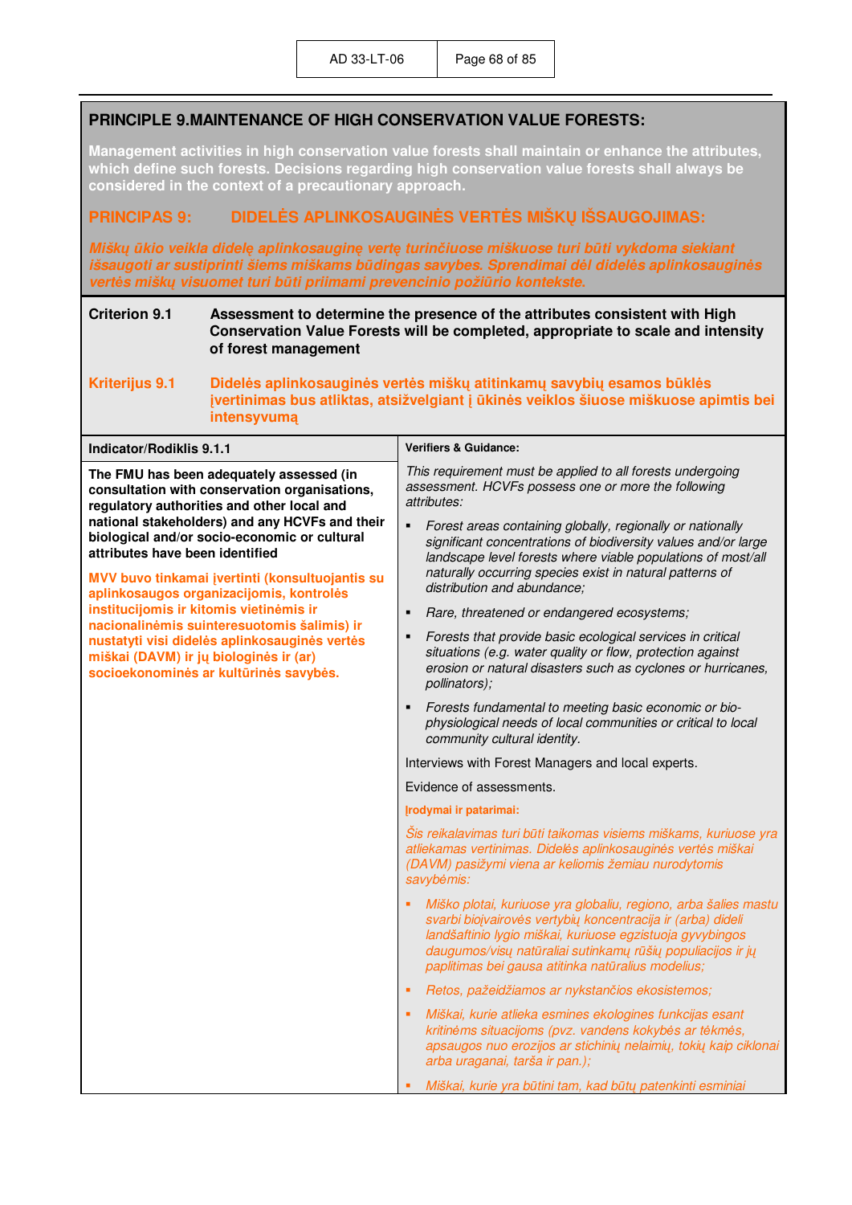## PRINCIPLE 9.MAINTENANCE OF HIGH CONSERVATION VALUE FORESTS:

**Management activities in high conservation value forests shall maintain or enhance the attributes, which define such forests. Decisions regarding high conservation value forests shall always be considered in the context of a precautionary approach.**

## PRINCIPAS 9: DIDELĖS APLINKOSAUGINĖS VERTĖS MIŠKŲ IŠSAUGOJIMAS:

***Miškų ūkio veikla didelę aplinkosauginę vertę turinčiuose miškuose turi būti vykdoma siekiant išsaugoti ar sustiprinti šiems miškams būdingas savybes. Sprendimai dėl didelės aplinkosauginės vertės miškų visuomet turi būti priimami prevencinio požiūrio kontekste.***

**Criterion 9.1** **Assessment to determine the presence of the attributes consistent with High Conservation Value Forests will be completed, appropriate to scale and intensity of forest management**

**Kriterijus 9.1** **Didelės aplinkosauginės vertės miškų atitinkamų savybių esamos būklės įvertinimas bus atliktas, atsižvelgiant į ūkinės veiklos šiuose miškuose apimtis bei intensyvumą**

| Indicator/Rodiklis 9.1.1 | Verifiers & Guidance: |
|---|---|
| **The FMU has been adequately assessed (in consultation with conservation organisations, regulatory authorities and other local and national stakeholders) and any HCVFs and their biological and/or socio-economic or cultural attributes have been identified**<br><br>**MVV buvo tinkamai įvertinti (konsultuojantis su aplinkosaugos organizacijomis, kontrolės institucijomis ir kitomis vietinėmis ir nacionalinėmis suinteresuotomis šalimis) ir nustatyti visi didelės aplinkosauginės vertės miškai (DAVM) ir jų biologinės ir (ar) socioekonominės ar kultūrinės savybės.** | *This requirement must be applied to all forests undergoing assessment. HCVFs possess one or more the following attributes:*<br><br>▪ *Forest areas containing globally, regionally or nationally significant concentrations of biodiversity values and/or large landscape level forests where viable populations of most/all naturally occurring species exist in natural patterns of distribution and abundance;*<br>▪ *Rare, threatened or endangered ecosystems;*<br>▪ *Forests that provide basic ecological services in critical situations (e.g. water quality or flow, protection against erosion or natural disasters such as cyclones or hurricanes, pollinators);*<br>▪ *Forests fundamental to meeting basic economic or bio-physiological needs of local communities or critical to local community cultural identity.*<br><br>Interviews with Forest Managers and local experts.<br><br>Evidence of assessments.<br><br>**Įrodymai ir patarimai:**<br><br>*Šis reikalavimas turi būti taikomas visiems miškams, kuriuose yra atliekamas vertinimas. Didelės aplinkosauginės vertės miškai (DAVM) pasižymi viena ar keliomis žemiau nurodytomis savybėmis:*<br><br>▪ *Miško plotai, kuriuose yra globaliu, regiono, arba šalies mastu svarbi biojvairovės vertybių koncentracija ir (arba) dideli landšaftinio lygio miškai, kuriuose egzistuoja gyvybingos daugumos/visų natūraliai sutinkamų rūšių populiacijos ir jų paplitimas bei gausa atitinka natūralius modelius;*<br>▪ *Retos, pažeidžiamos ar nykstančios ekosistemos;*<br>▪ *Miškai, kurie atlieka esmines ekologines funkcijas esant kritinėms situacijoms (pvz. vandens kokybės ar tėkmės, apsaugos nuo erozijos ar stichinių nelaimių, tokių kaip ciklonai arba uraganai, tarša ir pan.);*<br>▪ *Miškai, kurie yra būtini tam, kad būtų patenkinti esminiai* |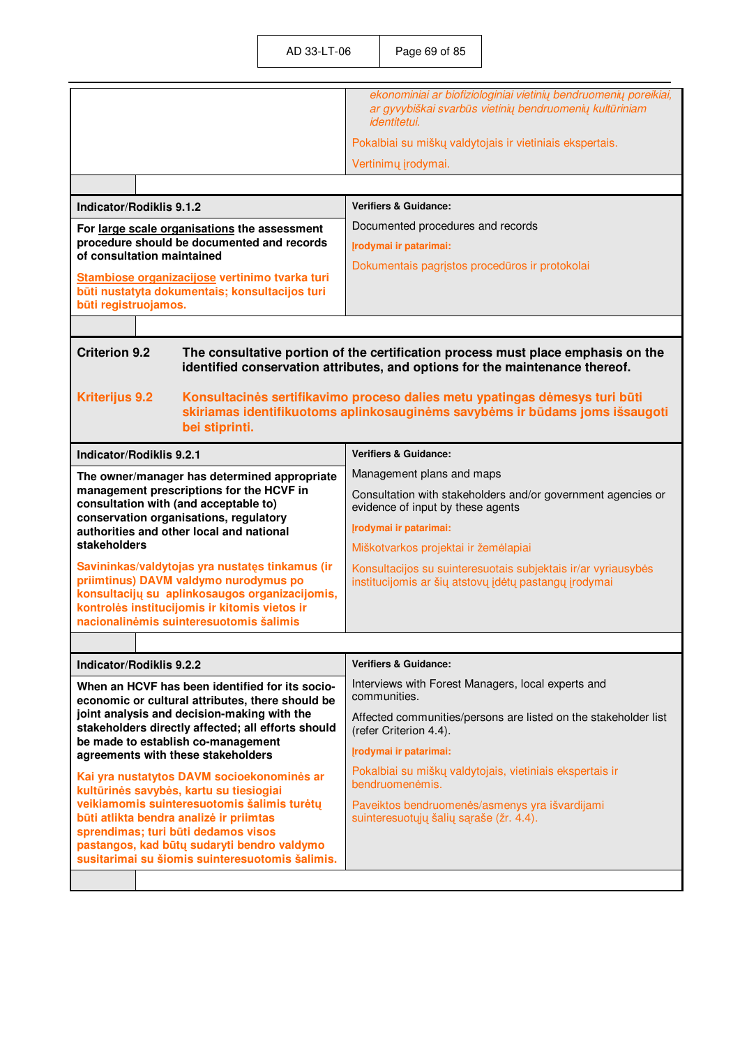| | |
|---|---|
| | *ekonominiai ar biofiziologiniai vietinių bendruomenių poreikiai, ar gyvybiškai svarbūs vietinių bendruomenių kultūriniam identitetui.*<br><br>Pokalbiai su miškų valdytojais ir vietiniais ekspertais.<br><br>Vertinimų įrodymai. |

| Indicator/Rodiklis 9.1.2 | Verifiers & Guidance: |
|---|---|
| **For <u>large scale organisations</u> the assessment procedure should be documented and records of consultation maintained**<br><br>**<u>Stambiose organizacijose</u> vertinimo tvarka turi būti nustatyta dokumentais; konsultacijos turi būti registruojamos.** | Documented procedures and records<br><br>**Įrodymai ir patarimai:**<br><br>Dokumentais pagrįstos procedūros ir protokolai |

**Criterion 9.2** **The consultative portion of the certification process must place emphasis on the identified conservation attributes, and options for the maintenance thereof.**

**Kriterijus 9.2** **Konsultacinės sertifikavimo proceso dalies metu ypatingas dėmesys turi būti skiriamas identifikuotoms aplinkosauginėms savybėms ir būdams joms išsaugoti bei stiprinti.**

| Indicator/Rodiklis 9.2.1 | Verifiers & Guidance: |
|---|---|
| **The owner/manager has determined appropriate management prescriptions for the HCVF in consultation with (and acceptable to) conservation organisations, regulatory authorities and other local and national stakeholders**<br><br>**Savininkas/valdytojas yra nustatęs tinkamus (ir priimtinus) DAVM valdymo nurodymus po konsultacijų su aplinkosaugos organizacijomis, kontrolės institucijomis ir kitomis vietos ir nacionalinėmis suinteresuotomis šalimis** | Management plans and maps<br><br>Consultation with stakeholders and/or government agencies or evidence of input by these agents<br><br>**Įrodymai ir patarimai:**<br><br>Miškotvarkos projektai ir žemėlapiai<br><br>Konsultacijos su suinteresuotais subjektais ir/ar vyriausybės institucijomis ar šių atstovų įdėtų pastangų įrodymai |

| Indicator/Rodiklis 9.2.2 | Verifiers & Guidance: |
|---|---|
| **When an HCVF has been identified for its socio-economic or cultural attributes, there should be joint analysis and decision-making with the stakeholders directly affected; all efforts should be made to establish co-management agreements with these stakeholders**<br><br>**Kai yra nustatytos DAVM socioekonominės ar kultūrinės savybės, kartu su tiesiogiai veikiamomis suinteresuotomis šalimis turėtų būti atlikta bendra analizė ir priimtas sprendimas; turi būti dedamos visos pastangos, kad būtų sudaryti bendro valdymo susitarimai su šiomis suinteresuotomis šalimis.** | Interviews with Forest Managers, local experts and communities.<br><br>Affected communities/persons are listed on the stakeholder list (refer Criterion 4.4).<br><br>**Įrodymai ir patarimai:**<br><br>Pokalbiai su miškų valdytojais, vietiniais ekspertais ir bendruomenėmis.<br><br>Paveiktos bendruomenės/asmenys yra išvardijami suinteresuotųjų šalių sąraše (žr. 4.4). |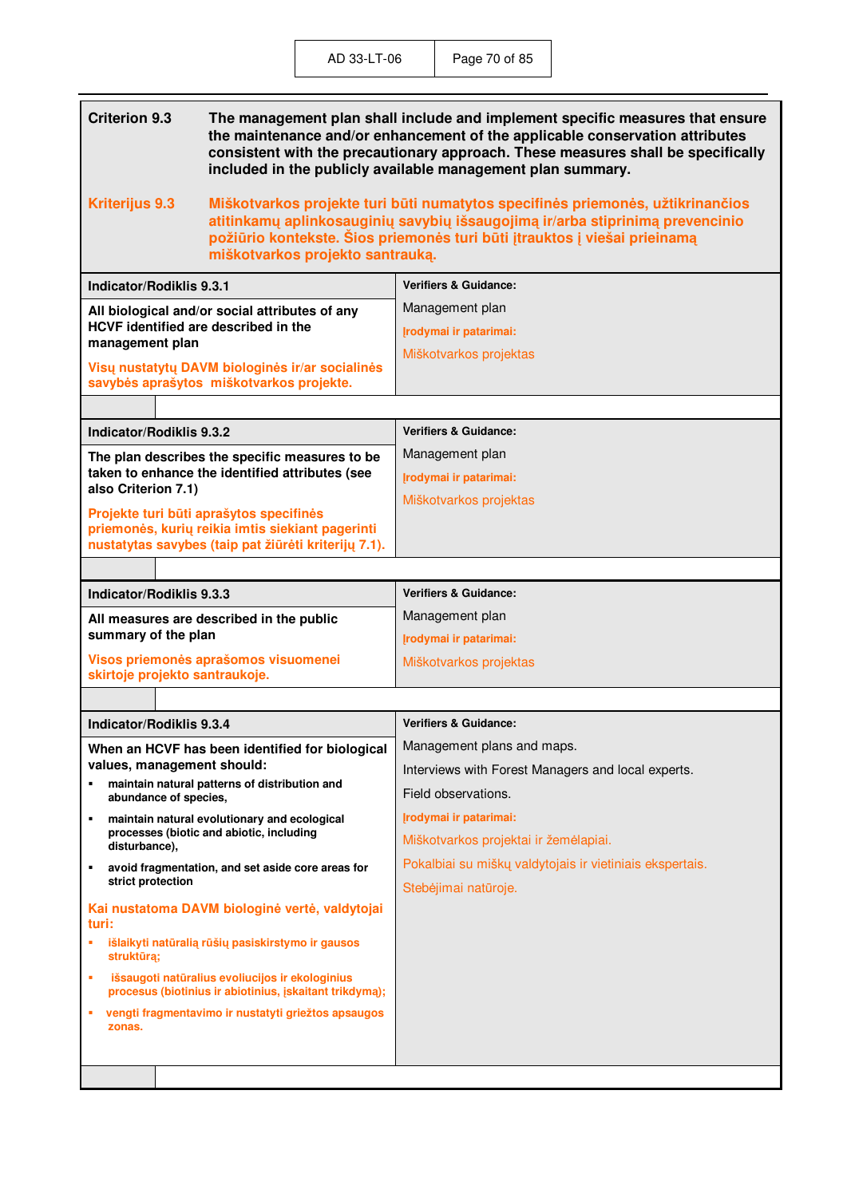| Criterion 9.3 | The management plan shall include and implement specific measures that ensure the maintenance and/or enhancement of the applicable conservation attributes consistent with the precautionary approach. These measures shall be specifically included in the publicly available management plan summary. |
|---|---|
| Kriterijus 9.3 | Miškotvarkos projekte turi būti numatytos specifinės priemonės, užtikrinančios atitinkamų aplinkosauginių savybių išsaugojimą ir/arba stiprinimą prevencinio požiūrio kontekste. Šios priemonės turi būti įtrauktos į viešai prieinamą miškotvarkos projekto santrauką. |

| Indicator/Rodiklis 9.3.1 | Verifiers & Guidance: |
|---|---|
| All biological and/or social attributes of any HCVF identified are described in the management plan<br><br>Visų nustatytų DAVM biologinės ir/ar socialinės savybės aprašytos miškotvarkos projekte. | Management plan<br><br>Įrodymai ir patarimai:<br><br>Miškotvarkos projektas |

| Indicator/Rodiklis 9.3.2 | Verifiers & Guidance: |
|---|---|
| The plan describes the specific measures to be taken to enhance the identified attributes (see also Criterion 7.1)<br><br>Projekte turi būti aprašytos specifinės priemonės, kurių reikia imtis siekiant pagerinti nustatytas savybes (taip pat žiūrėti kriterijų 7.1). | Management plan<br><br>Įrodymai ir patarimai:<br><br>Miškotvarkos projektas |

| Indicator/Rodiklis 9.3.3 | Verifiers & Guidance: |
|---|---|
| All measures are described in the public summary of the plan<br><br>Visos priemonės aprašomos visuomenei skirtoje projekto santraukoje. | Management plan<br><br>Įrodymai ir patarimai:<br><br>Miškotvarkos projektas |

| Indicator/Rodiklis 9.3.4 | Verifiers & Guidance: |
|---|---|
| When an HCVF has been identified for biological values, management should:<br>▪ maintain natural patterns of distribution and abundance of species,<br>▪ maintain natural evolutionary and ecological processes (biotic and abiotic, including disturbance),<br>▪ avoid fragmentation, and set aside core areas for strict protection<br><br>Kai nustatoma DAVM biologinė vertė, valdytojai turi:<br>▪ išlaikyti natūralią rūšių pasiskirstymo ir gausos struktūrą;<br>▪ išsaugoti natūralius evoliucijos ir ekologinius procesus (biotinius ir abiotinius, įskaitant trikdymą);<br>▪ vengti fragmentavimo ir nustatyti griežtos apsaugos zonas. | Management plans and maps.<br><br>Interviews with Forest Managers and local experts.<br><br>Field observations.<br><br>Įrodymai ir patarimai:<br><br>Miškotvarkos projektai ir žemėlapiai.<br><br>Pokalbiai su miškų valdytojais ir vietiniais ekspertais.<br><br>Stebėjimai natūroje. |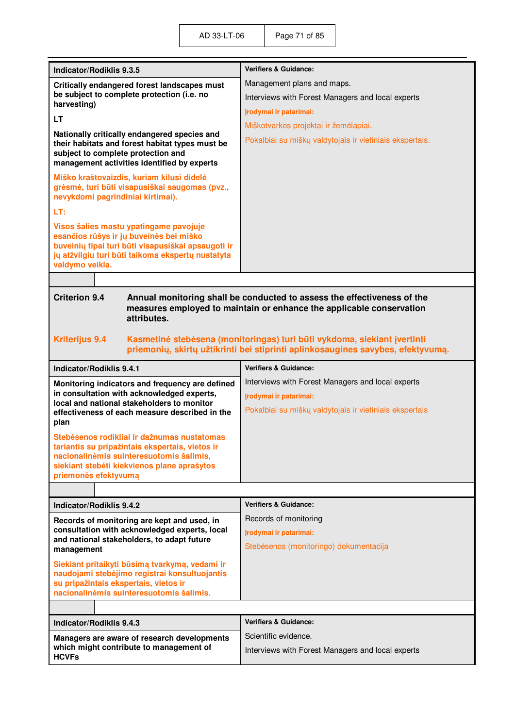| Indicator/Rodiklis 9.3.5 | Verifiers & Guidance: |
|---|---|
| **Critically endangered forest landscapes must be subject to complete protection (i.e. no harvesting)**<br><br>**LT**<br><br>**Nationally critically endangered species and their habitats and forest habitat types must be subject to complete protection and management activities identified by experts**<br><br>**Miško kraštovaizdis, kuriam kilusi didelė grėsmė, turi būti visapusiškai saugomas (pvz., nevykdomi pagrindiniai kirtimai).**<br><br>**LT:**<br><br>**Visos šalies mastu ypatingame pavojuje esančios rūšys ir jų buveinės bei miško buveinių tipai turi būti visapusiškai apsaugoti ir jų atžvilgiu turi būti taikoma ekspertų nustatyta valdymo veikla.** | Management plans and maps.<br><br>Interviews with Forest Managers and local experts<br><br>**Įrodymai ir patarimai:**<br><br>Miškotvarkos projektai ir žemėlapiai.<br><br>Pokalbiai su miškų valdytojais ir vietiniais ekspertais. |

**Criterion 9.4** **Annual monitoring shall be conducted to assess the effectiveness of the measures employed to maintain or enhance the applicable conservation attributes.**

**Kriterijus 9.4** **Kasmetinė stebėsena (monitoringas) turi būti vykdoma, siekiant įvertinti priemonių, skirtų užtikrinti bei stiprinti aplinkosaugines savybes, efektyvumą.**

| Indicator/Rodiklis 9.4.1 | Verifiers & Guidance: |
|---|---|
| **Monitoring indicators and frequency are defined in consultation with acknowledged experts, local and national stakeholders to monitor effectiveness of each measure described in the plan**<br><br>**Stebėsenos rodikliai ir dažnumas nustatomas tariantis su pripažintais ekspertais, vietos ir nacionalinėmis suinteresuotomis šalimis, siekiant stebėti kiekvienos plane aprašytos priemonės efektyvumą** | Interviews with Forest Managers and local experts<br><br>**Įrodymai ir patarimai:**<br><br>Pokalbiai su miškų valdytojais ir vietiniais ekspertais |

| Indicator/Rodiklis 9.4.2 | Verifiers & Guidance: |
|---|---|
| **Records of monitoring are kept and used, in consultation with acknowledged experts, local and national stakeholders, to adapt future management**<br><br>**Siekiant pritaikyti būsimą tvarkymą, vedami ir naudojami stebėjimo registrai konsultuojantis su pripažintais ekspertais, vietos ir nacionalinėmis suinteresuotomis šalimis.** | Records of monitoring<br><br>**Įrodymai ir patarimai:**<br><br>Stebėsenos (monitoringo) dokumentacija |

| Indicator/Rodiklis 9.4.3 | Verifiers & Guidance: |
|---|---|
| **Managers are aware of research developments which might contribute to management of HCVFs** | Scientific evidence.<br><br>Interviews with Forest Managers and local experts |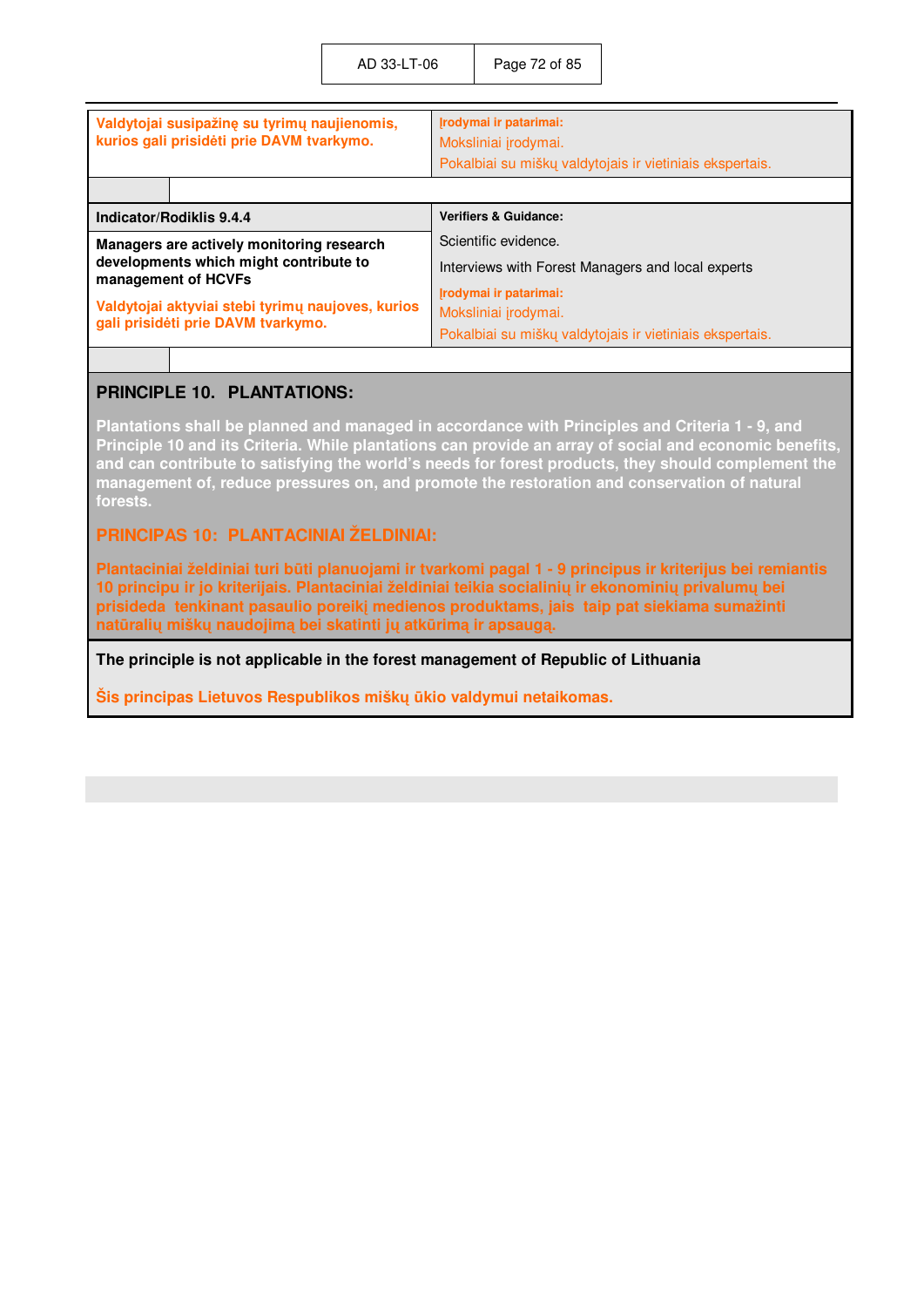| | |
|---|---|
| **Valdytojai susipažinę su tyrimų naujienomis, kurios gali prisidėti prie DAVM tvarkymo.** | **Įrodymai ir patarimai:**<br>Moksliniai įrodymai.<br>Pokalbiai su miškų valdytojais ir vietiniais ekspertais. |

| **Indicator/Rodiklis 9.4.4** | **Verifiers & Guidance:** |
|---|---|
| **Managers are actively monitoring research developments which might contribute to management of HCVFs**<br><br>**Valdytojai aktyviai stebi tyrimų naujoves, kurios gali prisidėti prie DAVM tvarkymo.** | Scientific evidence.<br>Interviews with Forest Managers and local experts<br>**Įrodymai ir patarimai:**<br>Moksliniai įrodymai.<br>Pokalbiai su miškų valdytojais ir vietiniais ekspertais. |

## PRINCIPLE 10. PLANTATIONS:

**Plantations shall be planned and managed in accordance with Principles and Criteria 1 - 9, and Principle 10 and its Criteria. While plantations can provide an array of social and economic benefits, and can contribute to satisfying the world's needs for forest products, they should complement the management of, reduce pressures on, and promote the restoration and conservation of natural forests.**

## PRINCIPAS 10: PLANTACINIAI ŽELDINIAI:

**Plantaciniai želdiniai turi būti planuojami ir tvarkomi pagal 1 - 9 principus ir kriterijus bei remiantis 10 principu ir jo kriterijais. Plantaciniai želdiniai teikia socialinių ir ekonominių privalumų bei prisideda tenkinant pasaulio poreikį medienos produktams, jais taip pat siekiama sumažinti natūralių miškų naudojimą bei skatinti jų atkūrimą ir apsaugą.**

**The principle is not applicable in the forest management of Republic of Lithuania**

**Šis principas Lietuvos Respublikos miškų ūkio valdymui netaikomas.**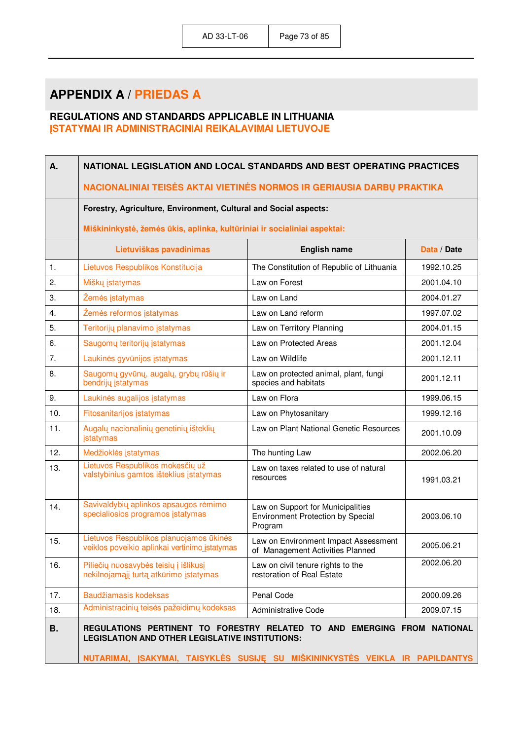## APPENDIX A / PRIEDAS A

### REGULATIONS AND STANDARDS APPLICABLE IN LITHUANIA
### ĮSTATYMAI IR ADMINISTRACINIAI REIKALAVIMAI LIETUVOJE

| A. | NATIONAL LEGISLATION AND LOCAL STANDARDS AND BEST OPERATING PRACTICES<br><br>NACIONALINIAI TEISĖS AKTAI VIETINĖS NORMOS IR GERIAUSIA DARBŲ PRAKTIKA | | |
|---|---|---|---|
| | **Forestry, Agriculture, Environment, Cultural and Social aspects:**<br><br>**Miškininkystė, žemės ūkis, aplinka, kultūriniai ir socialiniai aspektai:** | | |
| | **Lietuviškas pavadinimas** | **English name** | **Data / Date** |
| 1. | Lietuvos Respublikos Konstitucija | The Constitution of Republic of Lithuania | 1992.10.25 |
| 2. | Miškų įstatymas | Law on Forest | 2001.04.10 |
| 3. | Žemės įstatymas | Law on Land | 2004.01.27 |
| 4. | Žemės reformos įstatymas | Law on Land reform | 1997.07.02 |
| 5. | Teritorijų planavimo įstatymas | Law on Territory Planning | 2004.01.15 |
| 6. | Saugomų teritorijų įstatymas | Law on Protected Areas | 2001.12.04 |
| 7. | Laukinės gyvūnijos įstatymas | Law on Wildlife | 2001.12.11 |
| 8. | Saugomų gyvūnų, augalų, grybų rūšių ir bendrijų įstatymas | Law on protected animal, plant, fungi species and habitats | 2001.12.11 |
| 9. | Laukinės augalijos įstatymas | Law on Flora | 1999.06.15 |
| 10. | Fitosanitarijos įstatymas | Law on Phytosanitary | 1999.12.16 |
| 11. | Augalų nacionalinių genetinių išteklių įstatymas | Law on Plant National Genetic Resources | 2001.10.09 |
| 12. | Medžioklės įstatymas | The hunting Law | 2002.06.20 |
| 13. | Lietuvos Respublikos mokesčių už valstybinius gamtos išteklius įstatymas | Law on taxes related to use of natural resources | 1991.03.21 |
| 14. | Savivaldybių aplinkos apsaugos rėmimo specialiosios programos įstatymas | Law on Support for Municipalities Environment Protection by Special Program | 2003.06.10 |
| 15. | Lietuvos Respublikos planuojamos ūkinės veiklos poveikio aplinkai vertinimo įstatymas | Law on Environment Impact Assessment of Management Activities Planned | 2005.06.21 |
| 16. | Piliečių nuosavybės teisių į išlikusį nekilnojamąjį turtą atkūrimo įstatymas | Law on civil tenure rights to the restoration of Real Estate | 2002.06.20 |
| 17. | Baudžiamasis kodeksas | Penal Code | 2000.09.26 |
| 18. | Administracinių teisės pažeidimų kodeksas | Administrative Code | 2009.07.15 |
| B. | REGULATIONS PERTINENT TO FORESTRY RELATED TO AND EMERGING FROM NATIONAL LEGISLATION AND OTHER LEGISLATIVE INSTITUTIONS:<br><br>NUTARIMAI, ĮSAKYMAI, TAISYKLĖS SUSIJĘ SU MIŠKININKYSTĖS VEIKLA IR PAPILDANTYS | | |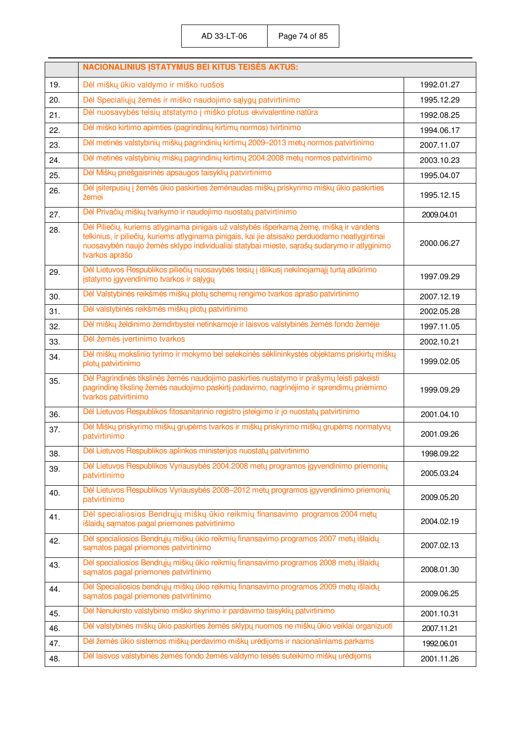| | NACIONALINIUS ĮSTATYMUS BEI KITUS TEISĖS AKTUS: | |
|---|---|---|
| 19. | Dėl miškų ūkio valdymo ir miško ruošos | 1992.01.27 |
| 20. | Dėl Specialiųjų žemės ir miško naudojimo sąlygų patvirtinimo | 1995.12.29 |
| 21. | Dėl nuosavybės teisių atstatymo į miško plotus ekvivalentine natūra | 1992.08.25 |
| 22. | Dėl miško kirtimo apimties (pagrindinių kirtimų normos) tvirtinimo | 1994.06.17 |
| 23. | Dėl metinės valstybinių miškų pagrindinių kirtimų 2009–2013 metų normos patvirtinimo | 2007.11.07 |
| 24. | Dėl metinės valstybinių miškų pagrindinių kirtimų 2004.2008 metų normos patvirtinimo | 2003.10.23 |
| 25. | Dėl Miškų priešgaisrinės apsaugos taisyklių patvirtinimo | 1995.04.07 |
| 26. | Dėl įsiterpusių į žemės ūkio paskirties žemėnaudas miškų priskyrimo miškų ūkio paskirties žemei | 1995.12.15 |
| 27. | Dėl Privačių miškų tvarkymo ir naudojimo nuostatų patvirtinimo | 2009.04.01 |
| 28. | Dėl Piliečių, kuriems atlyginama pinigais už valstybės išperkamą žemę, mišką ir vandens telkinius, ir piliečių, kuriems atlyginama pinigais, kai jie atsisako perduodamo neatlygintinai nuosavybėn naujo žemės sklypo individualiai statybai mieste, sąrašų sudarymo ir atlyginimo tvarkos aprašo | 2000.06.27 |
| 29. | Dėl Lietuvos Respublikos piliečių nuosavybės teisių į išlikusį nekilnojamąjį turtą atkūrimo įstatymo įgyvendinimo tvarkos ir sąlygų | 1997.09.29 |
| 30. | Dėl Valstybinės reikšmės miškų plotų schemų rengimo tvarkos aprašo patvirtinimo | 2007.12.19 |
| 31. | Dėl valstybinės reikšmės miškų plotų patvirtinimo | 2002.05.28 |
| 32. | Dėl miškų želdinimo žemdirbystei netinkamoje ir laisvos valstybinės žemės fondo žemėje | 1997.11.05 |
| 33. | Dėl žemės įvertinimo tvarkos | 2002.10.21 |
| 34. | Dėl miškų mokslinio tyrimo ir mokymo bei selekcinės sėklininkystės objektams priskirtų miškų plotų patvirtinimo | 1999.02.05 |
| 35. | Dėl Pagrindinės tikslinės žemės naudojimo paskirties nustatymo ir prašymų leisti pakeisti pagrindinę tikslinę žemės naudojimo paskirtį padavimo, nagrinėjimo ir sprendimų priėmimo tvarkos patvirtinimo | 1999.09.29 |
| 36. | Dėl Lietuvos Respublikos fitosanitarinio registro įsteigimo ir jo nuostatų patvirtinimo | 2001.04.10 |
| 37. | Dėl Miškų priskyrimo miškų grupėms tvarkos ir miškų priskyrimo miškų grupėms normatyvų patvirtinimo | 2001.09.26 |
| 38. | Dėl Lietuvos Respublikos aplinkos ministerijos nuostatų patvirtinimo | 1998.09.22 |
| 39. | Dėl Lietuvos Respublikos Vyriausybės 2004.2008 metų programos įgyvendinimo priemonių patvirtinimo | 2005.03.24 |
| 40. | Dėl Lietuvos Respublikos Vyriausybės 2008–2012 metų programos įgyvendinimo priemonių patvirtinimo | 2009.05.20 |
| 41. | Dėl specialiosios Bendrųjų miškų ūkio reikmių finansavimo programos 2004 metų išlaidų sąmatos pagal priemones patvirtinimo | 2004.02.19 |
| 42. | Dėl specialiosios Bendrųjų miškų ūkio reikmių finansavimo programos 2007 metų išlaidų sąmatos pagal priemones patvirtinimo | 2007.02.13 |
| 43. | Dėl specialiosios Bendrųjų miškų ūkio reikmių finansavimo programos 2008 metų išlaidų sąmatos pagal priemones patvirtinimo | 2008.01.30 |
| 44. | Dėl Specialiosios bendrųjų miškų ūkio reikmių finansavimo programos 2009 metų išlaidų sąmatos pagal priemones patvirtinimo | 2009.06.25 |
| 45. | Dėl Nenukirsto valstybinio miško skyrimo ir pardavimo taisyklių patvirtinimo | 2001.10.31 |
| 46. | Dėl valstybinės miškų ūkio paskirties žemės sklypų nuomos ne miškų ūkio veiklai organizuoti | 2007.11.21 |
| 47. | Dėl žemės ūkio sistemos miškų perdavimo miškų urėdijoms ir nacionaliniams parkams | 1992.06.01 |
| 48. | Dėl laisvos valstybinės žemės fondo žemės valdymo teisės suteikimo miškų urėdijoms | 2001.11.26 |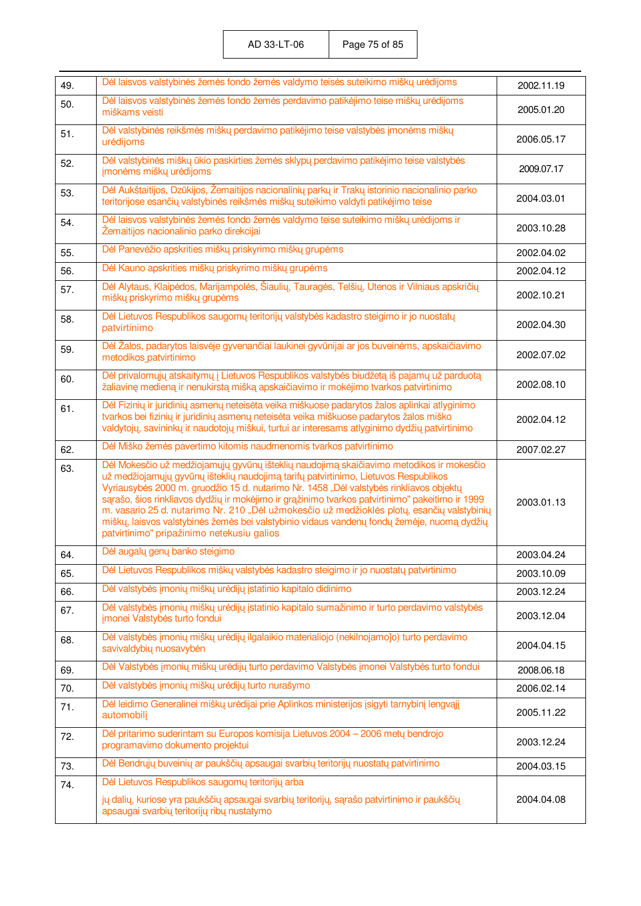| | | |
|---|---|---|
| 49. | Dėl laisvos valstybinės žemės fondo žemės valdymo teisės suteikimo miškų urėdijoms | 2002.11.19 |
| 50. | Dėl laisvos valstybinės žemės fondo žemės perdavimo patikėjimo teise miškų urėdijoms miškams veisti | 2005.01.20 |
| 51. | Dėl valstybinės reikšmės miškų perdavimo patikėjimo teise valstybės įmonėms miškų urėdijoms | 2006.05.17 |
| 52. | Dėl valstybinės miškų ūkio paskirties žemės sklypų perdavimo patikėjimo teise valstybės įmonėms miškų urėdijoms | 2009.07.17 |
| 53. | Dėl Aukštaitijos, Dzūkijos, Žemaitijos nacionalinių parkų ir Trakų istorinio nacionalinio parko teritorijose esančių valstybinės reikšmės miškų suteikimo valdyti patikėjimo teise | 2004.03.01 |
| 54. | Dėl laisvos valstybinės žemės fondo žemės valdymo teise suteikimo miškų urėdijoms ir Žemaitijos nacionalinio parko direkcijai | 2003.10.28 |
| 55. | Dėl Panevėžio apskrities miškų priskyrimo miškų grupėms | 2002.04.02 |
| 56. | Dėl Kauno apskrities miškų priskyrimo miškų grupėms | 2002.04.12 |
| 57. | Dėl Alytaus, Klaipėdos, Marijampolės, Šiaulių, Tauragės, Telšių, Utenos ir Vilniaus apskričių miškų priskyrimo miškų grupėms | 2002.10.21 |
| 58. | Dėl Lietuvos Respublikos saugomų teritorijų valstybės kadastro steigimo ir jo nuostatų patvirtinimo | 2002.04.30 |
| 59. | Dėl Žalos, padarytos laisvėje gyvenančiai laukinei gyvūnijai ar jos buveinėms, apskaičiavimo metodikos patvirtinimo | 2002.07.02 |
| 60. | Dėl privalomųjų atskaitymų į Lietuvos Respublikos valstybės biudžetą iš pajamų už parduotą žaliavinę medieną ir nenukirstą mišką apskaičiavimo ir mokėjimo tvarkos patvirtinimo | 2002.08.10 |
| 61. | Dėl Fizinių ir juridinių asmenų neteisėta veika miškuose padarytos žalos aplinkai atlyginimo tvarkos bei fizinių ir juridinių asmenų neteisėta veika miškuose padarytos žalos miško valdytojų, savininkų ir naudotojų miškui, turtui ar interesams atlyginimo dydžių patvirtinimo | 2002.04.12 |
| 62. | Dėl Miško žemės pavertimo kitomis naudmenomis tvarkos patvirtinimo | 2007.02.27 |
| 63. | Dėl Mokesčio už medžiojamųjų gyvūnų išteklių naudojimą skaičiavimo metodikos ir mokesčio už medžiojamųjų gyvūnų išteklių naudojimą tarifų patvirtinimo, Lietuvos Respublikos Vyriausybės 2000 m. gruodžio 15 d. nutarimo Nr. 1458 „Dėl valstybės rinkliavos objektų sąrašo, šios rinkliavos dydžių ir mokėjimo ir grąžinimo tvarkos patvirtinimo" pakeitimo ir 1999 m. vasario 25 d. nutarimo Nr. 210 „Dėl užmokesčio už medžioklės plotų, esančių valstybinių miškų, laisvos valstybinės žemės bei valstybinio vidaus vandenų fondų žemėje, nuomą dydžių patvirtinimo" pripažinimo netekusiu galios | 2003.01.13 |
| 64. | Dėl augalų genų banko steigimo | 2003.04.24 |
| 65. | Dėl Lietuvos Respublikos miškų valstybės kadastro steigimo ir jo nuostatų patvirtinimo | 2003.10.09 |
| 66. | Dėl valstybės įmonių miškų urėdijų įstatinio kapitalo didinimo | 2003.12.24 |
| 67. | Dėl valstybės įmonių miškų urėdijų įstatinio kapitalo sumažinimo ir turto perdavimo valstybės įmonei Valstybės turto fondui | 2003.12.04 |
| 68. | Dėl valstybės įmonių miškų urėdijų ilgalaikio materialiojo (nekilnojamo]o) turto perdavimo savivaldybių nuosavybėn | 2004.04.15 |
| 69. | Dėl Valstybės įmonių miškų urėdijų turto perdavimo Valstybės įmonei Valstybės turto fondui | 2008.06.18 |
| 70. | Dėl valstybės įmonių miškų urėdijų turto nurašymo | 2006.02.14 |
| 71. | Dėl leidimo Generalinei miškų urėdijai prie Aplinkos ministerijos įsigyti tarnybinį lengvąjį automobilį | 2005.11.22 |
| 72. | Dėl pritarimo suderintam su Europos komisija Lietuvos 2004 – 2006 metų bendrojo programavimo dokumento projektui | 2003.12.24 |
| 73. | Dėl Bendrųjų buveinių ar paukščių apsaugai svarbių teritorijų nuostatų patvirtinimo | 2004.03.15 |
| 74. | Dėl Lietuvos Respublikos saugomų teritorijų arba jų dalių, kuriose yra paukščių apsaugai svarbių teritorijų, sąrašo patvirtinimo ir paukščių apsaugai svarbių teritorijų ribų nustatymo | 2004.04.08 |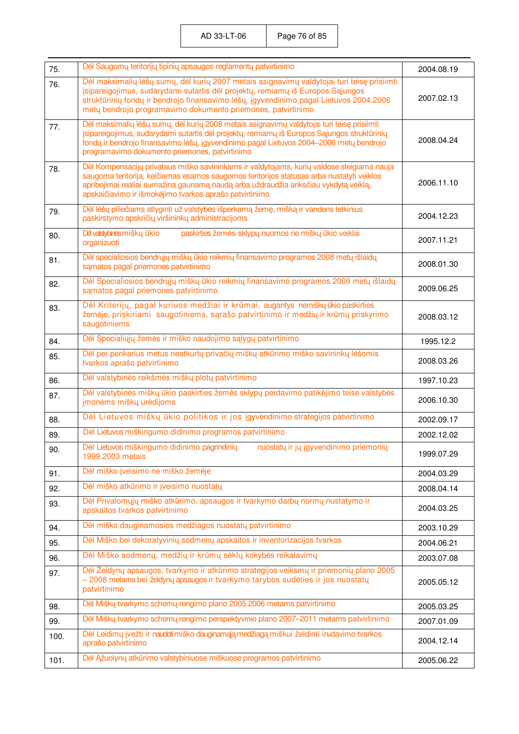| | | |
|---|---|---|
| 75. | Dėl Saugomų teritorijų tipinių apsaugos reglamentų patvirtinimo | 2004.08.19 |
| 76. | Dėl maksimalių lėšų sumų, dėl kurių 2007 metais asignavimų valdytojai turi teisę prisiimti įsipareigojimus, sudarydami sutartis dėl projektų, remiamų iš Europos Sąjungos struktūrinių fondų ir bendrojo finansavimo lėšų, įgyvendinimo pagal Lietuvos 2004.2006 metų bendrojo programavimo dokumento priemones, patvirtinimo | 2007.02.13 |
| 77. | Dėl maksimalių lėšų sumų, dėl kurių 2008 metais asignavimų valdytojai turi teisę prisiimti įsipareigojimus, sudarydami sutartis dėl projektų, remiamų iš Europos Sąjungos struktūrinių fondų ir bendrojo finansavimo lėšų, įgyvendinimo pagal Lietuvos 2004–2006 metų bendrojo programavimo dokumento priemones, patvirtinimo | 2008.04.24 |
| 78. | Dėl Kompensacijų privataus miško savininkams ir valdytojams, kurių valdose steigiama nauja saugoma teritorija, keičiamas esamos saugomos teritorijos statusas arba nustatyti veiklos apribojimai realiai sumažina gaunamą naudą arba uždraudžia anksčiau vykdytą veiklą, apskaičiavimo ir išmokėjimo tvarkos aprašo patvirtinimo | 2006.11.10 |
| 79. | Dėl lėšų piliečiams atlyginti už valstybės išperkamą žemę, mišką ir vandens telkinius paskirstymo apskričių viršininkų administracijoms | 2004.12.23 |
| 80. | Dėl valstybinės miškų ūkio paskirties žemės sklypų nuomos ne miškų ūkio veiklai organizuoti | 2007.11.21 |
| 81. | Dėl specialiosios bendrųjų miškų ūkio reikmių finansavimo programos 2008 metų išlaidų sąmatos pagal priemones patvirtinimo | 2008.01.30 |
| 82. | Dėl Specialiosios bendrųjų miškų ūkio reikmių finansavimo programos 2009 metų išlaidų sąmatos pagal priemones patvirtinimo | 2009.06.25 |
| 83. | Dėl Kriterijų, pagal kuriuos medžiai ir krūmai, augantys nemiškų ūkio paskirties žemėje, priskiriami saugotiniems, sąrašo patvirtinimo ir medžių ir krūmų priskyrimo saugotiniems | 2008.03.12 |
| 84. | Dėl Specialiųjų žemės ir miško naudojimo sąlygų patvirtinimo | 1995.12.2 |
| 85. | Dėl per penkerius metus neatkurtų privačių miškų atkūrimo miško savininkų lėšomis tvarkos aprašo patvirtinimo | 2008.03.26 |
| 86. | Dėl valstybinės reikšmės miškų plotų patvirtinimo | 1997.10.23 |
| 87. | Dėl valstybinės miškų ūkio paskirties žemės sklypų perdavimo patikėjimo teise valstybės įmonėms miškų urėdijoms | 2006.10.30 |
| 88. | Dėl Lietuvos miškų ūkio politikos ir jos įgyvendinimo strategijos patvirtinimo | 2002.09.17 |
| 89. | Dėl Lietuvos miškingumo didinimo programos patvirtinimo | 2002.12.02 |
| 90. | Dėl Lietuvos miškingumo didinimo pagrindinių nuostatų ir jų įgyvendinimo priemonių 1999.2003 metais | 1999.07.29 |
| 91. | Dėl miško įveisimo ne miško žemėje | 2004.03.29 |
| 92. | Dėl miško atkūrimo ir įveisimo nuostatų | 2008.04.14 |
| 93. | Dėl Privalomųjų miško atkūrimo, apsaugos ir tvarkymo darbų normų nustatymo ir apskaitos tvarkos patvirtinimo | 2004.03.25 |
| 94. | Dėl miško dauginamosios medžiagos nuostatų patvirtinimo | 2003.10.29 |
| 95. | Dėl Miško bei dekoratyvinių sodmenų apskaitos ir inventorizacijos tvarkos | 2004.06.21 |
| 96. | Dėl Miško sodmenų, medžių ir krūmų sėklų kokybės reikalavimų | 2003.07.08 |
| 97. | Dėl Želdynų apsaugos, tvarkymo ir atkūrimo strategijos veiksmų ir priemonių plano 2005 – 2008 metams bei želdynų apsaugos ir tvarkymo tarybos sudėties ir jos nuostatų patvirtinimo | 2005.05.12 |
| 98. | Dėl Miškų tvarkymo schemų rengimo plano 2005.2006 metams patvirtinimo | 2005.03.25 |
| 99. | Dėl Miškų tvarkymo schemų rengimo perspektyvinio plano 2007–2011 metams patvirtinimo | 2007.01.09 |
| 100. | Dėl Leidimų įvežti ir naudoti miško dauginamąją medžiagą miškui želdinti išdavimo tvarkos aprašo patvirtinimo | 2004.12.14 |
| 101. | Dėl Ąžuolynų atkūrimo valstybiniuose miškuose programos patvirtinimo | 2005.06.22 |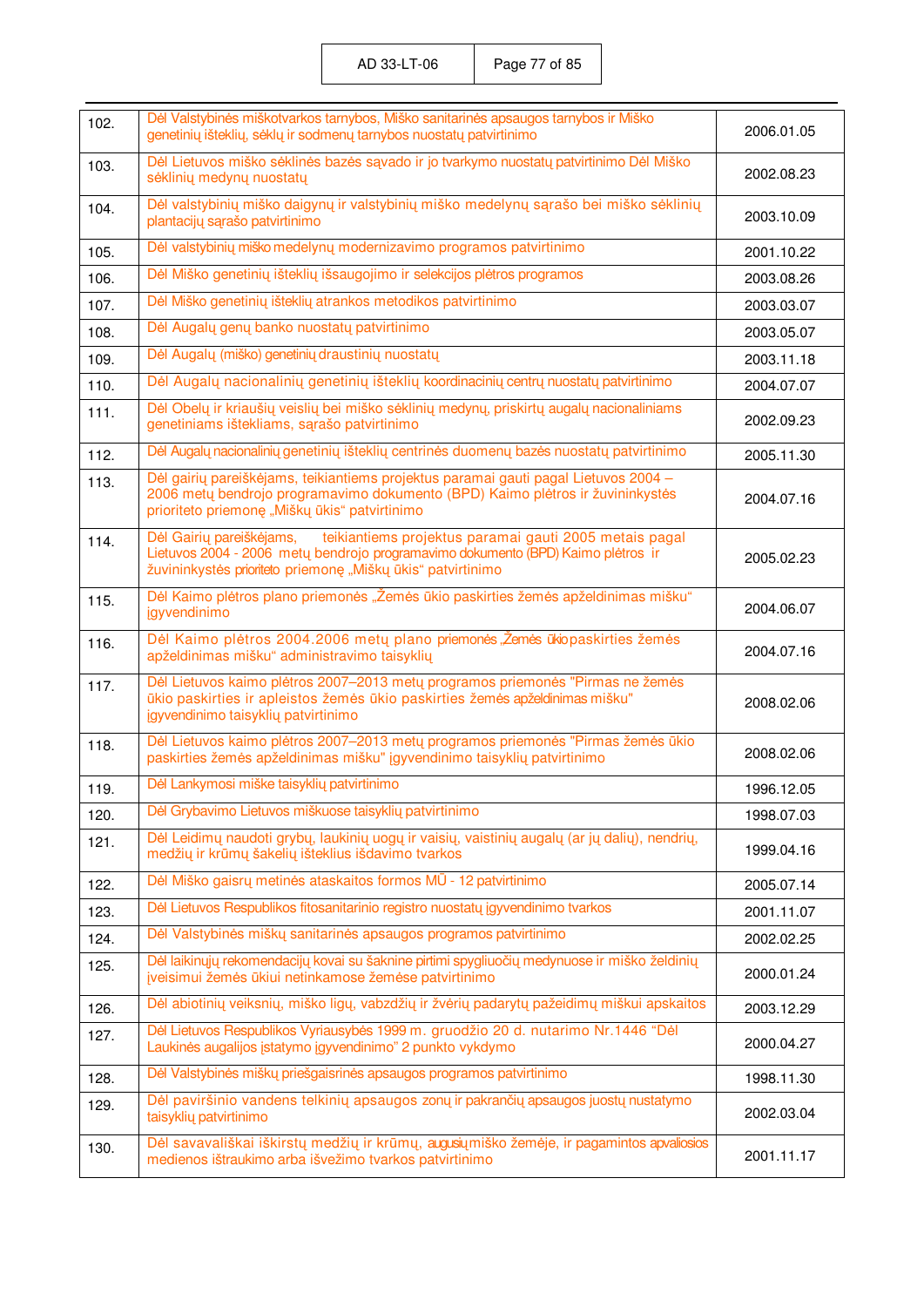| | | |
|---|---|---|
| 102. | Dėl Valstybinės miškotvarkos tarnybos, Miško sanitarinės apsaugos tarnybos ir Miško genetinių išteklių, sėklų ir sodmenų tarnybos nuostatų patvirtinimo | 2006.01.05 |
| 103. | Dėl Lietuvos miško sėklinės bazės sąvado ir jo tvarkymo nuostatų patvirtinimo Dėl Miško sėklinių medynų nuostatų | 2002.08.23 |
| 104. | Dėl valstybinių miško daigynų ir valstybinių miško medelynų sąrašo bei miško sėklinių plantacijų sąrašo patvirtinimo | 2003.10.09 |
| 105. | Dėl valstybinių miško medelynų modernizavimo programos patvirtinimo | 2001.10.22 |
| 106. | Dėl Miško genetinių išteklių išsaugojimo ir selekcijos plėtros programos | 2003.08.26 |
| 107. | Dėl Miško genetinių išteklių atrankos metodikos patvirtinimo | 2003.03.07 |
| 108. | Dėl Augalų genų banko nuostatų patvirtinimo | 2003.05.07 |
| 109. | Dėl Augalų (miško) genetinių draustinių nuostatų | 2003.11.18 |
| 110. | Dėl Augalų nacionalinių genetinių išteklių koordinacinių centrų nuostatų patvirtinimo | 2004.07.07 |
| 111. | Dėl Obelų ir kriaušių veislių bei miško sėklinių medynų, priskirtų augalų nacionaliniams genetiniams ištekliams, sąrašo patvirtinimo | 2002.09.23 |
| 112. | Dėl Augalų nacionalinių genetinių išteklių centrinės duomenų bazės nuostatų patvirtinimo | 2005.11.30 |
| 113. | Dėl gairių pareiškėjams, teikiantiems projektus paramai gauti pagal Lietuvos 2004 – 2006 metų bendrojo programavimo dokumento (BPD) Kaimo plėtros ir žuvininkystės prioriteto priemonę „Miškų ūkis" patvirtinimo | 2004.07.16 |
| 114. | Dėl Gairių pareiškėjams, teikiantiems projektus paramai gauti 2005 metais pagal Lietuvos 2004 - 2006 metų bendrojo programavimo dokumento (BPD) Kaimo plėtros ir žuvininkystės prioriteto priemonę „Miškų ūkis" patvirtinimo | 2005.02.23 |
| 115. | Dėl Kaimo plėtros plano priemonės „Žemės ūkio paskirties žemės apželdinimas mišku" įgyvendinimo | 2004.06.07 |
| 116. | Dėl Kaimo plėtros 2004.2006 metų plano priemonės „Žemės ūkio paskirties žemės apželdinimas mišku" administravimo taisyklių | 2004.07.16 |
| 117. | Dėl Lietuvos kaimo plėtros 2007–2013 metų programos priemonės "Pirmas ne žemės ūkio paskirties ir apleistos žemės ūkio paskirties žemės apželdinimas mišku" įgyvendinimo taisyklių patvirtinimo | 2008.02.06 |
| 118. | Dėl Lietuvos kaimo plėtros 2007–2013 metų programos priemonės "Pirmas žemės ūkio paskirties žemės apželdinimas mišku" įgyvendinimo taisyklių patvirtinimo | 2008.02.06 |
| 119. | Dėl Lankymosi miške taisyklių patvirtinimo | 1996.12.05 |
| 120. | Dėl Grybavimo Lietuvos miškuose taisyklių patvirtinimo | 1998.07.03 |
| 121. | Dėl Leidimų naudoti grybų, laukinių uogų ir vaisių, vaistinių augalų (ar jų dalių), nendrių, medžių ir krūmų šakelių išteklius išdavimo tvarkos | 1999.04.16 |
| 122. | Dėl Miško gaisrų metinės ataskaitos formos MŪ - 12 patvirtinimo | 2005.07.14 |
| 123. | Dėl Lietuvos Respublikos fitosanitarinio registro nuostatų įgyvendinimo tvarkos | 2001.11.07 |
| 124. | Dėl Valstybinės miškų sanitarinės apsaugos programos patvirtinimo | 2002.02.25 |
| 125. | Dėl laikinųjų rekomendacijų kovai su šaknine pirtimi spygliuočių medynuose ir miško želdinių įveisimui žemės ūkiui netinkamose žemėse patvirtinimo | 2000.01.24 |
| 126. | Dėl abiotinių veiksnių, miško ligų, vabzdžių ir žvėrių padarytų pažeidimų miškui apskaitos | 2003.12.29 |
| 127. | Dėl Lietuvos Respublikos Vyriausybės 1999 m. gruodžio 20 d. nutarimo Nr.1446 "Dėl Laukinės augalijos įstatymo įgyvendinimo" 2 punkto vykdymo | 2000.04.27 |
| 128. | Dėl Valstybinės miškų priešgaisrinės apsaugos programos patvirtinimo | 1998.11.30 |
| 129. | Dėl paviršinio vandens telkinių apsaugos zonų ir pakrančių apsaugos juostų nustatymo taisyklių patvirtinimo | 2002.03.04 |
| 130. | Dėl savavališkai iškirstų medžių ir krūmų, augusių miško žemėje, ir pagamintos apvaliosios medienos ištraukimo arba išvežimo tvarkos patvirtinimo | 2001.11.17 |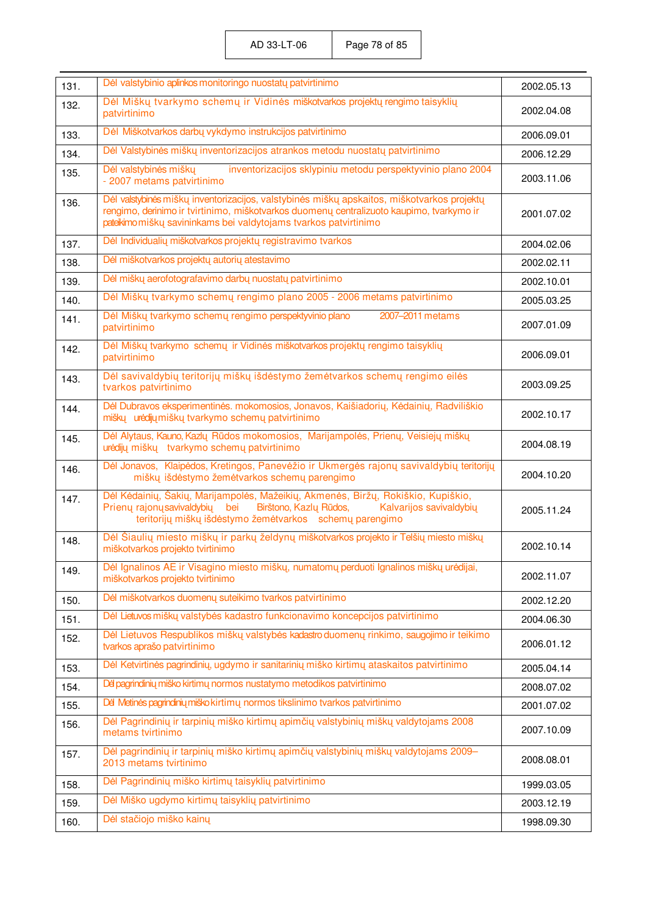| 131. | Dėl valstybinio aplinkos monitoringo nuostatų patvirtinimo | 2002.05.13 |
|---|---|---|
| 132. | Dėl Miškų tvarkymo schemų ir Vidinės miškotvarkos projektų rengimo taisyklių patvirtinimo | 2002.04.08 |
| 133. | Dėl Miškotvarkos darbų vykdymo instrukcijos patvirtinimo | 2006.09.01 |
| 134. | Dėl Valstybinės miškų inventorizacijos atrankos metodu nuostatų patvirtinimo | 2006.12.29 |
| 135. | Dėl valstybinės miškų inventorizacijos sklypiniu metodu perspektyvinio plano 2004 - 2007 metams patvirtinimo | 2003.11.06 |
| 136. | Dėl valstybinės miškų inventorizacijos, valstybinės miškų apskaitos, miškotvarkos projektų rengimo, derinimo ir tvirtinimo, miškotvarkos duomenų centralizuoto kaupimo, tvarkymo ir pateikimo miškų savininkams bei valdytojams tvarkos patvirtinimo | 2001.07.02 |
| 137. | Dėl Individualių miškotvarkos projektų registravimo tvarkos | 2004.02.06 |
| 138. | Dėl miškotvarkos projektų autorių atestavimo | 2002.02.11 |
| 139. | Dėl miškų aerofotografavimo darbų nuostatų patvirtinimo | 2002.10.01 |
| 140. | Dėl Miškų tvarkymo schemų rengimo plano 2005 - 2006 metams patvirtinimo | 2005.03.25 |
| 141. | Dėl Miškų tvarkymo schemų rengimo perspektyvinio plano 2007–2011 metams patvirtinimo | 2007.01.09 |
| 142. | Dėl Miškų tvarkymo schemų ir Vidinės miškotvarkos projektų rengimo taisyklių patvirtinimo | 2006.09.01 |
| 143. | Dėl savivaldybių teritorijų miškų išdėstymo žemėtvarkos schemų rengimo eilės tvarkos patvirtinimo | 2003.09.25 |
| 144. | Dėl Dubravos eksperimentinės. mokomosios, Jonavos, Kaišiadorių, Kėdainių, Radviliškio miškų urėdijų miškų tvarkymo schemų patvirtinimo | 2002.10.17 |
| 145. | Dėl Alytaus, Kauno, Kazlų Rūdos mokomosios, Marijampolės, Prienų, Veisiejų miškų urėdijų miškų tvarkymo schemų patvirtinimo | 2004.08.19 |
| 146. | Dėl Jonavos, Klaipėdos, Kretingos, Panevėžio ir Ukmergės rajonų savivaldybių teritorijų miškų išdėstymo žemėtvarkos schemų parengimo | 2004.10.20 |
| 147. | Dėl Kėdainių, Šakių, Marijampolės, Mažeikių, Akmenės, Biržų, Rokiškio, Kupiškio, Prienų rajonų savivaldybių bei Birštono, Kazlų Rūdos, Kalvarijos savivaldybių teritorijų miškų išdėstymo žemėtvarkos schemų parengimo | 2005.11.24 |
| 148. | Dėl Šiaulių miesto miškų ir parkų želdynų miškotvarkos projekto ir Telšių miesto miškų miškotvarkos projekto tvirtinimo | 2002.10.14 |
| 149. | Dėl Ignalinos AE ir Visagino miesto miškų, numatomų perduoti Ignalinos miškų urėdijai, miškotvarkos projekto tvirtinimo | 2002.11.07 |
| 150. | Dėl miškotvarkos duomenų suteikimo tvarkos patvirtinimo | 2002.12.20 |
| 151. | Dėl Lietuvos miškų valstybės kadastro funkcionavimo koncepcijos patvirtinimo | 2004.06.30 |
| 152. | Dėl Lietuvos Respublikos miškų valstybės kadastro duomenų rinkimo, saugojimo ir teikimo tvarkos aprašo patvirtinimo | 2006.01.12 |
| 153. | Dėl Ketvirtinės pagrindinių, ugdymo ir sanitarinių miško kirtimų ataskaitos patvirtinimo | 2005.04.14 |
| 154. | Dėl pagrindinių miško kirtimų normos nustatymo metodikos patvirtinimo | 2008.07.02 |
| 155. | Dėl Metinės pagrindinių miško kirtimų normos tikslinimo tvarkos patvirtinimo | 2001.07.02 |
| 156. | Dėl Pagrindinių ir tarpinių miško kirtimų apimčių valstybinių miškų valdytojams 2008 metams tvirtinimo | 2007.10.09 |
| 157. | Dėl pagrindinių ir tarpinių miško kirtimų apimčių valstybinių miškų valdytojams 2009–2013 metams tvirtinimo | 2008.08.01 |
| 158. | Dėl Pagrindinių miško kirtimų taisyklių patvirtinimo | 1999.03.05 |
| 159. | Dėl Miško ugdymo kirtimų taisyklių patvirtinimo | 2003.12.19 |
| 160. | Dėl stačiojo miško kainų | 1998.09.30 |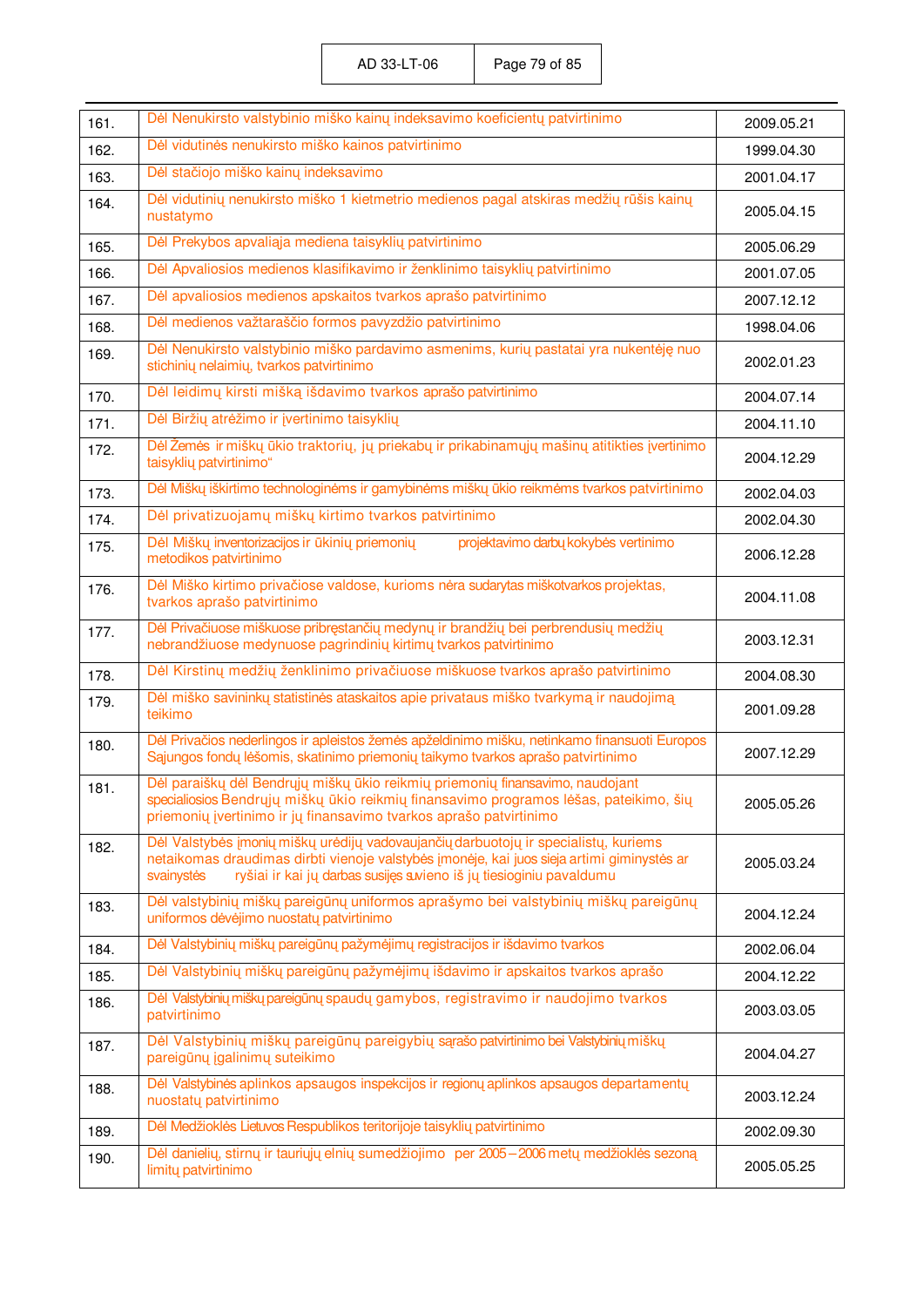| | | |
|---|---|---|
| 161. | Dėl Nenukirsto valstybinio miško kainų indeksavimo koeficientų patvirtinimo | 2009.05.21 |
| 162. | Dėl vidutinės nenukirsto miško kainos patvirtinimo | 1999.04.30 |
| 163. | Dėl stačiojo miško kainų indeksavimo | 2001.04.17 |
| 164. | Dėl vidutinių nenukirsto miško 1 kietmetrio medienos pagal atskiras medžių rūšis kainų nustatymo | 2005.04.15 |
| 165. | Dėl Prekybos apvaliąja mediena taisyklių patvirtinimo | 2005.06.29 |
| 166. | Dėl Apvaliosios medienos klasifikavimo ir ženklinimo taisyklių patvirtinimo | 2001.07.05 |
| 167. | Dėl apvaliosios medienos apskaitos tvarkos aprašo patvirtinimo | 2007.12.12 |
| 168. | Dėl medienos važtaraščio formos pavyzdžio patvirtinimo | 1998.04.06 |
| 169. | Dėl Nenukirsto valstybinio miško pardavimo asmenims, kurių pastatai yra nukentėję nuo stichinių nelaimių, tvarkos patvirtinimo | 2002.01.23 |
| 170. | Dėl Leidimų kirsti mišką išdavimo tvarkos aprašo patvirtinimo | 2004.07.14 |
| 171. | Dėl Biržių atrėžimo ir įvertinimo taisyklių | 2004.11.10 |
| 172. | Dėl Žemės ir miškų ūkio traktorių, jų priekabų ir prikabinamųjų mašinų atitikties įvertinimo taisyklių patvirtinimo“ | 2004.12.29 |
| 173. | Dėl Miškų iškirtimo technologinėms ir gamybinėms miškų ūkio reikmėms tvarkos patvirtinimo | 2002.04.03 |
| 174. | Dėl privatizuojamų miškų kirtimo tvarkos patvirtinimo | 2002.04.30 |
| 175. | Dėl Miškų inventorizacijos ir ūkinių priemonių projektavimo darbų kokybės vertinimo metodikos patvirtinimo | 2006.12.28 |
| 176. | Dėl Miško kirtimo privačiose valdose, kurioms nėra sudarytas miškotvarkos projektas, tvarkos aprašo patvirtinimo | 2004.11.08 |
| 177. | Dėl Privačiuose miškuose pribręstančių medynų ir brandžių bei perbrendusių medžių nebrandžiuose medynuose pagrindinių kirtimų tvarkos patvirtinimo | 2003.12.31 |
| 178. | Dėl Kirstinų medžių ženklinimo privačiuose miškuose tvarkos aprašo patvirtinimo | 2004.08.30 |
| 179. | Dėl miško savininkų statistinės ataskaitos apie privataus miško tvarkymą ir naudojimą teikimo | 2001.09.28 |
| 180. | Dėl Privačios nederlingos ir apleistos žemės apželdinimo mišku, netinkamo finansuoti Europos Sąjungos fondų lėšomis, skatinimo priemonių taikymo tvarkos aprašo patvirtinimo | 2007.12.29 |
| 181. | Dėl paraiškų dėl Bendrųjų miškų ūkio reikmių priemonių finansavimo, naudojant specialiosios Bendrųjų miškų ūkio reikmių finansavimo programos lėšas, pateikimo, šių priemonių įvertinimo ir jų finansavimo tvarkos aprašo patvirtinimo | 2005.05.26 |
| 182. | Dėl Valstybės įmonių miškų urėdijų vadovaujančių darbuotojų ir specialistų, kuriems netaikomas draudimas dirbti vienoje valstybės įmonėje, kai juos sieja artimi giminystės ar svainystės ryšiai ir kai jų darbas susijęs su vieno iš jų tiesioginiu pavaldumu | 2005.03.24 |
| 183. | Dėl valstybinių miškų pareigūnų uniformos aprašymo bei valstybinių miškų pareigūnų uniformos dėvėjimo nuostatų patvirtinimo | 2004.12.24 |
| 184. | Dėl Valstybinių miškų pareigūnų pažymėjimų registracijos ir išdavimo tvarkos | 2002.06.04 |
| 185. | Dėl Valstybinių miškų pareigūnų pažymėjimų išdavimo ir apskaitos tvarkos aprašo | 2004.12.22 |
| 186. | Dėl Valstybinių miškų pareigūnų spaudų gamybos, registravimo ir naudojimo tvarkos patvirtinimo | 2003.03.05 |
| 187. | Dėl Valstybinių miškų pareigūnų pareigybių sąrašo patvirtinimo bei Valstybinių miškų pareigūnų įgalinimų suteikimo | 2004.04.27 |
| 188. | Dėl Valstybinės aplinkos apsaugos inspekcijos ir regionų aplinkos apsaugos departamentų nuostatų patvirtinimo | 2003.12.24 |
| 189. | Dėl Medžioklės Lietuvos Respublikos teritorijoje taisyklių patvirtinimo | 2002.09.30 |
| 190. | Dėl danielių, stirnų ir tauriųjų elnių sumedžiojimo per 2005–2006 metų medžioklės sezoną limitų patvirtinimo | 2005.05.25 |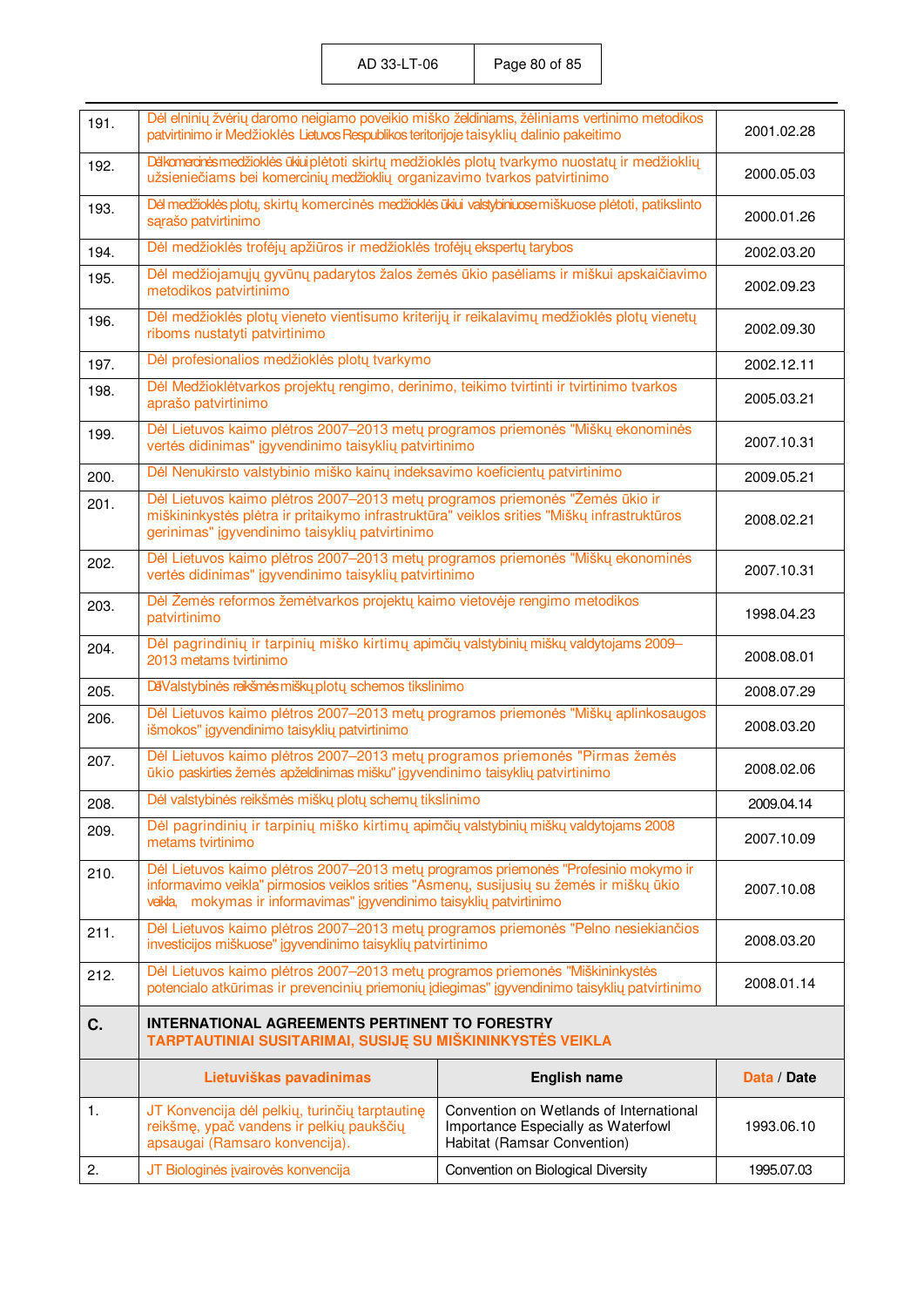| | | |
|---|---|---|
| 191. | Dėl elninių žvėrių daromo neigiamo poveikio miško želdiniams, žėliniams vertinimo metodikos patvirtinimo ir Medžioklės Lietuvos Respublikos teritorijoje taisyklių dalinio pakeitimo | 2001.02.28 |
| 192. | Dėl komercinės medžioklės ūkiui plėtoti skirtų medžioklės plotų tvarkymo nuostatų ir medžioklių užsieniečiams bei komercinių medžioklių organizavimo tvarkos patvirtinimo | 2000.05.03 |
| 193. | Dėl medžioklės plotų, skirtų komercinės medžioklės ūkiui valstybiniuose miškuose plėtoti, patikslinto sąrašo patvirtinimo | 2000.01.26 |
| 194. | Dėl medžioklės trofėjų apžiūros ir medžioklės trofėjų ekspertų tarybos | 2002.03.20 |
| 195. | Dėl medžiojamųjų gyvūnų padarytos žalos žemės ūkio pasėliams ir miškui apskaičiavimo metodikos patvirtinimo | 2002.09.23 |
| 196. | Dėl medžioklės plotų vieneto vientisumo kriterijų ir reikalavimų medžioklės plotų vienetų riboms nustatyti patvirtinimo | 2002.09.30 |
| 197. | Dėl profesionalios medžioklės plotų tvarkymo | 2002.12.11 |
| 198. | Dėl Medžioklėtvarkos projektų rengimo, derinimo, teikimo tvirtinti ir tvirtinimo tvarkos aprašo patvirtinimo | 2005.03.21 |
| 199. | Dėl Lietuvos kaimo plėtros 2007–2013 metų programos priemonės "Miškų ekonominės vertės didinimas" įgyvendinimo taisyklių patvirtinimo | 2007.10.31 |
| 200. | Dėl Nenukirsto valstybinio miško kainų indeksavimo koeficientų patvirtinimo | 2009.05.21 |
| 201. | Dėl Lietuvos kaimo plėtros 2007–2013 metų programos priemonės "Žemės ūkio ir miškininkystės plėtra ir pritaikymo infrastruktūra" veiklos srities "Miškų infrastruktūros gerinimas" įgyvendinimo taisyklių patvirtinimo | 2008.02.21 |
| 202. | Dėl Lietuvos kaimo plėtros 2007–2013 metų programos priemonės "Miškų ekonominės vertės didinimas" įgyvendinimo taisyklių patvirtinimo | 2007.10.31 |
| 203. | Dėl Žemės reformos žemėtvarkos projektų kaimo vietovėje rengimo metodikos patvirtinimo | 1998.04.23 |
| 204. | Dėl pagrindinių ir tarpinių miško kirtimų apimčių valstybinių miškų valdytojams 2009–2013 metams tvirtinimo | 2008.08.01 |
| 205. | Dėl Valstybinės reikšmės miškų plotų schemos tikslinimo | 2008.07.29 |
| 206. | Dėl Lietuvos kaimo plėtros 2007–2013 metų programos priemonės "Miškų aplinkosaugos išmokos" įgyvendinimo taisyklių patvirtinimo | 2008.03.20 |
| 207. | Dėl Lietuvos kaimo plėtros 2007–2013 metų programos priemonės "Pirmas žemės ūkio paskirties žemės apželdinimas mišku" įgyvendinimo taisyklių patvirtinimo | 2008.02.06 |
| 208. | Dėl valstybinės reikšmės miškų plotų schemų tikslinimo | 2009.04.14 |
| 209. | Dėl pagrindinių ir tarpinių miško kirtimų apimčių valstybinių miškų valdytojams 2008 metams tvirtinimo | 2007.10.09 |
| 210. | Dėl Lietuvos kaimo plėtros 2007–2013 metų programos priemonės "Profesinio mokymo ir informavimo veikla" pirmosios veiklos srities "Asmenų, susijusių su žemės ir miškų ūkio veikla, mokymas ir informavimas" įgyvendinimo taisyklių patvirtinimo | 2007.10.08 |
| 211. | Dėl Lietuvos kaimo plėtros 2007–2013 metų programos priemonės "Pelno nesiekiančios investicijos miškuose" įgyvendinimo taisyklių patvirtinimo | 2008.03.20 |
| 212. | Dėl Lietuvos kaimo plėtros 2007–2013 metų programos priemonės "Miškininkystės potencialo atkūrimas ir prevencinių priemonių įdiegimas" įgyvendinimo taisyklių patvirtinimo | 2008.01.14 |

| **C.** | **INTERNATIONAL AGREEMENTS PERTINENT TO FORESTRY**<br>**TARPTAUTINIAI SUSITARIMAI, SUSIJĘ SU MIŠKININKYSTĖS VEIKLA** | | |
|---|---|---|---|
| | **Lietuviškas pavadinimas** | **English name** | **Data / Date** |
| 1. | JT Konvencija dėl pelkių, turinčių tarptautinę reikšmę, ypač vandens ir pelkių paukščių apsaugai (Ramsaro konvencija). | Convention on Wetlands of International Importance Especially as Waterfowl Habitat (Ramsar Convention) | 1993.06.10 |
| 2. | JT Biologinės įvairovės konvencija | Convention on Biological Diversity | 1995.07.03 |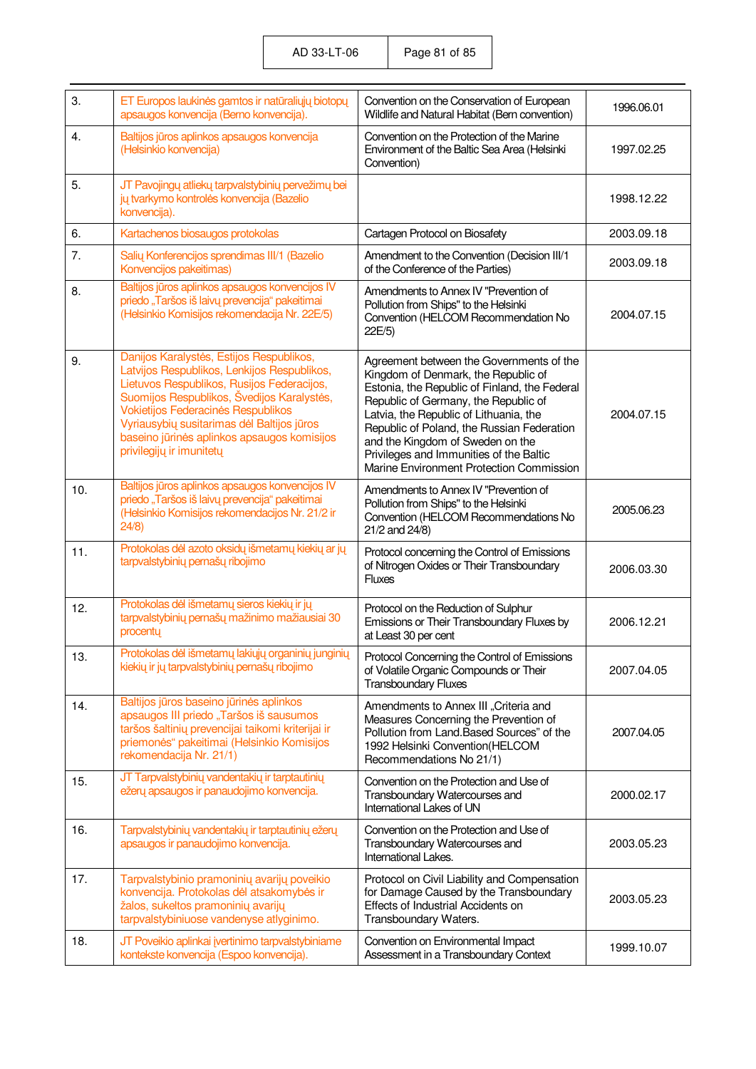| | | | |
|---|---|---|---|
| 3. | ET Europos laukinės gamtos ir natūraliųjų biotopų apsaugos konvencija (Berno konvencija). | Convention on the Conservation of European Wildlife and Natural Habitat (Bern convention) | 1996.06.01 |
| 4. | Baltijos jūros aplinkos apsaugos konvencija (Helsinkio konvencija) | Convention on the Protection of the Marine Environment of the Baltic Sea Area (Helsinki Convention) | 1997.02.25 |
| 5. | JT Pavojingų atliekų tarpvalstybinių pervežimų bei jų tvarkymo kontrolės konvencija (Bazelio konvencija). | | 1998.12.22 |
| 6. | Kartachenos biosaugos protokolas | Cartagen Protocol on Biosafety | 2003.09.18 |
| 7. | Salių Konferencijos sprendimas III/1 (Bazelio Konvencijos pakeitimas) | Amendment to the Convention (Decision III/1 of the Conference of the Parties) | 2003.09.18 |
| 8. | Baltijos jūros aplinkos apsaugos konvencijos IV priedo „Taršos iš laivų prevencija" pakeitimai (Helsinkio Komisijos rekomendacija Nr. 22E/5) | Amendments to Annex IV "Prevention of Pollution from Ships" to the Helsinki Convention (HELCOM Recommendation No 22E/5) | 2004.07.15 |
| 9. | Danijos Karalystės, Estijos Respublikos, Latvijos Respublikos, Lenkijos Respublikos, Lietuvos Respublikos, Rusijos Federacijos, Suomijos Respublikos, Švedijos Karalystės, Vokietijos Federacinės Respublikos Vyriausybių susitarimas dėl Baltijos jūros baseino jūrinės aplinkos apsaugos komisijos privilegijų ir imunitetų | Agreement between the Governments of the Kingdom of Denmark, the Republic of Estonia, the Republic of Finland, the Federal Republic of Germany, the Republic of Latvia, the Republic of Lithuania, the Republic of Poland, the Russian Federation and the Kingdom of Sweden on the Privileges and Immunities of the Baltic Marine Environment Protection Commission | 2004.07.15 |
| 10. | Baltijos jūros aplinkos apsaugos konvencijos IV priedo „Taršos iš laivų prevencija" pakeitimai (Helsinkio Komisijos rekomendacijos Nr. 21/2 ir 24/8) | Amendments to Annex IV "Prevention of Pollution from Ships" to the Helsinki Convention (HELCOM Recommendations No 21/2 and 24/8) | 2005.06.23 |
| 11. | Protokolas dėl azoto oksidų išmetamų kiekių ar jų tarpvalstybinių pernašų ribojimo | Protocol concerning the Control of Emissions of Nitrogen Oxides or Their Transboundary Fluxes | 2006.03.30 |
| 12. | Protokolas dėl išmetamų sieros kiekių ir jų tarpvalstybinių pernašų mažinimo mažiausiai 30 procentų | Protocol on the Reduction of Sulphur Emissions or Their Transboundary Fluxes by at Least 30 per cent | 2006.12.21 |
| 13. | Protokolas dėl išmetamų lakiųjų organinių junginių kiekių ir jų tarpvalstybinių pernašų ribojimo | Protocol Concerning the Control of Emissions of Volatile Organic Compounds or Their Transboundary Fluxes | 2007.04.05 |
| 14. | Baltijos jūros baseino jūrinės aplinkos apsaugos III priedo „Taršos iš sausumos taršos šaltinių prevencijai taikomi kriterijai ir priemonės" pakeitimai (Helsinkio Komisijos rekomendacija Nr. 21/1) | Amendments to Annex III „Criteria and Measures Concerning the Prevention of Pollution from Land.Based Sources" of the 1992 Helsinki Convention(HELCOM Recommendations No 21/1) | 2007.04.05 |
| 15. | JT Tarpvalstybinių vandentakių ir tarptautinių ežerų apsaugos ir panaudojimo konvencija. | Convention on the Protection and Use of Transboundary Watercourses and International Lakes of UN | 2000.02.17 |
| 16. | Tarpvalstybinių vandentakių ir tarptautinių ežerų apsaugos ir panaudojimo konvencija. | Convention on the Protection and Use of Transboundary Watercourses and International Lakes. | 2003.05.23 |
| 17. | Tarpvalstybinio pramoninių avarijų poveikio konvencija. Protokolas dėl atsakomybės ir žalos, sukeltos pramoninių avarijų tarpvalstybiniuose vandenyse atlyginimo. | Protocol on Civil Liability and Compensation for Damage Caused by the Transboundary Effects of Industrial Accidents on Transboundary Waters. | 2003.05.23 |
| 18. | JT Poveikio aplinkai įvertinimo tarpvalstybiniame kontekste konvencija (Espoo konvencija). | Convention on Environmental Impact Assessment in a Transboundary Context | 1999.10.07 |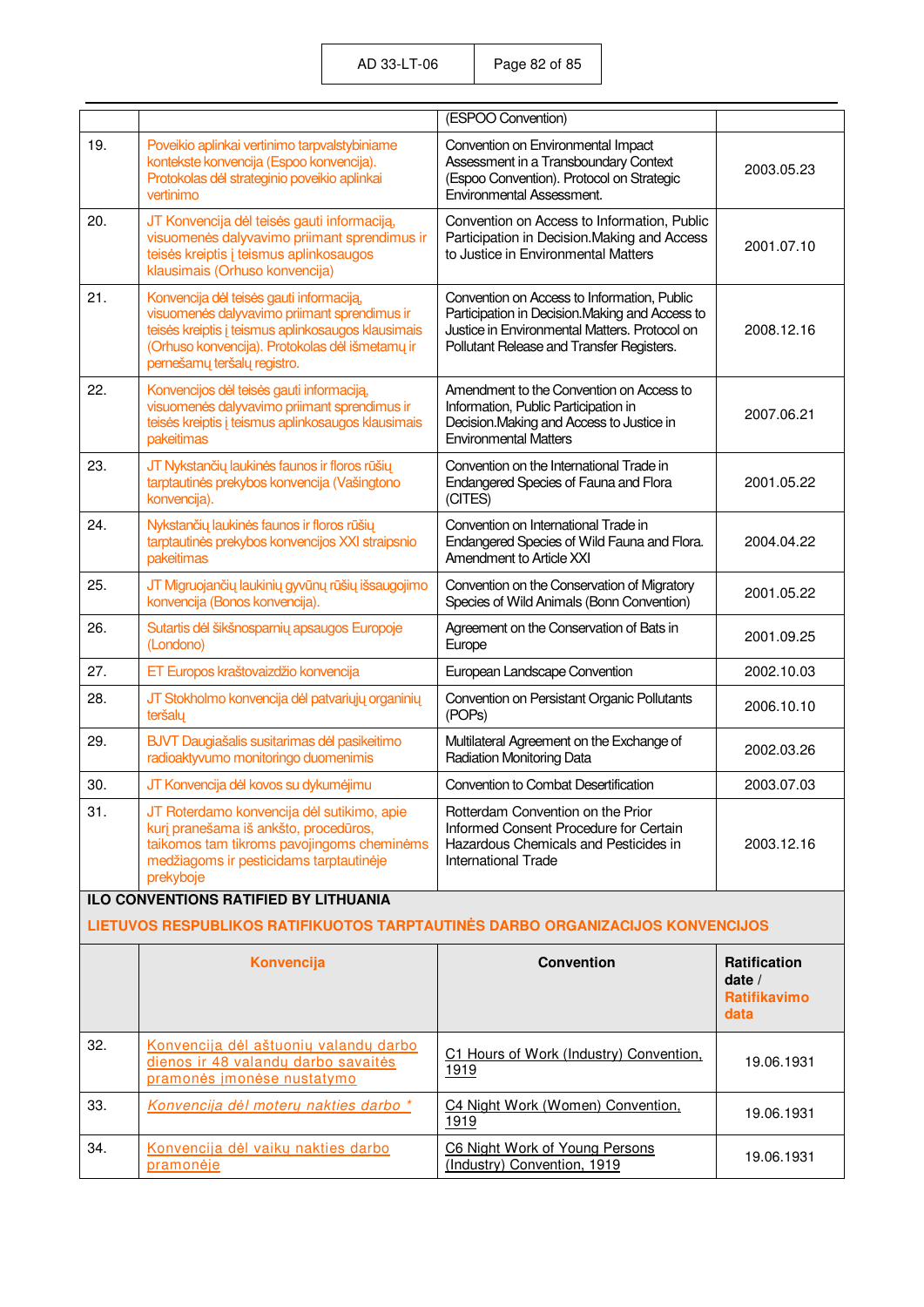| | | (ESPOO Convention) | |
|---|---|---|---|
| 19. | Poveikio aplinkai vertinimo tarpvalstybiniame kontekste konvencija (Espoo konvencija). Protokolas dėl strateginio poveikio aplinkai vertinimo | Convention on Environmental Impact Assessment in a Transboundary Context (Espoo Convention). Protocol on Strategic Environmental Assessment. | 2003.05.23 |
| 20. | JT Konvencija dėl teisės gauti informaciją, visuomenės dalyvavimo priimant sprendimus ir teisės kreiptis į teismus aplinkosaugos klausimais (Orhuso konvencija) | Convention on Access to Information, Public Participation in Decision.Making and Access to Justice in Environmental Matters | 2001.07.10 |
| 21. | Konvencija dėl teisės gauti informaciją, visuomenės dalyvavimo priimant sprendimus ir teisės kreiptis į teismus aplinkosaugos klausimais (Orhuso konvencija). Protokolas dėl išmetamų ir pernešamų teršalų registro. | Convention on Access to Information, Public Participation in Decision.Making and Access to Justice in Environmental Matters. Protocol on Pollutant Release and Transfer Registers. | 2008.12.16 |
| 22. | Konvencijos dėl teisės gauti informaciją, visuomenės dalyvavimo priimant sprendimus ir teisės kreiptis į teismus aplinkosaugos klausimais pakeitimas | Amendment to the Convention on Access to Information, Public Participation in Decision.Making and Access to Justice in Environmental Matters | 2007.06.21 |
| 23. | JT Nykstančių laukinės faunos ir floros rūšių tarptautinės prekybos konvencija (Vašingtono konvencija). | Convention on the International Trade in Endangered Species of Fauna and Flora (CITES) | 2001.05.22 |
| 24. | Nykstančių laukinės faunos ir floros rūšių tarptautinės prekybos konvencijos XXI straipsnio pakeitimas | Convention on International Trade in Endangered Species of Wild Fauna and Flora. Amendment to Article XXI | 2004.04.22 |
| 25. | JT Migruojančių laukinių gyvūnų rūšių išsaugojimo konvencija (Bonos konvencija). | Convention on the Conservation of Migratory Species of Wild Animals (Bonn Convention) | 2001.05.22 |
| 26. | Sutartis dėl šikšnosparnių apsaugos Europoje (Londono) | Agreement on the Conservation of Bats in Europe | 2001.09.25 |
| 27. | ET Europos kraštovaizdžio konvencija | European Landscape Convention | 2002.10.03 |
| 28. | JT Stokholmo konvencija dėl patvariųjų organinių teršalų | Convention on Persistant Organic Pollutants (POPs) | 2006.10.10 |
| 29. | BJVT Daugiašalis susitarimas dėl pasikeitimo radioaktyvumo monitoringo duomenimis | Multilateral Agreement on the Exchange of Radiation Monitoring Data | 2002.03.26 |
| 30. | JT Konvencija dėl kovos su dykumėjimu | Convention to Combat Desertification | 2003.07.03 |
| 31. | JT Roterdamo konvencija dėl sutikimo, apie kurį pranešama iš anksto, procedūros, taikomos tam tikroms pavojingoms cheminėms medžiagoms ir pesticidams tarptautinėje prekyboje | Rotterdam Convention on the Prior Informed Consent Procedure for Certain Hazardous Chemicals and Pesticides in International Trade | 2003.12.16 |

**ILO CONVENTIONS RATIFIED BY LITHUANIA**

**LIETUVOS RESPUBLIKOS RATIFIKUOTOS TARPTAUTINĖS DARBO ORGANIZACIJOS KONVENCIJOS**

| | **Konvencija** | **Convention** | **Ratification date / Ratifikavimo data** |
|---|---|---|---|
| 32. | Konvencija dėl aštuonių valandų darbo dienos ir 48 valandų darbo savaitės pramonės įmonėse nustatymo | C1 Hours of Work (Industry) Convention, 1919 | 19.06.1931 |
| 33. | *Konvencija dėl moterų nakties darbo ** | C4 Night Work (Women) Convention, 1919 | 19.06.1931 |
| 34. | Konvencija dėl vaikų nakties darbo pramonėje | C6 Night Work of Young Persons (Industry) Convention, 1919 | 19.06.1931 |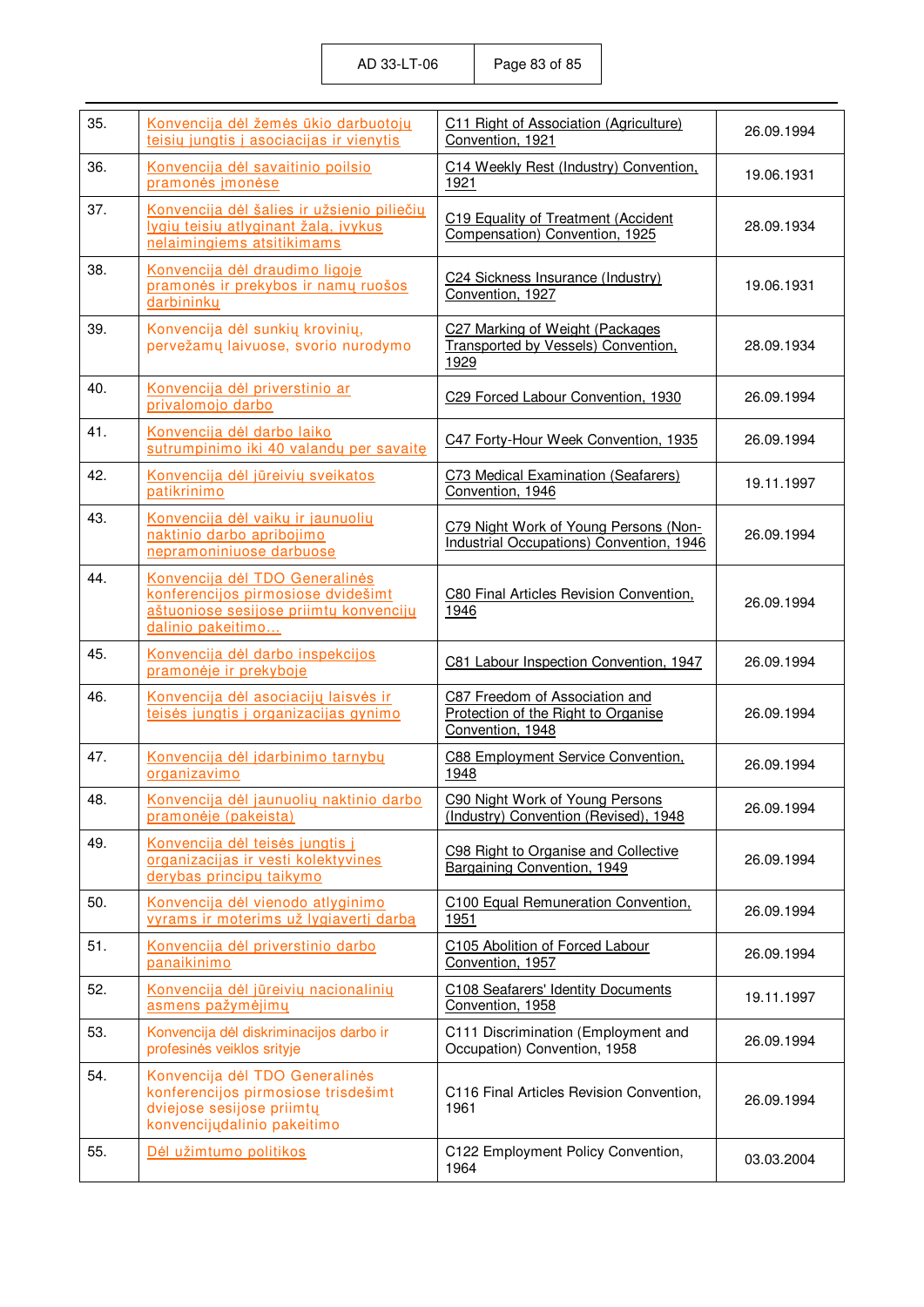| | | | |
|---|---|---|---|
| 35. | Konvencija dėl žemės ūkio darbuotojų teisių jungtis į asociacijas ir vienytis | C11 Right of Association (Agriculture) Convention, 1921 | 26.09.1994 |
| 36. | Konvencija dėl savaitinio poilsio pramonės įmonėse | C14 Weekly Rest (Industry) Convention, 1921 | 19.06.1931 |
| 37. | Konvencija dėl šalies ir užsienio piliečių lygių teisių atlyginant žalą, įvykus nelaimingiems atsitikimams | C19 Equality of Treatment (Accident Compensation) Convention, 1925 | 28.09.1934 |
| 38. | Konvencija dėl draudimo ligoje pramonės ir prekybos ir namų ruošos darbininkų | C24 Sickness Insurance (Industry) Convention, 1927 | 19.06.1931 |
| 39. | Konvencija dėl sunkių krovinių, pervežamų laivuose, svorio nurodymo | C27 Marking of Weight (Packages Transported by Vessels) Convention, 1929 | 28.09.1934 |
| 40. | Konvencija dėl priverstinio ar privalomojo darbo | C29 Forced Labour Convention, 1930 | 26.09.1994 |
| 41. | Konvencija dėl darbo laiko sutrumpinimo iki 40 valandų per savaitę | C47 Forty-Hour Week Convention, 1935 | 26.09.1994 |
| 42. | Konvencija dėl jūreivių sveikatos patikrinimo | C73 Medical Examination (Seafarers) Convention, 1946 | 19.11.1997 |
| 43. | Konvencija dėl vaikų ir jaunuolių naktinio darbo apribojimo nepramoninuose darbuose | C79 Night Work of Young Persons (Non-Industrial Occupations) Convention, 1946 | 26.09.1994 |
| 44. | Konvencija dėl TDO Generalinės konferencijos pirmosiose dvidešimt aštuoniose sesijose priimtų konvencijų dalinio pakeitimo... | C80 Final Articles Revision Convention, 1946 | 26.09.1994 |
| 45. | Konvencija dėl darbo inspekcijos pramonėje ir prekyboje | C81 Labour Inspection Convention, 1947 | 26.09.1994 |
| 46. | Konvencija dėl asociacijų laisvės ir teisės jungtis į organizacijas gynimo | C87 Freedom of Association and Protection of the Right to Organise Convention, 1948 | 26.09.1994 |
| 47. | Konvencija dėl įdarbinimo tarnybų organizavimo | C88 Employment Service Convention, 1948 | 26.09.1994 |
| 48. | Konvencija dėl jaunuolių naktinio darbo pramonėje (pakeista) | C90 Night Work of Young Persons (Industry) Convention (Revised), 1948 | 26.09.1994 |
| 49. | Konvencija dėl teisės jungtis į organizacijas ir vesti kolektyvines derybas principų taikymo | C98 Right to Organise and Collective Bargaining Convention, 1949 | 26.09.1994 |
| 50. | Konvencija dėl vienodo atlyginimo vyrams ir moterims už lygiavertį darbą | C100 Equal Remuneration Convention, 1951 | 26.09.1994 |
| 51. | Konvencija dėl priverstinio darbo panaikinimo | C105 Abolition of Forced Labour Convention, 1957 | 26.09.1994 |
| 52. | Konvencija dėl jūreivių nacionalinių asmens pažymėjimų | C108 Seafarers' Identity Documents Convention, 1958 | 19.11.1997 |
| 53. | Konvencija dėl diskriminacijos darbo ir profesinės veiklos srityje | C111 Discrimination (Employment and Occupation) Convention, 1958 | 26.09.1994 |
| 54. | Konvencija dėl TDO Generalinės konferencijos pirmosiose trisdešimt dviejose sesijose priimtų konvencijųdalinio pakeitimo | C116 Final Articles Revision Convention, 1961 | 26.09.1994 |
| 55. | Dėl užimtumo politikos | C122 Employment Policy Convention, 1964 | 03.03.2004 |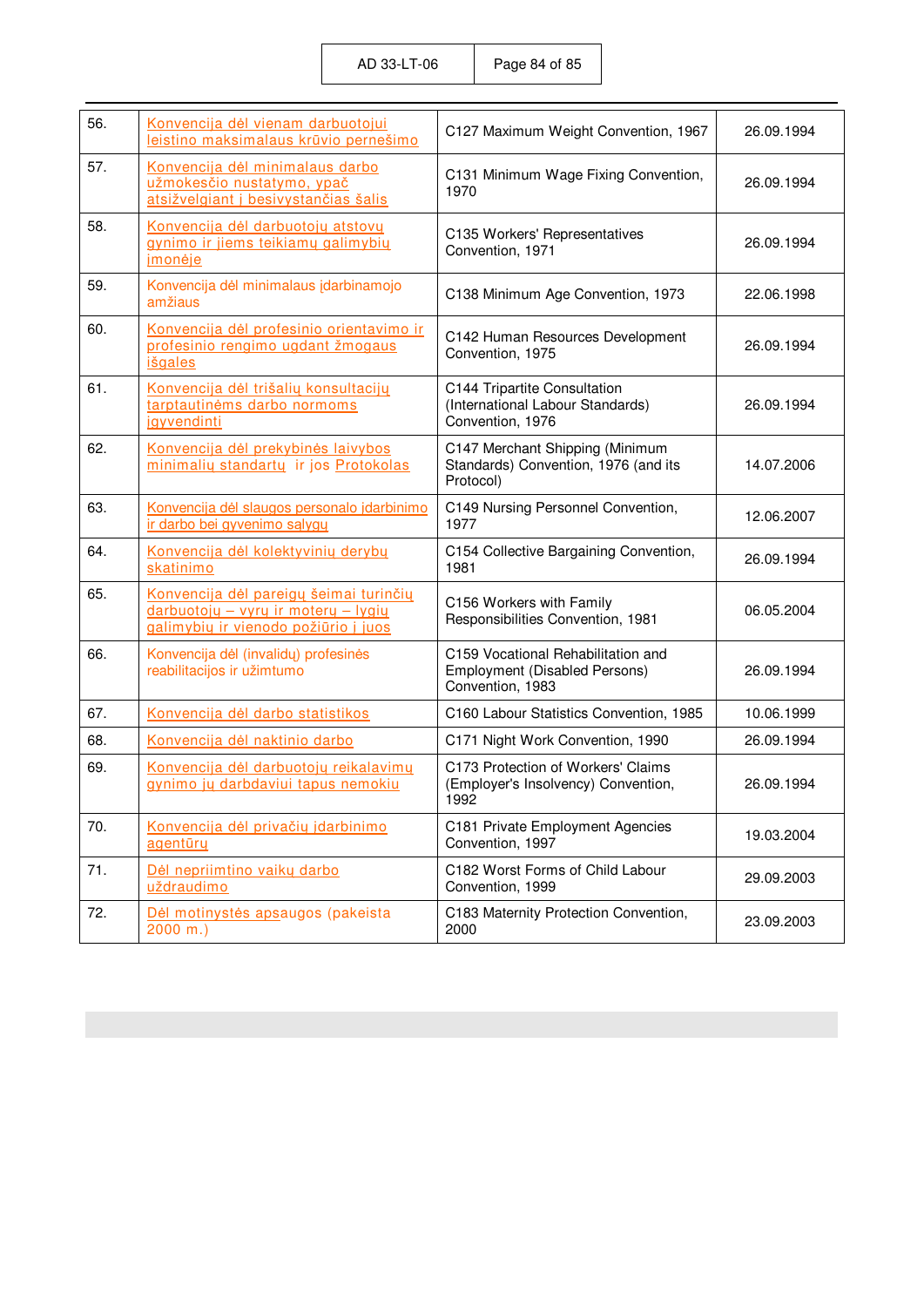| 56. | Konvencija dėl vienam darbuotojui leistino maksimalaus krūvio pernešimo | C127 Maximum Weight Convention, 1967 | 26.09.1994 |
|---|---|---|---|
| 57. | Konvencija dėl minimalaus darbo užmokesčio nustatymo, ypač atsižvelgiant į besivystančias šalis | C131 Minimum Wage Fixing Convention, 1970 | 26.09.1994 |
| 58. | Konvencija dėl darbuotojų atstovų gynimo ir jiems teikiamų galimybių įmonėje | C135 Workers' Representatives Convention, 1971 | 26.09.1994 |
| 59. | Konvencija dėl minimalaus įdarbinamojo amžiaus | C138 Minimum Age Convention, 1973 | 22.06.1998 |
| 60. | Konvencija dėl profesinio orientavimo ir profesinio rengimo ugdant žmogaus išgales | C142 Human Resources Development Convention, 1975 | 26.09.1994 |
| 61. | Konvencija dėl trišalių konsultacijų tarptautinėms darbo normoms įgyvendinti | C144 Tripartite Consultation (International Labour Standards) Convention, 1976 | 26.09.1994 |
| 62. | Konvencija dėl prekybinės laivybos minimalių standartų ir jos Protokolas | C147 Merchant Shipping (Minimum Standards) Convention, 1976 (and its Protocol) | 14.07.2006 |
| 63. | Konvencija dėl slaugos personalo įdarbinimo ir darbo bei gyvenimo sąlygų | C149 Nursing Personnel Convention, 1977 | 12.06.2007 |
| 64. | Konvencija dėl kolektyvinių derybų skatinimo | C154 Collective Bargaining Convention, 1981 | 26.09.1994 |
| 65. | Konvencija dėl pareigų šeimai turinčių darbuotojų – vyrų ir moterų – lygių galimybių ir vienodo požiūrio į juos | C156 Workers with Family Responsibilities Convention, 1981 | 06.05.2004 |
| 66. | Konvencija dėl (invalidų) profesinės reabilitacijos ir užimtumo | C159 Vocational Rehabilitation and Employment (Disabled Persons) Convention, 1983 | 26.09.1994 |
| 67. | Konvencija dėl darbo statistikos | C160 Labour Statistics Convention, 1985 | 10.06.1999 |
| 68. | Konvencija dėl naktinio darbo | C171 Night Work Convention, 1990 | 26.09.1994 |
| 69. | Konvencija dėl darbuotojų reikalavimų gynimo jų darbdaviui tapus nemokiu | C173 Protection of Workers' Claims (Employer's Insolvency) Convention, 1992 | 26.09.1994 |
| 70. | Konvencija dėl privačių įdarbinimo agentūrų | C181 Private Employment Agencies Convention, 1997 | 19.03.2004 |
| 71. | Dėl nepriimtino vaikų darbo uždraudimo | C182 Worst Forms of Child Labour Convention, 1999 | 29.09.2003 |
| 72. | Dėl motinystės apsaugos (pakeista 2000 m.) | C183 Maternity Protection Convention, 2000 | 23.09.2003 |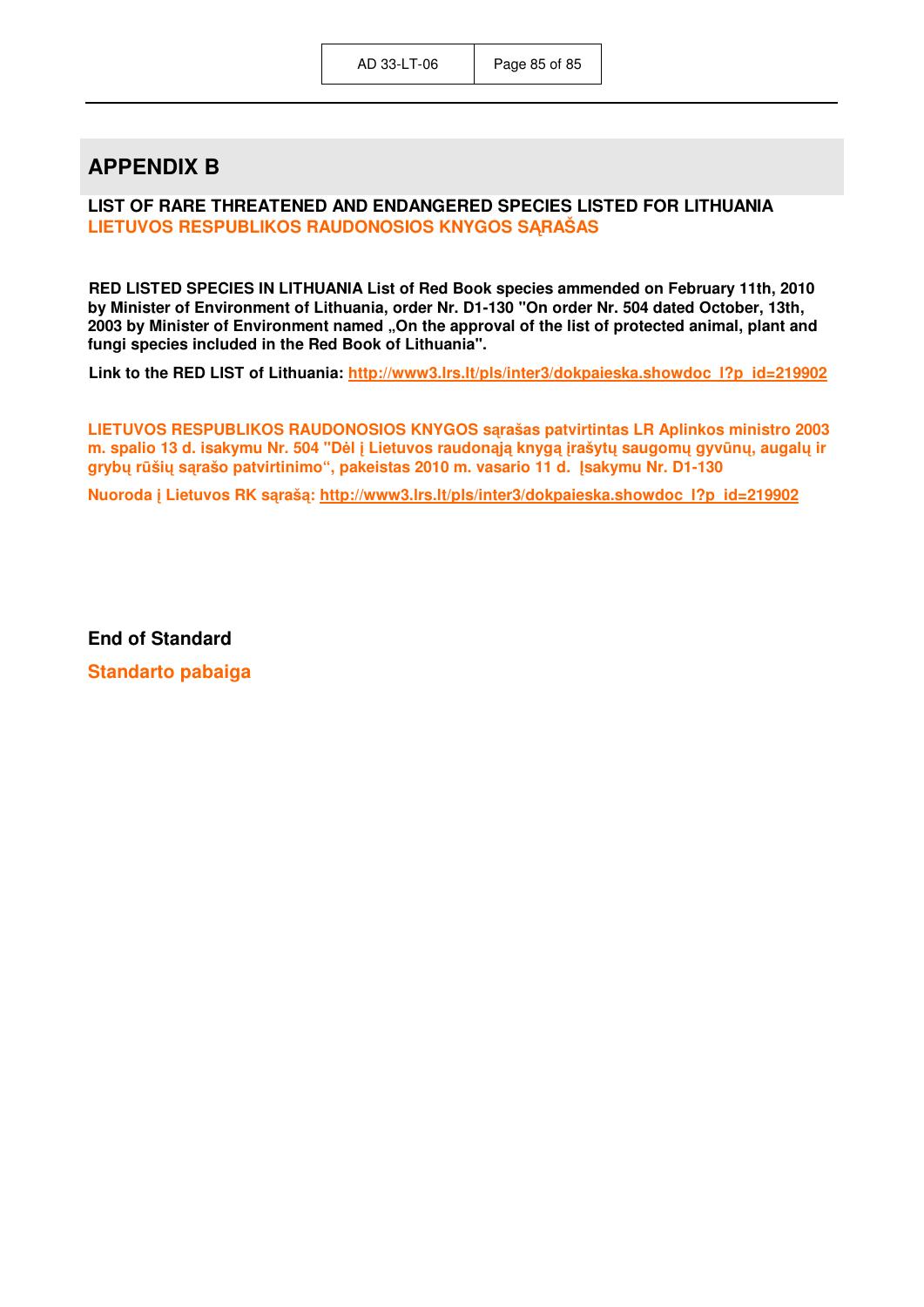# APPENDIX B

**LIST OF RARE THREATENED AND ENDANGERED SPECIES LISTED FOR LITHUANIA**
**LIETUVOS RESPUBLIKOS RAUDONOSIOS KNYGOS SĄRAŠAS**

**RED LISTED SPECIES IN LITHUANIA List of Red Book species ammended on February 11th, 2010 by Minister of Environment of Lithuania, order Nr. D1-130 "On order Nr. 504 dated October, 13th, 2003 by Minister of Environment named „On the approval of the list of protected animal, plant and fungi species included in the Red Book of Lithuania".**

**Link to the RED LIST of Lithuania: http://www3.lrs.lt/pls/inter3/dokpaieska.showdoc_l?p_id=219902**

**LIETUVOS RESPUBLIKOS RAUDONOSIOS KNYGOS sąrašas patvirtintas LR Aplinkos ministro 2003 m. spalio 13 d. isakymu Nr. 504 "Dėl į Lietuvos raudonąją knygą įrašytų saugomų gyvūnų, augalų ir grybų rūšių sąrašo patvirtinimo", pakeistas 2010 m. vasario 11 d. Įsakymu Nr. D1-130**

**Nuoroda į Lietuvos RK sąrašą: http://www3.lrs.lt/pls/inter3/dokpaieska.showdoc_l?p_id=219902**

**End of Standard**

**Standarto pabaiga**